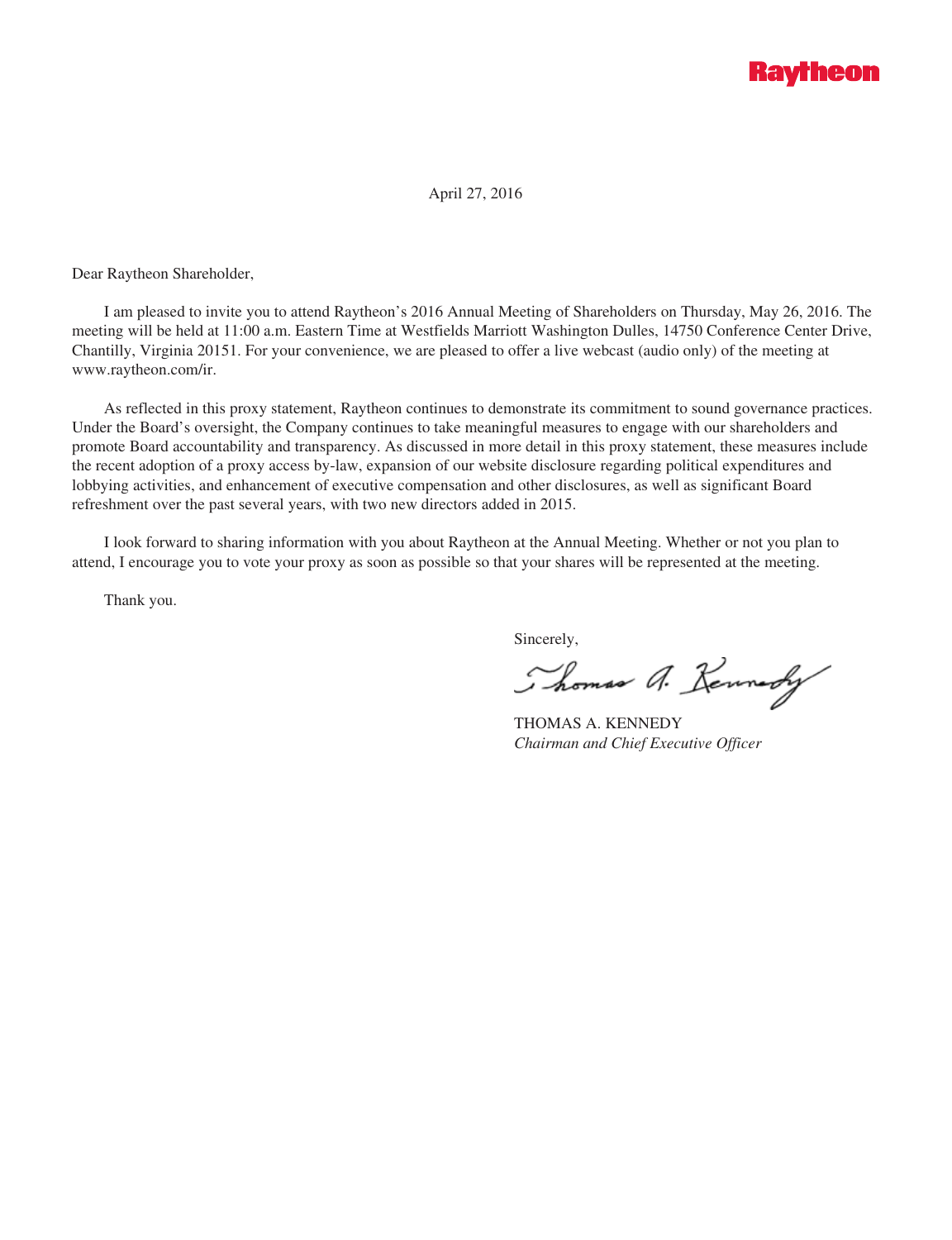Raytheon

April 27, 2016

Dear Raytheon Shareholder,

I am pleased to invite you to attend Raytheon's 2016 Annual Meeting of Shareholders on Thursday, May 26, 2016. The meeting will be held at 11:00 a.m. Eastern Time at Westfields Marriott Washington Dulles, 14750 Conference Center Drive, Chantilly, Virginia 20151. For your convenience, we are pleased to offer a live webcast (audio only) of the meeting at www.raytheon.com/ir.

As reflected in this proxy statement, Raytheon continues to demonstrate its commitment to sound governance practices. Under the Board's oversight, the Company continues to take meaningful measures to engage with our shareholders and promote Board accountability and transparency. As discussed in more detail in this proxy statement, these measures include the recent adoption of a proxy access by-law, expansion of our website disclosure regarding political expenditures and lobbying activities, and enhancement of executive compensation and other disclosures, as well as significant Board refreshment over the past several years, with two new directors added in 2015.

I look forward to sharing information with you about Raytheon at the Annual Meeting. Whether or not you plan to attend, I encourage you to vote your proxy as soon as possible so that your shares will be represented at the meeting.

Thank you.

Sincerely,

Thomas A. Kennedy

THOMAS A. KENNEDY
*Chairman and Chief Executive Officer*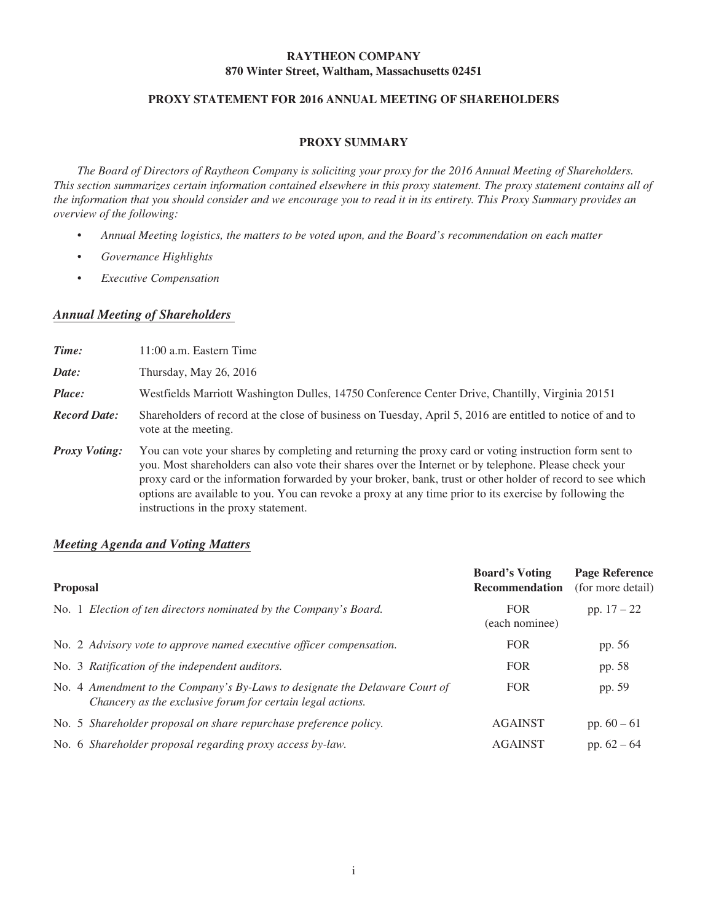**RAYTHEON COMPANY**
**870 Winter Street, Waltham, Massachusetts 02451**

**PROXY STATEMENT FOR 2016 ANNUAL MEETING OF SHAREHOLDERS**

## PROXY SUMMARY

*The Board of Directors of Raytheon Company is soliciting your proxy for the 2016 Annual Meeting of Shareholders. This section summarizes certain information contained elsewhere in this proxy statement. The proxy statement contains all of the information that you should consider and we encourage you to read it in its entirety. This Proxy Summary provides an overview of the following:*

- *Annual Meeting logistics, the matters to be voted upon, and the Board's recommendation on each matter*
- *Governance Highlights*
- *Executive Compensation*

### *Annual Meeting of Shareholders*

***Time:*** 11:00 a.m. Eastern Time

***Date:*** Thursday, May 26, 2016

***Place:*** Westfields Marriott Washington Dulles, 14750 Conference Center Drive, Chantilly, Virginia 20151

***Record Date:*** Shareholders of record at the close of business on Tuesday, April 5, 2016 are entitled to notice of and to vote at the meeting.

***Proxy Voting:*** You can vote your shares by completing and returning the proxy card or voting instruction form sent to you. Most shareholders can also vote their shares over the Internet or by telephone. Please check your proxy card or the information forwarded by your broker, bank, trust or other holder of record to see which options are available to you. You can revoke a proxy at any time prior to its exercise by following the instructions in the proxy statement.

### *Meeting Agenda and Voting Matters*

| **Proposal** | **Board's Voting Recommendation** | **Page Reference** (for more detail) |
|---|---|---|
| No. 1 *Election of ten directors nominated by the Company's Board.* | FOR (each nominee) | pp. 17 – 22 |
| No. 2 *Advisory vote to approve named executive officer compensation.* | FOR | pp. 56 |
| No. 3 *Ratification of the independent auditors.* | FOR | pp. 58 |
| No. 4 *Amendment to the Company's By-Laws to designate the Delaware Court of Chancery as the exclusive forum for certain legal actions.* | FOR | pp. 59 |
| No. 5 *Shareholder proposal on share repurchase preference policy.* | AGAINST | pp. 60 – 61 |
| No. 6 *Shareholder proposal regarding proxy access by-law.* | AGAINST | pp. 62 – 64 |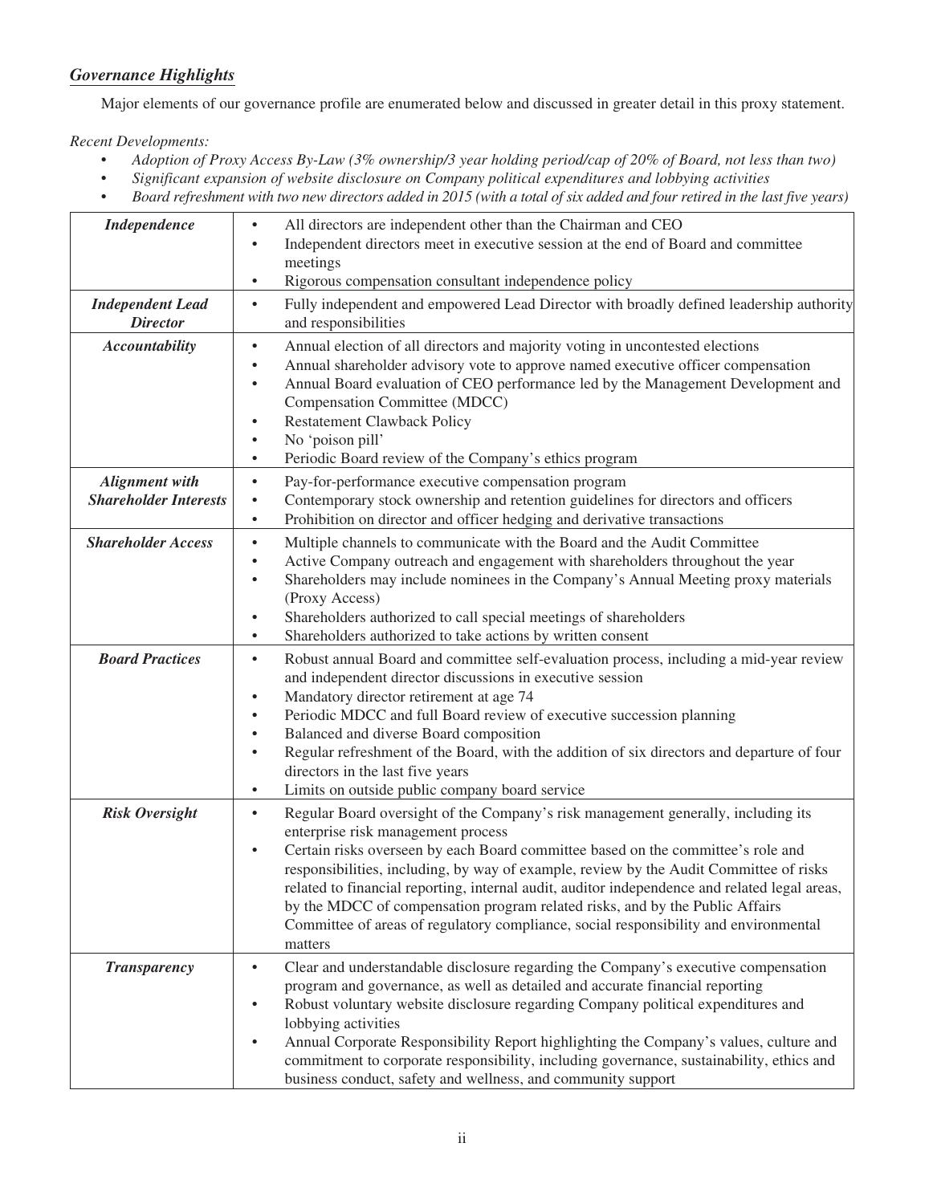## *Governance Highlights*

Major elements of our governance profile are enumerated below and discussed in greater detail in this proxy statement.

*Recent Developments:*

- *Adoption of Proxy Access By-Law (3% ownership/3 year holding period/cap of 20% of Board, not less than two)*
- *Significant expansion of website disclosure on Company political expenditures and lobbying activities*
- *Board refreshment with two new directors added in 2015 (with a total of six added and four retired in the last five years)*

| | |
|---|---|
| ***Independence*** | • All directors are independent other than the Chairman and CEO<br>• Independent directors meet in executive session at the end of Board and committee meetings<br>• Rigorous compensation consultant independence policy |
| ***Independent Lead Director*** | • Fully independent and empowered Lead Director with broadly defined leadership authority and responsibilities |
| ***Accountability*** | • Annual election of all directors and majority voting in uncontested elections<br>• Annual shareholder advisory vote to approve named executive officer compensation<br>• Annual Board evaluation of CEO performance led by the Management Development and Compensation Committee (MDCC)<br>• Restatement Clawback Policy<br>• No 'poison pill'<br>• Periodic Board review of the Company's ethics program |
| ***Alignment with Shareholder Interests*** | • Pay-for-performance executive compensation program<br>• Contemporary stock ownership and retention guidelines for directors and officers<br>• Prohibition on director and officer hedging and derivative transactions |
| ***Shareholder Access*** | • Multiple channels to communicate with the Board and the Audit Committee<br>• Active Company outreach and engagement with shareholders throughout the year<br>• Shareholders may include nominees in the Company's Annual Meeting proxy materials (Proxy Access)<br>• Shareholders authorized to call special meetings of shareholders<br>• Shareholders authorized to take actions by written consent |
| ***Board Practices*** | • Robust annual Board and committee self-evaluation process, including a mid-year review and independent director discussions in executive session<br>• Mandatory director retirement at age 74<br>• Periodic MDCC and full Board review of executive succession planning<br>• Balanced and diverse Board composition<br>• Regular refreshment of the Board, with the addition of six directors and departure of four directors in the last five years<br>• Limits on outside public company board service |
| ***Risk Oversight*** | • Regular Board oversight of the Company's risk management generally, including its enterprise risk management process<br>• Certain risks overseen by each Board committee based on the committee's role and responsibilities, including, by way of example, review by the Audit Committee of risks related to financial reporting, internal audit, auditor independence and related legal areas, by the MDCC of compensation program related risks, and by the Public Affairs Committee of areas of regulatory compliance, social responsibility and environmental matters |
| ***Transparency*** | • Clear and understandable disclosure regarding the Company's executive compensation program and governance, as well as detailed and accurate financial reporting<br>• Robust voluntary website disclosure regarding Company political expenditures and lobbying activities<br>• Annual Corporate Responsibility Report highlighting the Company's values, culture and commitment to corporate responsibility, including governance, sustainability, ethics and business conduct, safety and wellness, and community support |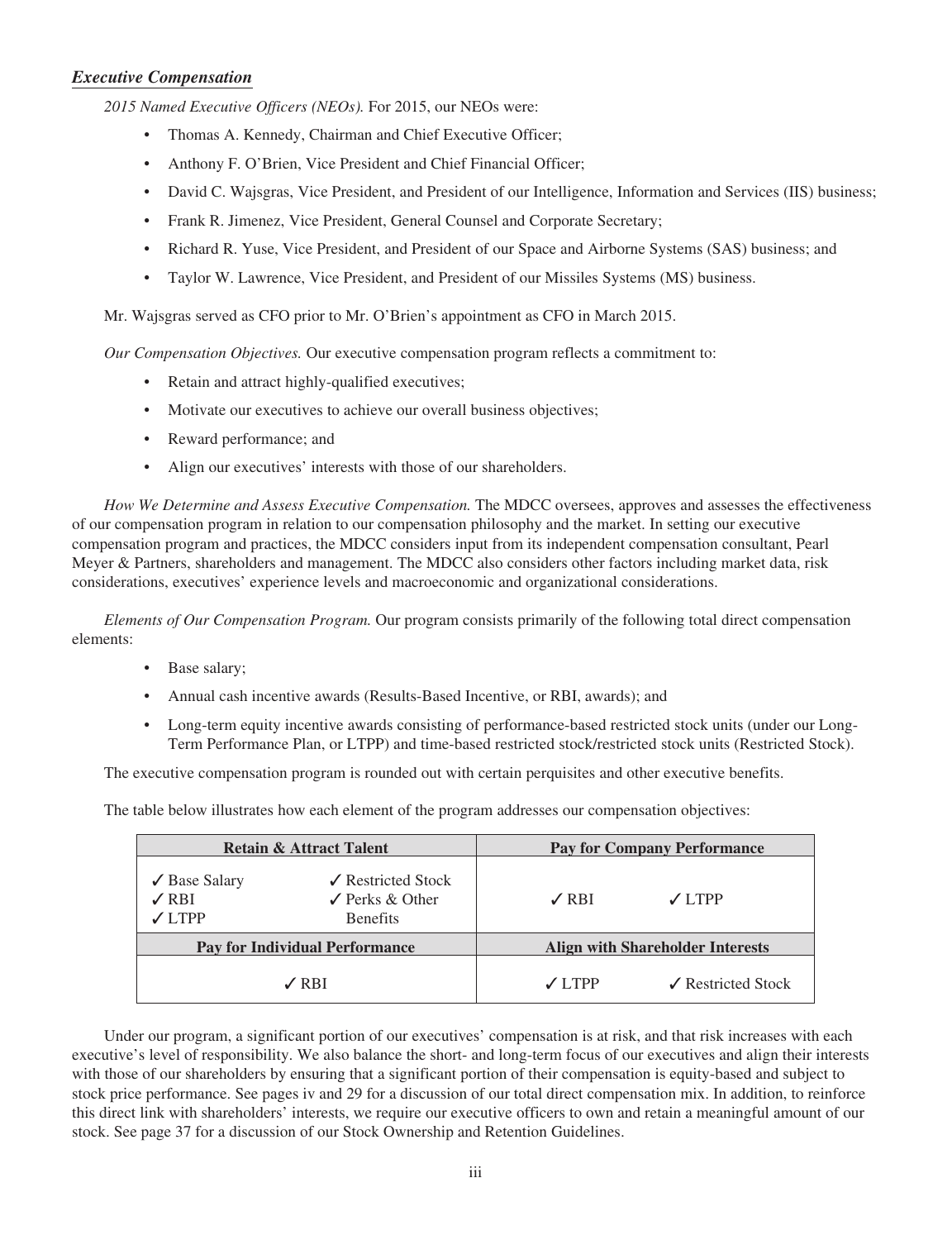### ***Executive Compensation***

*2015 Named Executive Officers (NEOs).* For 2015, our NEOs were:

- Thomas A. Kennedy, Chairman and Chief Executive Officer;
- Anthony F. O'Brien, Vice President and Chief Financial Officer;
- David C. Wajsgras, Vice President, and President of our Intelligence, Information and Services (IIS) business;
- Frank R. Jimenez, Vice President, General Counsel and Corporate Secretary;
- Richard R. Yuse, Vice President, and President of our Space and Airborne Systems (SAS) business; and
- Taylor W. Lawrence, Vice President, and President of our Missiles Systems (MS) business.

Mr. Wajsgras served as CFO prior to Mr. O'Brien's appointment as CFO in March 2015.

*Our Compensation Objectives.* Our executive compensation program reflects a commitment to:

- Retain and attract highly-qualified executives;
- Motivate our executives to achieve our overall business objectives;
- Reward performance; and
- Align our executives' interests with those of our shareholders.

*How We Determine and Assess Executive Compensation.* The MDCC oversees, approves and assesses the effectiveness of our compensation program in relation to our compensation philosophy and the market. In setting our executive compensation program and practices, the MDCC considers input from its independent compensation consultant, Pearl Meyer & Partners, shareholders and management. The MDCC also considers other factors including market data, risk considerations, executives' experience levels and macroeconomic and organizational considerations.

*Elements of Our Compensation Program.* Our program consists primarily of the following total direct compensation elements:

- Base salary;
- Annual cash incentive awards (Results-Based Incentive, or RBI, awards); and
- Long-term equity incentive awards consisting of performance-based restricted stock units (under our Long-Term Performance Plan, or LTPP) and time-based restricted stock/restricted stock units (Restricted Stock).

The executive compensation program is rounded out with certain perquisites and other executive benefits.

The table below illustrates how each element of the program addresses our compensation objectives:

| **Retain & Attract Talent** | | **Pay for Company Performance** | |
|---|---|---|---|
| ✓ Base Salary<br>✓ RBI<br>✓ LTPP | ✓ Restricted Stock<br>✓ Perks & Other Benefits | ✓ RBI | ✓ LTPP |
| **Pay for Individual Performance** | | **Align with Shareholder Interests** | |
| ✓ RBI | | ✓ LTPP | ✓ Restricted Stock |

Under our program, a significant portion of our executives' compensation is at risk, and that risk increases with each executive's level of responsibility. We also balance the short- and long-term focus of our executives and align their interests with those of our shareholders by ensuring that a significant portion of their compensation is equity-based and subject to stock price performance. See pages iv and 29 for a discussion of our total direct compensation mix. In addition, to reinforce this direct link with shareholders' interests, we require our executive officers to own and retain a meaningful amount of our stock. See page 37 for a discussion of our Stock Ownership and Retention Guidelines.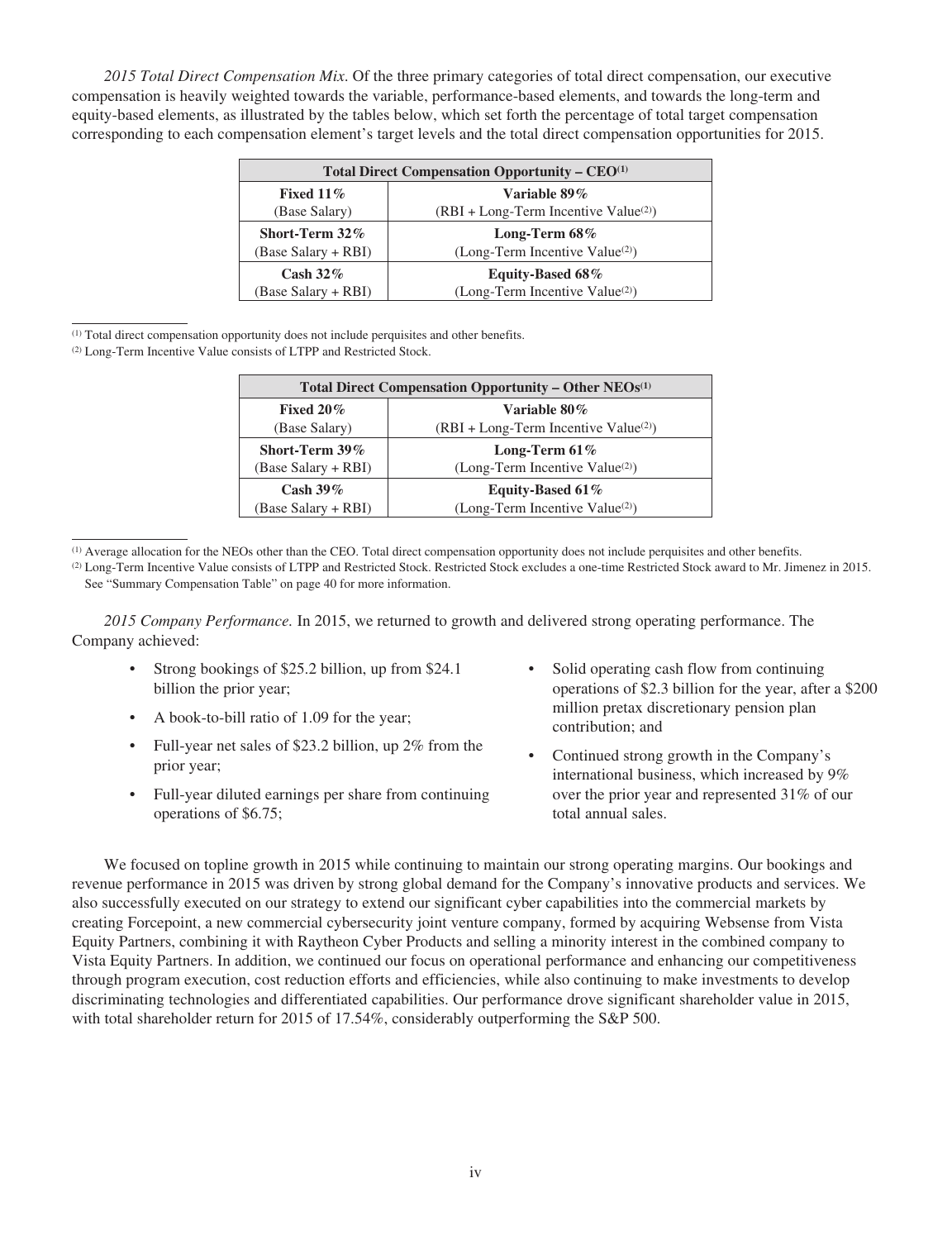*2015 Total Direct Compensation Mix*. Of the three primary categories of total direct compensation, our executive compensation is heavily weighted towards the variable, performance-based elements, and towards the long-term and equity-based elements, as illustrated by the tables below, which set forth the percentage of total target compensation corresponding to each compensation element's target levels and the total direct compensation opportunities for 2015.

| **Total Direct Compensation Opportunity – CEO[1]** | |
|---|---|
| **Fixed 11%**<br>(Base Salary) | **Variable 89%**<br>(RBI + Long-Term Incentive Value[2]) |
| **Short-Term 32%**<br>(Base Salary + RBI) | **Long-Term 68%**<br>(Long-Term Incentive Value[2]) |
| **Cash 32%**<br>(Base Salary + RBI) | **Equity-Based 68%**<br>(Long-Term Incentive Value[2]) |

[1] Total direct compensation opportunity does not include perquisites and other benefits.

[2] Long-Term Incentive Value consists of LTPP and Restricted Stock.

| **Total Direct Compensation Opportunity – Other NEOs[1]** | |
|---|---|
| **Fixed 20%**<br>(Base Salary) | **Variable 80%**<br>(RBI + Long-Term Incentive Value[2]) |
| **Short-Term 39%**<br>(Base Salary + RBI) | **Long-Term 61%**<br>(Long-Term Incentive Value[2]) |
| **Cash 39%**<br>(Base Salary + RBI) | **Equity-Based 61%**<br>(Long-Term Incentive Value[2]) |

[1] Average allocation for the NEOs other than the CEO. Total direct compensation opportunity does not include perquisites and other benefits.

[2] Long-Term Incentive Value consists of LTPP and Restricted Stock. Restricted Stock excludes a one-time Restricted Stock award to Mr. Jimenez in 2015. See "Summary Compensation Table" on page 40 for more information.

*2015 Company Performance.* In 2015, we returned to growth and delivered strong operating performance. The Company achieved:

- Strong bookings of $25.2 billion, up from $24.1 billion the prior year;
- A book-to-bill ratio of 1.09 for the year;
- Full-year net sales of $23.2 billion, up 2% from the prior year;
- Full-year diluted earnings per share from continuing operations of $6.75;
- Solid operating cash flow from continuing operations of $2.3 billion for the year, after a $200 million pretax discretionary pension plan contribution; and
- Continued strong growth in the Company's international business, which increased by 9% over the prior year and represented 31% of our total annual sales.

We focused on topline growth in 2015 while continuing to maintain our strong operating margins. Our bookings and revenue performance in 2015 was driven by strong global demand for the Company's innovative products and services. We also successfully executed on our strategy to extend our significant cyber capabilities into the commercial markets by creating Forcepoint, a new commercial cybersecurity joint venture company, formed by acquiring Websense from Vista Equity Partners, combining it with Raytheon Cyber Products and selling a minority interest in the combined company to Vista Equity Partners. In addition, we continued our focus on operational performance and enhancing our competitiveness through program execution, cost reduction efforts and efficiencies, while also continuing to make investments to develop discriminating technologies and differentiated capabilities. Our performance drove significant shareholder value in 2015, with total shareholder return for 2015 of 17.54%, considerably outperforming the S&P 500.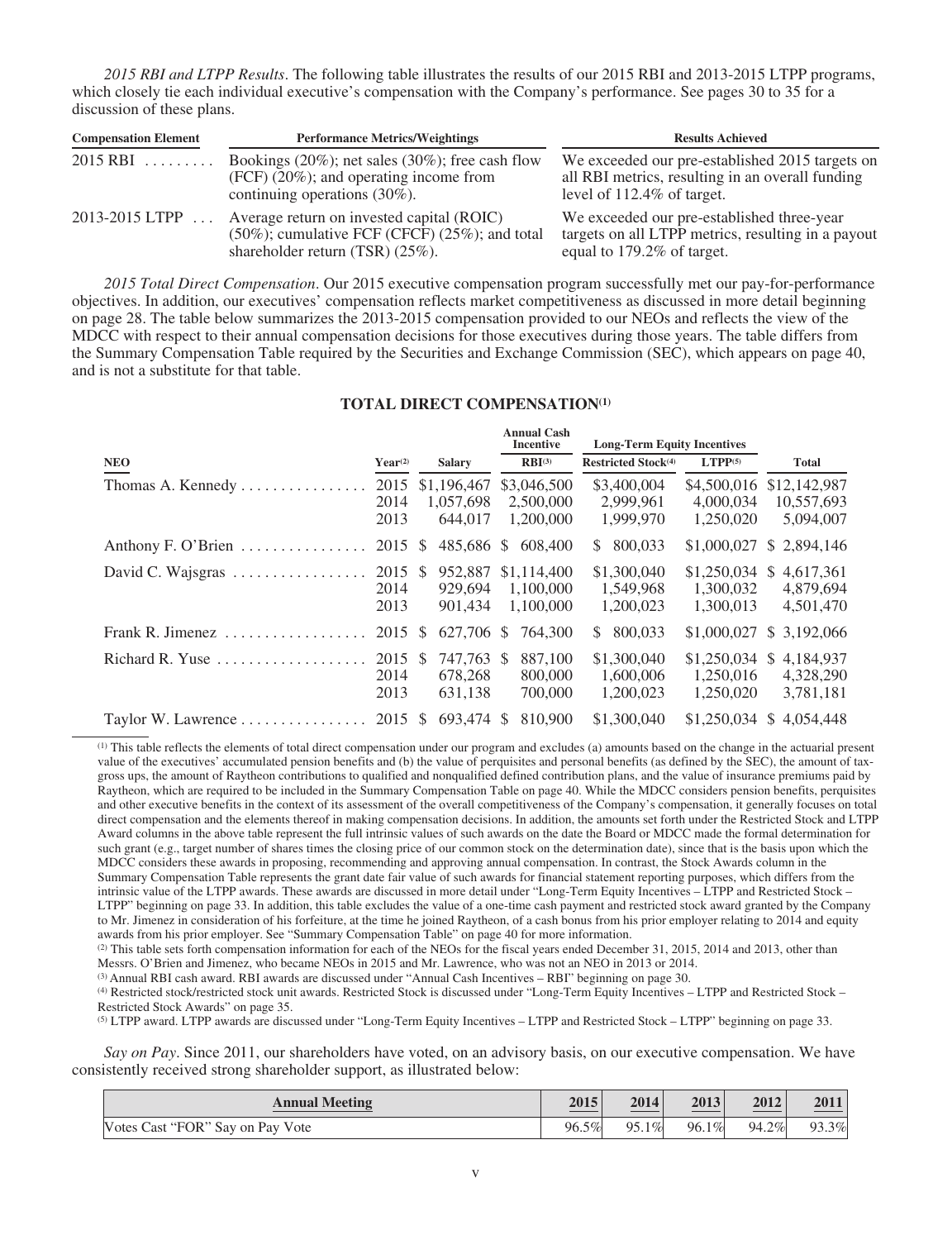*2015 RBI and LTPP Results*. The following table illustrates the results of our 2015 RBI and 2013-2015 LTPP programs, which closely tie each individual executive's compensation with the Company's performance. See pages 30 to 35 for a discussion of these plans.

| Compensation Element | Performance Metrics/Weightings | Results Achieved |
|---|---|---|
| 2015 RBI | Bookings (20%); net sales (30%); free cash flow (FCF) (20%); and operating income from continuing operations (30%). | We exceeded our pre-established 2015 targets on all RBI metrics, resulting in an overall funding level of 112.4% of target. |
| 2013-2015 LTPP | Average return on invested capital (ROIC) (50%); cumulative FCF (CFCF) (25%); and total shareholder return (TSR) (25%). | We exceeded our pre-established three-year targets on all LTPP metrics, resulting in a payout equal to 179.2% of target. |

*2015 Total Direct Compensation*. Our 2015 executive compensation program successfully met our pay-for-performance objectives. In addition, our executives' compensation reflects market competitiveness as discussed in more detail beginning on page 28. The table below summarizes the 2013-2015 compensation provided to our NEOs and reflects the view of the MDCC with respect to their annual compensation decisions for those executives during those years. The table differs from the Summary Compensation Table required by the Securities and Exchange Commission (SEC), which appears on page 40, and is not a substitute for that table.

## TOTAL DIRECT COMPENSATION[1]

| | | | Annual Cash Incentive | Long-Term Equity Incentives | | |
|---|---|---|---|---|---|---|
| NEO | Year[2] | Salary | RBI[3] | Restricted Stock[4] | LTPP[5] | Total |
| Thomas A. Kennedy | 2015 | $1,196,467 | $3,046,500 | $3,400,004 | $4,500,016 | $12,142,987 |
| | 2014 | 1,057,698 | 2,500,000 | 2,999,961 | 4,000,034 | 10,557,693 |
| | 2013 | 644,017 | 1,200,000 | 1,999,970 | 1,250,020 | 5,094,007 |
| Anthony F. O'Brien | 2015 | $ 485,686 | $ 608,400 | $ 800,033 | $1,000,027 | $ 2,894,146 |
| David C. Wajsgras | 2015 | $ 952,887 | $1,114,400 | $1,300,040 | $1,250,034 | $ 4,617,361 |
| | 2014 | 929,694 | 1,100,000 | 1,549,968 | 1,300,032 | 4,879,694 |
| | 2013 | 901,434 | 1,100,000 | 1,200,023 | 1,300,013 | 4,501,470 |
| Frank R. Jimenez | 2015 | $ 627,706 | $ 764,300 | $ 800,033 | $1,000,027 | $ 3,192,066 |
| Richard R. Yuse | 2015 | $ 747,763 | $ 887,100 | $1,300,040 | $1,250,034 | $ 4,184,937 |
| | 2014 | 678,268 | 800,000 | 1,600,006 | 1,250,016 | 4,328,290 |
| | 2013 | 631,138 | 700,000 | 1,200,023 | 1,250,020 | 3,781,181 |
| Taylor W. Lawrence | 2015 | $ 693,474 | $ 810,900 | $1,300,040 | $1,250,034 | $ 4,054,448 |

[1] This table reflects the elements of total direct compensation under our program and excludes (a) amounts based on the change in the actuarial present value of the executives' accumulated pension benefits and (b) the value of perquisites and personal benefits (as defined by the SEC), the amount of tax-gross ups, the amount of Raytheon contributions to qualified and nonqualified defined contribution plans, and the value of insurance premiums paid by Raytheon, which are required to be included in the Summary Compensation Table on page 40. While the MDCC considers pension benefits, perquisites and other executive benefits in the context of its assessment of the overall competitiveness of the Company's compensation, it generally focuses on total direct compensation and the elements thereof in making compensation decisions. In addition, the amounts set forth under the Restricted Stock and LTPP Award columns in the above table represent the full intrinsic values of such awards on the date the Board or MDCC made the formal determination for such grant (e.g., target number of shares times the closing price of our common stock on the determination date), since that is the basis upon which the MDCC considers these awards in proposing, recommending and approving annual compensation. In contrast, the Stock Awards column in the Summary Compensation Table represents the grant date fair value of such awards for financial statement reporting purposes, which differs from the intrinsic value of the LTPP awards. These awards are discussed in more detail under "Long-Term Equity Incentives – LTPP and Restricted Stock – LTPP" beginning on page 33. In addition, this table excludes the value of a one-time cash payment and restricted stock award granted by the Company to Mr. Jimenez in consideration of his forfeiture, at the time he joined Raytheon, of a cash bonus from his prior employer relating to 2014 and equity awards from his prior employer. See "Summary Compensation Table" on page 40 for more information.

[2] This table sets forth compensation information for each of the NEOs for the fiscal years ended December 31, 2015, 2014 and 2013, other than Messrs. O'Brien and Jimenez, who became NEOs in 2015 and Mr. Lawrence, who was not an NEO in 2013 or 2014.

[3] Annual RBI cash award. RBI awards are discussed under "Annual Cash Incentives – RBI" beginning on page 30.

[4] Restricted stock/restricted stock unit awards. Restricted Stock is discussed under "Long-Term Equity Incentives – LTPP and Restricted Stock – Restricted Stock Awards" on page 35.

[5] LTPP award. LTPP awards are discussed under "Long-Term Equity Incentives – LTPP and Restricted Stock – LTPP" beginning on page 33.

*Say on Pay*. Since 2011, our shareholders have voted, on an advisory basis, on our executive compensation. We have consistently received strong shareholder support, as illustrated below:

| Annual Meeting | 2015 | 2014 | 2013 | 2012 | 2011 |
|---|---|---|---|---|---|
| Votes Cast "FOR" Say on Pay Vote | 96.5% | 95.1% | 96.1% | 94.2% | 93.3% |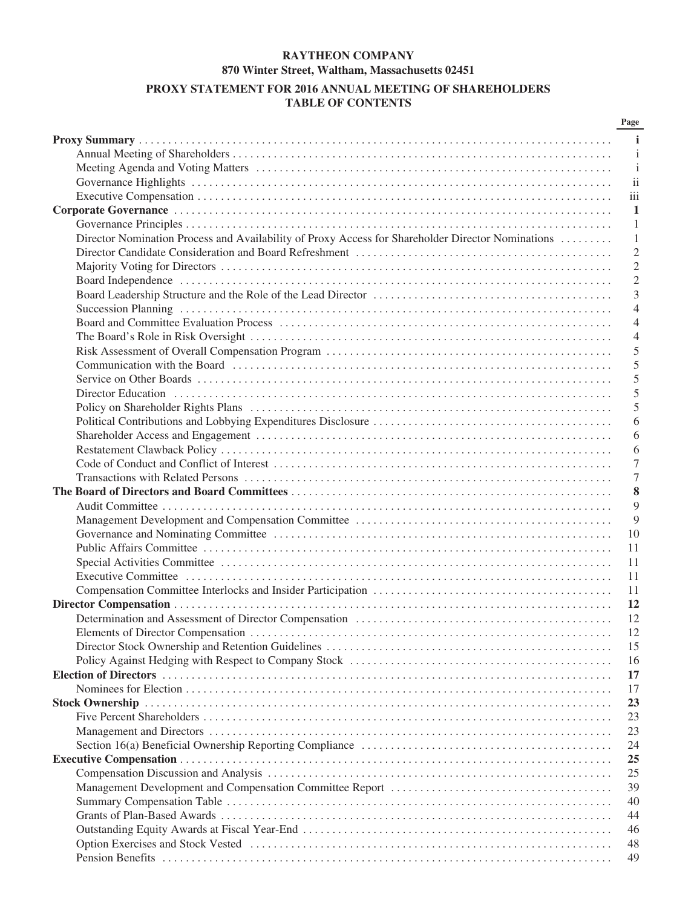**RAYTHEON COMPANY**
**870 Winter Street, Waltham, Massachusetts 02451**

**PROXY STATEMENT FOR 2016 ANNUAL MEETING OF SHAREHOLDERS**
**TABLE OF CONTENTS**

| | Page |
|---|---|
| **Proxy Summary** | **i** |
| Annual Meeting of Shareholders | i |
| Meeting Agenda and Voting Matters | i |
| Governance Highlights | ii |
| Executive Compensation | iii |
| **Corporate Governance** | **1** |
| Governance Principles | 1 |
| Director Nomination Process and Availability of Proxy Access for Shareholder Director Nominations | 1 |
| Director Candidate Consideration and Board Refreshment | 2 |
| Majority Voting for Directors | 2 |
| Board Independence | 2 |
| Board Leadership Structure and the Role of the Lead Director | 3 |
| Succession Planning | 4 |
| Board and Committee Evaluation Process | 4 |
| The Board's Role in Risk Oversight | 4 |
| Risk Assessment of Overall Compensation Program | 5 |
| Communication with the Board | 5 |
| Service on Other Boards | 5 |
| Director Education | 5 |
| Policy on Shareholder Rights Plans | 5 |
| Political Contributions and Lobbying Expenditures Disclosure | 6 |
| Shareholder Access and Engagement | 6 |
| Restatement Clawback Policy | 6 |
| Code of Conduct and Conflict of Interest | 7 |
| Transactions with Related Persons | 7 |
| **The Board of Directors and Board Committees** | **8** |
| Audit Committee | 9 |
| Management Development and Compensation Committee | 9 |
| Governance and Nominating Committee | 10 |
| Public Affairs Committee | 11 |
| Special Activities Committee | 11 |
| Executive Committee | 11 |
| Compensation Committee Interlocks and Insider Participation | 11 |
| **Director Compensation** | **12** |
| Determination and Assessment of Director Compensation | 12 |
| Elements of Director Compensation | 12 |
| Director Stock Ownership and Retention Guidelines | 15 |
| Policy Against Hedging with Respect to Company Stock | 16 |
| **Election of Directors** | **17** |
| Nominees for Election | 17 |
| **Stock Ownership** | **23** |
| Five Percent Shareholders | 23 |
| Management and Directors | 23 |
| Section 16(a) Beneficial Ownership Reporting Compliance | 24 |
| **Executive Compensation** | **25** |
| Compensation Discussion and Analysis | 25 |
| Management Development and Compensation Committee Report | 39 |
| Summary Compensation Table | 40 |
| Grants of Plan-Based Awards | 44 |
| Outstanding Equity Awards at Fiscal Year-End | 46 |
| Option Exercises and Stock Vested | 48 |
| Pension Benefits | 49 |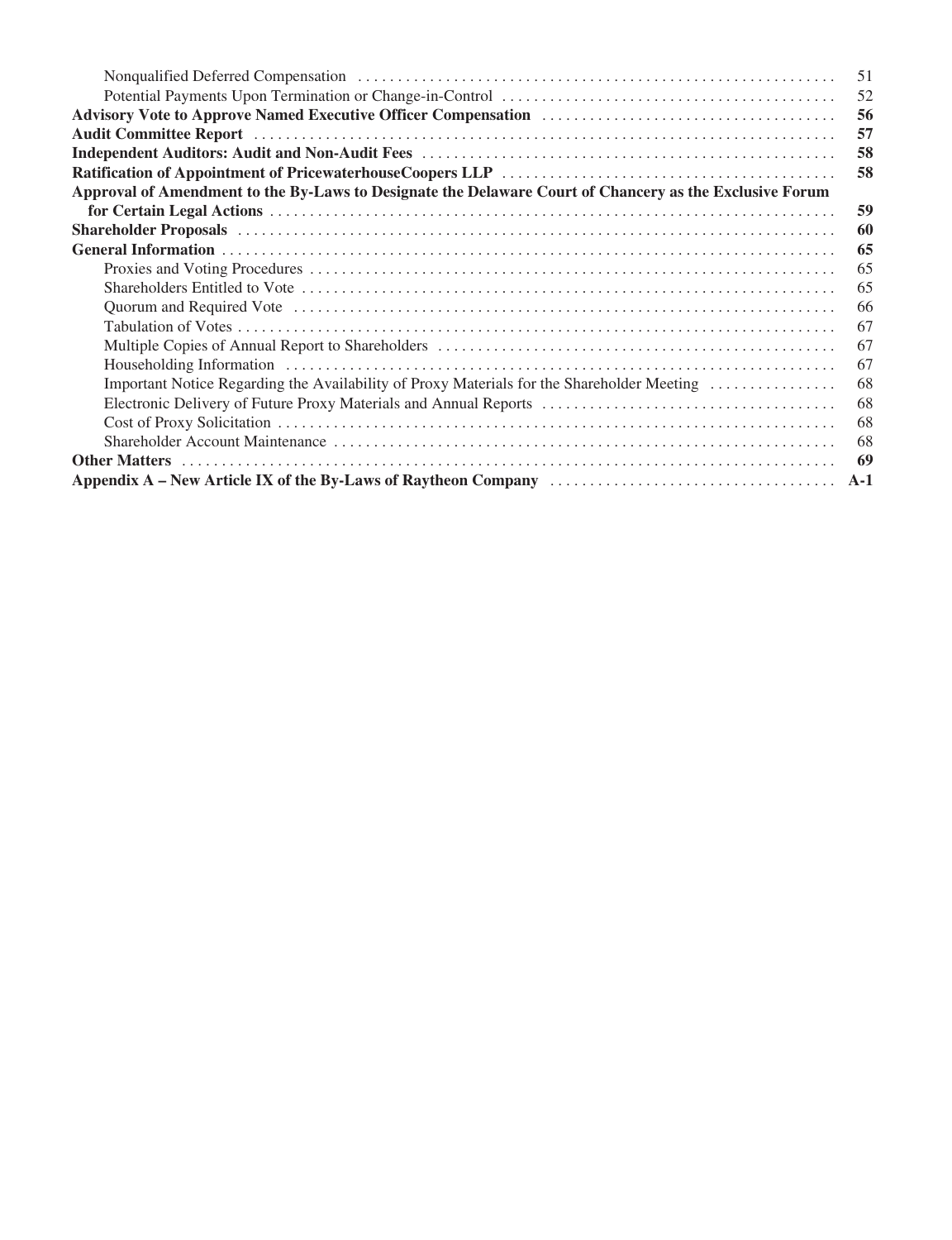| | |
|---|---|
| Nonqualified Deferred Compensation | 51 |
| Potential Payments Upon Termination or Change-in-Control | 52 |
| **Advisory Vote to Approve Named Executive Officer Compensation** | **56** |
| **Audit Committee Report** | **57** |
| **Independent Auditors: Audit and Non-Audit Fees** | **58** |
| **Ratification of Appointment of PricewaterhouseCoopers LLP** | **58** |
| **Approval of Amendment to the By-Laws to Designate the Delaware Court of Chancery as the Exclusive Forum for Certain Legal Actions** | **59** |
| **Shareholder Proposals** | **60** |
| **General Information** | **65** |
| Proxies and Voting Procedures | 65 |
| Shareholders Entitled to Vote | 65 |
| Quorum and Required Vote | 66 |
| Tabulation of Votes | 67 |
| Multiple Copies of Annual Report to Shareholders | 67 |
| Householding Information | 67 |
| Important Notice Regarding the Availability of Proxy Materials for the Shareholder Meeting | 68 |
| Electronic Delivery of Future Proxy Materials and Annual Reports | 68 |
| Cost of Proxy Solicitation | 68 |
| Shareholder Account Maintenance | 68 |
| **Other Matters** | **69** |
| **Appendix A – New Article IX of the By-Laws of Raytheon Company** | **A-1** |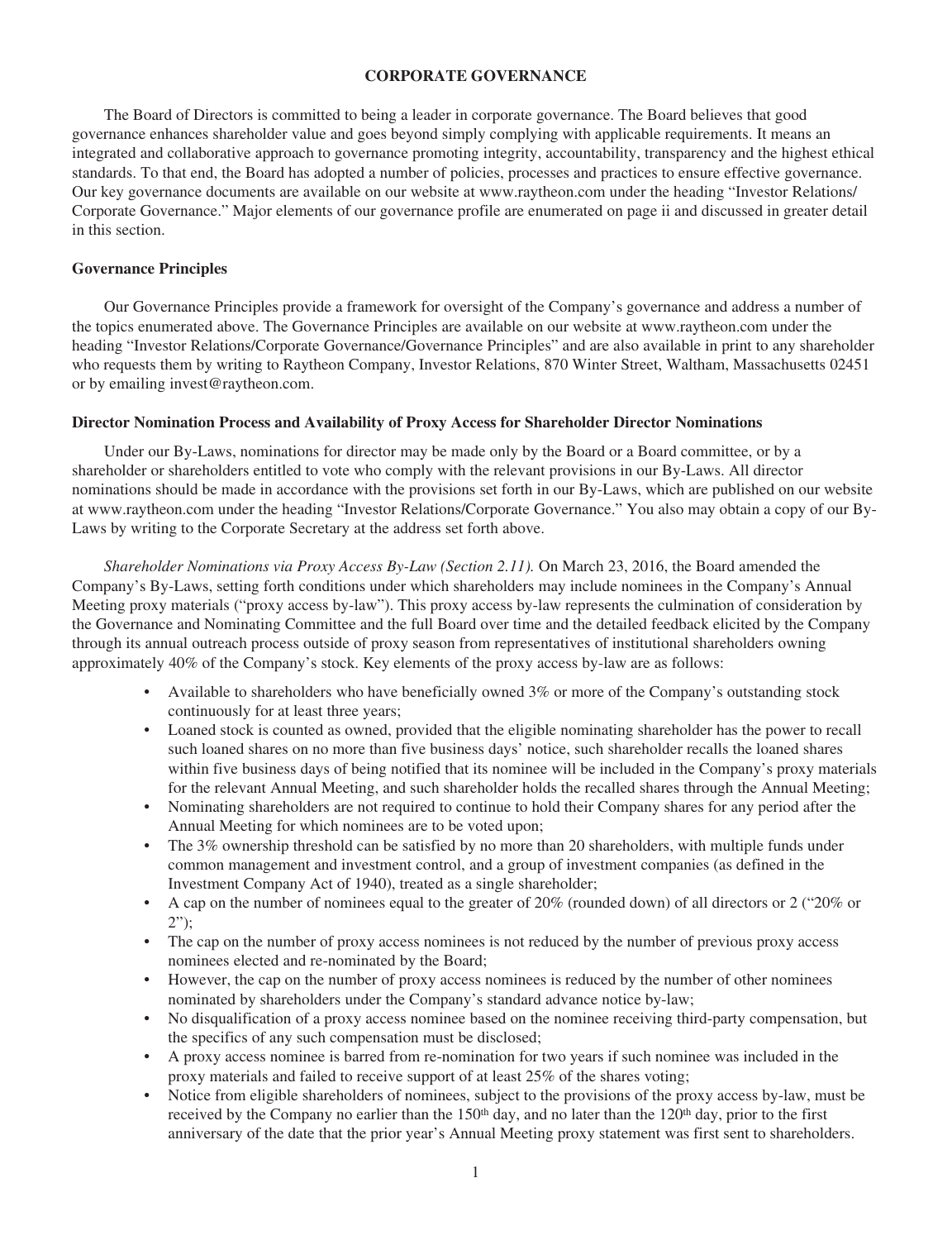# CORPORATE GOVERNANCE

The Board of Directors is committed to being a leader in corporate governance. The Board believes that good governance enhances shareholder value and goes beyond simply complying with applicable requirements. It means an integrated and collaborative approach to governance promoting integrity, accountability, transparency and the highest ethical standards. To that end, the Board has adopted a number of policies, processes and practices to ensure effective governance. Our key governance documents are available on our website at www.raytheon.com under the heading "Investor Relations/ Corporate Governance." Major elements of our governance profile are enumerated on page ii and discussed in greater detail in this section.

## Governance Principles

Our Governance Principles provide a framework for oversight of the Company's governance and address a number of the topics enumerated above. The Governance Principles are available on our website at www.raytheon.com under the heading "Investor Relations/Corporate Governance/Governance Principles" and are also available in print to any shareholder who requests them by writing to Raytheon Company, Investor Relations, 870 Winter Street, Waltham, Massachusetts 02451 or by emailing invest@raytheon.com.

## Director Nomination Process and Availability of Proxy Access for Shareholder Director Nominations

Under our By-Laws, nominations for director may be made only by the Board or a Board committee, or by a shareholder or shareholders entitled to vote who comply with the relevant provisions in our By-Laws. All director nominations should be made in accordance with the provisions set forth in our By-Laws, which are published on our website at www.raytheon.com under the heading "Investor Relations/Corporate Governance." You also may obtain a copy of our By-Laws by writing to the Corporate Secretary at the address set forth above.

*Shareholder Nominations via Proxy Access By-Law (Section 2.11).* On March 23, 2016, the Board amended the Company's By-Laws, setting forth conditions under which shareholders may include nominees in the Company's Annual Meeting proxy materials ("proxy access by-law"). This proxy access by-law represents the culmination of consideration by the Governance and Nominating Committee and the full Board over time and the detailed feedback elicited by the Company through its annual outreach process outside of proxy season from representatives of institutional shareholders owning approximately 40% of the Company's stock. Key elements of the proxy access by-law are as follows:

- Available to shareholders who have beneficially owned 3% or more of the Company's outstanding stock continuously for at least three years;
- Loaned stock is counted as owned, provided that the eligible nominating shareholder has the power to recall such loaned shares on no more than five business days' notice, such shareholder recalls the loaned shares within five business days of being notified that its nominee will be included in the Company's proxy materials for the relevant Annual Meeting, and such shareholder holds the recalled shares through the Annual Meeting;
- Nominating shareholders are not required to continue to hold their Company shares for any period after the Annual Meeting for which nominees are to be voted upon;
- The 3% ownership threshold can be satisfied by no more than 20 shareholders, with multiple funds under common management and investment control, and a group of investment companies (as defined in the Investment Company Act of 1940), treated as a single shareholder;
- A cap on the number of nominees equal to the greater of 20% (rounded down) of all directors or 2 ("20% or 2");
- The cap on the number of proxy access nominees is not reduced by the number of previous proxy access nominees elected and re-nominated by the Board;
- However, the cap on the number of proxy access nominees is reduced by the number of other nominees nominated by shareholders under the Company's standard advance notice by-law;
- No disqualification of a proxy access nominee based on the nominee receiving third-party compensation, but the specifics of any such compensation must be disclosed;
- A proxy access nominee is barred from re-nomination for two years if such nominee was included in the proxy materials and failed to receive support of at least 25% of the shares voting;
- Notice from eligible shareholders of nominees, subject to the provisions of the proxy access by-law, must be received by the Company no earlier than the 150th day, and no later than the 120th day, prior to the first anniversary of the date that the prior year's Annual Meeting proxy statement was first sent to shareholders.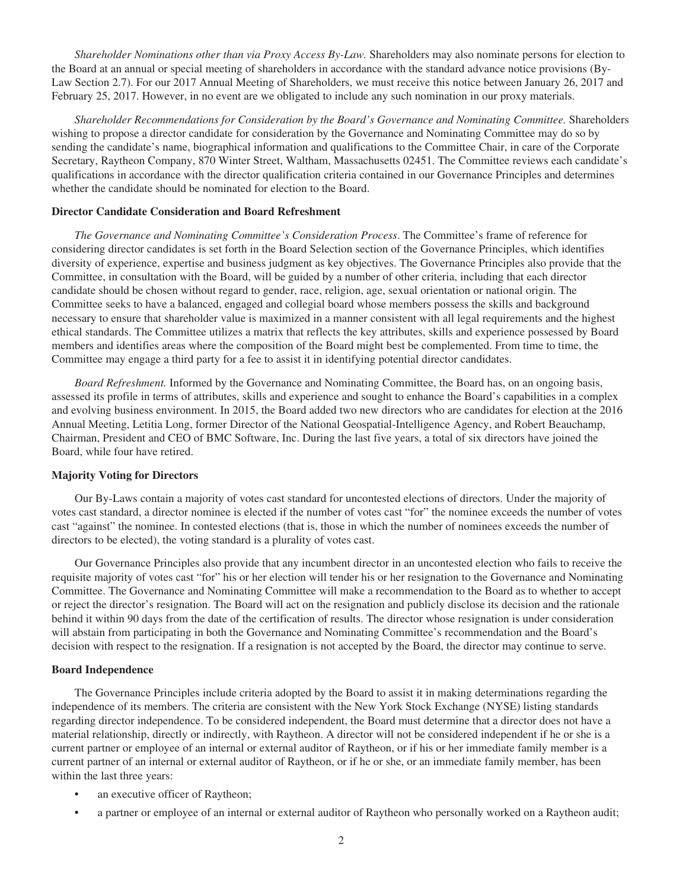*Shareholder Nominations other than via Proxy Access By-Law.* Shareholders may also nominate persons for election to the Board at an annual or special meeting of shareholders in accordance with the standard advance notice provisions (By-Law Section 2.7). For our 2017 Annual Meeting of Shareholders, we must receive this notice between January 26, 2017 and February 25, 2017. However, in no event are we obligated to include any such nomination in our proxy materials.

*Shareholder Recommendations for Consideration by the Board's Governance and Nominating Committee.* Shareholders wishing to propose a director candidate for consideration by the Governance and Nominating Committee may do so by sending the candidate's name, biographical information and qualifications to the Committee Chair, in care of the Corporate Secretary, Raytheon Company, 870 Winter Street, Waltham, Massachusetts 02451. The Committee reviews each candidate's qualifications in accordance with the director qualification criteria contained in our Governance Principles and determines whether the candidate should be nominated for election to the Board.

**Director Candidate Consideration and Board Refreshment**

*The Governance and Nominating Committee's Consideration Process*. The Committee's frame of reference for considering director candidates is set forth in the Board Selection section of the Governance Principles, which identifies diversity of experience, expertise and business judgment as key objectives. The Governance Principles also provide that the Committee, in consultation with the Board, will be guided by a number of other criteria, including that each director candidate should be chosen without regard to gender, race, religion, age, sexual orientation or national origin. The Committee seeks to have a balanced, engaged and collegial board whose members possess the skills and background necessary to ensure that shareholder value is maximized in a manner consistent with all legal requirements and the highest ethical standards. The Committee utilizes a matrix that reflects the key attributes, skills and experience possessed by Board members and identifies areas where the composition of the Board might best be complemented. From time to time, the Committee may engage a third party for a fee to assist it in identifying potential director candidates.

*Board Refreshment.* Informed by the Governance and Nominating Committee, the Board has, on an ongoing basis, assessed its profile in terms of attributes, skills and experience and sought to enhance the Board's capabilities in a complex and evolving business environment. In 2015, the Board added two new directors who are candidates for election at the 2016 Annual Meeting, Letitia Long, former Director of the National Geospatial-Intelligence Agency, and Robert Beauchamp, Chairman, President and CEO of BMC Software, Inc. During the last five years, a total of six directors have joined the Board, while four have retired.

**Majority Voting for Directors**

Our By-Laws contain a majority of votes cast standard for uncontested elections of directors. Under the majority of votes cast standard, a director nominee is elected if the number of votes cast "for" the nominee exceeds the number of votes cast "against" the nominee. In contested elections (that is, those in which the number of nominees exceeds the number of directors to be elected), the voting standard is a plurality of votes cast.

Our Governance Principles also provide that any incumbent director in an uncontested election who fails to receive the requisite majority of votes cast "for" his or her election will tender his or her resignation to the Governance and Nominating Committee. The Governance and Nominating Committee will make a recommendation to the Board as to whether to accept or reject the director's resignation. The Board will act on the resignation and publicly disclose its decision and the rationale behind it within 90 days from the date of the certification of results. The director whose resignation is under consideration will abstain from participating in both the Governance and Nominating Committee's recommendation and the Board's decision with respect to the resignation. If a resignation is not accepted by the Board, the director may continue to serve.

**Board Independence**

The Governance Principles include criteria adopted by the Board to assist it in making determinations regarding the independence of its members. The criteria are consistent with the New York Stock Exchange (NYSE) listing standards regarding director independence. To be considered independent, the Board must determine that a director does not have a material relationship, directly or indirectly, with Raytheon. A director will not be considered independent if he or she is a current partner or employee of an internal or external auditor of Raytheon, or if his or her immediate family member is a current partner of an internal or external auditor of Raytheon, or if he or she, or an immediate family member, has been within the last three years:

- an executive officer of Raytheon;
- a partner or employee of an internal or external auditor of Raytheon who personally worked on a Raytheon audit;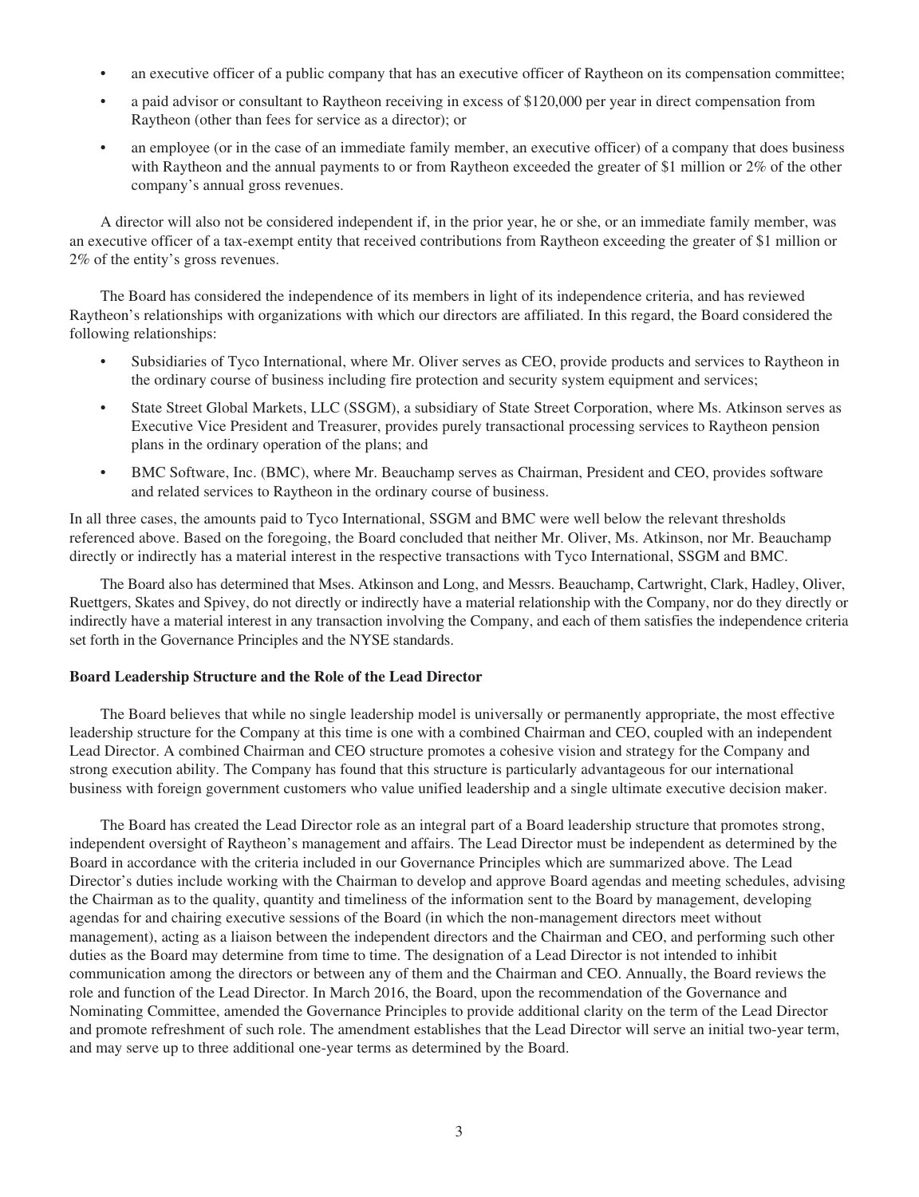- an executive officer of a public company that has an executive officer of Raytheon on its compensation committee;
- a paid advisor or consultant to Raytheon receiving in excess of $120,000 per year in direct compensation from Raytheon (other than fees for service as a director); or
- an employee (or in the case of an immediate family member, an executive officer) of a company that does business with Raytheon and the annual payments to or from Raytheon exceeded the greater of $1 million or 2% of the other company's annual gross revenues.

A director will also not be considered independent if, in the prior year, he or she, or an immediate family member, was an executive officer of a tax-exempt entity that received contributions from Raytheon exceeding the greater of $1 million or 2% of the entity's gross revenues.

The Board has considered the independence of its members in light of its independence criteria, and has reviewed Raytheon's relationships with organizations with which our directors are affiliated. In this regard, the Board considered the following relationships:

- Subsidiaries of Tyco International, where Mr. Oliver serves as CEO, provide products and services to Raytheon in the ordinary course of business including fire protection and security system equipment and services;
- State Street Global Markets, LLC (SSGM), a subsidiary of State Street Corporation, where Ms. Atkinson serves as Executive Vice President and Treasurer, provides purely transactional processing services to Raytheon pension plans in the ordinary operation of the plans; and
- BMC Software, Inc. (BMC), where Mr. Beauchamp serves as Chairman, President and CEO, provides software and related services to Raytheon in the ordinary course of business.

In all three cases, the amounts paid to Tyco International, SSGM and BMC were well below the relevant thresholds referenced above. Based on the foregoing, the Board concluded that neither Mr. Oliver, Ms. Atkinson, nor Mr. Beauchamp directly or indirectly has a material interest in the respective transactions with Tyco International, SSGM and BMC.

The Board also has determined that Mses. Atkinson and Long, and Messrs. Beauchamp, Cartwright, Clark, Hadley, Oliver, Ruettgers, Skates and Spivey, do not directly or indirectly have a material relationship with the Company, nor do they directly or indirectly have a material interest in any transaction involving the Company, and each of them satisfies the independence criteria set forth in the Governance Principles and the NYSE standards.

**Board Leadership Structure and the Role of the Lead Director**

The Board believes that while no single leadership model is universally or permanently appropriate, the most effective leadership structure for the Company at this time is one with a combined Chairman and CEO, coupled with an independent Lead Director. A combined Chairman and CEO structure promotes a cohesive vision and strategy for the Company and strong execution ability. The Company has found that this structure is particularly advantageous for our international business with foreign government customers who value unified leadership and a single ultimate executive decision maker.

The Board has created the Lead Director role as an integral part of a Board leadership structure that promotes strong, independent oversight of Raytheon's management and affairs. The Lead Director must be independent as determined by the Board in accordance with the criteria included in our Governance Principles which are summarized above. The Lead Director's duties include working with the Chairman to develop and approve Board agendas and meeting schedules, advising the Chairman as to the quality, quantity and timeliness of the information sent to the Board by management, developing agendas for and chairing executive sessions of the Board (in which the non-management directors meet without management), acting as a liaison between the independent directors and the Chairman and CEO, and performing such other duties as the Board may determine from time to time. The designation of a Lead Director is not intended to inhibit communication among the directors or between any of them and the Chairman and CEO. Annually, the Board reviews the role and function of the Lead Director. In March 2016, the Board, upon the recommendation of the Governance and Nominating Committee, amended the Governance Principles to provide additional clarity on the term of the Lead Director and promote refreshment of such role. The amendment establishes that the Lead Director will serve an initial two-year term, and may serve up to three additional one-year terms as determined by the Board.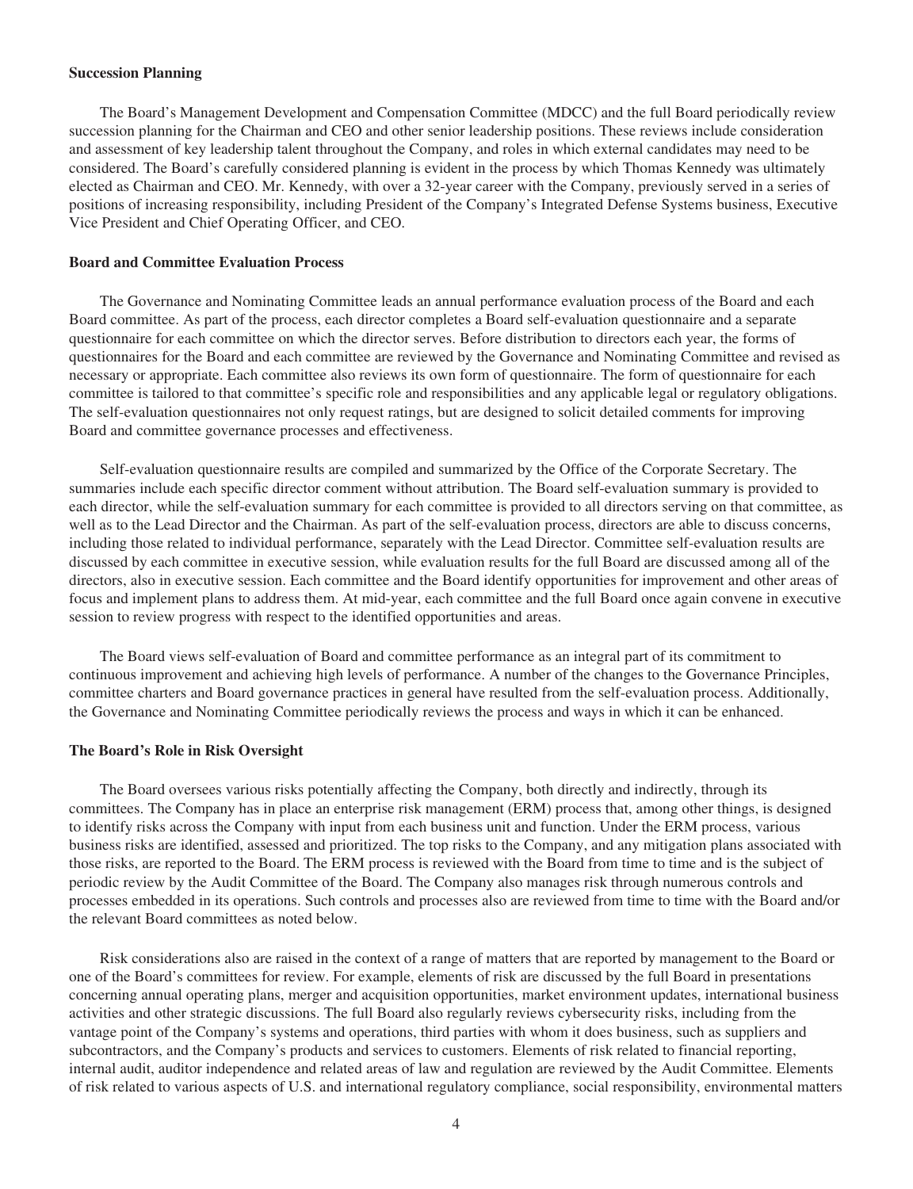### Succession Planning

The Board's Management Development and Compensation Committee (MDCC) and the full Board periodically review succession planning for the Chairman and CEO and other senior leadership positions. These reviews include consideration and assessment of key leadership talent throughout the Company, and roles in which external candidates may need to be considered. The Board's carefully considered planning is evident in the process by which Thomas Kennedy was ultimately elected as Chairman and CEO. Mr. Kennedy, with over a 32-year career with the Company, previously served in a series of positions of increasing responsibility, including President of the Company's Integrated Defense Systems business, Executive Vice President and Chief Operating Officer, and CEO.

### Board and Committee Evaluation Process

The Governance and Nominating Committee leads an annual performance evaluation process of the Board and each Board committee. As part of the process, each director completes a Board self-evaluation questionnaire and a separate questionnaire for each committee on which the director serves. Before distribution to directors each year, the forms of questionnaires for the Board and each committee are reviewed by the Governance and Nominating Committee and revised as necessary or appropriate. Each committee also reviews its own form of questionnaire. The form of questionnaire for each committee is tailored to that committee's specific role and responsibilities and any applicable legal or regulatory obligations. The self-evaluation questionnaires not only request ratings, but are designed to solicit detailed comments for improving Board and committee governance processes and effectiveness.

Self-evaluation questionnaire results are compiled and summarized by the Office of the Corporate Secretary. The summaries include each specific director comment without attribution. The Board self-evaluation summary is provided to each director, while the self-evaluation summary for each committee is provided to all directors serving on that committee, as well as to the Lead Director and the Chairman. As part of the self-evaluation process, directors are able to discuss concerns, including those related to individual performance, separately with the Lead Director. Committee self-evaluation results are discussed by each committee in executive session, while evaluation results for the full Board are discussed among all of the directors, also in executive session. Each committee and the Board identify opportunities for improvement and other areas of focus and implement plans to address them. At mid-year, each committee and the full Board once again convene in executive session to review progress with respect to the identified opportunities and areas.

The Board views self-evaluation of Board and committee performance as an integral part of its commitment to continuous improvement and achieving high levels of performance. A number of the changes to the Governance Principles, committee charters and Board governance practices in general have resulted from the self-evaluation process. Additionally, the Governance and Nominating Committee periodically reviews the process and ways in which it can be enhanced.

### The Board's Role in Risk Oversight

The Board oversees various risks potentially affecting the Company, both directly and indirectly, through its committees. The Company has in place an enterprise risk management (ERM) process that, among other things, is designed to identify risks across the Company with input from each business unit and function. Under the ERM process, various business risks are identified, assessed and prioritized. The top risks to the Company, and any mitigation plans associated with those risks, are reported to the Board. The ERM process is reviewed with the Board from time to time and is the subject of periodic review by the Audit Committee of the Board. The Company also manages risk through numerous controls and processes embedded in its operations. Such controls and processes also are reviewed from time to time with the Board and/or the relevant Board committees as noted below.

Risk considerations also are raised in the context of a range of matters that are reported by management to the Board or one of the Board's committees for review. For example, elements of risk are discussed by the full Board in presentations concerning annual operating plans, merger and acquisition opportunities, market environment updates, international business activities and other strategic discussions. The full Board also regularly reviews cybersecurity risks, including from the vantage point of the Company's systems and operations, third parties with whom it does business, such as suppliers and subcontractors, and the Company's products and services to customers. Elements of risk related to financial reporting, internal audit, auditor independence and related areas of law and regulation are reviewed by the Audit Committee. Elements of risk related to various aspects of U.S. and international regulatory compliance, social responsibility, environmental matters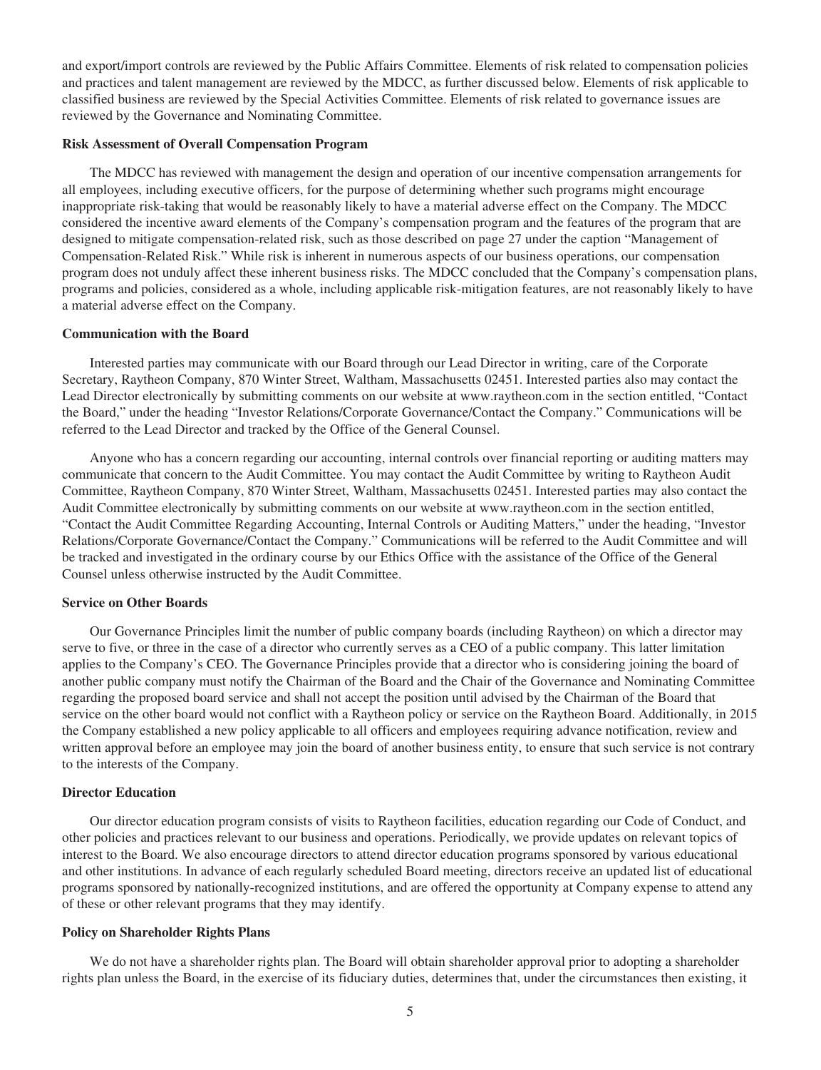and export/import controls are reviewed by the Public Affairs Committee. Elements of risk related to compensation policies and practices and talent management are reviewed by the MDCC, as further discussed below. Elements of risk applicable to classified business are reviewed by the Special Activities Committee. Elements of risk related to governance issues are reviewed by the Governance and Nominating Committee.

**Risk Assessment of Overall Compensation Program**

The MDCC has reviewed with management the design and operation of our incentive compensation arrangements for all employees, including executive officers, for the purpose of determining whether such programs might encourage inappropriate risk-taking that would be reasonably likely to have a material adverse effect on the Company. The MDCC considered the incentive award elements of the Company's compensation program and the features of the program that are designed to mitigate compensation-related risk, such as those described on page 27 under the caption "Management of Compensation-Related Risk." While risk is inherent in numerous aspects of our business operations, our compensation program does not unduly affect these inherent business risks. The MDCC concluded that the Company's compensation plans, programs and policies, considered as a whole, including applicable risk-mitigation features, are not reasonably likely to have a material adverse effect on the Company.

**Communication with the Board**

Interested parties may communicate with our Board through our Lead Director in writing, care of the Corporate Secretary, Raytheon Company, 870 Winter Street, Waltham, Massachusetts 02451. Interested parties also may contact the Lead Director electronically by submitting comments on our website at www.raytheon.com in the section entitled, "Contact the Board," under the heading "Investor Relations/Corporate Governance/Contact the Company." Communications will be referred to the Lead Director and tracked by the Office of the General Counsel.

Anyone who has a concern regarding our accounting, internal controls over financial reporting or auditing matters may communicate that concern to the Audit Committee. You may contact the Audit Committee by writing to Raytheon Audit Committee, Raytheon Company, 870 Winter Street, Waltham, Massachusetts 02451. Interested parties may also contact the Audit Committee electronically by submitting comments on our website at www.raytheon.com in the section entitled, "Contact the Audit Committee Regarding Accounting, Internal Controls or Auditing Matters," under the heading, "Investor Relations/Corporate Governance/Contact the Company." Communications will be referred to the Audit Committee and will be tracked and investigated in the ordinary course by our Ethics Office with the assistance of the Office of the General Counsel unless otherwise instructed by the Audit Committee.

**Service on Other Boards**

Our Governance Principles limit the number of public company boards (including Raytheon) on which a director may serve to five, or three in the case of a director who currently serves as a CEO of a public company. This latter limitation applies to the Company's CEO. The Governance Principles provide that a director who is considering joining the board of another public company must notify the Chairman of the Board and the Chair of the Governance and Nominating Committee regarding the proposed board service and shall not accept the position until advised by the Chairman of the Board that service on the other board would not conflict with a Raytheon policy or service on the Raytheon Board. Additionally, in 2015 the Company established a new policy applicable to all officers and employees requiring advance notification, review and written approval before an employee may join the board of another business entity, to ensure that such service is not contrary to the interests of the Company.

**Director Education**

Our director education program consists of visits to Raytheon facilities, education regarding our Code of Conduct, and other policies and practices relevant to our business and operations. Periodically, we provide updates on relevant topics of interest to the Board. We also encourage directors to attend director education programs sponsored by various educational and other institutions. In advance of each regularly scheduled Board meeting, directors receive an updated list of educational programs sponsored by nationally-recognized institutions, and are offered the opportunity at Company expense to attend any of these or other relevant programs that they may identify.

**Policy on Shareholder Rights Plans**

We do not have a shareholder rights plan. The Board will obtain shareholder approval prior to adopting a shareholder rights plan unless the Board, in the exercise of its fiduciary duties, determines that, under the circumstances then existing, it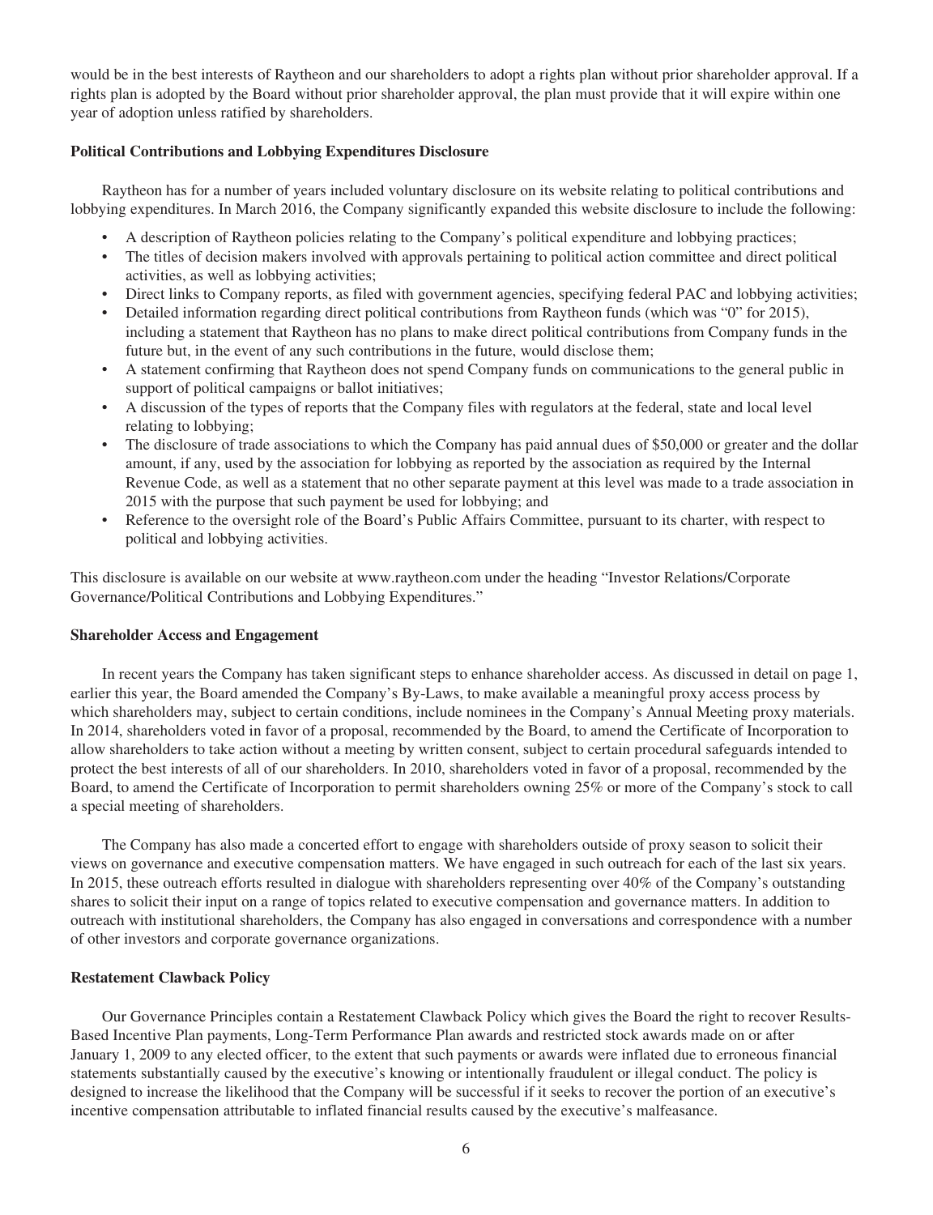would be in the best interests of Raytheon and our shareholders to adopt a rights plan without prior shareholder approval. If a rights plan is adopted by the Board without prior shareholder approval, the plan must provide that it will expire within one year of adoption unless ratified by shareholders.

**Political Contributions and Lobbying Expenditures Disclosure**

Raytheon has for a number of years included voluntary disclosure on its website relating to political contributions and lobbying expenditures. In March 2016, the Company significantly expanded this website disclosure to include the following:

- A description of Raytheon policies relating to the Company's political expenditure and lobbying practices;
- The titles of decision makers involved with approvals pertaining to political action committee and direct political activities, as well as lobbying activities;
- Direct links to Company reports, as filed with government agencies, specifying federal PAC and lobbying activities;
- Detailed information regarding direct political contributions from Raytheon funds (which was "0" for 2015), including a statement that Raytheon has no plans to make direct political contributions from Company funds in the future but, in the event of any such contributions in the future, would disclose them;
- A statement confirming that Raytheon does not spend Company funds on communications to the general public in support of political campaigns or ballot initiatives;
- A discussion of the types of reports that the Company files with regulators at the federal, state and local level relating to lobbying;
- The disclosure of trade associations to which the Company has paid annual dues of $50,000 or greater and the dollar amount, if any, used by the association for lobbying as reported by the association as required by the Internal Revenue Code, as well as a statement that no other separate payment at this level was made to a trade association in 2015 with the purpose that such payment be used for lobbying; and
- Reference to the oversight role of the Board's Public Affairs Committee, pursuant to its charter, with respect to political and lobbying activities.

This disclosure is available on our website at www.raytheon.com under the heading "Investor Relations/Corporate Governance/Political Contributions and Lobbying Expenditures."

**Shareholder Access and Engagement**

In recent years the Company has taken significant steps to enhance shareholder access. As discussed in detail on page 1, earlier this year, the Board amended the Company's By-Laws, to make available a meaningful proxy access process by which shareholders may, subject to certain conditions, include nominees in the Company's Annual Meeting proxy materials. In 2014, shareholders voted in favor of a proposal, recommended by the Board, to amend the Certificate of Incorporation to allow shareholders to take action without a meeting by written consent, subject to certain procedural safeguards intended to protect the best interests of all of our shareholders. In 2010, shareholders voted in favor of a proposal, recommended by the Board, to amend the Certificate of Incorporation to permit shareholders owning 25% or more of the Company's stock to call a special meeting of shareholders.

The Company has also made a concerted effort to engage with shareholders outside of proxy season to solicit their views on governance and executive compensation matters. We have engaged in such outreach for each of the last six years. In 2015, these outreach efforts resulted in dialogue with shareholders representing over 40% of the Company's outstanding shares to solicit their input on a range of topics related to executive compensation and governance matters. In addition to outreach with institutional shareholders, the Company has also engaged in conversations and correspondence with a number of other investors and corporate governance organizations.

**Restatement Clawback Policy**

Our Governance Principles contain a Restatement Clawback Policy which gives the Board the right to recover Results-Based Incentive Plan payments, Long-Term Performance Plan awards and restricted stock awards made on or after January 1, 2009 to any elected officer, to the extent that such payments or awards were inflated due to erroneous financial statements substantially caused by the executive's knowing or intentionally fraudulent or illegal conduct. The policy is designed to increase the likelihood that the Company will be successful if it seeks to recover the portion of an executive's incentive compensation attributable to inflated financial results caused by the executive's malfeasance.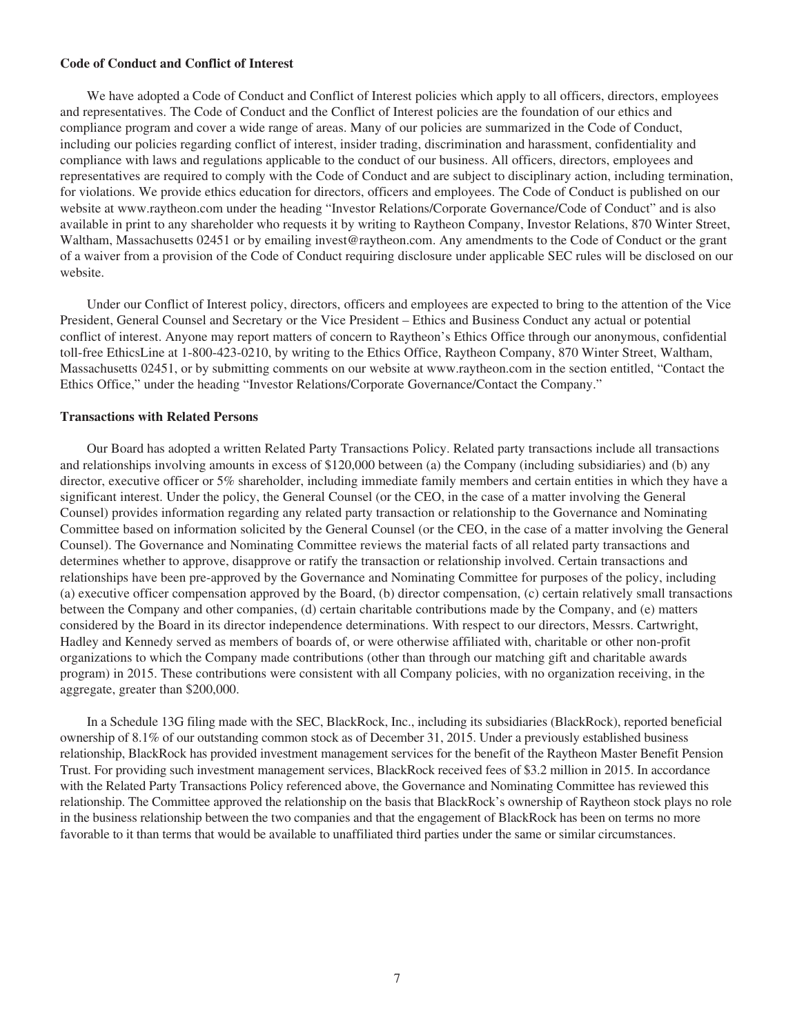### Code of Conduct and Conflict of Interest

We have adopted a Code of Conduct and Conflict of Interest policies which apply to all officers, directors, employees and representatives. The Code of Conduct and the Conflict of Interest policies are the foundation of our ethics and compliance program and cover a wide range of areas. Many of our policies are summarized in the Code of Conduct, including our policies regarding conflict of interest, insider trading, discrimination and harassment, confidentiality and compliance with laws and regulations applicable to the conduct of our business. All officers, directors, employees and representatives are required to comply with the Code of Conduct and are subject to disciplinary action, including termination, for violations. We provide ethics education for directors, officers and employees. The Code of Conduct is published on our website at www.raytheon.com under the heading "Investor Relations/Corporate Governance/Code of Conduct" and is also available in print to any shareholder who requests it by writing to Raytheon Company, Investor Relations, 870 Winter Street, Waltham, Massachusetts 02451 or by emailing invest@raytheon.com. Any amendments to the Code of Conduct or the grant of a waiver from a provision of the Code of Conduct requiring disclosure under applicable SEC rules will be disclosed on our website.

Under our Conflict of Interest policy, directors, officers and employees are expected to bring to the attention of the Vice President, General Counsel and Secretary or the Vice President – Ethics and Business Conduct any actual or potential conflict of interest. Anyone may report matters of concern to Raytheon's Ethics Office through our anonymous, confidential toll-free EthicsLine at 1-800-423-0210, by writing to the Ethics Office, Raytheon Company, 870 Winter Street, Waltham, Massachusetts 02451, or by submitting comments on our website at www.raytheon.com in the section entitled, "Contact the Ethics Office," under the heading "Investor Relations/Corporate Governance/Contact the Company."

### Transactions with Related Persons

Our Board has adopted a written Related Party Transactions Policy. Related party transactions include all transactions and relationships involving amounts in excess of $120,000 between (a) the Company (including subsidiaries) and (b) any director, executive officer or 5% shareholder, including immediate family members and certain entities in which they have a significant interest. Under the policy, the General Counsel (or the CEO, in the case of a matter involving the General Counsel) provides information regarding any related party transaction or relationship to the Governance and Nominating Committee based on information solicited by the General Counsel (or the CEO, in the case of a matter involving the General Counsel). The Governance and Nominating Committee reviews the material facts of all related party transactions and determines whether to approve, disapprove or ratify the transaction or relationship involved. Certain transactions and relationships have been pre-approved by the Governance and Nominating Committee for purposes of the policy, including (a) executive officer compensation approved by the Board, (b) director compensation, (c) certain relatively small transactions between the Company and other companies, (d) certain charitable contributions made by the Company, and (e) matters considered by the Board in its director independence determinations. With respect to our directors, Messrs. Cartwright, Hadley and Kennedy served as members of boards of, or were otherwise affiliated with, charitable or other non-profit organizations to which the Company made contributions (other than through our matching gift and charitable awards program) in 2015. These contributions were consistent with all Company policies, with no organization receiving, in the aggregate, greater than $200,000.

In a Schedule 13G filing made with the SEC, BlackRock, Inc., including its subsidiaries (BlackRock), reported beneficial ownership of 8.1% of our outstanding common stock as of December 31, 2015. Under a previously established business relationship, BlackRock has provided investment management services for the benefit of the Raytheon Master Benefit Pension Trust. For providing such investment management services, BlackRock received fees of $3.2 million in 2015. In accordance with the Related Party Transactions Policy referenced above, the Governance and Nominating Committee has reviewed this relationship. The Committee approved the relationship on the basis that BlackRock's ownership of Raytheon stock plays no role in the business relationship between the two companies and that the engagement of BlackRock has been on terms no more favorable to it than terms that would be available to unaffiliated third parties under the same or similar circumstances.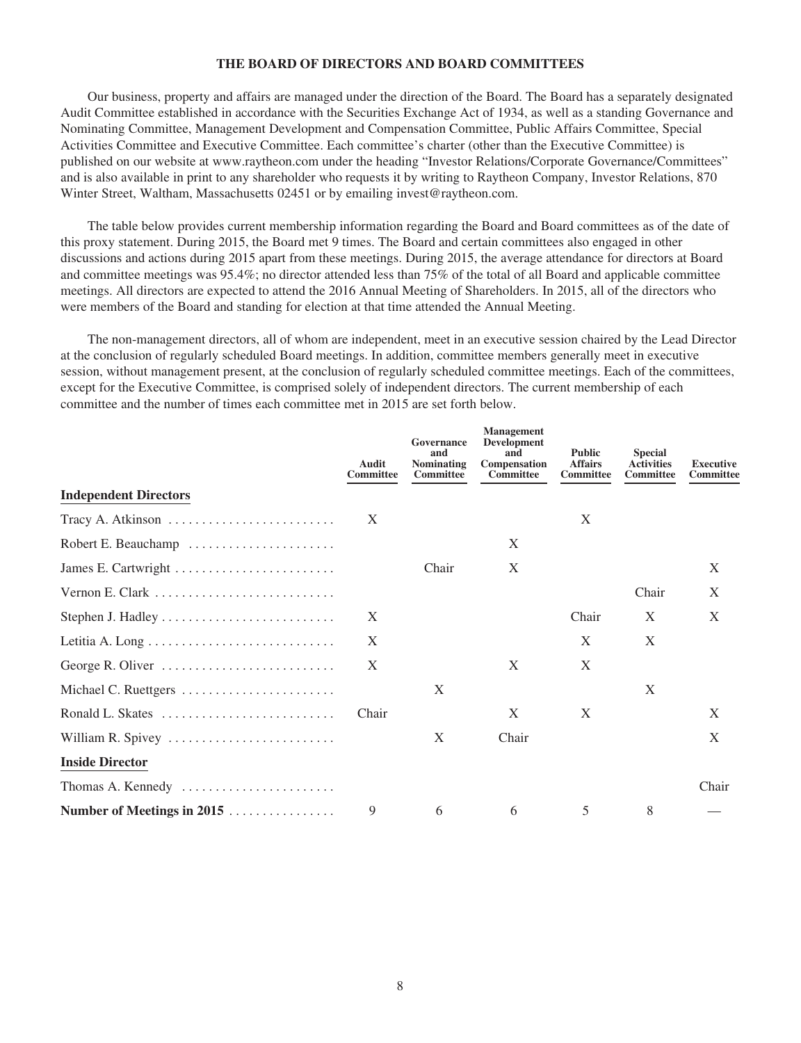## THE BOARD OF DIRECTORS AND BOARD COMMITTEES

Our business, property and affairs are managed under the direction of the Board. The Board has a separately designated Audit Committee established in accordance with the Securities Exchange Act of 1934, as well as a standing Governance and Nominating Committee, Management Development and Compensation Committee, Public Affairs Committee, Special Activities Committee and Executive Committee. Each committee's charter (other than the Executive Committee) is published on our website at www.raytheon.com under the heading "Investor Relations/Corporate Governance/Committees" and is also available in print to any shareholder who requests it by writing to Raytheon Company, Investor Relations, 870 Winter Street, Waltham, Massachusetts 02451 or by emailing invest@raytheon.com.

The table below provides current membership information regarding the Board and Board committees as of the date of this proxy statement. During 2015, the Board met 9 times. The Board and certain committees also engaged in other discussions and actions during 2015 apart from these meetings. During 2015, the average attendance for directors at Board and committee meetings was 95.4%; no director attended less than 75% of the total of all Board and applicable committee meetings. All directors are expected to attend the 2016 Annual Meeting of Shareholders. In 2015, all of the directors who were members of the Board and standing for election at that time attended the Annual Meeting.

The non-management directors, all of whom are independent, meet in an executive session chaired by the Lead Director at the conclusion of regularly scheduled Board meetings. In addition, committee members generally meet in executive session, without management present, at the conclusion of regularly scheduled committee meetings. Each of the committees, except for the Executive Committee, is comprised solely of independent directors. The current membership of each committee and the number of times each committee met in 2015 are set forth below.

| | Audit Committee | Governance and Nominating Committee | Management Development and Compensation Committee | Public Affairs Committee | Special Activities Committee | Executive Committee |
|---|---|---|---|---|---|---|
| **Independent Directors** | | | | | | |
| Tracy A. Atkinson | X | | | X | | |
| Robert E. Beauchamp | | | X | | | |
| James E. Cartwright | | Chair | X | | | X |
| Vernon E. Clark | | | | | Chair | X |
| Stephen J. Hadley | X | | | Chair | X | X |
| Letitia A. Long | X | | | X | X | |
| George R. Oliver | X | | X | X | | |
| Michael C. Ruettgers | | X | | | X | |
| Ronald L. Skates | Chair | | X | X | | X |
| William R. Spivey | | X | Chair | | | X |
| **Inside Director** | | | | | | |
| Thomas A. Kennedy | | | | | | Chair |
| **Number of Meetings in 2015** | 9 | 6 | 6 | 5 | 8 | — |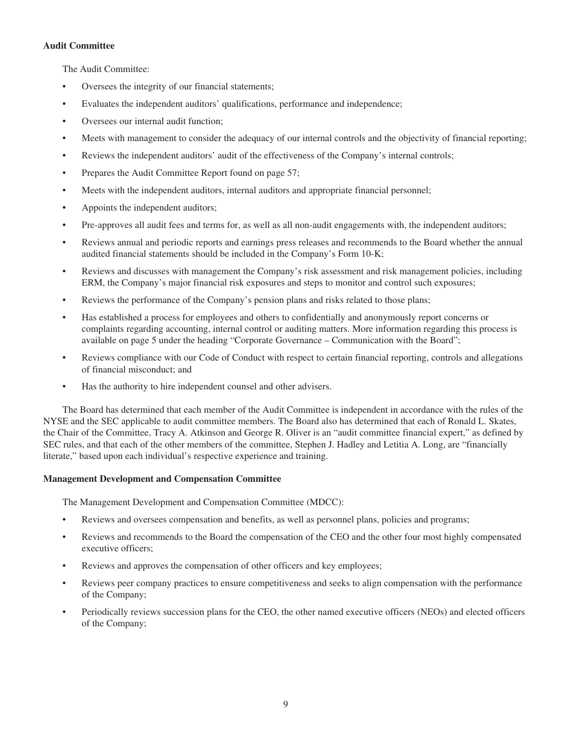**Audit Committee**

The Audit Committee:

- Oversees the integrity of our financial statements;
- Evaluates the independent auditors' qualifications, performance and independence;
- Oversees our internal audit function;
- Meets with management to consider the adequacy of our internal controls and the objectivity of financial reporting;
- Reviews the independent auditors' audit of the effectiveness of the Company's internal controls;
- Prepares the Audit Committee Report found on page 57;
- Meets with the independent auditors, internal auditors and appropriate financial personnel;
- Appoints the independent auditors;
- Pre-approves all audit fees and terms for, as well as all non-audit engagements with, the independent auditors;
- Reviews annual and periodic reports and earnings press releases and recommends to the Board whether the annual audited financial statements should be included in the Company's Form 10-K;
- Reviews and discusses with management the Company's risk assessment and risk management policies, including ERM, the Company's major financial risk exposures and steps to monitor and control such exposures;
- Reviews the performance of the Company's pension plans and risks related to those plans;
- Has established a process for employees and others to confidentially and anonymously report concerns or complaints regarding accounting, internal control or auditing matters. More information regarding this process is available on page 5 under the heading "Corporate Governance – Communication with the Board";
- Reviews compliance with our Code of Conduct with respect to certain financial reporting, controls and allegations of financial misconduct; and
- Has the authority to hire independent counsel and other advisers.

The Board has determined that each member of the Audit Committee is independent in accordance with the rules of the NYSE and the SEC applicable to audit committee members. The Board also has determined that each of Ronald L. Skates, the Chair of the Committee, Tracy A. Atkinson and George R. Oliver is an "audit committee financial expert," as defined by SEC rules, and that each of the other members of the committee, Stephen J. Hadley and Letitia A. Long, are "financially literate," based upon each individual's respective experience and training.

**Management Development and Compensation Committee**

The Management Development and Compensation Committee (MDCC):

- Reviews and oversees compensation and benefits, as well as personnel plans, policies and programs;
- Reviews and recommends to the Board the compensation of the CEO and the other four most highly compensated executive officers;
- Reviews and approves the compensation of other officers and key employees;
- Reviews peer company practices to ensure competitiveness and seeks to align compensation with the performance of the Company;
- Periodically reviews succession plans for the CEO, the other named executive officers (NEOs) and elected officers of the Company;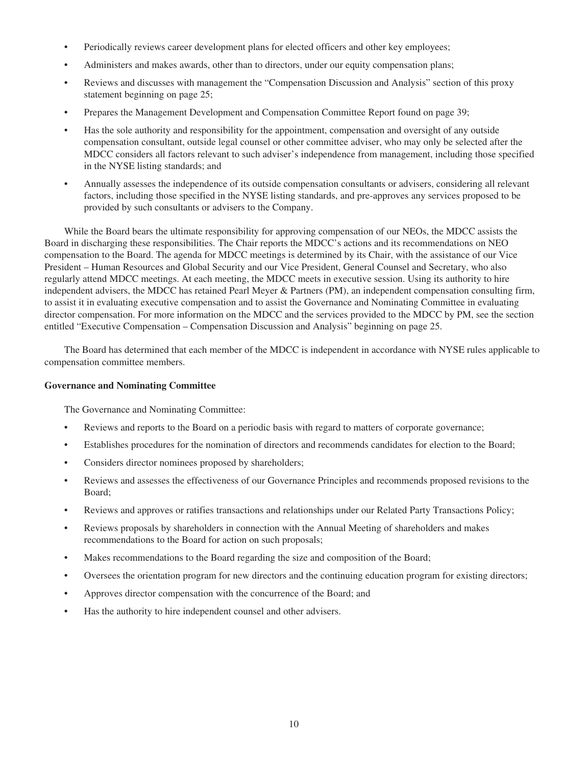- Periodically reviews career development plans for elected officers and other key employees;
- Administers and makes awards, other than to directors, under our equity compensation plans;
- Reviews and discusses with management the "Compensation Discussion and Analysis" section of this proxy statement beginning on page 25;
- Prepares the Management Development and Compensation Committee Report found on page 39;
- Has the sole authority and responsibility for the appointment, compensation and oversight of any outside compensation consultant, outside legal counsel or other committee adviser, who may only be selected after the MDCC considers all factors relevant to such adviser's independence from management, including those specified in the NYSE listing standards; and
- Annually assesses the independence of its outside compensation consultants or advisers, considering all relevant factors, including those specified in the NYSE listing standards, and pre-approves any services proposed to be provided by such consultants or advisers to the Company.

While the Board bears the ultimate responsibility for approving compensation of our NEOs, the MDCC assists the Board in discharging these responsibilities. The Chair reports the MDCC's actions and its recommendations on NEO compensation to the Board. The agenda for MDCC meetings is determined by its Chair, with the assistance of our Vice President – Human Resources and Global Security and our Vice President, General Counsel and Secretary, who also regularly attend MDCC meetings. At each meeting, the MDCC meets in executive session. Using its authority to hire independent advisers, the MDCC has retained Pearl Meyer & Partners (PM), an independent compensation consulting firm, to assist it in evaluating executive compensation and to assist the Governance and Nominating Committee in evaluating director compensation. For more information on the MDCC and the services provided to the MDCC by PM, see the section entitled "Executive Compensation – Compensation Discussion and Analysis" beginning on page 25.

The Board has determined that each member of the MDCC is independent in accordance with NYSE rules applicable to compensation committee members.

**Governance and Nominating Committee**

The Governance and Nominating Committee:

- Reviews and reports to the Board on a periodic basis with regard to matters of corporate governance;
- Establishes procedures for the nomination of directors and recommends candidates for election to the Board;
- Considers director nominees proposed by shareholders;
- Reviews and assesses the effectiveness of our Governance Principles and recommends proposed revisions to the Board;
- Reviews and approves or ratifies transactions and relationships under our Related Party Transactions Policy;
- Reviews proposals by shareholders in connection with the Annual Meeting of shareholders and makes recommendations to the Board for action on such proposals;
- Makes recommendations to the Board regarding the size and composition of the Board;
- Oversees the orientation program for new directors and the continuing education program for existing directors;
- Approves director compensation with the concurrence of the Board; and
- Has the authority to hire independent counsel and other advisers.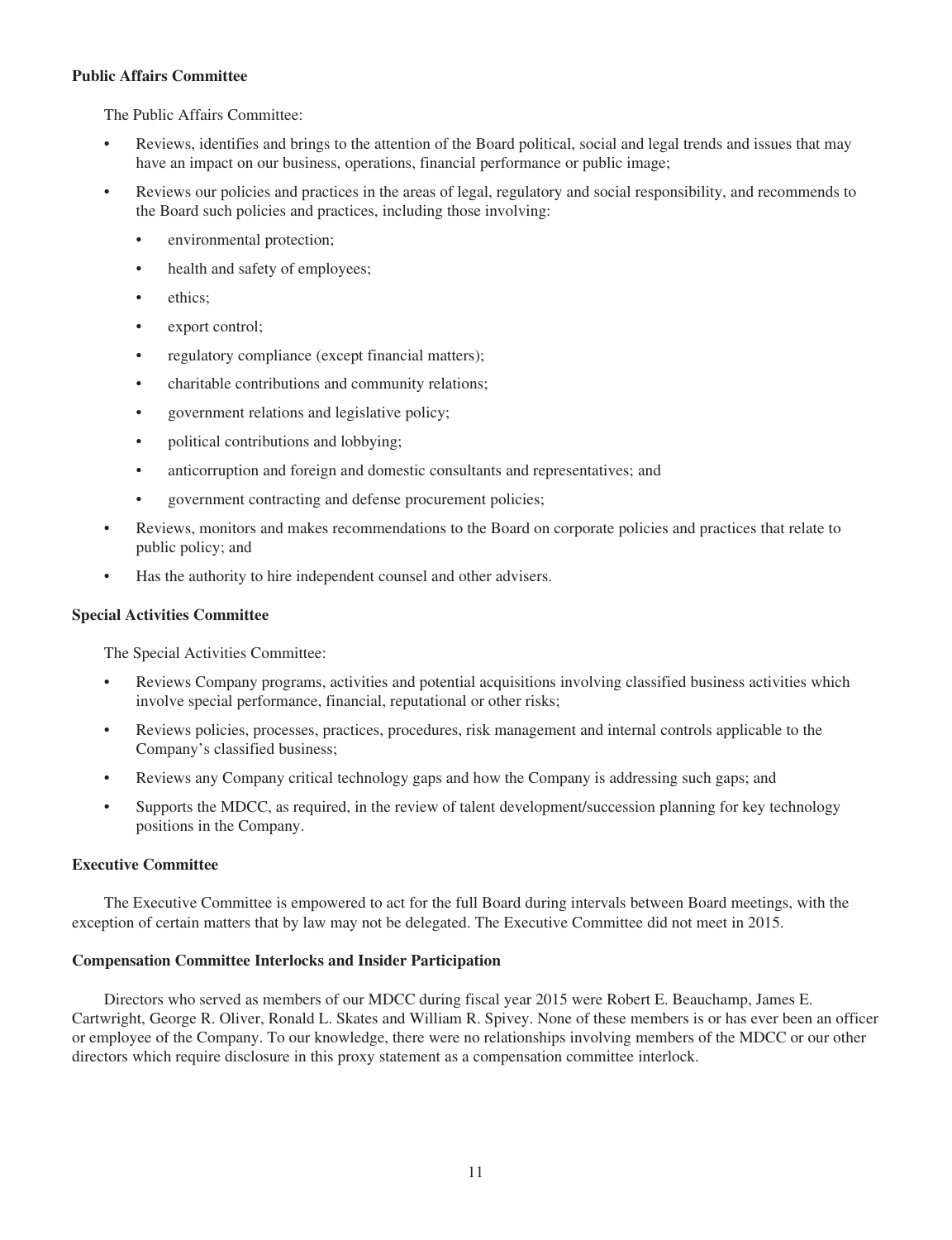**Public Affairs Committee**

The Public Affairs Committee:

- Reviews, identifies and brings to the attention of the Board political, social and legal trends and issues that may have an impact on our business, operations, financial performance or public image;
- Reviews our policies and practices in the areas of legal, regulatory and social responsibility, and recommends to the Board such policies and practices, including those involving:
  - environmental protection;
  - health and safety of employees;
  - ethics;
  - export control;
  - regulatory compliance (except financial matters);
  - charitable contributions and community relations;
  - government relations and legislative policy;
  - political contributions and lobbying;
  - anticorruption and foreign and domestic consultants and representatives; and
  - government contracting and defense procurement policies;
- Reviews, monitors and makes recommendations to the Board on corporate policies and practices that relate to public policy; and
- Has the authority to hire independent counsel and other advisers.

**Special Activities Committee**

The Special Activities Committee:

- Reviews Company programs, activities and potential acquisitions involving classified business activities which involve special performance, financial, reputational or other risks;
- Reviews policies, processes, practices, procedures, risk management and internal controls applicable to the Company's classified business;
- Reviews any Company critical technology gaps and how the Company is addressing such gaps; and
- Supports the MDCC, as required, in the review of talent development/succession planning for key technology positions in the Company.

**Executive Committee**

The Executive Committee is empowered to act for the full Board during intervals between Board meetings, with the exception of certain matters that by law may not be delegated. The Executive Committee did not meet in 2015.

**Compensation Committee Interlocks and Insider Participation**

Directors who served as members of our MDCC during fiscal year 2015 were Robert E. Beauchamp, James E. Cartwright, George R. Oliver, Ronald L. Skates and William R. Spivey. None of these members is or has ever been an officer or employee of the Company. To our knowledge, there were no relationships involving members of the MDCC or our other directors which require disclosure in this proxy statement as a compensation committee interlock.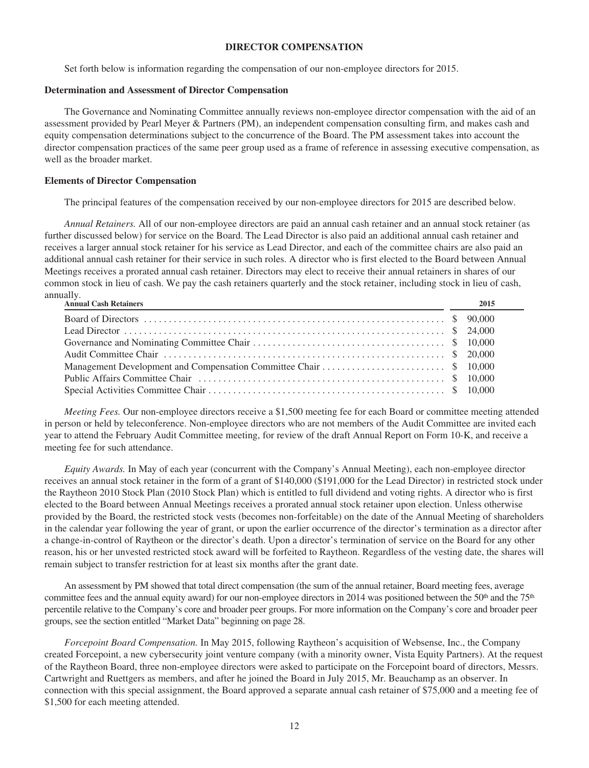## DIRECTOR COMPENSATION

Set forth below is information regarding the compensation of our non-employee directors for 2015.

### Determination and Assessment of Director Compensation

The Governance and Nominating Committee annually reviews non-employee director compensation with the aid of an assessment provided by Pearl Meyer & Partners (PM), an independent compensation consulting firm, and makes cash and equity compensation determinations subject to the concurrence of the Board. The PM assessment takes into account the director compensation practices of the same peer group used as a frame of reference in assessing executive compensation, as well as the broader market.

### Elements of Director Compensation

The principal features of the compensation received by our non-employee directors for 2015 are described below.

*Annual Retainers.* All of our non-employee directors are paid an annual cash retainer and an annual stock retainer (as further discussed below) for service on the Board. The Lead Director is also paid an additional annual cash retainer and receives a larger annual stock retainer for his service as Lead Director, and each of the committee chairs are also paid an additional annual cash retainer for their service in such roles. A director who is first elected to the Board between Annual Meetings receives a prorated annual cash retainer. Directors may elect to receive their annual retainers in shares of our common stock in lieu of cash. We pay the cash retainers quarterly and the stock retainer, including stock in lieu of cash, annually.

| Annual Cash Retainers | 2015 |
|---|---|
| Board of Directors | $ 90,000 |
| Lead Director | $ 24,000 |
| Governance and Nominating Committee Chair | $ 10,000 |
| Audit Committee Chair | $ 20,000 |
| Management Development and Compensation Committee Chair | $ 10,000 |
| Public Affairs Committee Chair | $ 10,000 |
| Special Activities Committee Chair | $ 10,000 |

*Meeting Fees.* Our non-employee directors receive a $1,500 meeting fee for each Board or committee meeting attended in person or held by teleconference. Non-employee directors who are not members of the Audit Committee are invited each year to attend the February Audit Committee meeting, for review of the draft Annual Report on Form 10-K, and receive a meeting fee for such attendance.

*Equity Awards.* In May of each year (concurrent with the Company's Annual Meeting), each non-employee director receives an annual stock retainer in the form of a grant of $140,000 ($191,000 for the Lead Director) in restricted stock under the Raytheon 2010 Stock Plan (2010 Stock Plan) which is entitled to full dividend and voting rights. A director who is first elected to the Board between Annual Meetings receives a prorated annual stock retainer upon election. Unless otherwise provided by the Board, the restricted stock vests (becomes non-forfeitable) on the date of the Annual Meeting of shareholders in the calendar year following the year of grant, or upon the earlier occurrence of the director's termination as a director after a change-in-control of Raytheon or the director's death. Upon a director's termination of service on the Board for any other reason, his or her unvested restricted stock award will be forfeited to Raytheon. Regardless of the vesting date, the shares will remain subject to transfer restriction for at least six months after the grant date.

An assessment by PM showed that total direct compensation (the sum of the annual retainer, Board meeting fees, average committee fees and the annual equity award) for our non-employee directors in 2014 was positioned between the 50th and the 75th percentile relative to the Company's core and broader peer groups. For more information on the Company's core and broader peer groups, see the section entitled "Market Data" beginning on page 28.

*Forcepoint Board Compensation.* In May 2015, following Raytheon's acquisition of Websense, Inc., the Company created Forcepoint, a new cybersecurity joint venture company (with a minority owner, Vista Equity Partners). At the request of the Raytheon Board, three non-employee directors were asked to participate on the Forcepoint board of directors, Messrs. Cartwright and Ruettgers as members, and after he joined the Board in July 2015, Mr. Beauchamp as an observer. In connection with this special assignment, the Board approved a separate annual cash retainer of $75,000 and a meeting fee of $1,500 for each meeting attended.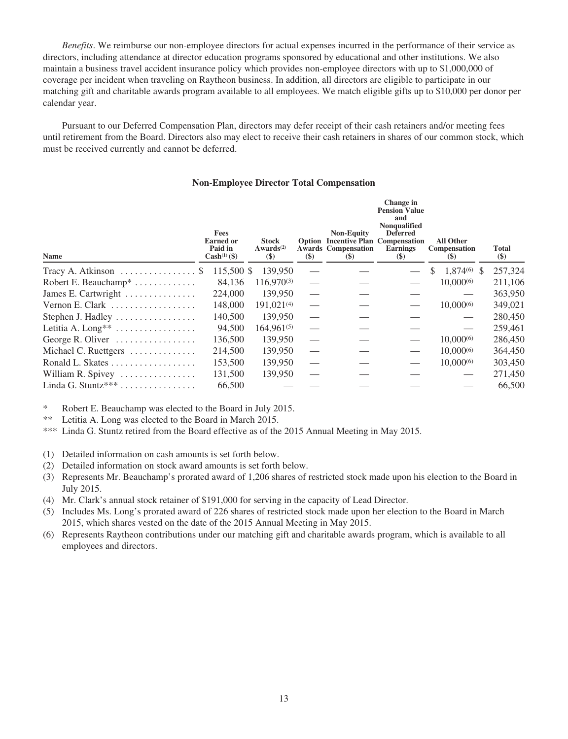*Benefits*. We reimburse our non-employee directors for actual expenses incurred in the performance of their service as directors, including attendance at director education programs sponsored by educational and other institutions. We also maintain a business travel accident insurance policy which provides non-employee directors with up to $1,000,000 of coverage per incident when traveling on Raytheon business. In addition, all directors are eligible to participate in our matching gift and charitable awards program available to all employees. We match eligible gifts up to $10,000 per donor per calendar year.

Pursuant to our Deferred Compensation Plan, directors may defer receipt of their cash retainers and/or meeting fees until retirement from the Board. Directors also may elect to receive their cash retainers in shares of our common stock, which must be received currently and cannot be deferred.

**Non-Employee Director Total Compensation**

| Name | Fees Earned or Paid in Cash(1) ($) | Stock Awards(2) ($) | Option Awards ($) | Non-Equity Incentive Plan Compensation ($) | Change in Pension Value and Nonqualified Deferred Compensation Earnings ($) | All Other Compensation ($) | Total ($) |
|---|---|---|---|---|---|---|---|
| Tracy A. Atkinson | $ 115,500 | $ 139,950 | — | — | — | $ 1,874(6) | $ 257,324 |
| Robert E. Beauchamp* | 84,136 | 116,970(3) | — | — | — | 10,000(6) | 211,106 |
| James E. Cartwright | 224,000 | 139,950 | — | — | — | — | 363,950 |
| Vernon E. Clark | 148,000 | 191,021(4) | — | — | — | 10,000(6) | 349,021 |
| Stephen J. Hadley | 140,500 | 139,950 | — | — | — | — | 280,450 |
| Letitia A. Long** | 94,500 | 164,961(5) | — | — | — | — | 259,461 |
| George R. Oliver | 136,500 | 139,950 | — | — | — | 10,000(6) | 286,450 |
| Michael C. Ruettgers | 214,500 | 139,950 | — | — | — | 10,000(6) | 364,450 |
| Ronald L. Skates | 153,500 | 139,950 | — | — | — | 10,000(6) | 303,450 |
| William R. Spivey | 131,500 | 139,950 | — | — | — | — | 271,450 |
| Linda G. Stuntz*** | 66,500 | — | — | — | — | — | 66,500 |

\* Robert E. Beauchamp was elected to the Board in July 2015.

\*\* Letitia A. Long was elected to the Board in March 2015.

\*\*\* Linda G. Stuntz retired from the Board effective as of the 2015 Annual Meeting in May 2015.

(1) Detailed information on cash amounts is set forth below.

(2) Detailed information on stock award amounts is set forth below.

(3) Represents Mr. Beauchamp's prorated award of 1,206 shares of restricted stock made upon his election to the Board in July 2015.

(4) Mr. Clark's annual stock retainer of $191,000 for serving in the capacity of Lead Director.

(5) Includes Ms. Long's prorated award of 226 shares of restricted stock made upon her election to the Board in March 2015, which shares vested on the date of the 2015 Annual Meeting in May 2015.

(6) Represents Raytheon contributions under our matching gift and charitable awards program, which is available to all employees and directors.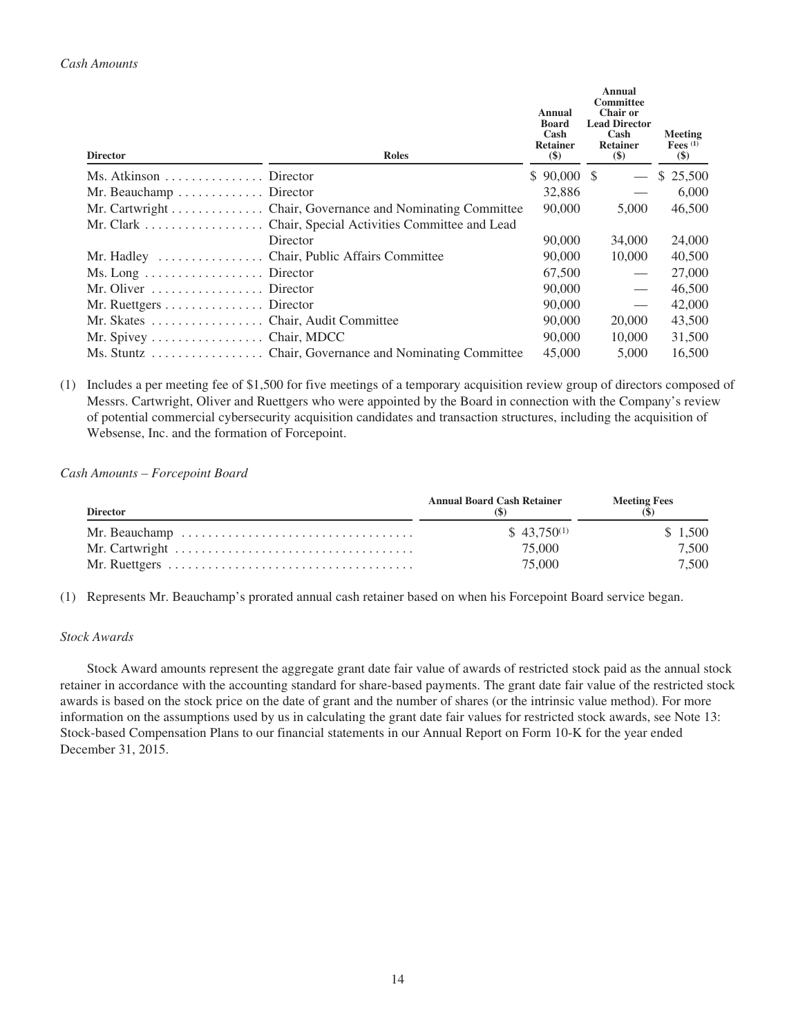*Cash Amounts*

| Director | Roles | Annual Board Cash Retainer ($) | Annual Committee Chair or Lead Director Cash Retainer ($) | Meeting Fees (1) ($) |
|---|---|---|---|---|
| Ms. Atkinson | Director | $ 90,000 | $ — | $ 25,500 |
| Mr. Beauchamp | Director | 32,886 | — | 6,000 |
| Mr. Cartwright | Chair, Governance and Nominating Committee | 90,000 | 5,000 | 46,500 |
| Mr. Clark | Chair, Special Activities Committee and Lead Director | 90,000 | 34,000 | 24,000 |
| Mr. Hadley | Chair, Public Affairs Committee | 90,000 | 10,000 | 40,500 |
| Ms. Long | Director | 67,500 | — | 27,000 |
| Mr. Oliver | Director | 90,000 | — | 46,500 |
| Mr. Ruettgers | Director | 90,000 | — | 42,000 |
| Mr. Skates | Chair, Audit Committee | 90,000 | 20,000 | 43,500 |
| Mr. Spivey | Chair, MDCC | 90,000 | 10,000 | 31,500 |
| Ms. Stuntz | Chair, Governance and Nominating Committee | 45,000 | 5,000 | 16,500 |

(1) Includes a per meeting fee of $1,500 for five meetings of a temporary acquisition review group of directors composed of Messrs. Cartwright, Oliver and Ruettgers who were appointed by the Board in connection with the Company's review of potential commercial cybersecurity acquisition candidates and transaction structures, including the acquisition of Websense, Inc. and the formation of Forcepoint.

*Cash Amounts – Forcepoint Board*

| Director | Annual Board Cash Retainer ($) | Meeting Fees ($) |
|---|---|---|
| Mr. Beauchamp | $ 43,750(1) | $ 1,500 |
| Mr. Cartwright | 75,000 | 7,500 |
| Mr. Ruettgers | 75,000 | 7,500 |

(1) Represents Mr. Beauchamp's prorated annual cash retainer based on when his Forcepoint Board service began.

*Stock Awards*

Stock Award amounts represent the aggregate grant date fair value of awards of restricted stock paid as the annual stock retainer in accordance with the accounting standard for share-based payments. The grant date fair value of the restricted stock awards is based on the stock price on the date of grant and the number of shares (or the intrinsic value method). For more information on the assumptions used by us in calculating the grant date fair values for restricted stock awards, see Note 13: Stock-based Compensation Plans to our financial statements in our Annual Report on Form 10-K for the year ended December 31, 2015.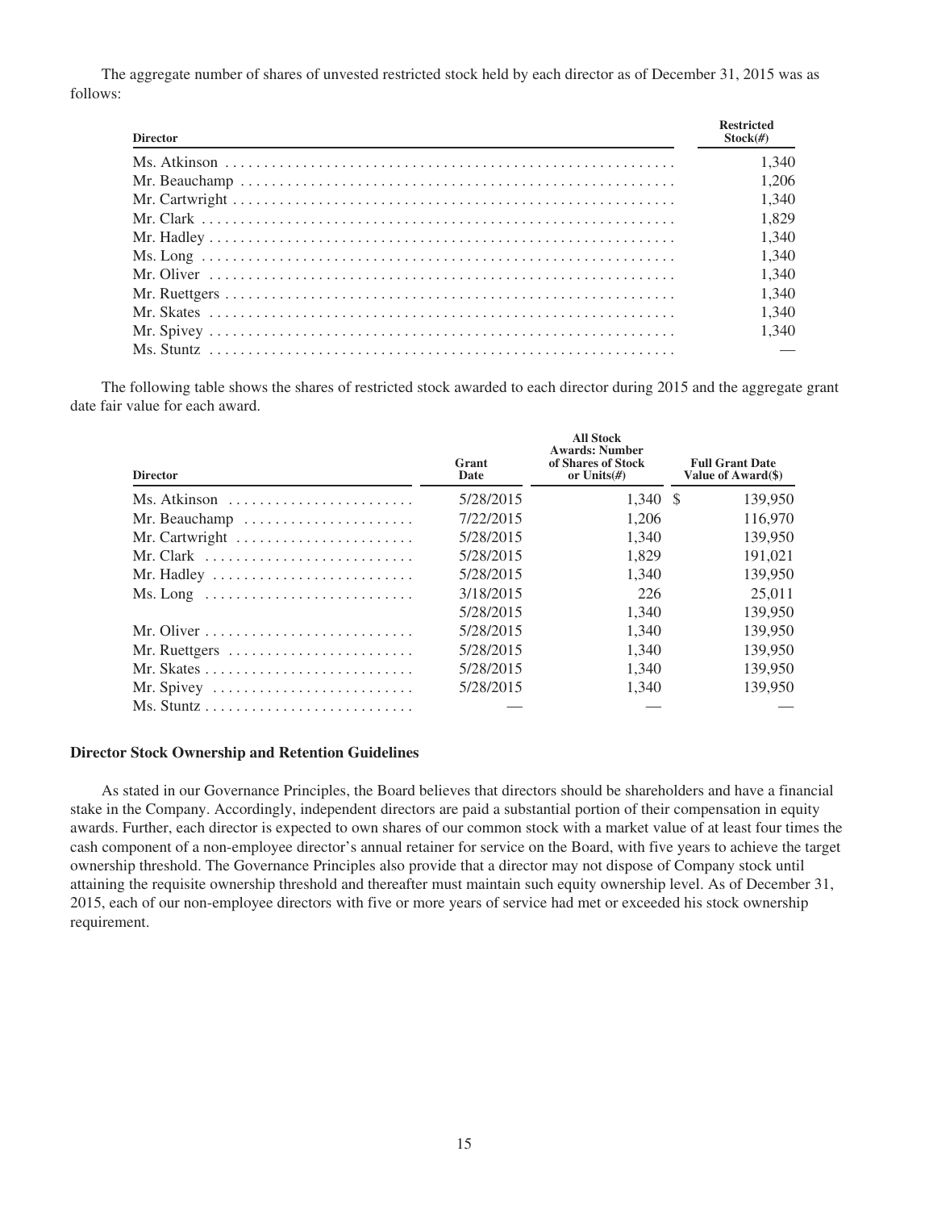The aggregate number of shares of unvested restricted stock held by each director as of December 31, 2015 was as follows:

| Director | Restricted Stock(#) |
|---|---|
| Ms. Atkinson | 1,340 |
| Mr. Beauchamp | 1,206 |
| Mr. Cartwright | 1,340 |
| Mr. Clark | 1,829 |
| Mr. Hadley | 1,340 |
| Ms. Long | 1,340 |
| Mr. Oliver | 1,340 |
| Mr. Ruettgers | 1,340 |
| Mr. Skates | 1,340 |
| Mr. Spivey | 1,340 |
| Ms. Stuntz | — |

The following table shows the shares of restricted stock awarded to each director during 2015 and the aggregate grant date fair value for each award.

| Director | Grant Date | All Stock Awards: Number of Shares of Stock or Units(#) | Full Grant Date Value of Award($) |
|---|---|---|---|
| Ms. Atkinson | 5/28/2015 | 1,340 | $ 139,950 |
| Mr. Beauchamp | 7/22/2015 | 1,206 | 116,970 |
| Mr. Cartwright | 5/28/2015 | 1,340 | 139,950 |
| Mr. Clark | 5/28/2015 | 1,829 | 191,021 |
| Mr. Hadley | 5/28/2015 | 1,340 | 139,950 |
| Ms. Long | 3/18/2015 | 226 | 25,011 |
| | 5/28/2015 | 1,340 | 139,950 |
| Mr. Oliver | 5/28/2015 | 1,340 | 139,950 |
| Mr. Ruettgers | 5/28/2015 | 1,340 | 139,950 |
| Mr. Skates | 5/28/2015 | 1,340 | 139,950 |
| Mr. Spivey | 5/28/2015 | 1,340 | 139,950 |
| Ms. Stuntz | — | — | — |

**Director Stock Ownership and Retention Guidelines**

As stated in our Governance Principles, the Board believes that directors should be shareholders and have a financial stake in the Company. Accordingly, independent directors are paid a substantial portion of their compensation in equity awards. Further, each director is expected to own shares of our common stock with a market value of at least four times the cash component of a non-employee director's annual retainer for service on the Board, with five years to achieve the target ownership threshold. The Governance Principles also provide that a director may not dispose of Company stock until attaining the requisite ownership threshold and thereafter must maintain such equity ownership level. As of December 31, 2015, each of our non-employee directors with five or more years of service had met or exceeded his stock ownership requirement.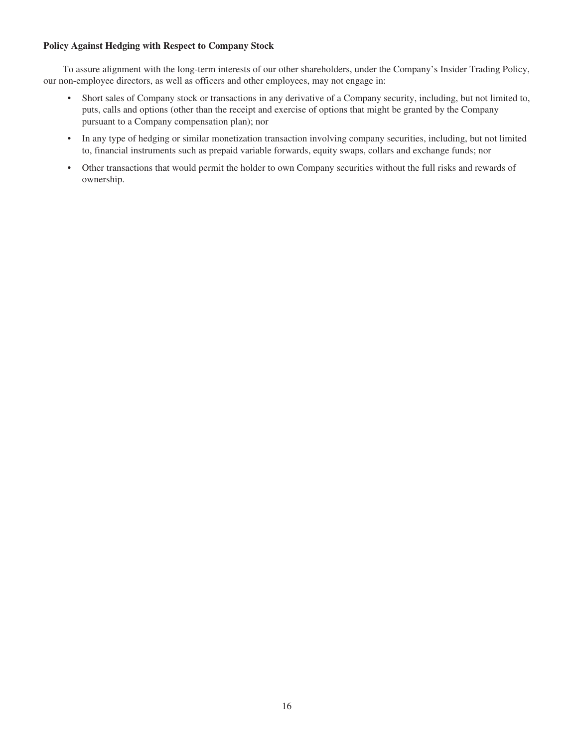**Policy Against Hedging with Respect to Company Stock**

To assure alignment with the long-term interests of our other shareholders, under the Company's Insider Trading Policy, our non-employee directors, as well as officers and other employees, may not engage in:

- Short sales of Company stock or transactions in any derivative of a Company security, including, but not limited to, puts, calls and options (other than the receipt and exercise of options that might be granted by the Company pursuant to a Company compensation plan); nor
- In any type of hedging or similar monetization transaction involving company securities, including, but not limited to, financial instruments such as prepaid variable forwards, equity swaps, collars and exchange funds; nor
- Other transactions that would permit the holder to own Company securities without the full risks and rewards of ownership.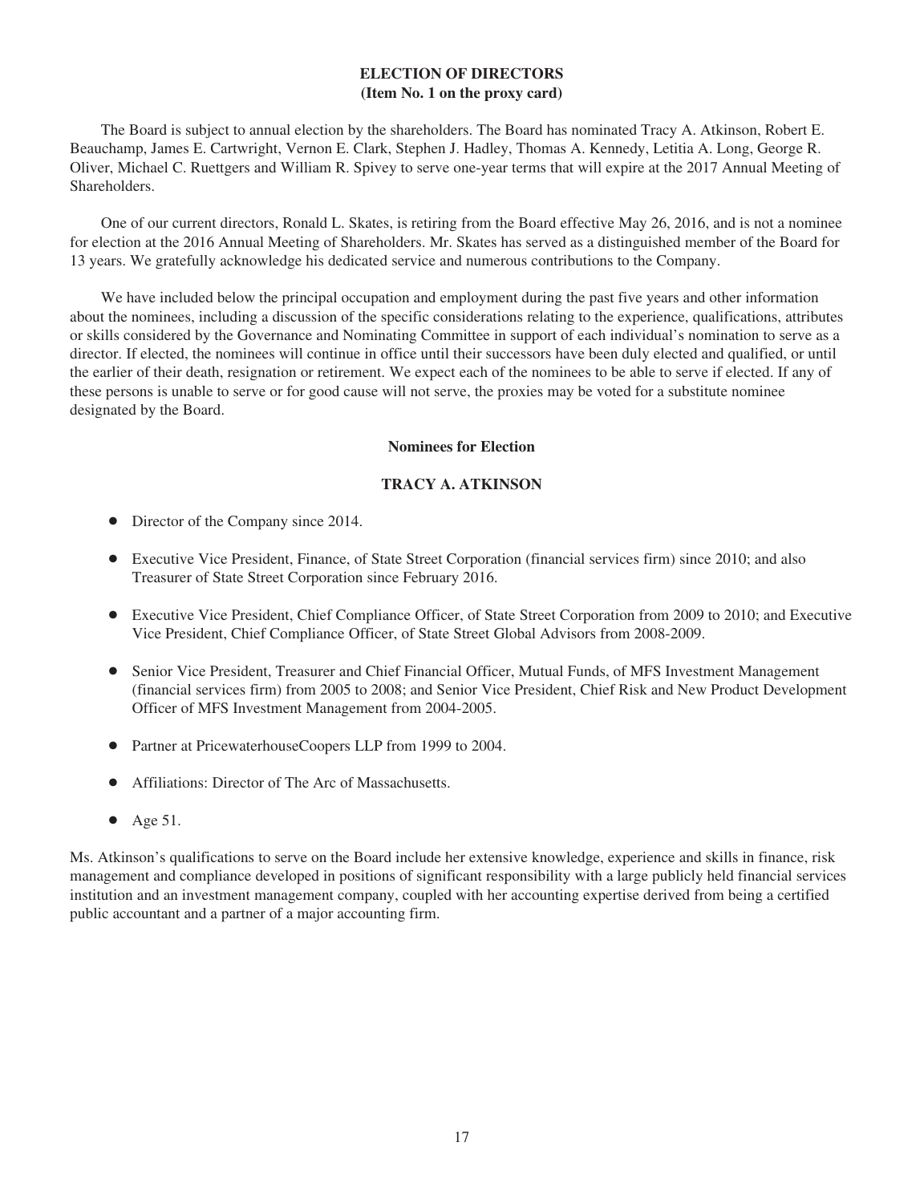## ELECTION OF DIRECTORS
**(Item No. 1 on the proxy card)**

The Board is subject to annual election by the shareholders. The Board has nominated Tracy A. Atkinson, Robert E. Beauchamp, James E. Cartwright, Vernon E. Clark, Stephen J. Hadley, Thomas A. Kennedy, Letitia A. Long, George R. Oliver, Michael C. Ruettgers and William R. Spivey to serve one-year terms that will expire at the 2017 Annual Meeting of Shareholders.

One of our current directors, Ronald L. Skates, is retiring from the Board effective May 26, 2016, and is not a nominee for election at the 2016 Annual Meeting of Shareholders. Mr. Skates has served as a distinguished member of the Board for 13 years. We gratefully acknowledge his dedicated service and numerous contributions to the Company.

We have included below the principal occupation and employment during the past five years and other information about the nominees, including a discussion of the specific considerations relating to the experience, qualifications, attributes or skills considered by the Governance and Nominating Committee in support of each individual's nomination to serve as a director. If elected, the nominees will continue in office until their successors have been duly elected and qualified, or until the earlier of their death, resignation or retirement. We expect each of the nominees to be able to serve if elected. If any of these persons is unable to serve or for good cause will not serve, the proxies may be voted for a substitute nominee designated by the Board.

### Nominees for Election

#### TRACY A. ATKINSON

- Director of the Company since 2014.
- Executive Vice President, Finance, of State Street Corporation (financial services firm) since 2010; and also Treasurer of State Street Corporation since February 2016.
- Executive Vice President, Chief Compliance Officer, of State Street Corporation from 2009 to 2010; and Executive Vice President, Chief Compliance Officer, of State Street Global Advisors from 2008-2009.
- Senior Vice President, Treasurer and Chief Financial Officer, Mutual Funds, of MFS Investment Management (financial services firm) from 2005 to 2008; and Senior Vice President, Chief Risk and New Product Development Officer of MFS Investment Management from 2004-2005.
- Partner at PricewaterhouseCoopers LLP from 1999 to 2004.
- Affiliations: Director of The Arc of Massachusetts.
- Age 51.

Ms. Atkinson's qualifications to serve on the Board include her extensive knowledge, experience and skills in finance, risk management and compliance developed in positions of significant responsibility with a large publicly held financial services institution and an investment management company, coupled with her accounting expertise derived from being a certified public accountant and a partner of a major accounting firm.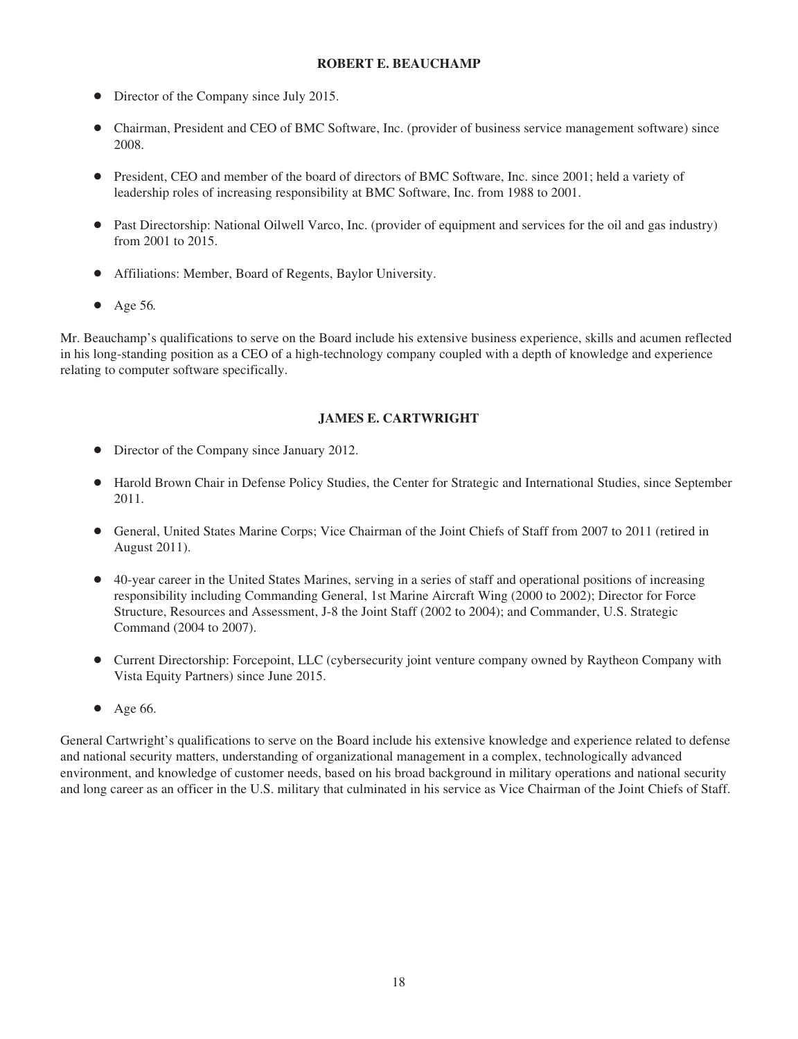**ROBERT E. BEAUCHAMP**

- Director of the Company since July 2015.
- Chairman, President and CEO of BMC Software, Inc. (provider of business service management software) since 2008.
- President, CEO and member of the board of directors of BMC Software, Inc. since 2001; held a variety of leadership roles of increasing responsibility at BMC Software, Inc. from 1988 to 2001.
- Past Directorship: National Oilwell Varco, Inc. (provider of equipment and services for the oil and gas industry) from 2001 to 2015.
- Affiliations: Member, Board of Regents, Baylor University.
- Age 56.

Mr. Beauchamp's qualifications to serve on the Board include his extensive business experience, skills and acumen reflected in his long-standing position as a CEO of a high-technology company coupled with a depth of knowledge and experience relating to computer software specifically.

**JAMES E. CARTWRIGHT**

- Director of the Company since January 2012.
- Harold Brown Chair in Defense Policy Studies, the Center for Strategic and International Studies, since September 2011.
- General, United States Marine Corps; Vice Chairman of the Joint Chiefs of Staff from 2007 to 2011 (retired in August 2011).
- 40-year career in the United States Marines, serving in a series of staff and operational positions of increasing responsibility including Commanding General, 1st Marine Aircraft Wing (2000 to 2002); Director for Force Structure, Resources and Assessment, J-8 the Joint Staff (2002 to 2004); and Commander, U.S. Strategic Command (2004 to 2007).
- Current Directorship: Forcepoint, LLC (cybersecurity joint venture company owned by Raytheon Company with Vista Equity Partners) since June 2015.
- Age 66.

General Cartwright's qualifications to serve on the Board include his extensive knowledge and experience related to defense and national security matters, understanding of organizational management in a complex, technologically advanced environment, and knowledge of customer needs, based on his broad background in military operations and national security and long career as an officer in the U.S. military that culminated in his service as Vice Chairman of the Joint Chiefs of Staff.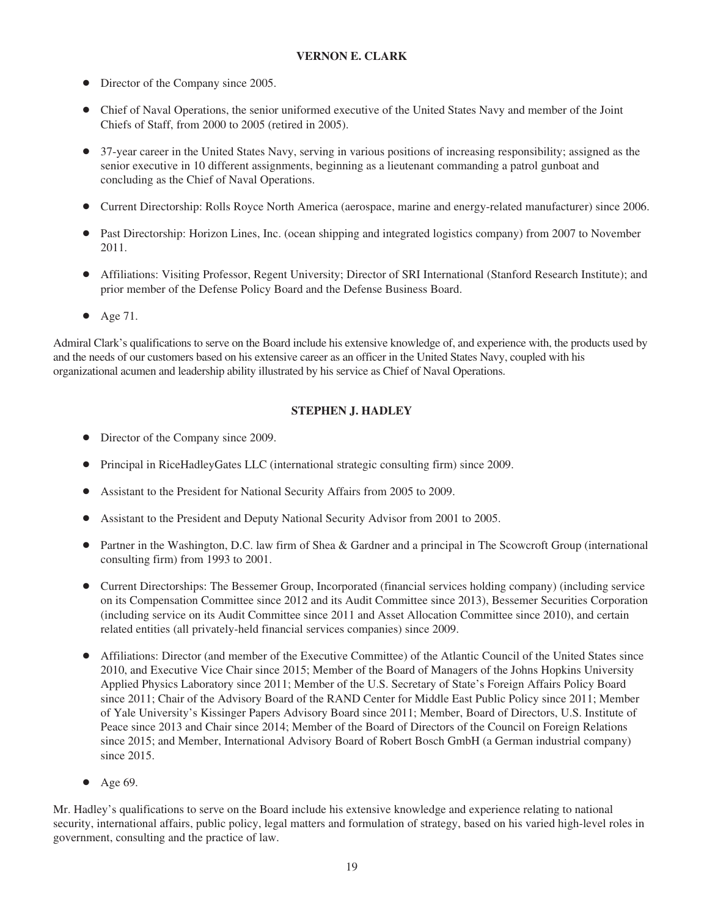**VERNON E. CLARK**

- Director of the Company since 2005.
- Chief of Naval Operations, the senior uniformed executive of the United States Navy and member of the Joint Chiefs of Staff, from 2000 to 2005 (retired in 2005).
- 37-year career in the United States Navy, serving in various positions of increasing responsibility; assigned as the senior executive in 10 different assignments, beginning as a lieutenant commanding a patrol gunboat and concluding as the Chief of Naval Operations.
- Current Directorship: Rolls Royce North America (aerospace, marine and energy-related manufacturer) since 2006.
- Past Directorship: Horizon Lines, Inc. (ocean shipping and integrated logistics company) from 2007 to November 2011.
- Affiliations: Visiting Professor, Regent University; Director of SRI International (Stanford Research Institute); and prior member of the Defense Policy Board and the Defense Business Board.
- Age 71.

Admiral Clark's qualifications to serve on the Board include his extensive knowledge of, and experience with, the products used by and the needs of our customers based on his extensive career as an officer in the United States Navy, coupled with his organizational acumen and leadership ability illustrated by his service as Chief of Naval Operations.

**STEPHEN J. HADLEY**

- Director of the Company since 2009.
- Principal in RiceHadleyGates LLC (international strategic consulting firm) since 2009.
- Assistant to the President for National Security Affairs from 2005 to 2009.
- Assistant to the President and Deputy National Security Advisor from 2001 to 2005.
- Partner in the Washington, D.C. law firm of Shea & Gardner and a principal in The Scowcroft Group (international consulting firm) from 1993 to 2001.
- Current Directorships: The Bessemer Group, Incorporated (financial services holding company) (including service on its Compensation Committee since 2012 and its Audit Committee since 2013), Bessemer Securities Corporation (including service on its Audit Committee since 2011 and Asset Allocation Committee since 2010), and certain related entities (all privately-held financial services companies) since 2009.
- Affiliations: Director (and member of the Executive Committee) of the Atlantic Council of the United States since 2010, and Executive Vice Chair since 2015; Member of the Board of Managers of the Johns Hopkins University Applied Physics Laboratory since 2011; Member of the U.S. Secretary of State's Foreign Affairs Policy Board since 2011; Chair of the Advisory Board of the RAND Center for Middle East Public Policy since 2011; Member of Yale University's Kissinger Papers Advisory Board since 2011; Member, Board of Directors, U.S. Institute of Peace since 2013 and Chair since 2014; Member of the Board of Directors of the Council on Foreign Relations since 2015; and Member, International Advisory Board of Robert Bosch GmbH (a German industrial company) since 2015.
- Age 69.

Mr. Hadley's qualifications to serve on the Board include his extensive knowledge and experience relating to national security, international affairs, public policy, legal matters and formulation of strategy, based on his varied high-level roles in government, consulting and the practice of law.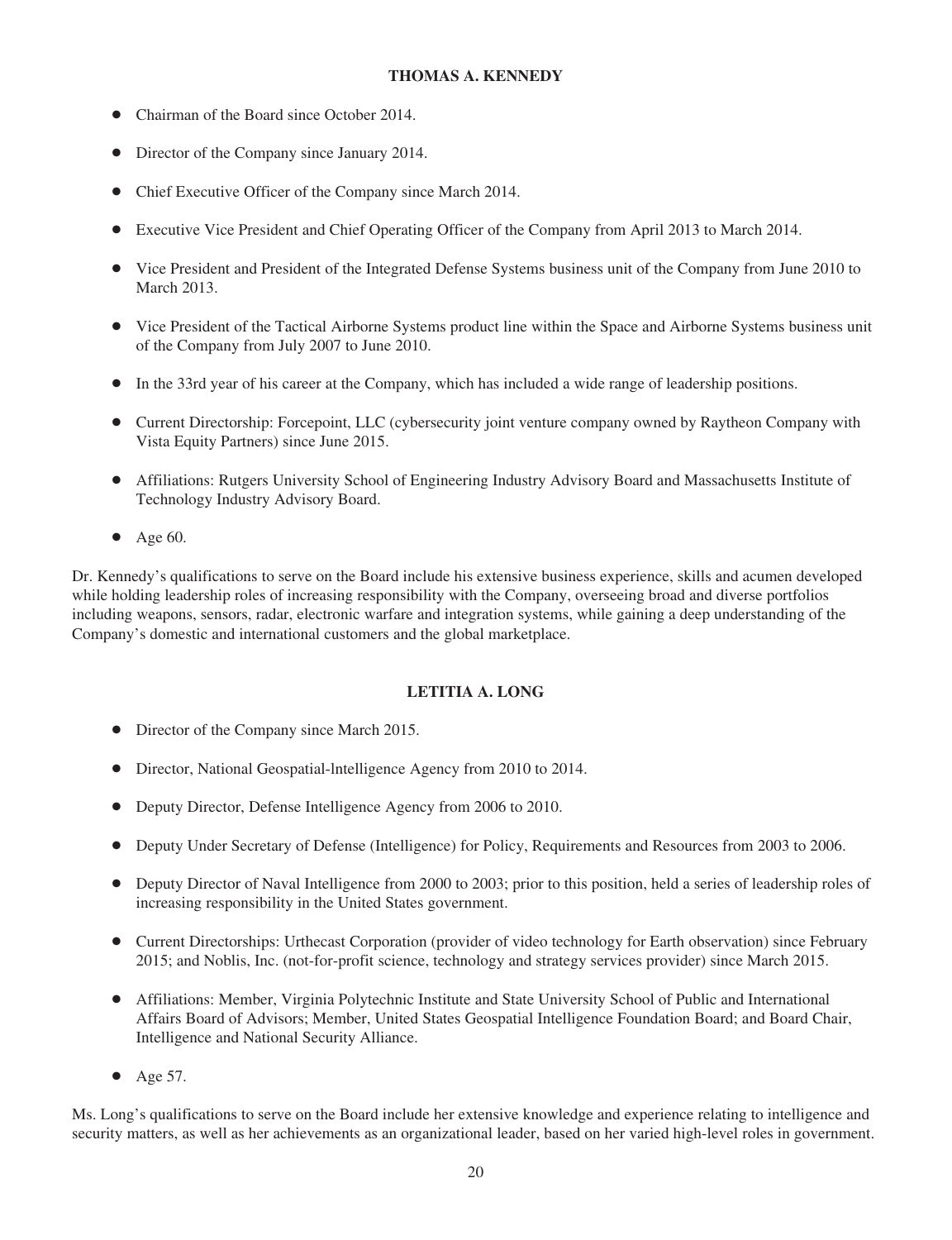### THOMAS A. KENNEDY

- Chairman of the Board since October 2014.
- Director of the Company since January 2014.
- Chief Executive Officer of the Company since March 2014.
- Executive Vice President and Chief Operating Officer of the Company from April 2013 to March 2014.
- Vice President and President of the Integrated Defense Systems business unit of the Company from June 2010 to March 2013.
- Vice President of the Tactical Airborne Systems product line within the Space and Airborne Systems business unit of the Company from July 2007 to June 2010.
- In the 33rd year of his career at the Company, which has included a wide range of leadership positions.
- Current Directorship: Forcepoint, LLC (cybersecurity joint venture company owned by Raytheon Company with Vista Equity Partners) since June 2015.
- Affiliations: Rutgers University School of Engineering Industry Advisory Board and Massachusetts Institute of Technology Industry Advisory Board.
- Age 60.

Dr. Kennedy's qualifications to serve on the Board include his extensive business experience, skills and acumen developed while holding leadership roles of increasing responsibility with the Company, overseeing broad and diverse portfolios including weapons, sensors, radar, electronic warfare and integration systems, while gaining a deep understanding of the Company's domestic and international customers and the global marketplace.

### LETITIA A. LONG

- Director of the Company since March 2015.
- Director, National Geospatial-Intelligence Agency from 2010 to 2014.
- Deputy Director, Defense Intelligence Agency from 2006 to 2010.
- Deputy Under Secretary of Defense (Intelligence) for Policy, Requirements and Resources from 2003 to 2006.
- Deputy Director of Naval Intelligence from 2000 to 2003; prior to this position, held a series of leadership roles of increasing responsibility in the United States government.
- Current Directorships: Urthecast Corporation (provider of video technology for Earth observation) since February 2015; and Noblis, Inc. (not-for-profit science, technology and strategy services provider) since March 2015.
- Affiliations: Member, Virginia Polytechnic Institute and State University School of Public and International Affairs Board of Advisors; Member, United States Geospatial Intelligence Foundation Board; and Board Chair, Intelligence and National Security Alliance.
- Age 57.

Ms. Long's qualifications to serve on the Board include her extensive knowledge and experience relating to intelligence and security matters, as well as her achievements as an organizational leader, based on her varied high-level roles in government.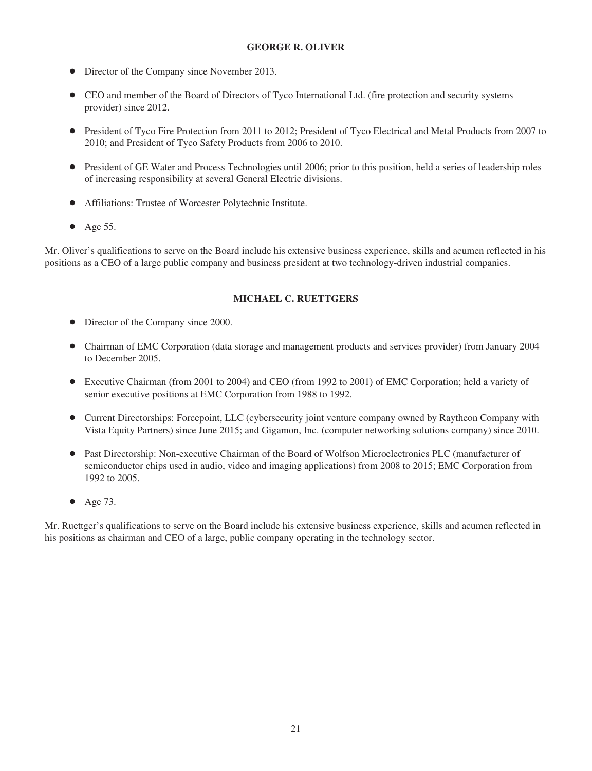**GEORGE R. OLIVER**

- Director of the Company since November 2013.
- CEO and member of the Board of Directors of Tyco International Ltd. (fire protection and security systems provider) since 2012.
- President of Tyco Fire Protection from 2011 to 2012; President of Tyco Electrical and Metal Products from 2007 to 2010; and President of Tyco Safety Products from 2006 to 2010.
- President of GE Water and Process Technologies until 2006; prior to this position, held a series of leadership roles of increasing responsibility at several General Electric divisions.
- Affiliations: Trustee of Worcester Polytechnic Institute.
- Age 55.

Mr. Oliver's qualifications to serve on the Board include his extensive business experience, skills and acumen reflected in his positions as a CEO of a large public company and business president at two technology-driven industrial companies.

**MICHAEL C. RUETTGERS**

- Director of the Company since 2000.
- Chairman of EMC Corporation (data storage and management products and services provider) from January 2004 to December 2005.
- Executive Chairman (from 2001 to 2004) and CEO (from 1992 to 2001) of EMC Corporation; held a variety of senior executive positions at EMC Corporation from 1988 to 1992.
- Current Directorships: Forcepoint, LLC (cybersecurity joint venture company owned by Raytheon Company with Vista Equity Partners) since June 2015; and Gigamon, Inc. (computer networking solutions company) since 2010.
- Past Directorship: Non-executive Chairman of the Board of Wolfson Microelectronics PLC (manufacturer of semiconductor chips used in audio, video and imaging applications) from 2008 to 2015; EMC Corporation from 1992 to 2005.
- Age 73.

Mr. Ruettger's qualifications to serve on the Board include his extensive business experience, skills and acumen reflected in his positions as chairman and CEO of a large, public company operating in the technology sector.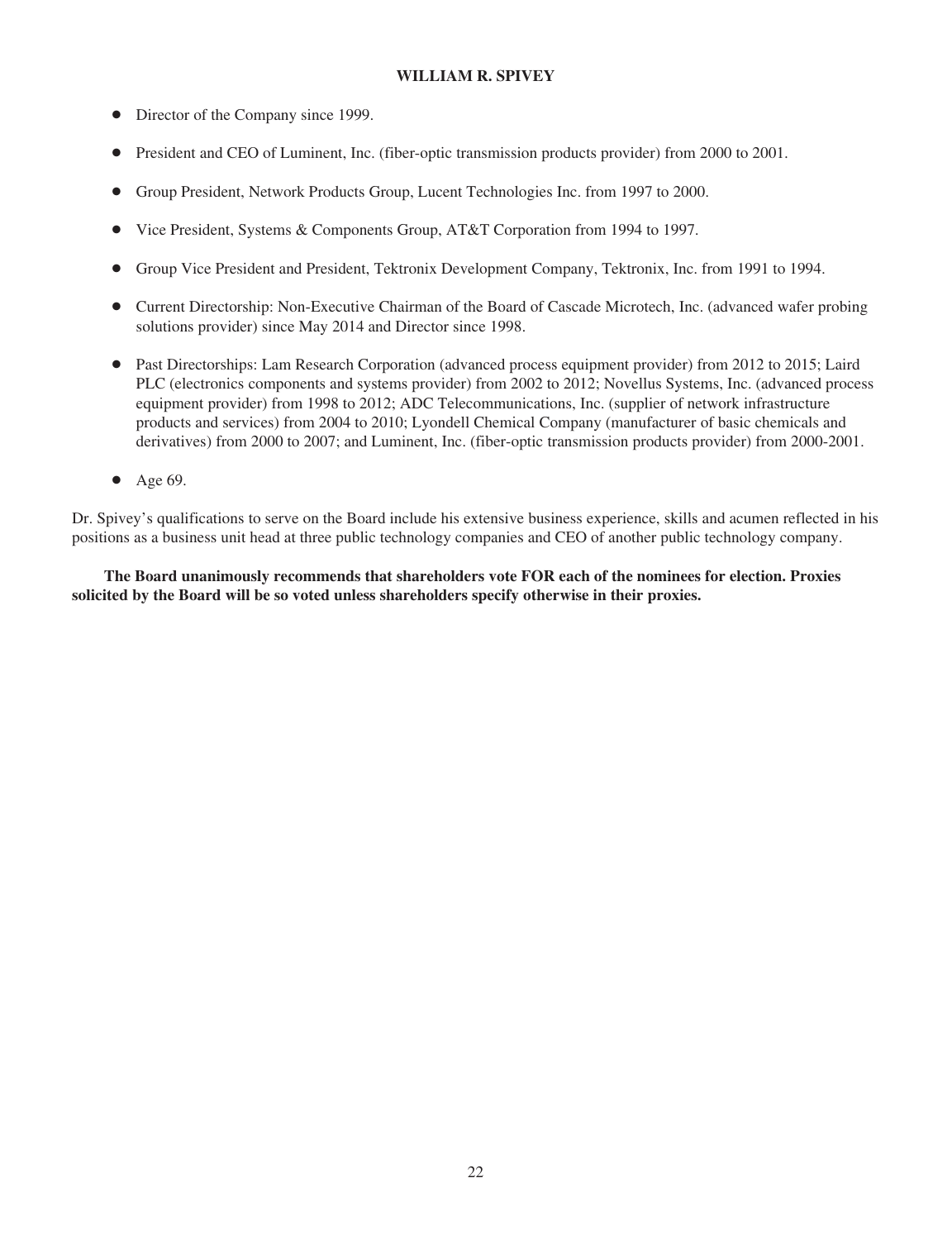### WILLIAM R. SPIVEY

- Director of the Company since 1999.
- President and CEO of Luminent, Inc. (fiber-optic transmission products provider) from 2000 to 2001.
- Group President, Network Products Group, Lucent Technologies Inc. from 1997 to 2000.
- Vice President, Systems & Components Group, AT&T Corporation from 1994 to 1997.
- Group Vice President and President, Tektronix Development Company, Tektronix, Inc. from 1991 to 1994.
- Current Directorship: Non-Executive Chairman of the Board of Cascade Microtech, Inc. (advanced wafer probing solutions provider) since May 2014 and Director since 1998.
- Past Directorships: Lam Research Corporation (advanced process equipment provider) from 2012 to 2015; Laird PLC (electronics components and systems provider) from 2002 to 2012; Novellus Systems, Inc. (advanced process equipment provider) from 1998 to 2012; ADC Telecommunications, Inc. (supplier of network infrastructure products and services) from 2004 to 2010; Lyondell Chemical Company (manufacturer of basic chemicals and derivatives) from 2000 to 2007; and Luminent, Inc. (fiber-optic transmission products provider) from 2000-2001.
- Age 69.

Dr. Spivey's qualifications to serve on the Board include his extensive business experience, skills and acumen reflected in his positions as a business unit head at three public technology companies and CEO of another public technology company.

**The Board unanimously recommends that shareholders vote FOR each of the nominees for election. Proxies solicited by the Board will be so voted unless shareholders specify otherwise in their proxies.**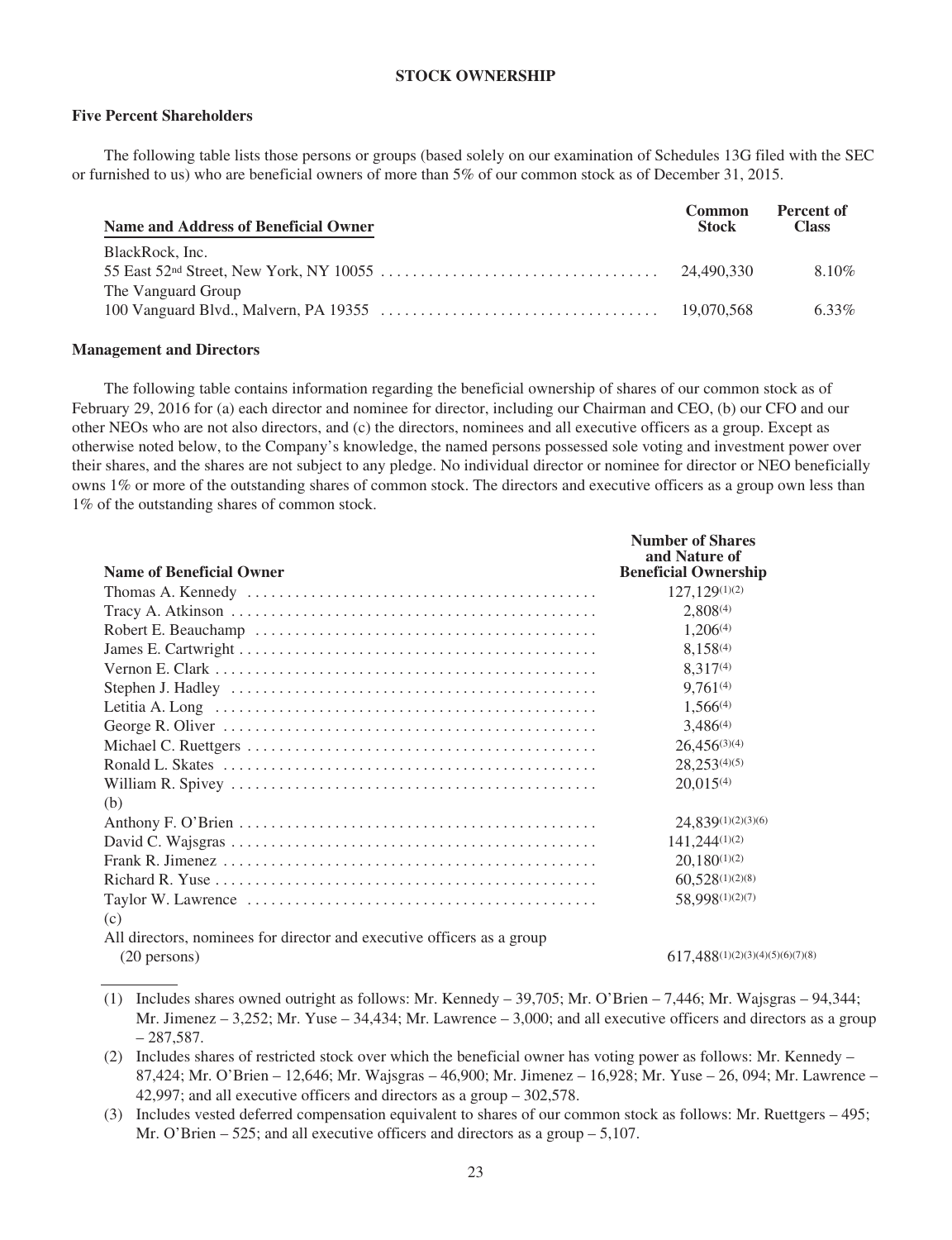## STOCK OWNERSHIP

### Five Percent Shareholders

The following table lists those persons or groups (based solely on our examination of Schedules 13G filed with the SEC or furnished to us) who are beneficial owners of more than 5% of our common stock as of December 31, 2015.

| Name and Address of Beneficial Owner | Common Stock | Percent of Class |
|---|---|---|
| BlackRock, Inc. | | |
| 55 East 52nd Street, New York, NY 10055 | 24,490,330 | 8.10% |
| The Vanguard Group | | |
| 100 Vanguard Blvd., Malvern, PA 19355 | 19,070,568 | 6.33% |

### Management and Directors

The following table contains information regarding the beneficial ownership of shares of our common stock as of February 29, 2016 for (a) each director and nominee for director, including our Chairman and CEO, (b) our CFO and our other NEOs who are not also directors, and (c) the directors, nominees and all executive officers as a group. Except as otherwise noted below, to the Company's knowledge, the named persons possessed sole voting and investment power over their shares, and the shares are not subject to any pledge. No individual director or nominee for director or NEO beneficially owns 1% or more of the outstanding shares of common stock. The directors and executive officers as a group own less than 1% of the outstanding shares of common stock.

| Name of Beneficial Owner | Number of Shares and Nature of Beneficial Ownership |
|---|---|
| Thomas A. Kennedy | 127,129(1)(2) |
| Tracy A. Atkinson | 2,808(4) |
| Robert E. Beauchamp | 1,206(4) |
| James E. Cartwright | 8,158(4) |
| Vernon E. Clark | 8,317(4) |
| Stephen J. Hadley | 9,761(4) |
| Letitia A. Long | 1,566(4) |
| George R. Oliver | 3,486(4) |
| Michael C. Ruettgers | 26,456(3)(4) |
| Ronald L. Skates | 28,253(4)(5) |
| William R. Spivey | 20,015(4) |
| (b) | |
| Anthony F. O'Brien | 24,839(1)(2)(3)(6) |
| David C. Wajsgras | 141,244(1)(2) |
| Frank R. Jimenez | 20,180(1)(2) |
| Richard R. Yuse | 60,528(1)(2)(8) |
| Taylor W. Lawrence | 58,998(1)(2)(7) |
| (c) | |
| All directors, nominees for director and executive officers as a group (20 persons) | 617,488(1)(2)(3)(4)(5)(6)(7)(8) |

(1) Includes shares owned outright as follows: Mr. Kennedy – 39,705; Mr. O'Brien – 7,446; Mr. Wajsgras – 94,344; Mr. Jimenez – 3,252; Mr. Yuse – 34,434; Mr. Lawrence – 3,000; and all executive officers and directors as a group – 287,587.

(2) Includes shares of restricted stock over which the beneficial owner has voting power as follows: Mr. Kennedy – 87,424; Mr. O'Brien – 12,646; Mr. Wajsgras – 46,900; Mr. Jimenez – 16,928; Mr. Yuse – 26, 094; Mr. Lawrence – 42,997; and all executive officers and directors as a group – 302,578.

(3) Includes vested deferred compensation equivalent to shares of our common stock as follows: Mr. Ruettgers – 495; Mr. O'Brien – 525; and all executive officers and directors as a group – 5,107.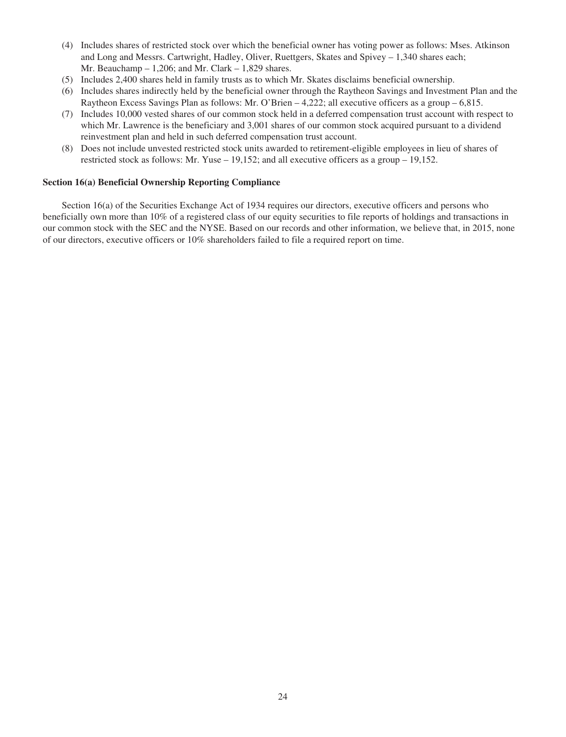(4) Includes shares of restricted stock over which the beneficial owner has voting power as follows: Mses. Atkinson and Long and Messrs. Cartwright, Hadley, Oliver, Ruettgers, Skates and Spivey – 1,340 shares each; Mr. Beauchamp – 1,206; and Mr. Clark – 1,829 shares.

(5) Includes 2,400 shares held in family trusts as to which Mr. Skates disclaims beneficial ownership.

(6) Includes shares indirectly held by the beneficial owner through the Raytheon Savings and Investment Plan and the Raytheon Excess Savings Plan as follows: Mr. O'Brien – 4,222; all executive officers as a group – 6,815.

(7) Includes 10,000 vested shares of our common stock held in a deferred compensation trust account with respect to which Mr. Lawrence is the beneficiary and 3,001 shares of our common stock acquired pursuant to a dividend reinvestment plan and held in such deferred compensation trust account.

(8) Does not include unvested restricted stock units awarded to retirement-eligible employees in lieu of shares of restricted stock as follows: Mr. Yuse – 19,152; and all executive officers as a group – 19,152.

**Section 16(a) Beneficial Ownership Reporting Compliance**

Section 16(a) of the Securities Exchange Act of 1934 requires our directors, executive officers and persons who beneficially own more than 10% of a registered class of our equity securities to file reports of holdings and transactions in our common stock with the SEC and the NYSE. Based on our records and other information, we believe that, in 2015, none of our directors, executive officers or 10% shareholders failed to file a required report on time.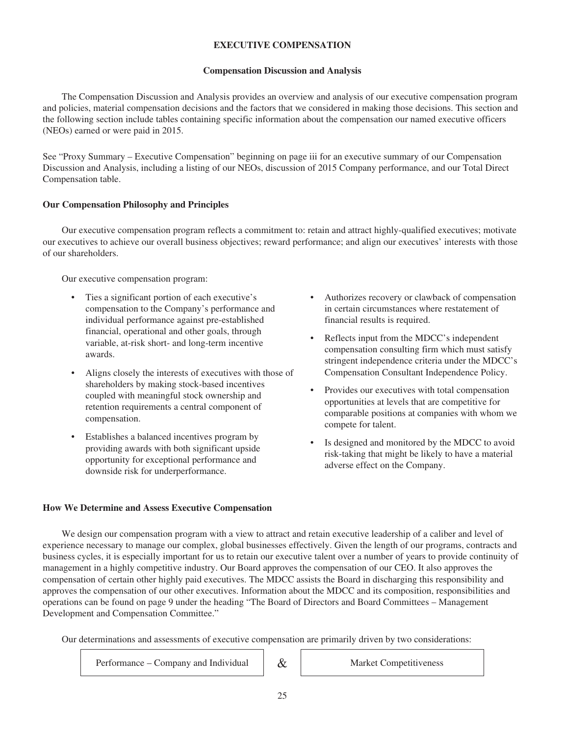## EXECUTIVE COMPENSATION

### Compensation Discussion and Analysis

The Compensation Discussion and Analysis provides an overview and analysis of our executive compensation program and policies, material compensation decisions and the factors that we considered in making those decisions. This section and the following section include tables containing specific information about the compensation our named executive officers (NEOs) earned or were paid in 2015.

See "Proxy Summary – Executive Compensation" beginning on page iii for an executive summary of our Compensation Discussion and Analysis, including a listing of our NEOs, discussion of 2015 Company performance, and our Total Direct Compensation table.

#### Our Compensation Philosophy and Principles

Our executive compensation program reflects a commitment to: retain and attract highly-qualified executives; motivate our executives to achieve our overall business objectives; reward performance; and align our executives' interests with those of our shareholders.

Our executive compensation program:

- Ties a significant portion of each executive's compensation to the Company's performance and individual performance against pre-established financial, operational and other goals, through variable, at-risk short- and long-term incentive awards.
- Aligns closely the interests of executives with those of shareholders by making stock-based incentives coupled with meaningful stock ownership and retention requirements a central component of compensation.
- Establishes a balanced incentives program by providing awards with both significant upside opportunity for exceptional performance and downside risk for underperformance.
- Authorizes recovery or clawback of compensation in certain circumstances where restatement of financial results is required.
- Reflects input from the MDCC's independent compensation consulting firm which must satisfy stringent independence criteria under the MDCC's Compensation Consultant Independence Policy.
- Provides our executives with total compensation opportunities at levels that are competitive for comparable positions at companies with whom we compete for talent.
- Is designed and monitored by the MDCC to avoid risk-taking that might be likely to have a material adverse effect on the Company.

#### How We Determine and Assess Executive Compensation

We design our compensation program with a view to attract and retain executive leadership of a caliber and level of experience necessary to manage our complex, global businesses effectively. Given the length of our programs, contracts and business cycles, it is especially important for us to retain our executive talent over a number of years to provide continuity of management in a highly competitive industry. Our Board approves the compensation of our CEO. It also approves the compensation of certain other highly paid executives. The MDCC assists the Board in discharging this responsibility and approves the compensation of our other executives. Information about the MDCC and its composition, responsibilities and operations can be found on page 9 under the heading "The Board of Directors and Board Committees – Management Development and Compensation Committee."

Our determinations and assessments of executive compensation are primarily driven by two considerations:

| Performance – Company and Individual | & | Market Competitiveness |
|---|---|---|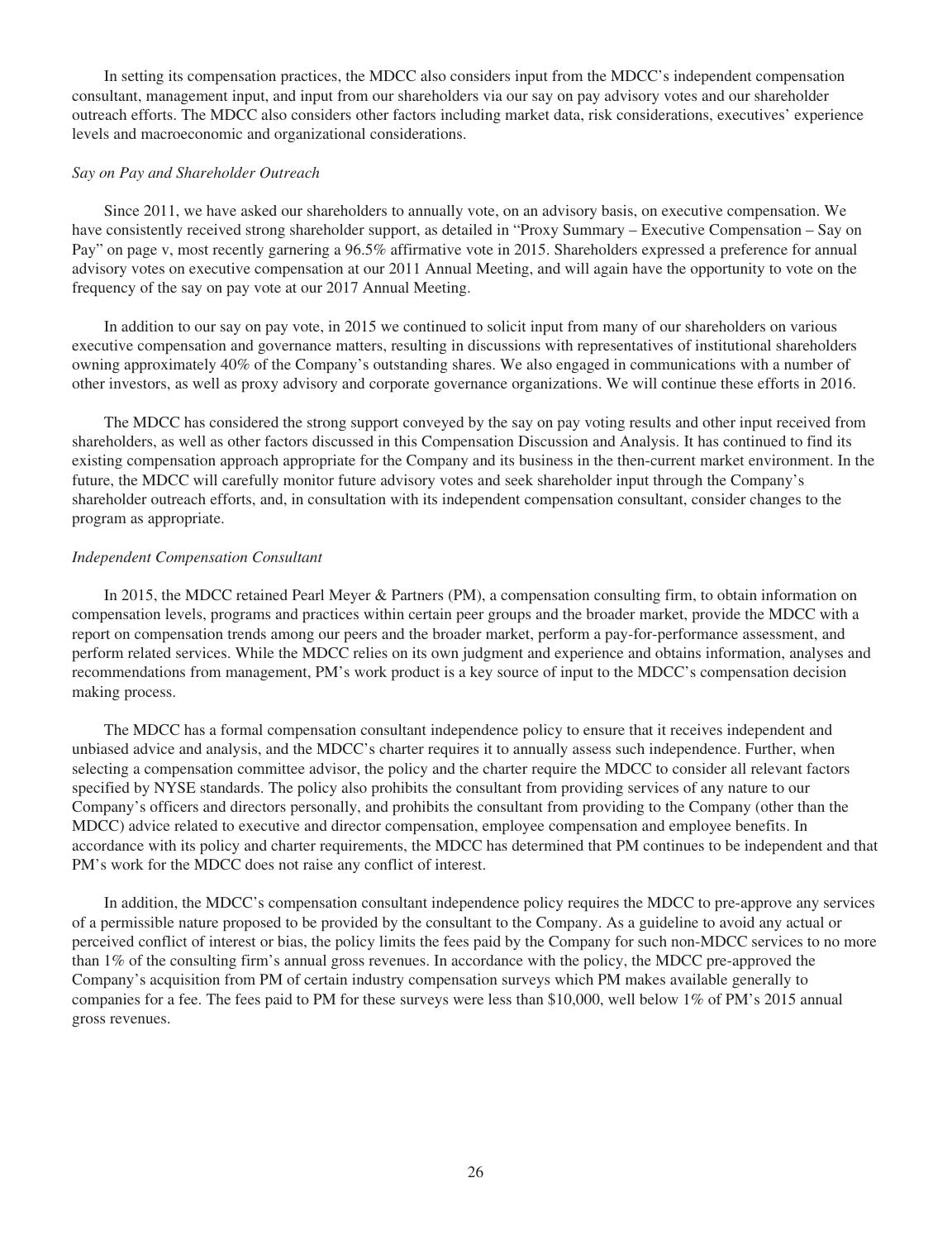In setting its compensation practices, the MDCC also considers input from the MDCC's independent compensation consultant, management input, and input from our shareholders via our say on pay advisory votes and our shareholder outreach efforts. The MDCC also considers other factors including market data, risk considerations, executives' experience levels and macroeconomic and organizational considerations.

*Say on Pay and Shareholder Outreach*

Since 2011, we have asked our shareholders to annually vote, on an advisory basis, on executive compensation. We have consistently received strong shareholder support, as detailed in "Proxy Summary – Executive Compensation – Say on Pay" on page v, most recently garnering a 96.5% affirmative vote in 2015. Shareholders expressed a preference for annual advisory votes on executive compensation at our 2011 Annual Meeting, and will again have the opportunity to vote on the frequency of the say on pay vote at our 2017 Annual Meeting.

In addition to our say on pay vote, in 2015 we continued to solicit input from many of our shareholders on various executive compensation and governance matters, resulting in discussions with representatives of institutional shareholders owning approximately 40% of the Company's outstanding shares. We also engaged in communications with a number of other investors, as well as proxy advisory and corporate governance organizations. We will continue these efforts in 2016.

The MDCC has considered the strong support conveyed by the say on pay voting results and other input received from shareholders, as well as other factors discussed in this Compensation Discussion and Analysis. It has continued to find its existing compensation approach appropriate for the Company and its business in the then-current market environment. In the future, the MDCC will carefully monitor future advisory votes and seek shareholder input through the Company's shareholder outreach efforts, and, in consultation with its independent compensation consultant, consider changes to the program as appropriate.

*Independent Compensation Consultant*

In 2015, the MDCC retained Pearl Meyer & Partners (PM), a compensation consulting firm, to obtain information on compensation levels, programs and practices within certain peer groups and the broader market, provide the MDCC with a report on compensation trends among our peers and the broader market, perform a pay-for-performance assessment, and perform related services. While the MDCC relies on its own judgment and experience and obtains information, analyses and recommendations from management, PM's work product is a key source of input to the MDCC's compensation decision making process.

The MDCC has a formal compensation consultant independence policy to ensure that it receives independent and unbiased advice and analysis, and the MDCC's charter requires it to annually assess such independence. Further, when selecting a compensation committee advisor, the policy and the charter require the MDCC to consider all relevant factors specified by NYSE standards. The policy also prohibits the consultant from providing services of any nature to our Company's officers and directors personally, and prohibits the consultant from providing to the Company (other than the MDCC) advice related to executive and director compensation, employee compensation and employee benefits. In accordance with its policy and charter requirements, the MDCC has determined that PM continues to be independent and that PM's work for the MDCC does not raise any conflict of interest.

In addition, the MDCC's compensation consultant independence policy requires the MDCC to pre-approve any services of a permissible nature proposed to be provided by the consultant to the Company. As a guideline to avoid any actual or perceived conflict of interest or bias, the policy limits the fees paid by the Company for such non-MDCC services to no more than 1% of the consulting firm's annual gross revenues. In accordance with the policy, the MDCC pre-approved the Company's acquisition from PM of certain industry compensation surveys which PM makes available generally to companies for a fee. The fees paid to PM for these surveys were less than $10,000, well below 1% of PM's 2015 annual gross revenues.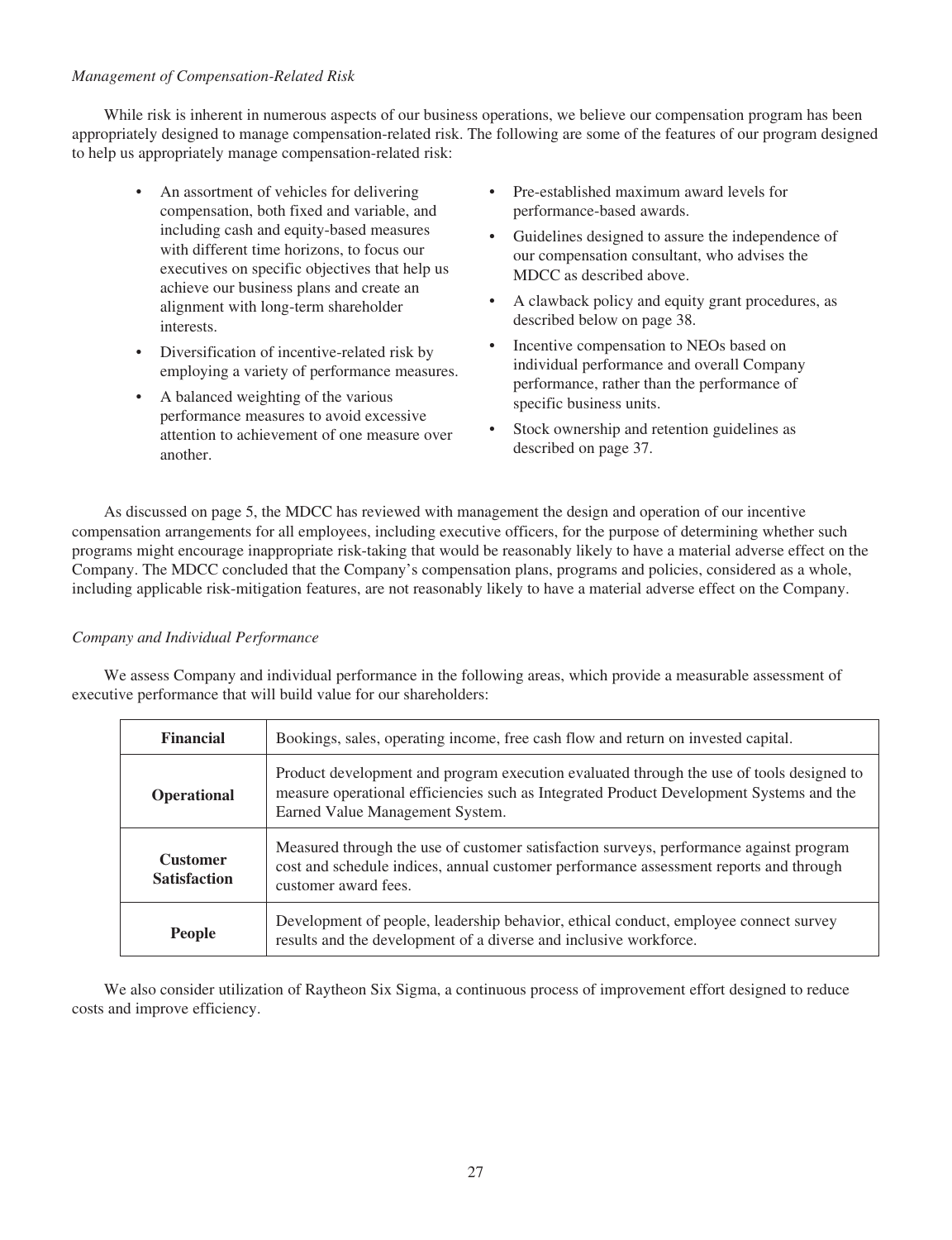*Management of Compensation-Related Risk*

While risk is inherent in numerous aspects of our business operations, we believe our compensation program has been appropriately designed to manage compensation-related risk. The following are some of the features of our program designed to help us appropriately manage compensation-related risk:

- An assortment of vehicles for delivering compensation, both fixed and variable, and including cash and equity-based measures with different time horizons, to focus our executives on specific objectives that help us achieve our business plans and create an alignment with long-term shareholder interests.
- Diversification of incentive-related risk by employing a variety of performance measures.
- A balanced weighting of the various performance measures to avoid excessive attention to achievement of one measure over another.
- Pre-established maximum award levels for performance-based awards.
- Guidelines designed to assure the independence of our compensation consultant, who advises the MDCC as described above.
- A clawback policy and equity grant procedures, as described below on page 38.
- Incentive compensation to NEOs based on individual performance and overall Company performance, rather than the performance of specific business units.
- Stock ownership and retention guidelines as described on page 37.

As discussed on page 5, the MDCC has reviewed with management the design and operation of our incentive compensation arrangements for all employees, including executive officers, for the purpose of determining whether such programs might encourage inappropriate risk-taking that would be reasonably likely to have a material adverse effect on the Company. The MDCC concluded that the Company's compensation plans, programs and policies, considered as a whole, including applicable risk-mitigation features, are not reasonably likely to have a material adverse effect on the Company.

*Company and Individual Performance*

We assess Company and individual performance in the following areas, which provide a measurable assessment of executive performance that will build value for our shareholders:

| | |
|---|---|
| **Financial** | Bookings, sales, operating income, free cash flow and return on invested capital. |
| **Operational** | Product development and program execution evaluated through the use of tools designed to measure operational efficiencies such as Integrated Product Development Systems and the Earned Value Management System. |
| **Customer Satisfaction** | Measured through the use of customer satisfaction surveys, performance against program cost and schedule indices, annual customer performance assessment reports and through customer award fees. |
| **People** | Development of people, leadership behavior, ethical conduct, employee connect survey results and the development of a diverse and inclusive workforce. |

We also consider utilization of Raytheon Six Sigma, a continuous process of improvement effort designed to reduce costs and improve efficiency.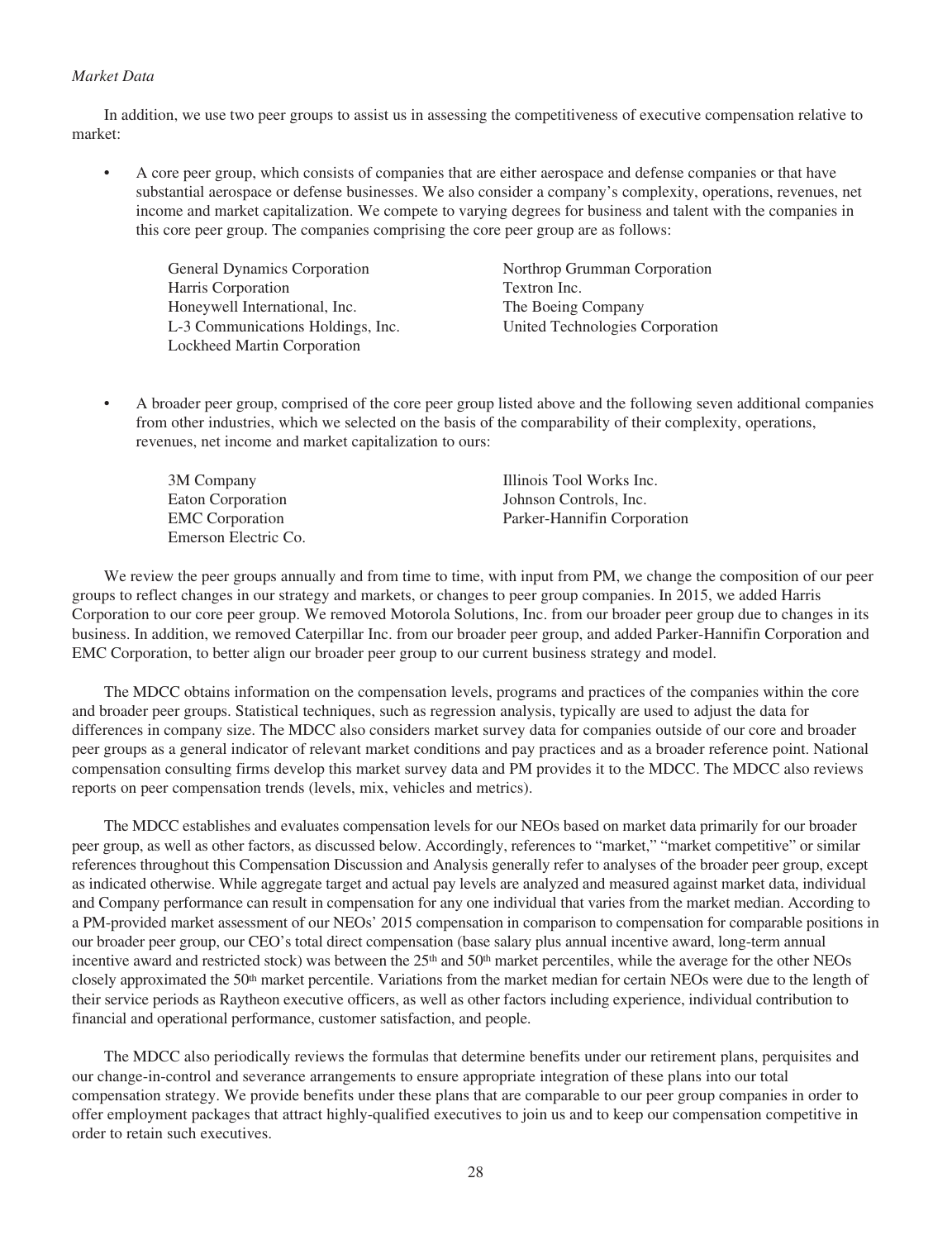*Market Data*

In addition, we use two peer groups to assist us in assessing the competitiveness of executive compensation relative to market:

- A core peer group, which consists of companies that are either aerospace and defense companies or that have substantial aerospace or defense businesses. We also consider a company's complexity, operations, revenues, net income and market capitalization. We compete to varying degrees for business and talent with the companies in this core peer group. The companies comprising the core peer group are as follows:

  General Dynamics Corporation
  Harris Corporation
  Honeywell International, Inc.
  L-3 Communications Holdings, Inc.
  Lockheed Martin Corporation
  Northrop Grumman Corporation
  Textron Inc.
  The Boeing Company
  United Technologies Corporation

- A broader peer group, comprised of the core peer group listed above and the following seven additional companies from other industries, which we selected on the basis of the comparability of their complexity, operations, revenues, net income and market capitalization to ours:

  3M Company
  Eaton Corporation
  EMC Corporation
  Emerson Electric Co.
  Illinois Tool Works Inc.
  Johnson Controls, Inc.
  Parker-Hannifin Corporation

We review the peer groups annually and from time to time, with input from PM, we change the composition of our peer groups to reflect changes in our strategy and markets, or changes to peer group companies. In 2015, we added Harris Corporation to our core peer group. We removed Motorola Solutions, Inc. from our broader peer group due to changes in its business. In addition, we removed Caterpillar Inc. from our broader peer group, and added Parker-Hannifin Corporation and EMC Corporation, to better align our broader peer group to our current business strategy and model.

The MDCC obtains information on the compensation levels, programs and practices of the companies within the core and broader peer groups. Statistical techniques, such as regression analysis, typically are used to adjust the data for differences in company size. The MDCC also considers market survey data for companies outside of our core and broader peer groups as a general indicator of relevant market conditions and pay practices and as a broader reference point. National compensation consulting firms develop this market survey data and PM provides it to the MDCC. The MDCC also reviews reports on peer compensation trends (levels, mix, vehicles and metrics).

The MDCC establishes and evaluates compensation levels for our NEOs based on market data primarily for our broader peer group, as well as other factors, as discussed below. Accordingly, references to "market," "market competitive" or similar references throughout this Compensation Discussion and Analysis generally refer to analyses of the broader peer group, except as indicated otherwise. While aggregate target and actual pay levels are analyzed and measured against market data, individual and Company performance can result in compensation for any one individual that varies from the market median. According to a PM-provided market assessment of our NEOs' 2015 compensation in comparison to compensation for comparable positions in our broader peer group, our CEO's total direct compensation (base salary plus annual incentive award, long-term annual incentive award and restricted stock) was between the 25th and 50th market percentiles, while the average for the other NEOs closely approximated the 50th market percentile. Variations from the market median for certain NEOs were due to the length of their service periods as Raytheon executive officers, as well as other factors including experience, individual contribution to financial and operational performance, customer satisfaction, and people.

The MDCC also periodically reviews the formulas that determine benefits under our retirement plans, perquisites and our change-in-control and severance arrangements to ensure appropriate integration of these plans into our total compensation strategy. We provide benefits under these plans that are comparable to our peer group companies in order to offer employment packages that attract highly-qualified executives to join us and to keep our compensation competitive in order to retain such executives.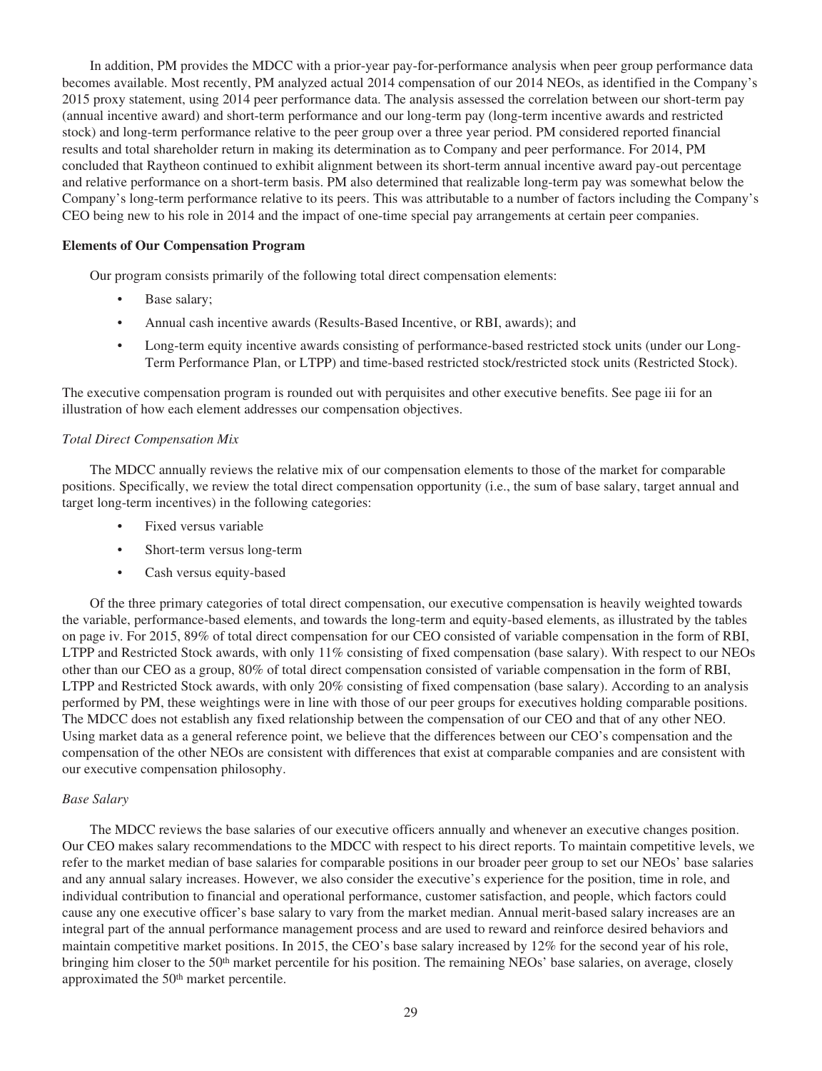In addition, PM provides the MDCC with a prior-year pay-for-performance analysis when peer group performance data becomes available. Most recently, PM analyzed actual 2014 compensation of our 2014 NEOs, as identified in the Company's 2015 proxy statement, using 2014 peer performance data. The analysis assessed the correlation between our short-term pay (annual incentive award) and short-term performance and our long-term pay (long-term incentive awards and restricted stock) and long-term performance relative to the peer group over a three year period. PM considered reported financial results and total shareholder return in making its determination as to Company and peer performance. For 2014, PM concluded that Raytheon continued to exhibit alignment between its short-term annual incentive award pay-out percentage and relative performance on a short-term basis. PM also determined that realizable long-term pay was somewhat below the Company's long-term performance relative to its peers. This was attributable to a number of factors including the Company's CEO being new to his role in 2014 and the impact of one-time special pay arrangements at certain peer companies.

**Elements of Our Compensation Program**

Our program consists primarily of the following total direct compensation elements:

- Base salary;
- Annual cash incentive awards (Results-Based Incentive, or RBI, awards); and
- Long-term equity incentive awards consisting of performance-based restricted stock units (under our Long-Term Performance Plan, or LTPP) and time-based restricted stock/restricted stock units (Restricted Stock).

The executive compensation program is rounded out with perquisites and other executive benefits. See page iii for an illustration of how each element addresses our compensation objectives.

*Total Direct Compensation Mix*

The MDCC annually reviews the relative mix of our compensation elements to those of the market for comparable positions. Specifically, we review the total direct compensation opportunity (i.e., the sum of base salary, target annual and target long-term incentives) in the following categories:

- Fixed versus variable
- Short-term versus long-term
- Cash versus equity-based

Of the three primary categories of total direct compensation, our executive compensation is heavily weighted towards the variable, performance-based elements, and towards the long-term and equity-based elements, as illustrated by the tables on page iv. For 2015, 89% of total direct compensation for our CEO consisted of variable compensation in the form of RBI, LTPP and Restricted Stock awards, with only 11% consisting of fixed compensation (base salary). With respect to our NEOs other than our CEO as a group, 80% of total direct compensation consisted of variable compensation in the form of RBI, LTPP and Restricted Stock awards, with only 20% consisting of fixed compensation (base salary). According to an analysis performed by PM, these weightings were in line with those of our peer groups for executives holding comparable positions. The MDCC does not establish any fixed relationship between the compensation of our CEO and that of any other NEO. Using market data as a general reference point, we believe that the differences between our CEO's compensation and the compensation of the other NEOs are consistent with differences that exist at comparable companies and are consistent with our executive compensation philosophy.

*Base Salary*

The MDCC reviews the base salaries of our executive officers annually and whenever an executive changes position. Our CEO makes salary recommendations to the MDCC with respect to his direct reports. To maintain competitive levels, we refer to the market median of base salaries for comparable positions in our broader peer group to set our NEOs' base salaries and any annual salary increases. However, we also consider the executive's experience for the position, time in role, and individual contribution to financial and operational performance, customer satisfaction, and people, which factors could cause any one executive officer's base salary to vary from the market median. Annual merit-based salary increases are an integral part of the annual performance management process and are used to reward and reinforce desired behaviors and maintain competitive market positions. In 2015, the CEO's base salary increased by 12% for the second year of his role, bringing him closer to the 50th market percentile for his position. The remaining NEOs' base salaries, on average, closely approximated the 50th market percentile.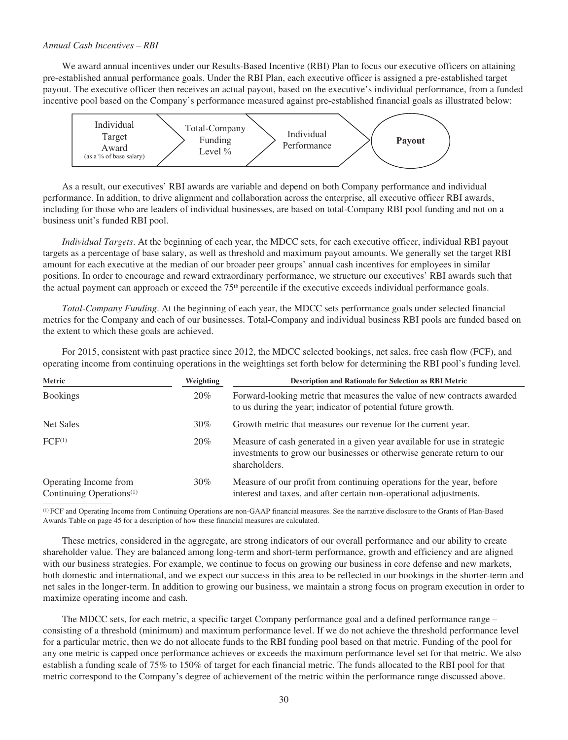*Annual Cash Incentives – RBI*

We award annual incentives under our Results-Based Incentive (RBI) Plan to focus our executive officers on attaining pre-established annual performance goals. Under the RBI Plan, each executive officer is assigned a pre-established target payout. The executive officer then receives an actual payout, based on the executive's individual performance, from a funded incentive pool based on the Company's performance measured against pre-established financial goals as illustrated below:

Individual Target Award (as a % of base salary) → Total-Company Funding Level % → Individual Performance → **Payout**

As a result, our executives' RBI awards are variable and depend on both Company performance and individual performance. In addition, to drive alignment and collaboration across the enterprise, all executive officer RBI awards, including for those who are leaders of individual businesses, are based on total-Company RBI pool funding and not on a business unit's funded RBI pool.

*Individual Targets*. At the beginning of each year, the MDCC sets, for each executive officer, individual RBI payout targets as a percentage of base salary, as well as threshold and maximum payout amounts. We generally set the target RBI amount for each executive at the median of our broader peer groups' annual cash incentives for employees in similar positions. In order to encourage and reward extraordinary performance, we structure our executives' RBI awards such that the actual payment can approach or exceed the 75th percentile if the executive exceeds individual performance goals.

*Total-Company Funding*. At the beginning of each year, the MDCC sets performance goals under selected financial metrics for the Company and each of our businesses. Total-Company and individual business RBI pools are funded based on the extent to which these goals are achieved.

For 2015, consistent with past practice since 2012, the MDCC selected bookings, net sales, free cash flow (FCF), and operating income from continuing operations in the weightings set forth below for determining the RBI pool's funding level.

| Metric | Weighting | Description and Rationale for Selection as RBI Metric |
| --- | --- | --- |
| Bookings | 20% | Forward-looking metric that measures the value of new contracts awarded to us during the year; indicator of potential future growth. |
| Net Sales | 30% | Growth metric that measures our revenue for the current year. |
| FCF[(1)] | 20% | Measure of cash generated in a given year available for use in strategic investments to grow our businesses or otherwise generate return to our shareholders. |
| Operating Income from Continuing Operations[(1)] | 30% | Measure of our profit from continuing operations for the year, before interest and taxes, and after certain non-operational adjustments. |

(1) FCF and Operating Income from Continuing Operations are non-GAAP financial measures. See the narrative disclosure to the Grants of Plan-Based Awards Table on page 45 for a description of how these financial measures are calculated.

These metrics, considered in the aggregate, are strong indicators of our overall performance and our ability to create shareholder value. They are balanced among long-term and short-term performance, growth and efficiency and are aligned with our business strategies. For example, we continue to focus on growing our business in core defense and new markets, both domestic and international, and we expect our success in this area to be reflected in our bookings in the shorter-term and net sales in the longer-term. In addition to growing our business, we maintain a strong focus on program execution in order to maximize operating income and cash.

The MDCC sets, for each metric, a specific target Company performance goal and a defined performance range – consisting of a threshold (minimum) and maximum performance level. If we do not achieve the threshold performance level for a particular metric, then we do not allocate funds to the RBI funding pool based on that metric. Funding of the pool for any one metric is capped once performance achieves or exceeds the maximum performance level set for that metric. We also establish a funding scale of 75% to 150% of target for each financial metric. The funds allocated to the RBI pool for that metric correspond to the Company's degree of achievement of the metric within the performance range discussed above.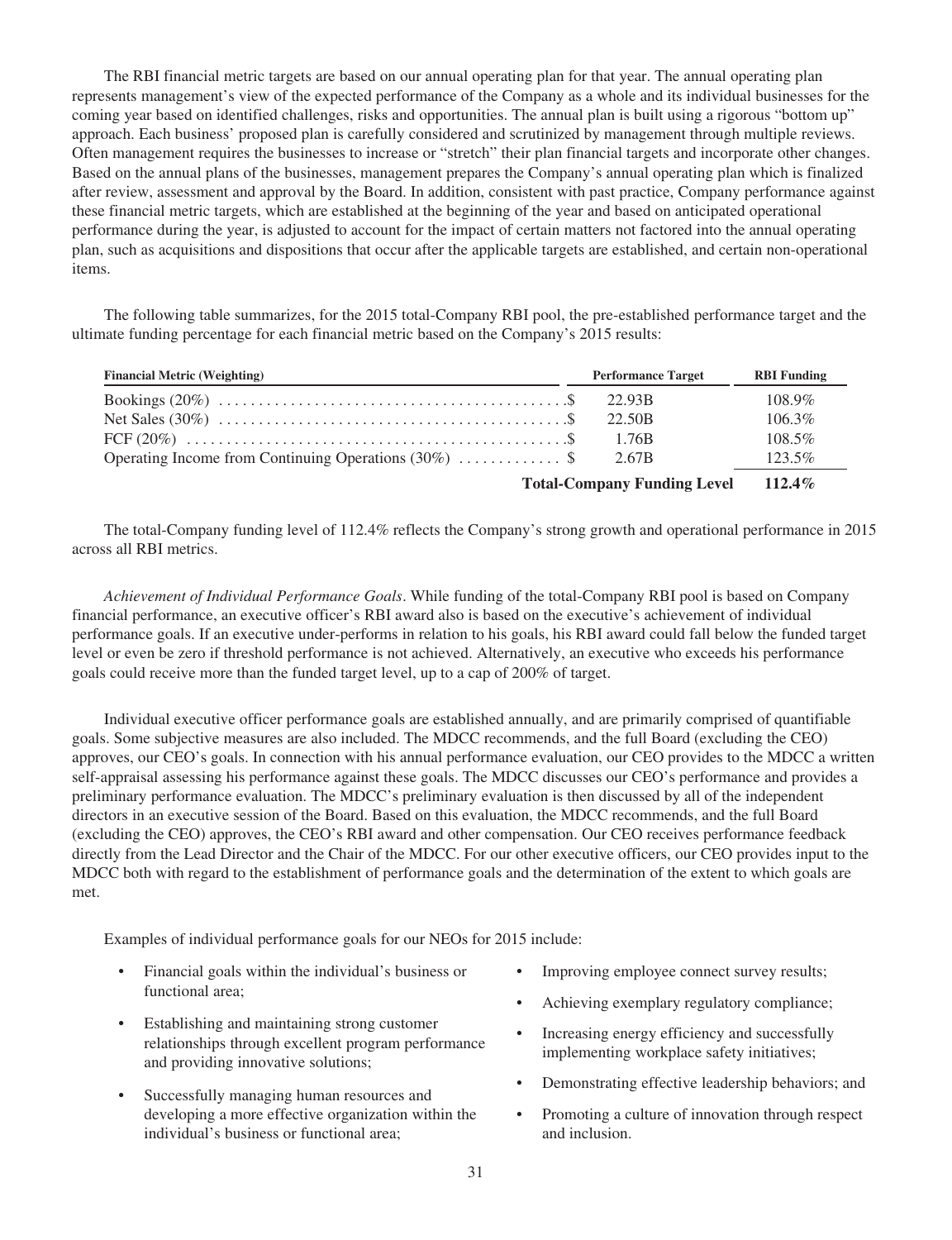The RBI financial metric targets are based on our annual operating plan for that year. The annual operating plan represents management's view of the expected performance of the Company as a whole and its individual businesses for the coming year based on identified challenges, risks and opportunities. The annual plan is built using a rigorous "bottom up" approach. Each business' proposed plan is carefully considered and scrutinized by management through multiple reviews. Often management requires the businesses to increase or "stretch" their plan financial targets and incorporate other changes. Based on the annual plans of the businesses, management prepares the Company's annual operating plan which is finalized after review, assessment and approval by the Board. In addition, consistent with past practice, Company performance against these financial metric targets, which are established at the beginning of the year and based on anticipated operational performance during the year, is adjusted to account for the impact of certain matters not factored into the annual operating plan, such as acquisitions and dispositions that occur after the applicable targets are established, and certain non-operational items.

The following table summarizes, for the 2015 total-Company RBI pool, the pre-established performance target and the ultimate funding percentage for each financial metric based on the Company's 2015 results:

| Financial Metric (Weighting) | Performance Target | RBI Funding |
|---|---|---|
| Bookings (20%) | $ 22.93B | 108.9% |
| Net Sales (30%) | $ 22.50B | 106.3% |
| FCF (20%) | $ 1.76B | 108.5% |
| Operating Income from Continuing Operations (30%) | $ 2.67B | 123.5% |
| | **Total-Company Funding Level** | **112.4%** |

The total-Company funding level of 112.4% reflects the Company's strong growth and operational performance in 2015 across all RBI metrics.

*Achievement of Individual Performance Goals*. While funding of the total-Company RBI pool is based on Company financial performance, an executive officer's RBI award also is based on the executive's achievement of individual performance goals. If an executive under-performs in relation to his goals, his RBI award could fall below the funded target level or even be zero if threshold performance is not achieved. Alternatively, an executive who exceeds his performance goals could receive more than the funded target level, up to a cap of 200% of target.

Individual executive officer performance goals are established annually, and are primarily comprised of quantifiable goals. Some subjective measures are also included. The MDCC recommends, and the full Board (excluding the CEO) approves, our CEO's goals. In connection with his annual performance evaluation, our CEO provides to the MDCC a written self-appraisal assessing his performance against these goals. The MDCC discusses our CEO's performance and provides a preliminary performance evaluation. The MDCC's preliminary evaluation is then discussed by all of the independent directors in an executive session of the Board. Based on this evaluation, the MDCC recommends, and the full Board (excluding the CEO) approves, the CEO's RBI award and other compensation. Our CEO receives performance feedback directly from the Lead Director and the Chair of the MDCC. For our other executive officers, our CEO provides input to the MDCC both with regard to the establishment of performance goals and the determination of the extent to which goals are met.

Examples of individual performance goals for our NEOs for 2015 include:

- Financial goals within the individual's business or functional area;
- Establishing and maintaining strong customer relationships through excellent program performance and providing innovative solutions;
- Successfully managing human resources and developing a more effective organization within the individual's business or functional area;
- Improving employee connect survey results;
- Achieving exemplary regulatory compliance;
- Increasing energy efficiency and successfully implementing workplace safety initiatives;
- Demonstrating effective leadership behaviors; and
- Promoting a culture of innovation through respect and inclusion.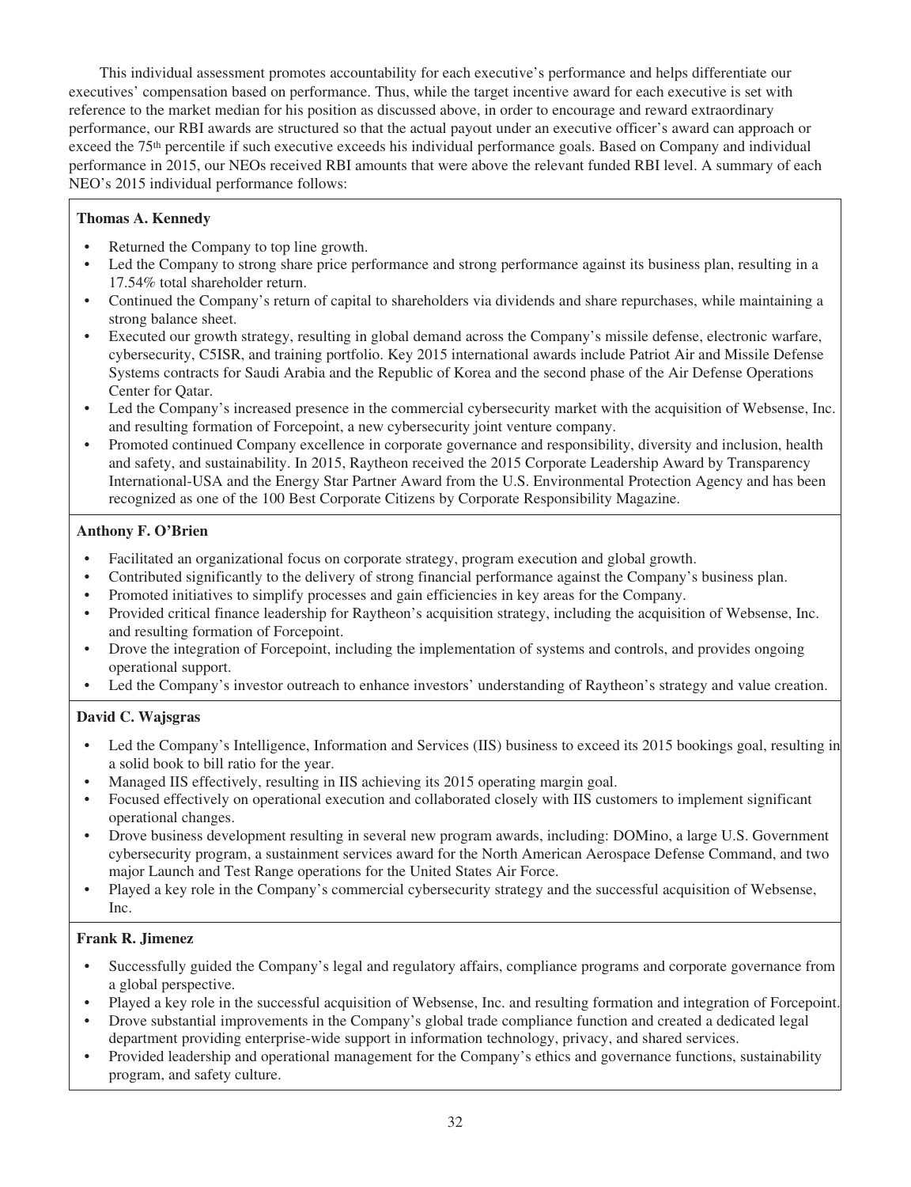This individual assessment promotes accountability for each executive's performance and helps differentiate our executives' compensation based on performance. Thus, while the target incentive award for each executive is set with reference to the market median for his position as discussed above, in order to encourage and reward extraordinary performance, our RBI awards are structured so that the actual payout under an executive officer's award can approach or exceed the 75th percentile if such executive exceeds his individual performance goals. Based on Company and individual performance in 2015, our NEOs received RBI amounts that were above the relevant funded RBI level. A summary of each NEO's 2015 individual performance follows:

**Thomas A. Kennedy**

- Returned the Company to top line growth.
- Led the Company to strong share price performance and strong performance against its business plan, resulting in a 17.54% total shareholder return.
- Continued the Company's return of capital to shareholders via dividends and share repurchases, while maintaining a strong balance sheet.
- Executed our growth strategy, resulting in global demand across the Company's missile defense, electronic warfare, cybersecurity, C5ISR, and training portfolio. Key 2015 international awards include Patriot Air and Missile Defense Systems contracts for Saudi Arabia and the Republic of Korea and the second phase of the Air Defense Operations Center for Qatar.
- Led the Company's increased presence in the commercial cybersecurity market with the acquisition of Websense, Inc. and resulting formation of Forcepoint, a new cybersecurity joint venture company.
- Promoted continued Company excellence in corporate governance and responsibility, diversity and inclusion, health and safety, and sustainability. In 2015, Raytheon received the 2015 Corporate Leadership Award by Transparency International-USA and the Energy Star Partner Award from the U.S. Environmental Protection Agency and has been recognized as one of the 100 Best Corporate Citizens by Corporate Responsibility Magazine.

**Anthony F. O'Brien**

- Facilitated an organizational focus on corporate strategy, program execution and global growth.
- Contributed significantly to the delivery of strong financial performance against the Company's business plan.
- Promoted initiatives to simplify processes and gain efficiencies in key areas for the Company.
- Provided critical finance leadership for Raytheon's acquisition strategy, including the acquisition of Websense, Inc. and resulting formation of Forcepoint.
- Drove the integration of Forcepoint, including the implementation of systems and controls, and provides ongoing operational support.
- Led the Company's investor outreach to enhance investors' understanding of Raytheon's strategy and value creation.

**David C. Wajsgras**

- Led the Company's Intelligence, Information and Services (IIS) business to exceed its 2015 bookings goal, resulting in a solid book to bill ratio for the year.
- Managed IIS effectively, resulting in IIS achieving its 2015 operating margin goal.
- Focused effectively on operational execution and collaborated closely with IIS customers to implement significant operational changes.
- Drove business development resulting in several new program awards, including: DOMino, a large U.S. Government cybersecurity program, a sustainment services award for the North American Aerospace Defense Command, and two major Launch and Test Range operations for the United States Air Force.
- Played a key role in the Company's commercial cybersecurity strategy and the successful acquisition of Websense, Inc.

**Frank R. Jimenez**

- Successfully guided the Company's legal and regulatory affairs, compliance programs and corporate governance from a global perspective.
- Played a key role in the successful acquisition of Websense, Inc. and resulting formation and integration of Forcepoint.
- Drove substantial improvements in the Company's global trade compliance function and created a dedicated legal department providing enterprise-wide support in information technology, privacy, and shared services.
- Provided leadership and operational management for the Company's ethics and governance functions, sustainability program, and safety culture.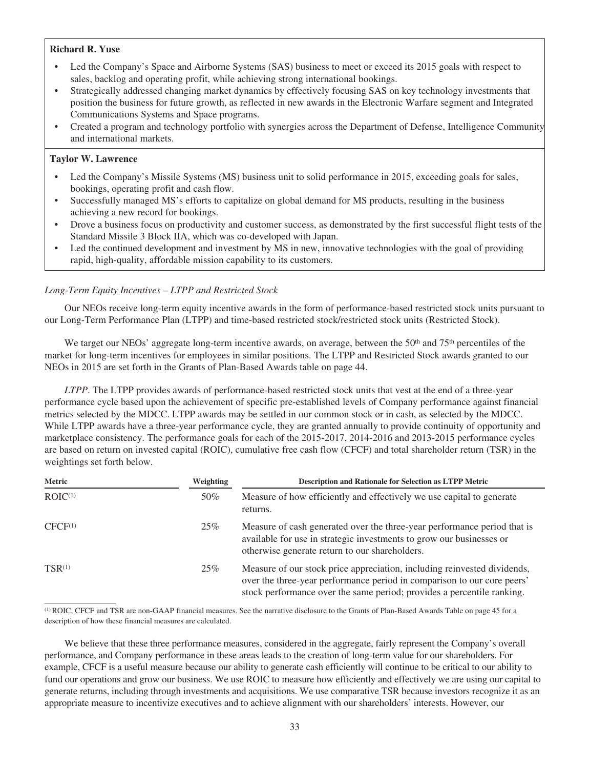**Richard R. Yuse**

- Led the Company's Space and Airborne Systems (SAS) business to meet or exceed its 2015 goals with respect to sales, backlog and operating profit, while achieving strong international bookings.
- Strategically addressed changing market dynamics by effectively focusing SAS on key technology investments that position the business for future growth, as reflected in new awards in the Electronic Warfare segment and Integrated Communications Systems and Space programs.
- Created a program and technology portfolio with synergies across the Department of Defense, Intelligence Community and international markets.

**Taylor W. Lawrence**

- Led the Company's Missile Systems (MS) business unit to solid performance in 2015, exceeding goals for sales, bookings, operating profit and cash flow.
- Successfully managed MS's efforts to capitalize on global demand for MS products, resulting in the business achieving a new record for bookings.
- Drove a business focus on productivity and customer success, as demonstrated by the first successful flight tests of the Standard Missile 3 Block IIA, which was co-developed with Japan.
- Led the continued development and investment by MS in new, innovative technologies with the goal of providing rapid, high-quality, affordable mission capability to its customers.

*Long-Term Equity Incentives – LTPP and Restricted Stock*

Our NEOs receive long-term equity incentive awards in the form of performance-based restricted stock units pursuant to our Long-Term Performance Plan (LTPP) and time-based restricted stock/restricted stock units (Restricted Stock).

We target our NEOs' aggregate long-term incentive awards, on average, between the 50th and 75th percentiles of the market for long-term incentives for employees in similar positions. The LTPP and Restricted Stock awards granted to our NEOs in 2015 are set forth in the Grants of Plan-Based Awards table on page 44.

*LTPP*. The LTPP provides awards of performance-based restricted stock units that vest at the end of a three-year performance cycle based upon the achievement of specific pre-established levels of Company performance against financial metrics selected by the MDCC. LTPP awards may be settled in our common stock or in cash, as selected by the MDCC. While LTPP awards have a three-year performance cycle, they are granted annually to provide continuity of opportunity and marketplace consistency. The performance goals for each of the 2015-2017, 2014-2016 and 2013-2015 performance cycles are based on return on invested capital (ROIC), cumulative free cash flow (CFCF) and total shareholder return (TSR) in the weightings set forth below.

| Metric | Weighting | Description and Rationale for Selection as LTPP Metric |
|---|---|---|
| ROIC[(1)] | 50% | Measure of how efficiently and effectively we use capital to generate returns. |
| CFCF[(1)] | 25% | Measure of cash generated over the three-year performance period that is available for use in strategic investments to grow our businesses or otherwise generate return to our shareholders. |
| TSR[(1)] | 25% | Measure of our stock price appreciation, including reinvested dividends, over the three-year performance period in comparison to our core peers' stock performance over the same period; provides a percentile ranking. |

(1) ROIC, CFCF and TSR are non-GAAP financial measures. See the narrative disclosure to the Grants of Plan-Based Awards Table on page 45 for a description of how these financial measures are calculated.

We believe that these three performance measures, considered in the aggregate, fairly represent the Company's overall performance, and Company performance in these areas leads to the creation of long-term value for our shareholders. For example, CFCF is a useful measure because our ability to generate cash efficiently will continue to be critical to our ability to fund our operations and grow our business. We use ROIC to measure how efficiently and effectively we are using our capital to generate returns, including through investments and acquisitions. We use comparative TSR because investors recognize it as an appropriate measure to incentivize executives and to achieve alignment with our shareholders' interests. However, our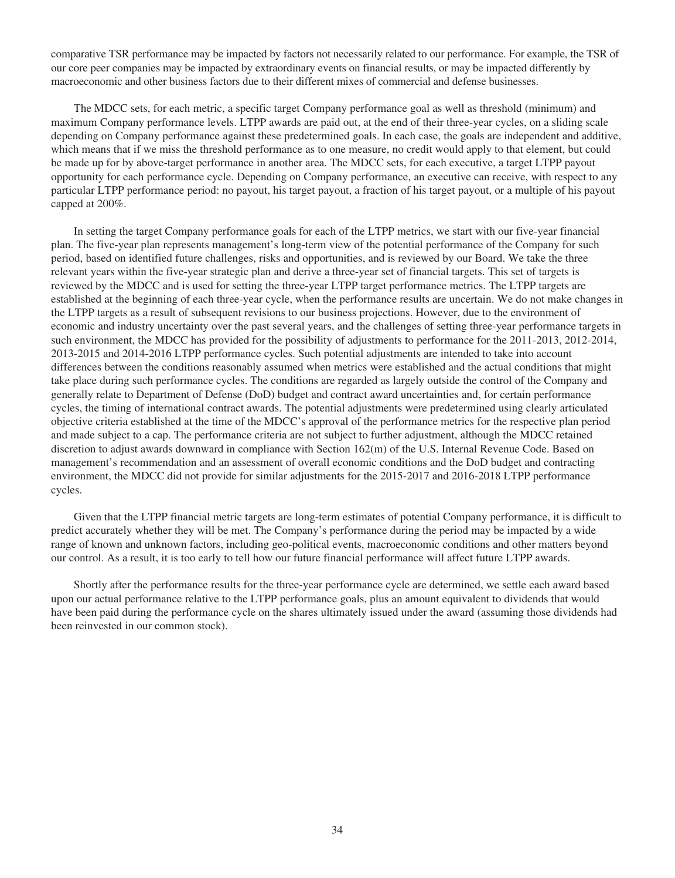comparative TSR performance may be impacted by factors not necessarily related to our performance. For example, the TSR of our core peer companies may be impacted by extraordinary events on financial results, or may be impacted differently by macroeconomic and other business factors due to their different mixes of commercial and defense businesses.

The MDCC sets, for each metric, a specific target Company performance goal as well as threshold (minimum) and maximum Company performance levels. LTPP awards are paid out, at the end of their three-year cycles, on a sliding scale depending on Company performance against these predetermined goals. In each case, the goals are independent and additive, which means that if we miss the threshold performance as to one measure, no credit would apply to that element, but could be made up for by above-target performance in another area. The MDCC sets, for each executive, a target LTPP payout opportunity for each performance cycle. Depending on Company performance, an executive can receive, with respect to any particular LTPP performance period: no payout, his target payout, a fraction of his target payout, or a multiple of his payout capped at 200%.

In setting the target Company performance goals for each of the LTPP metrics, we start with our five-year financial plan. The five-year plan represents management's long-term view of the potential performance of the Company for such period, based on identified future challenges, risks and opportunities, and is reviewed by our Board. We take the three relevant years within the five-year strategic plan and derive a three-year set of financial targets. This set of targets is reviewed by the MDCC and is used for setting the three-year LTPP target performance metrics. The LTPP targets are established at the beginning of each three-year cycle, when the performance results are uncertain. We do not make changes in the LTPP targets as a result of subsequent revisions to our business projections. However, due to the environment of economic and industry uncertainty over the past several years, and the challenges of setting three-year performance targets in such environment, the MDCC has provided for the possibility of adjustments to performance for the 2011-2013, 2012-2014, 2013-2015 and 2014-2016 LTPP performance cycles. Such potential adjustments are intended to take into account differences between the conditions reasonably assumed when metrics were established and the actual conditions that might take place during such performance cycles. The conditions are regarded as largely outside the control of the Company and generally relate to Department of Defense (DoD) budget and contract award uncertainties and, for certain performance cycles, the timing of international contract awards. The potential adjustments were predetermined using clearly articulated objective criteria established at the time of the MDCC's approval of the performance metrics for the respective plan period and made subject to a cap. The performance criteria are not subject to further adjustment, although the MDCC retained discretion to adjust awards downward in compliance with Section 162(m) of the U.S. Internal Revenue Code. Based on management's recommendation and an assessment of overall economic conditions and the DoD budget and contracting environment, the MDCC did not provide for similar adjustments for the 2015-2017 and 2016-2018 LTPP performance cycles.

Given that the LTPP financial metric targets are long-term estimates of potential Company performance, it is difficult to predict accurately whether they will be met. The Company's performance during the period may be impacted by a wide range of known and unknown factors, including geo-political events, macroeconomic conditions and other matters beyond our control. As a result, it is too early to tell how our future financial performance will affect future LTPP awards.

Shortly after the performance results for the three-year performance cycle are determined, we settle each award based upon our actual performance relative to the LTPP performance goals, plus an amount equivalent to dividends that would have been paid during the performance cycle on the shares ultimately issued under the award (assuming those dividends had been reinvested in our common stock).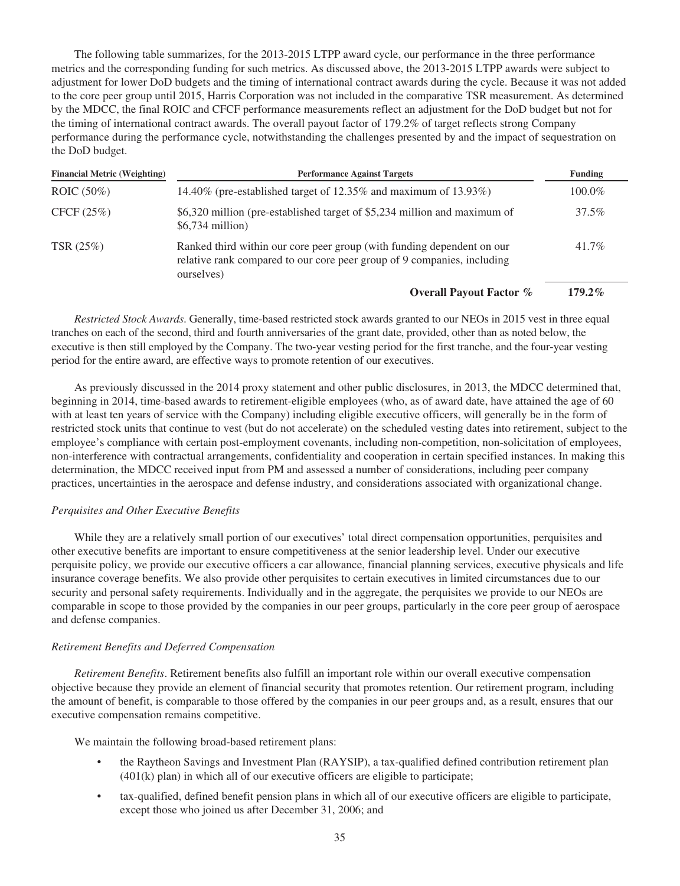The following table summarizes, for the 2013-2015 LTPP award cycle, our performance in the three performance metrics and the corresponding funding for such metrics. As discussed above, the 2013-2015 LTPP awards were subject to adjustment for lower DoD budgets and the timing of international contract awards during the cycle. Because it was not added to the core peer group until 2015, Harris Corporation was not included in the comparative TSR measurement. As determined by the MDCC, the final ROIC and CFCF performance measurements reflect an adjustment for the DoD budget but not for the timing of international contract awards. The overall payout factor of 179.2% of target reflects strong Company performance during the performance cycle, notwithstanding the challenges presented by and the impact of sequestration on the DoD budget.

| Financial Metric (Weighting) | Performance Against Targets | Funding |
| --- | --- | --- |
| ROIC (50%) | 14.40% (pre-established target of 12.35% and maximum of 13.93%) | 100.0% |
| CFCF (25%) | $6,320 million (pre-established target of $5,234 million and maximum of $6,734 million) | 37.5% |
| TSR (25%) | Ranked third within our core peer group (with funding dependent on our relative rank compared to our core peer group of 9 companies, including ourselves) | 41.7% |
| | **Overall Payout Factor %** | **179.2%** |

*Restricted Stock Awards.* Generally, time-based restricted stock awards granted to our NEOs in 2015 vest in three equal tranches on each of the second, third and fourth anniversaries of the grant date, provided, other than as noted below, the executive is then still employed by the Company. The two-year vesting period for the first tranche, and the four-year vesting period for the entire award, are effective ways to promote retention of our executives.

As previously discussed in the 2014 proxy statement and other public disclosures, in 2013, the MDCC determined that, beginning in 2014, time-based awards to retirement-eligible employees (who, as of award date, have attained the age of 60 with at least ten years of service with the Company) including eligible executive officers, will generally be in the form of restricted stock units that continue to vest (but do not accelerate) on the scheduled vesting dates into retirement, subject to the employee's compliance with certain post-employment covenants, including non-competition, non-solicitation of employees, non-interference with contractual arrangements, confidentiality and cooperation in certain specified instances. In making this determination, the MDCC received input from PM and assessed a number of considerations, including peer company practices, uncertainties in the aerospace and defense industry, and considerations associated with organizational change.

*Perquisites and Other Executive Benefits*

While they are a relatively small portion of our executives' total direct compensation opportunities, perquisites and other executive benefits are important to ensure competitiveness at the senior leadership level. Under our executive perquisite policy, we provide our executive officers a car allowance, financial planning services, executive physicals and life insurance coverage benefits. We also provide other perquisites to certain executives in limited circumstances due to our security and personal safety requirements. Individually and in the aggregate, the perquisites we provide to our NEOs are comparable in scope to those provided by the companies in our peer groups, particularly in the core peer group of aerospace and defense companies.

*Retirement Benefits and Deferred Compensation*

*Retirement Benefits*. Retirement benefits also fulfill an important role within our overall executive compensation objective because they provide an element of financial security that promotes retention. Our retirement program, including the amount of benefit, is comparable to those offered by the companies in our peer groups and, as a result, ensures that our executive compensation remains competitive.

We maintain the following broad-based retirement plans:

- the Raytheon Savings and Investment Plan (RAYSIP), a tax-qualified defined contribution retirement plan (401(k) plan) in which all of our executive officers are eligible to participate;
- tax-qualified, defined benefit pension plans in which all of our executive officers are eligible to participate, except those who joined us after December 31, 2006; and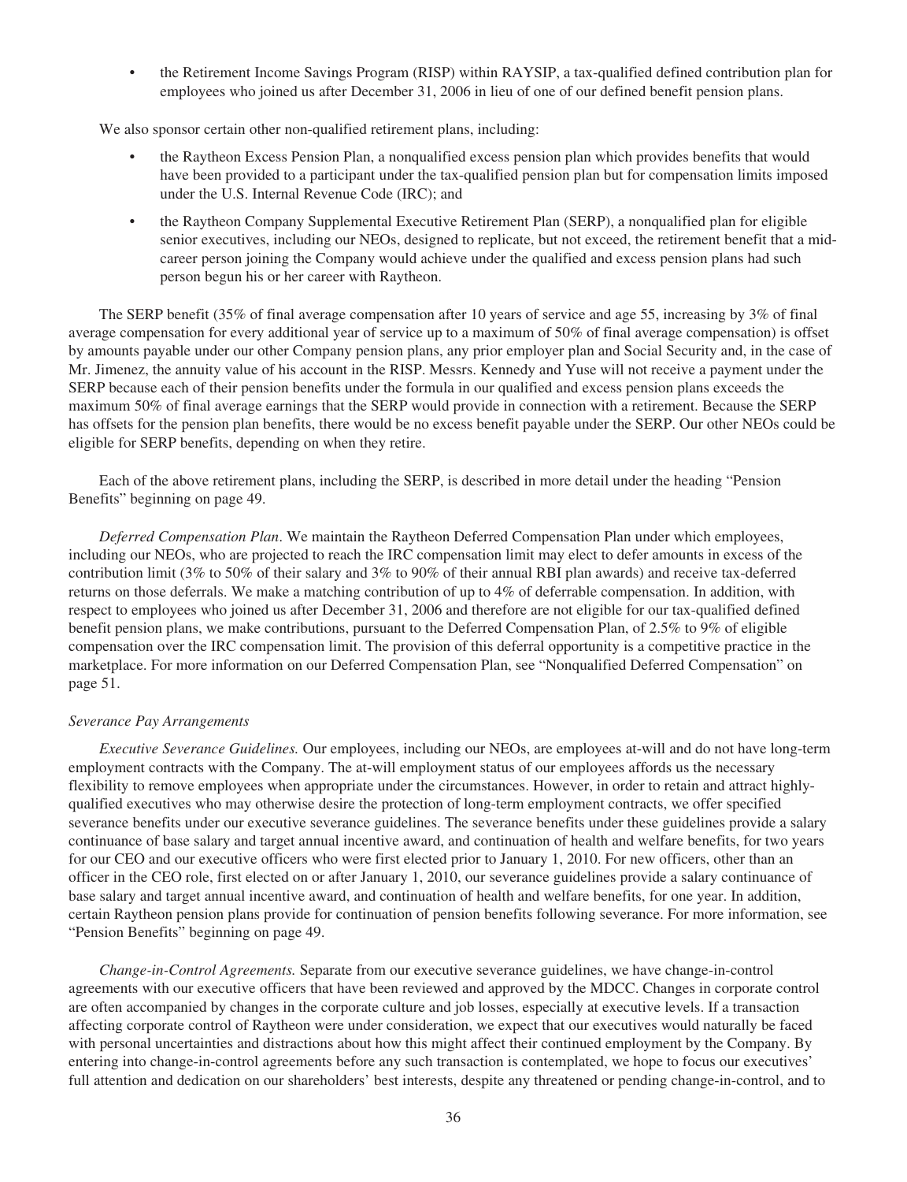- the Retirement Income Savings Program (RISP) within RAYSIP, a tax-qualified defined contribution plan for employees who joined us after December 31, 2006 in lieu of one of our defined benefit pension plans.

We also sponsor certain other non-qualified retirement plans, including:

- the Raytheon Excess Pension Plan, a nonqualified excess pension plan which provides benefits that would have been provided to a participant under the tax-qualified pension plan but for compensation limits imposed under the U.S. Internal Revenue Code (IRC); and
- the Raytheon Company Supplemental Executive Retirement Plan (SERP), a nonqualified plan for eligible senior executives, including our NEOs, designed to replicate, but not exceed, the retirement benefit that a mid-career person joining the Company would achieve under the qualified and excess pension plans had such person begun his or her career with Raytheon.

The SERP benefit (35% of final average compensation after 10 years of service and age 55, increasing by 3% of final average compensation for every additional year of service up to a maximum of 50% of final average compensation) is offset by amounts payable under our other Company pension plans, any prior employer plan and Social Security and, in the case of Mr. Jimenez, the annuity value of his account in the RISP. Messrs. Kennedy and Yuse will not receive a payment under the SERP because each of their pension benefits under the formula in our qualified and excess pension plans exceeds the maximum 50% of final average earnings that the SERP would provide in connection with a retirement. Because the SERP has offsets for the pension plan benefits, there would be no excess benefit payable under the SERP. Our other NEOs could be eligible for SERP benefits, depending on when they retire.

Each of the above retirement plans, including the SERP, is described in more detail under the heading "Pension Benefits" beginning on page 49.

*Deferred Compensation Plan*. We maintain the Raytheon Deferred Compensation Plan under which employees, including our NEOs, who are projected to reach the IRC compensation limit may elect to defer amounts in excess of the contribution limit (3% to 50% of their salary and 3% to 90% of their annual RBI plan awards) and receive tax-deferred returns on those deferrals. We make a matching contribution of up to 4% of deferrable compensation. In addition, with respect to employees who joined us after December 31, 2006 and therefore are not eligible for our tax-qualified defined benefit pension plans, we make contributions, pursuant to the Deferred Compensation Plan, of 2.5% to 9% of eligible compensation over the IRC compensation limit. The provision of this deferral opportunity is a competitive practice in the marketplace. For more information on our Deferred Compensation Plan, see "Nonqualified Deferred Compensation" on page 51.

*Severance Pay Arrangements*

*Executive Severance Guidelines.* Our employees, including our NEOs, are employees at-will and do not have long-term employment contracts with the Company. The at-will employment status of our employees affords us the necessary flexibility to remove employees when appropriate under the circumstances. However, in order to retain and attract highly-qualified executives who may otherwise desire the protection of long-term employment contracts, we offer specified severance benefits under our executive severance guidelines. The severance benefits under these guidelines provide a salary continuance of base salary and target annual incentive award, and continuation of health and welfare benefits, for two years for our CEO and our executive officers who were first elected prior to January 1, 2010. For new officers, other than an officer in the CEO role, first elected on or after January 1, 2010, our severance guidelines provide a salary continuance of base salary and target annual incentive award, and continuation of health and welfare benefits, for one year. In addition, certain Raytheon pension plans provide for continuation of pension benefits following severance. For more information, see "Pension Benefits" beginning on page 49.

*Change-in-Control Agreements.* Separate from our executive severance guidelines, we have change-in-control agreements with our executive officers that have been reviewed and approved by the MDCC. Changes in corporate control are often accompanied by changes in the corporate culture and job losses, especially at executive levels. If a transaction affecting corporate control of Raytheon were under consideration, we expect that our executives would naturally be faced with personal uncertainties and distractions about how this might affect their continued employment by the Company. By entering into change-in-control agreements before any such transaction is contemplated, we hope to focus our executives' full attention and dedication on our shareholders' best interests, despite any threatened or pending change-in-control, and to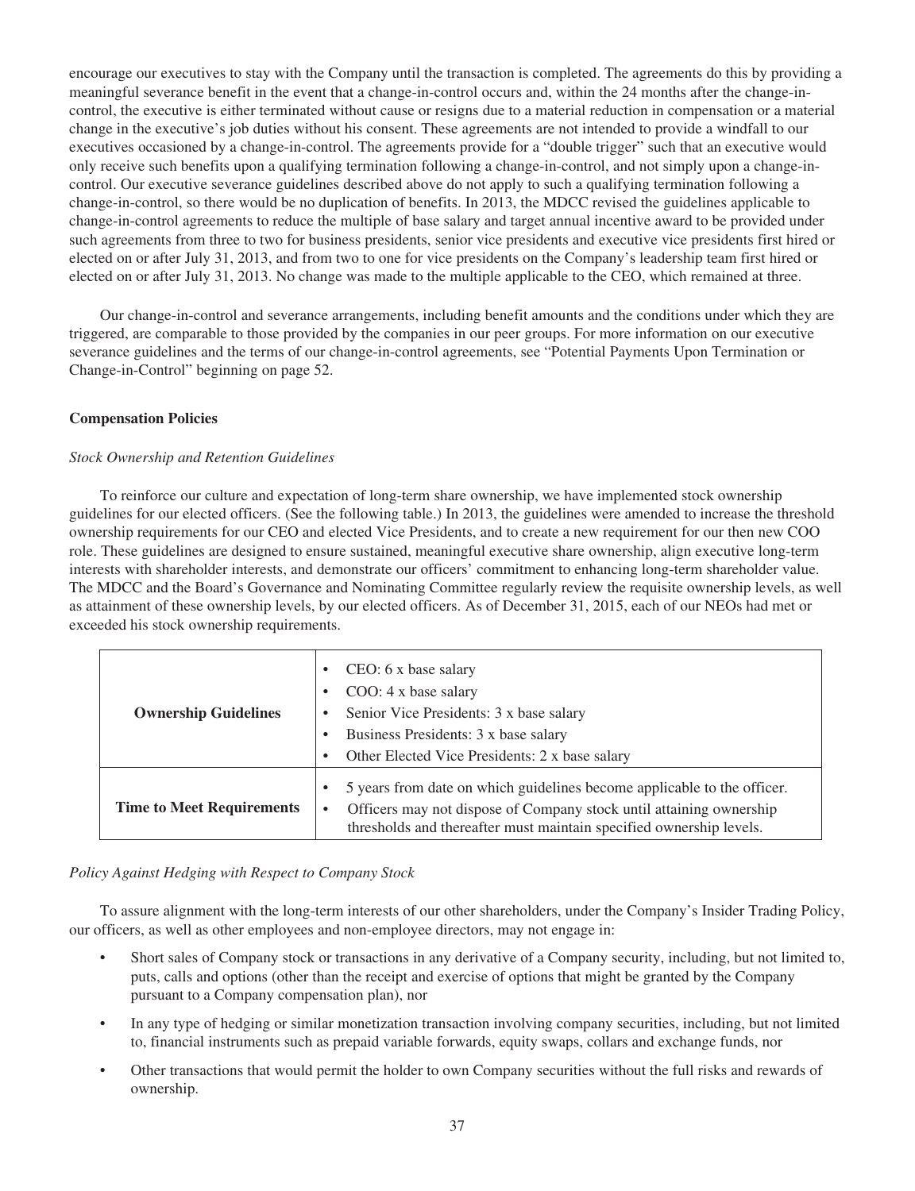encourage our executives to stay with the Company until the transaction is completed. The agreements do this by providing a meaningful severance benefit in the event that a change-in-control occurs and, within the 24 months after the change-in-control, the executive is either terminated without cause or resigns due to a material reduction in compensation or a material change in the executive's job duties without his consent. These agreements are not intended to provide a windfall to our executives occasioned by a change-in-control. The agreements provide for a "double trigger" such that an executive would only receive such benefits upon a qualifying termination following a change-in-control, and not simply upon a change-in-control. Our executive severance guidelines described above do not apply to such a qualifying termination following a change-in-control, so there would be no duplication of benefits. In 2013, the MDCC revised the guidelines applicable to change-in-control agreements to reduce the multiple of base salary and target annual incentive award to be provided under such agreements from three to two for business presidents, senior vice presidents and executive vice presidents first hired or elected on or after July 31, 2013, and from two to one for vice presidents on the Company's leadership team first hired or elected on or after July 31, 2013. No change was made to the multiple applicable to the CEO, which remained at three.

Our change-in-control and severance arrangements, including benefit amounts and the conditions under which they are triggered, are comparable to those provided by the companies in our peer groups. For more information on our executive severance guidelines and the terms of our change-in-control agreements, see "Potential Payments Upon Termination or Change-in-Control" beginning on page 52.

### Compensation Policies

*Stock Ownership and Retention Guidelines*

To reinforce our culture and expectation of long-term share ownership, we have implemented stock ownership guidelines for our elected officers. (See the following table.) In 2013, the guidelines were amended to increase the threshold ownership requirements for our CEO and elected Vice Presidents, and to create a new requirement for our then new COO role. These guidelines are designed to ensure sustained, meaningful executive share ownership, align executive long-term interests with shareholder interests, and demonstrate our officers' commitment to enhancing long-term shareholder value. The MDCC and the Board's Governance and Nominating Committee regularly review the requisite ownership levels, as well as attainment of these ownership levels, by our elected officers. As of December 31, 2015, each of our NEOs had met or exceeded his stock ownership requirements.

| | |
|---|---|
| **Ownership Guidelines** | • CEO: 6 x base salary<br>• COO: 4 x base salary<br>• Senior Vice Presidents: 3 x base salary<br>• Business Presidents: 3 x base salary<br>• Other Elected Vice Presidents: 2 x base salary |
| **Time to Meet Requirements** | • 5 years from date on which guidelines become applicable to the officer.<br>• Officers may not dispose of Company stock until attaining ownership thresholds and thereafter must maintain specified ownership levels. |

*Policy Against Hedging with Respect to Company Stock*

To assure alignment with the long-term interests of our other shareholders, under the Company's Insider Trading Policy, our officers, as well as other employees and non-employee directors, may not engage in:

- Short sales of Company stock or transactions in any derivative of a Company security, including, but not limited to, puts, calls and options (other than the receipt and exercise of options that might be granted by the Company pursuant to a Company compensation plan), nor
- In any type of hedging or similar monetization transaction involving company securities, including, but not limited to, financial instruments such as prepaid variable forwards, equity swaps, collars and exchange funds, nor
- Other transactions that would permit the holder to own Company securities without the full risks and rewards of ownership.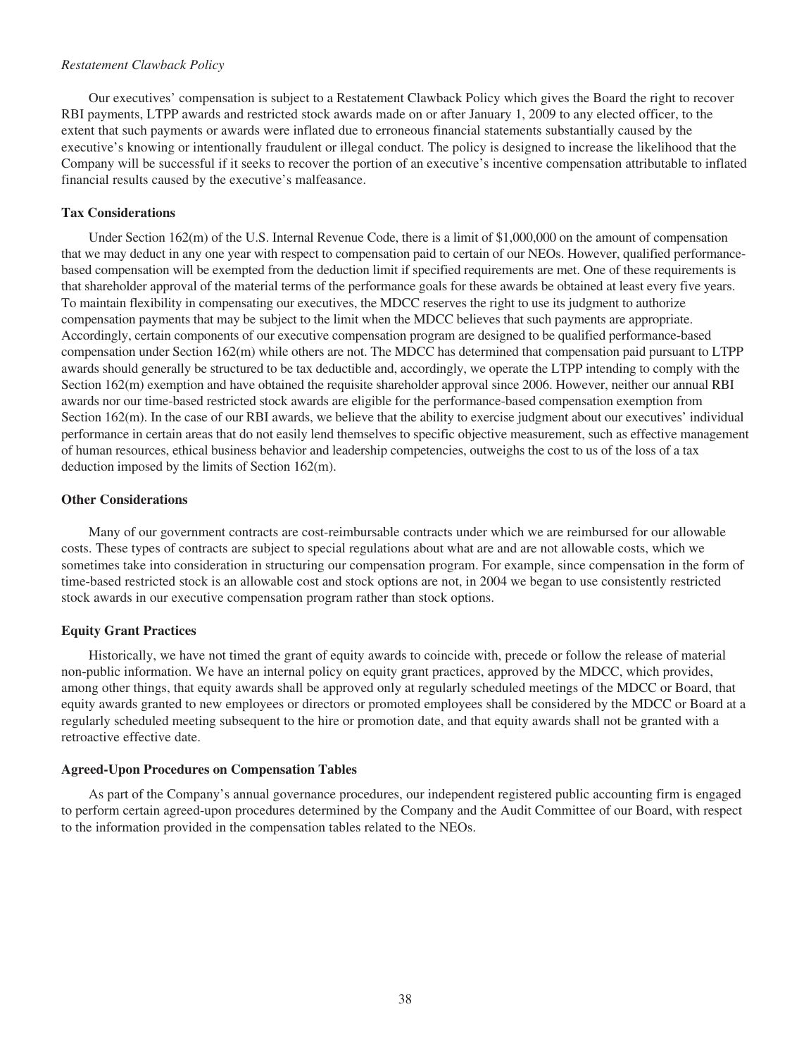*Restatement Clawback Policy*

Our executives' compensation is subject to a Restatement Clawback Policy which gives the Board the right to recover RBI payments, LTPP awards and restricted stock awards made on or after January 1, 2009 to any elected officer, to the extent that such payments or awards were inflated due to erroneous financial statements substantially caused by the executive's knowing or intentionally fraudulent or illegal conduct. The policy is designed to increase the likelihood that the Company will be successful if it seeks to recover the portion of an executive's incentive compensation attributable to inflated financial results caused by the executive's malfeasance.

**Tax Considerations**

Under Section 162(m) of the U.S. Internal Revenue Code, there is a limit of $1,000,000 on the amount of compensation that we may deduct in any one year with respect to compensation paid to certain of our NEOs. However, qualified performance-based compensation will be exempted from the deduction limit if specified requirements are met. One of these requirements is that shareholder approval of the material terms of the performance goals for these awards be obtained at least every five years. To maintain flexibility in compensating our executives, the MDCC reserves the right to use its judgment to authorize compensation payments that may be subject to the limit when the MDCC believes that such payments are appropriate. Accordingly, certain components of our executive compensation program are designed to be qualified performance-based compensation under Section 162(m) while others are not. The MDCC has determined that compensation paid pursuant to LTPP awards should generally be structured to be tax deductible and, accordingly, we operate the LTPP intending to comply with the Section 162(m) exemption and have obtained the requisite shareholder approval since 2006. However, neither our annual RBI awards nor our time-based restricted stock awards are eligible for the performance-based compensation exemption from Section 162(m). In the case of our RBI awards, we believe that the ability to exercise judgment about our executives' individual performance in certain areas that do not easily lend themselves to specific objective measurement, such as effective management of human resources, ethical business behavior and leadership competencies, outweighs the cost to us of the loss of a tax deduction imposed by the limits of Section 162(m).

**Other Considerations**

Many of our government contracts are cost-reimbursable contracts under which we are reimbursed for our allowable costs. These types of contracts are subject to special regulations about what are and are not allowable costs, which we sometimes take into consideration in structuring our compensation program. For example, since compensation in the form of time-based restricted stock is an allowable cost and stock options are not, in 2004 we began to use consistently restricted stock awards in our executive compensation program rather than stock options.

**Equity Grant Practices**

Historically, we have not timed the grant of equity awards to coincide with, precede or follow the release of material non-public information. We have an internal policy on equity grant practices, approved by the MDCC, which provides, among other things, that equity awards shall be approved only at regularly scheduled meetings of the MDCC or Board, that equity awards granted to new employees or directors or promoted employees shall be considered by the MDCC or Board at a regularly scheduled meeting subsequent to the hire or promotion date, and that equity awards shall not be granted with a retroactive effective date.

**Agreed-Upon Procedures on Compensation Tables**

As part of the Company's annual governance procedures, our independent registered public accounting firm is engaged to perform certain agreed-upon procedures determined by the Company and the Audit Committee of our Board, with respect to the information provided in the compensation tables related to the NEOs.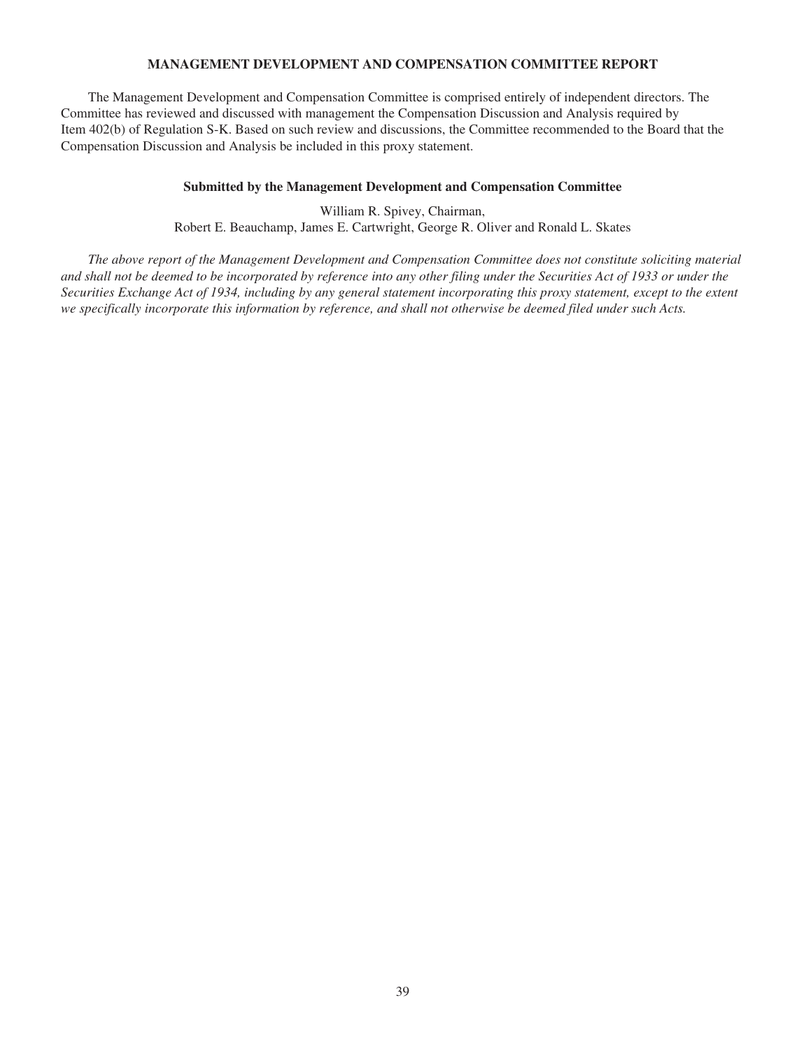## MANAGEMENT DEVELOPMENT AND COMPENSATION COMMITTEE REPORT

The Management Development and Compensation Committee is comprised entirely of independent directors. The Committee has reviewed and discussed with management the Compensation Discussion and Analysis required by Item 402(b) of Regulation S-K. Based on such review and discussions, the Committee recommended to the Board that the Compensation Discussion and Analysis be included in this proxy statement.

**Submitted by the Management Development and Compensation Committee**

William R. Spivey, Chairman,
Robert E. Beauchamp, James E. Cartwright, George R. Oliver and Ronald L. Skates

*The above report of the Management Development and Compensation Committee does not constitute soliciting material and shall not be deemed to be incorporated by reference into any other filing under the Securities Act of 1933 or under the Securities Exchange Act of 1934, including by any general statement incorporating this proxy statement, except to the extent we specifically incorporate this information by reference, and shall not otherwise be deemed filed under such Acts.*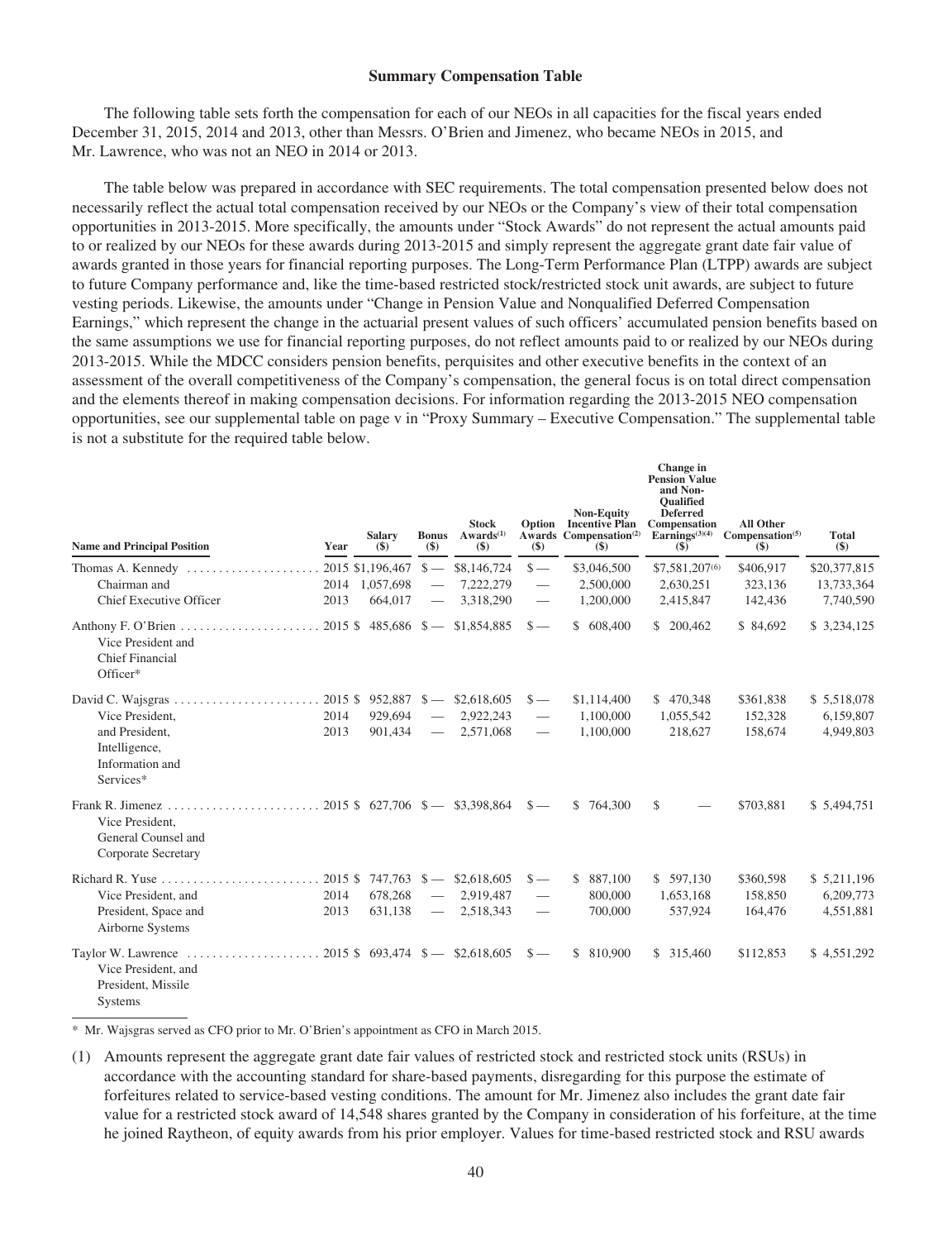### Summary Compensation Table

The following table sets forth the compensation for each of our NEOs in all capacities for the fiscal years ended December 31, 2015, 2014 and 2013, other than Messrs. O'Brien and Jimenez, who became NEOs in 2015, and Mr. Lawrence, who was not an NEO in 2014 or 2013.

The table below was prepared in accordance with SEC requirements. The total compensation presented below does not necessarily reflect the actual total compensation received by our NEOs or the Company's view of their total compensation opportunities in 2013-2015. More specifically, the amounts under "Stock Awards" do not represent the actual amounts paid to or realized by our NEOs for these awards during 2013-2015 and simply represent the aggregate grant date fair value of awards granted in those years for financial reporting purposes. The Long-Term Performance Plan (LTPP) awards are subject to future Company performance and, like the time-based restricted stock/restricted stock unit awards, are subject to future vesting periods. Likewise, the amounts under "Change in Pension Value and Nonqualified Deferred Compensation Earnings," which represent the change in the actuarial present values of such officers' accumulated pension benefits based on the same assumptions we use for financial reporting purposes, do not reflect amounts paid to or realized by our NEOs during 2013-2015. While the MDCC considers pension benefits, perquisites and other executive benefits in the context of an assessment of the overall competitiveness of the Company's compensation, the general focus is on total direct compensation and the elements thereof in making compensation decisions. For information regarding the 2013-2015 NEO compensation opportunities, see our supplemental table on page v in "Proxy Summary – Executive Compensation." The supplemental table is not a substitute for the required table below.

| Name and Principal Position | Year | Salary ($) | Bonus ($) | Stock Awards[1] ($) | Option Awards ($) | Non-Equity Incentive Plan Compensation[2] ($) | Change in Pension Value and Non-Qualified Deferred Compensation Earnings[3][4] ($) | All Other Compensation[5] ($) | Total ($) |
|---|---|---|---|---|---|---|---|---|---|
| Thomas A. Kennedy | 2015 | $1,196,467 | $— | $8,146,724 | $— | $3,046,500 | $7,581,207[6] | $406,917 | $20,377,815 |
| Chairman and | 2014 | 1,057,698 | — | 7,222,279 | — | 2,500,000 | 2,630,251 | 323,136 | 13,733,364 |
| Chief Executive Officer | 2013 | 664,017 | — | 3,318,290 | — | 1,200,000 | 2,415,847 | 142,436 | 7,740,590 |
| Anthony F. O'Brien<br>Vice President and Chief Financial Officer* | 2015 | $ 485,686 | $— | $1,854,885 | $— | $ 608,400 | $ 200,462 | $ 84,692 | $ 3,234,125 |
| David C. Wajsgras | 2015 | $ 952,887 | $— | $2,618,605 | $— | $1,114,400 | $ 470,348 | $361,838 | $ 5,518,078 |
| Vice President, | 2014 | 929,694 | — | 2,922,243 | — | 1,100,000 | 1,055,542 | 152,328 | 6,159,807 |
| and President, Intelligence, Information and Services* | 2013 | 901,434 | — | 2,571,068 | — | 1,100,000 | 218,627 | 158,674 | 4,949,803 |
| Frank R. Jimenez<br>Vice President, General Counsel and Corporate Secretary | 2015 | $ 627,706 | $— | $3,398,864 | $— | $ 764,300 | $ — | $703,881 | $ 5,494,751 |
| Richard R. Yuse | 2015 | $ 747,763 | $— | $2,618,605 | $— | $ 887,100 | $ 597,130 | $360,598 | $ 5,211,196 |
| Vice President, and | 2014 | 678,268 | — | 2,919,487 | — | 800,000 | 1,653,168 | 158,850 | 6,209,773 |
| President, Space and Airborne Systems | 2013 | 631,138 | — | 2,518,343 | — | 700,000 | 537,924 | 164,476 | 4,551,881 |
| Taylor W. Lawrence<br>Vice President, and President, Missile Systems | 2015 | $ 693,474 | $— | $2,618,605 | $— | $ 810,900 | $ 315,460 | $112,853 | $ 4,551,292 |

\* Mr. Wajsgras served as CFO prior to Mr. O'Brien's appointment as CFO in March 2015.

(1) Amounts represent the aggregate grant date fair values of restricted stock and restricted stock units (RSUs) in accordance with the accounting standard for share-based payments, disregarding for this purpose the estimate of forfeitures related to service-based vesting conditions. The amount for Mr. Jimenez also includes the grant date fair value for a restricted stock award of 14,548 shares granted by the Company in consideration of his forfeiture, at the time he joined Raytheon, of equity awards from his prior employer. Values for time-based restricted stock and RSU awards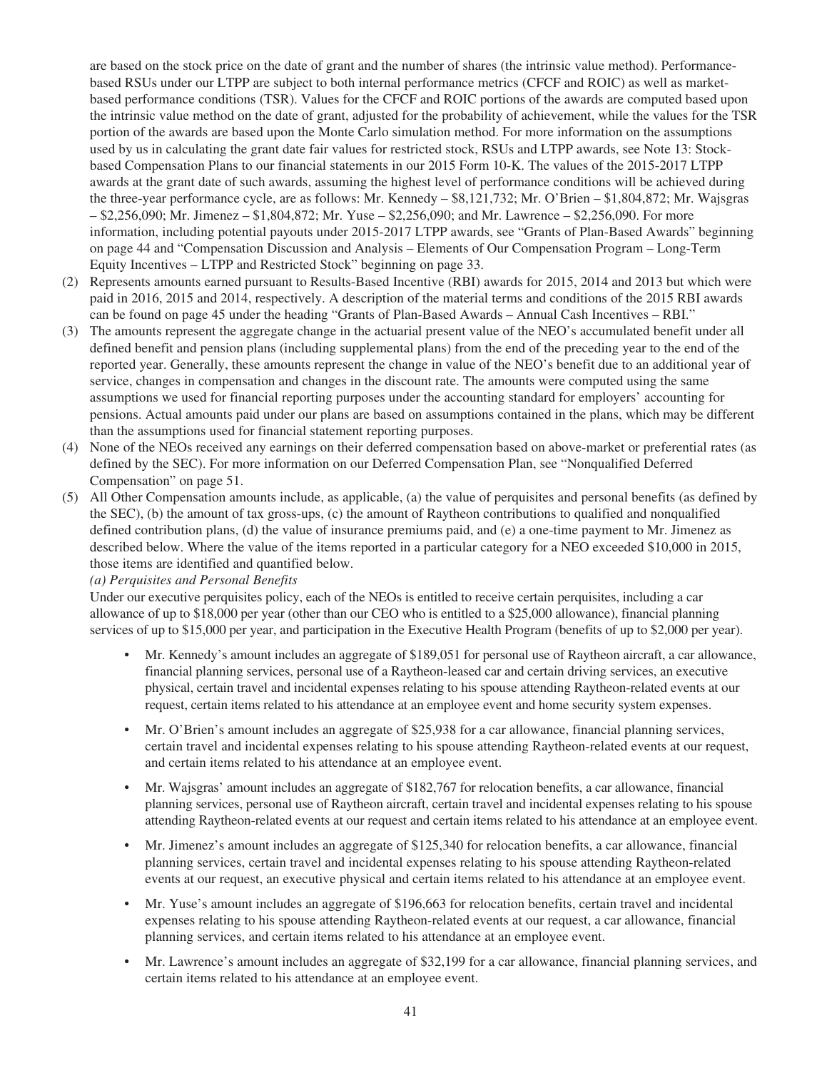are based on the stock price on the date of grant and the number of shares (the intrinsic value method). Performance-based RSUs under our LTPP are subject to both internal performance metrics (CFCF and ROIC) as well as market-based performance conditions (TSR). Values for the CFCF and ROIC portions of the awards are computed based upon the intrinsic value method on the date of grant, adjusted for the probability of achievement, while the values for the TSR portion of the awards are based upon the Monte Carlo simulation method. For more information on the assumptions used by us in calculating the grant date fair values for restricted stock, RSUs and LTPP awards, see Note 13: Stock-based Compensation Plans to our financial statements in our 2015 Form 10-K. The values of the 2015-2017 LTPP awards at the grant date of such awards, assuming the highest level of performance conditions will be achieved during the three-year performance cycle, are as follows: Mr. Kennedy – $8,121,732; Mr. O'Brien – $1,804,872; Mr. Wajsgras – $2,256,090; Mr. Jimenez – $1,804,872; Mr. Yuse – $2,256,090; and Mr. Lawrence – $2,256,090. For more information, including potential payouts under 2015-2017 LTPP awards, see "Grants of Plan-Based Awards" beginning on page 44 and "Compensation Discussion and Analysis – Elements of Our Compensation Program – Long-Term Equity Incentives – LTPP and Restricted Stock" beginning on page 33.

(2) Represents amounts earned pursuant to Results-Based Incentive (RBI) awards for 2015, 2014 and 2013 but which were paid in 2016, 2015 and 2014, respectively. A description of the material terms and conditions of the 2015 RBI awards can be found on page 45 under the heading "Grants of Plan-Based Awards – Annual Cash Incentives – RBI."

(3) The amounts represent the aggregate change in the actuarial present value of the NEO's accumulated benefit under all defined benefit and pension plans (including supplemental plans) from the end of the preceding year to the end of the reported year. Generally, these amounts represent the change in value of the NEO's benefit due to an additional year of service, changes in compensation and changes in the discount rate. The amounts were computed using the same assumptions we used for financial reporting purposes under the accounting standard for employers' accounting for pensions. Actual amounts paid under our plans are based on assumptions contained in the plans, which may be different than the assumptions used for financial statement reporting purposes.

(4) None of the NEOs received any earnings on their deferred compensation based on above-market or preferential rates (as defined by the SEC). For more information on our Deferred Compensation Plan, see "Nonqualified Deferred Compensation" on page 51.

(5) All Other Compensation amounts include, as applicable, (a) the value of perquisites and personal benefits (as defined by the SEC), (b) the amount of tax gross-ups, (c) the amount of Raytheon contributions to qualified and nonqualified defined contribution plans, (d) the value of insurance premiums paid, and (e) a one-time payment to Mr. Jimenez as described below. Where the value of the items reported in a particular category for a NEO exceeded $10,000 in 2015, those items are identified and quantified below.

*(a) Perquisites and Personal Benefits*

Under our executive perquisites policy, each of the NEOs is entitled to receive certain perquisites, including a car allowance of up to $18,000 per year (other than our CEO who is entitled to a $25,000 allowance), financial planning services of up to $15,000 per year, and participation in the Executive Health Program (benefits of up to $2,000 per year).

- Mr. Kennedy's amount includes an aggregate of $189,051 for personal use of Raytheon aircraft, a car allowance, financial planning services, personal use of a Raytheon-leased car and certain driving services, an executive physical, certain travel and incidental expenses relating to his spouse attending Raytheon-related events at our request, certain items related to his attendance at an employee event and home security system expenses.

- Mr. O'Brien's amount includes an aggregate of $25,938 for a car allowance, financial planning services, certain travel and incidental expenses relating to his spouse attending Raytheon-related events at our request, and certain items related to his attendance at an employee event.

- Mr. Wajsgras' amount includes an aggregate of $182,767 for relocation benefits, a car allowance, financial planning services, personal use of Raytheon aircraft, certain travel and incidental expenses relating to his spouse attending Raytheon-related events at our request and certain items related to his attendance at an employee event.

- Mr. Jimenez's amount includes an aggregate of $125,340 for relocation benefits, a car allowance, financial planning services, certain travel and incidental expenses relating to his spouse attending Raytheon-related events at our request, an executive physical and certain items related to his attendance at an employee event.

- Mr. Yuse's amount includes an aggregate of $196,663 for relocation benefits, certain travel and incidental expenses relating to his spouse attending Raytheon-related events at our request, a car allowance, financial planning services, and certain items related to his attendance at an employee event.

- Mr. Lawrence's amount includes an aggregate of $32,199 for a car allowance, financial planning services, and certain items related to his attendance at an employee event.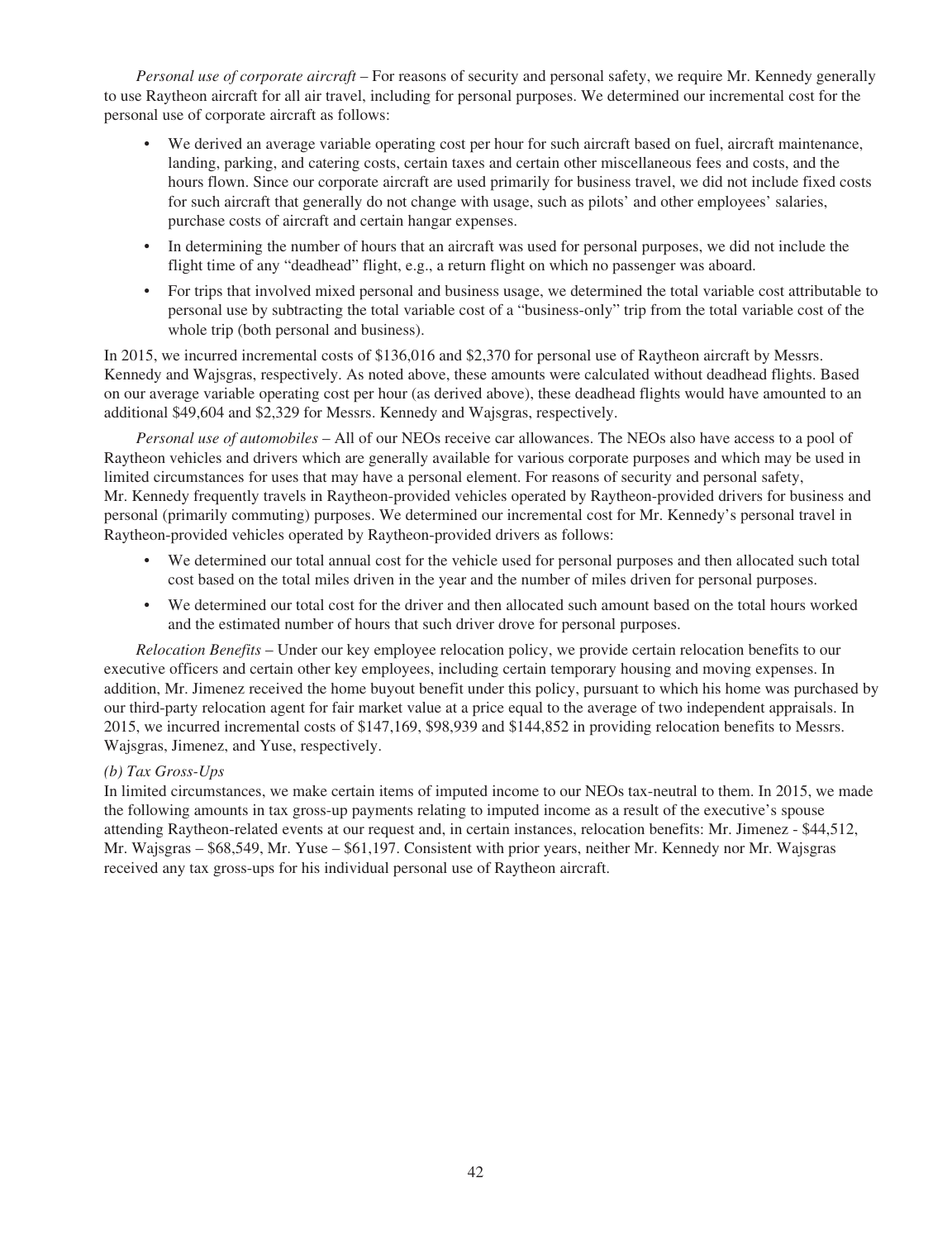*Personal use of corporate aircraft* – For reasons of security and personal safety, we require Mr. Kennedy generally to use Raytheon aircraft for all air travel, including for personal purposes. We determined our incremental cost for the personal use of corporate aircraft as follows:

- We derived an average variable operating cost per hour for such aircraft based on fuel, aircraft maintenance, landing, parking, and catering costs, certain taxes and certain other miscellaneous fees and costs, and the hours flown. Since our corporate aircraft are used primarily for business travel, we did not include fixed costs for such aircraft that generally do not change with usage, such as pilots' and other employees' salaries, purchase costs of aircraft and certain hangar expenses.
- In determining the number of hours that an aircraft was used for personal purposes, we did not include the flight time of any "deadhead" flight, e.g., a return flight on which no passenger was aboard.
- For trips that involved mixed personal and business usage, we determined the total variable cost attributable to personal use by subtracting the total variable cost of a "business-only" trip from the total variable cost of the whole trip (both personal and business).

In 2015, we incurred incremental costs of $136,016 and $2,370 for personal use of Raytheon aircraft by Messrs. Kennedy and Wajsgras, respectively. As noted above, these amounts were calculated without deadhead flights. Based on our average variable operating cost per hour (as derived above), these deadhead flights would have amounted to an additional $49,604 and $2,329 for Messrs. Kennedy and Wajsgras, respectively.

*Personal use of automobiles* – All of our NEOs receive car allowances. The NEOs also have access to a pool of Raytheon vehicles and drivers which are generally available for various corporate purposes and which may be used in limited circumstances for uses that may have a personal element. For reasons of security and personal safety, Mr. Kennedy frequently travels in Raytheon-provided vehicles operated by Raytheon-provided drivers for business and personal (primarily commuting) purposes. We determined our incremental cost for Mr. Kennedy's personal travel in Raytheon-provided vehicles operated by Raytheon-provided drivers as follows:

- We determined our total annual cost for the vehicle used for personal purposes and then allocated such total cost based on the total miles driven in the year and the number of miles driven for personal purposes.
- We determined our total cost for the driver and then allocated such amount based on the total hours worked and the estimated number of hours that such driver drove for personal purposes.

*Relocation Benefits* – Under our key employee relocation policy, we provide certain relocation benefits to our executive officers and certain other key employees, including certain temporary housing and moving expenses. In addition, Mr. Jimenez received the home buyout benefit under this policy, pursuant to which his home was purchased by our third-party relocation agent for fair market value at a price equal to the average of two independent appraisals. In 2015, we incurred incremental costs of $147,169, $98,939 and $144,852 in providing relocation benefits to Messrs. Wajsgras, Jimenez, and Yuse, respectively.

*(b) Tax Gross-Ups*

In limited circumstances, we make certain items of imputed income to our NEOs tax-neutral to them. In 2015, we made the following amounts in tax gross-up payments relating to imputed income as a result of the executive's spouse attending Raytheon-related events at our request and, in certain instances, relocation benefits: Mr. Jimenez - $44,512, Mr. Wajsgras – $68,549, Mr. Yuse – $61,197. Consistent with prior years, neither Mr. Kennedy nor Mr. Wajsgras received any tax gross-ups for his individual personal use of Raytheon aircraft.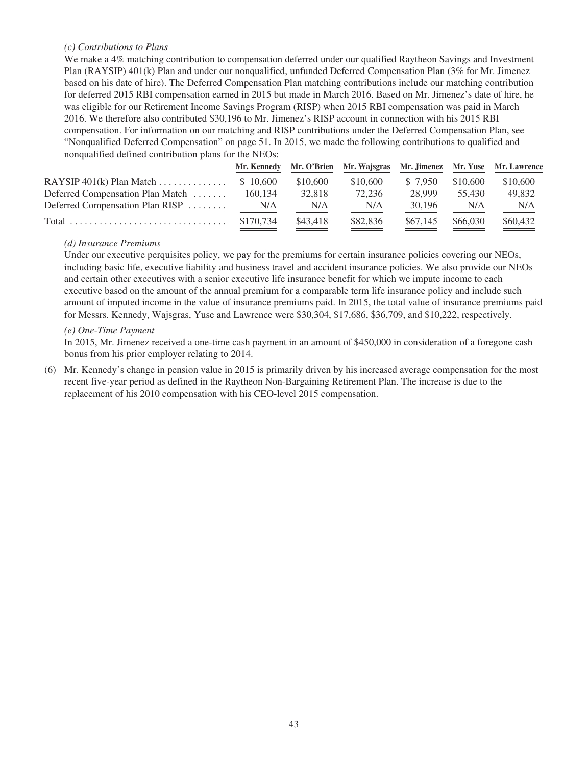*(c) Contributions to Plans*

We make a 4% matching contribution to compensation deferred under our qualified Raytheon Savings and Investment Plan (RAYSIP) 401(k) Plan and under our nonqualified, unfunded Deferred Compensation Plan (3% for Mr. Jimenez based on his date of hire). The Deferred Compensation Plan matching contributions include our matching contribution for deferred 2015 RBI compensation earned in 2015 but made in March 2016. Based on Mr. Jimenez's date of hire, he was eligible for our Retirement Income Savings Program (RISP) when 2015 RBI compensation was paid in March 2016. We therefore also contributed $30,196 to Mr. Jimenez's RISP account in connection with his 2015 RBI compensation. For information on our matching and RISP contributions under the Deferred Compensation Plan, see "Nonqualified Deferred Compensation" on page 51. In 2015, we made the following contributions to qualified and nonqualified defined contribution plans for the NEOs:

| | Mr. Kennedy | Mr. O'Brien | Mr. Wajsgras | Mr. Jimenez | Mr. Yuse | Mr. Lawrence |
|---|---|---|---|---|---|---|
| RAYSIP 401(k) Plan Match | $ 10,600 | $10,600 | $10,600 | $ 7,950 | $10,600 | $10,600 |
| Deferred Compensation Plan Match | 160,134 | 32,818 | 72,236 | 28,999 | 55,430 | 49,832 |
| Deferred Compensation Plan RISP | N/A | N/A | N/A | 30,196 | N/A | N/A |
| Total | $170,734 | $43,418 | $82,836 | $67,145 | $66,030 | $60,432 |

*(d) Insurance Premiums*

Under our executive perquisites policy, we pay for the premiums for certain insurance policies covering our NEOs, including basic life, executive liability and business travel and accident insurance policies. We also provide our NEOs and certain other executives with a senior executive life insurance benefit for which we impute income to each executive based on the amount of the annual premium for a comparable term life insurance policy and include such amount of imputed income in the value of insurance premiums paid. In 2015, the total value of insurance premiums paid for Messrs. Kennedy, Wajsgras, Yuse and Lawrence were $30,304, $17,686, $36,709, and $10,222, respectively.

*(e) One-Time Payment*

In 2015, Mr. Jimenez received a one-time cash payment in an amount of $450,000 in consideration of a foregone cash bonus from his prior employer relating to 2014.

(6) Mr. Kennedy's change in pension value in 2015 is primarily driven by his increased average compensation for the most recent five-year period as defined in the Raytheon Non-Bargaining Retirement Plan. The increase is due to the replacement of his 2010 compensation with his CEO-level 2015 compensation.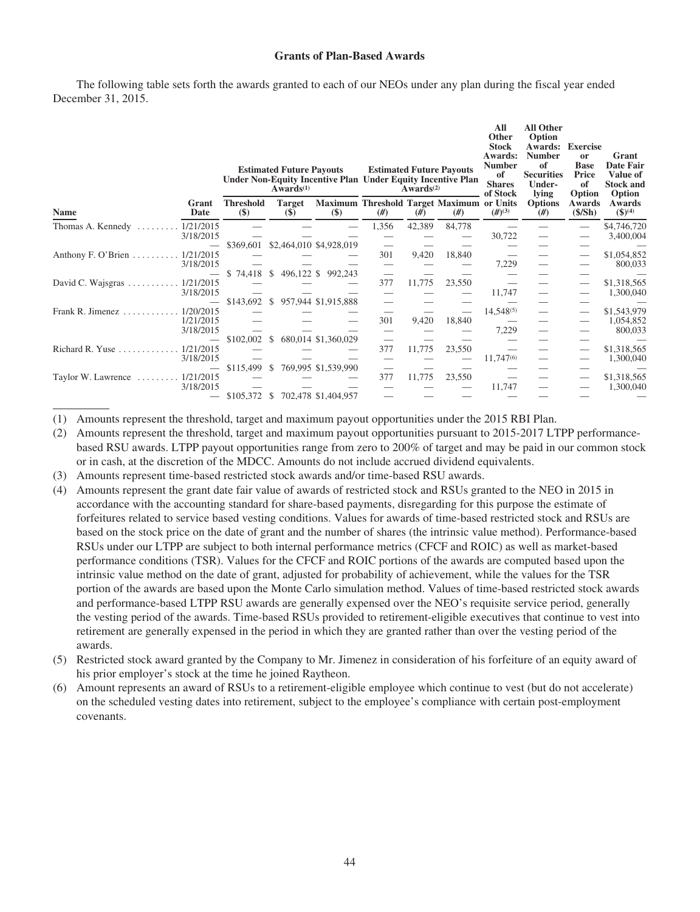### Grants of Plan-Based Awards

The following table sets forth the awards granted to each of our NEOs under any plan during the fiscal year ended December 31, 2015.

| Name | Grant Date | Estimated Future Payouts Under Non-Equity Incentive Plan Awards(1) | | | Estimated Future Payouts Under Equity Incentive Plan Awards(2) | | | All Other Stock Awards: Number of Shares of Stock or Units (#)(3) | All Other Option Awards: Number of Securities Underlying Options (#) | Exercise or Base Price of Option Awards ($/Sh) | Grant Date Fair Value of Stock and Option Awards ($)(4) |
|---|---|---|---|---|---|---|---|---|---|---|---|
| | | Threshold ($) | Target ($) | Maximum ($) | Threshold (#) | Target (#) | Maximum (#) | | | | |
| Thomas A. Kennedy | 1/21/2015 | — | — | — | 1,356 | 42,389 | 84,778 | — | — | — | $4,746,720 |
| | 3/18/2015 | — | — | — | — | — | — | 30,722 | — | — | 3,400,004 |
| | — | $369,601 | $2,464,010 | $4,928,019 | — | — | — | — | — | — | — |
| Anthony F. O'Brien | 1/21/2015 | — | — | — | 301 | 9,420 | 18,840 | — | — | — | $1,054,852 |
| | 3/18/2015 | — | — | — | — | — | — | 7,229 | — | — | 800,033 |
| | — | $ 74,418 | $ 496,122 | $ 992,243 | — | — | — | — | — | — | — |
| David C. Wajsgras | 1/21/2015 | — | — | — | 377 | 11,775 | 23,550 | — | — | — | $1,318,565 |
| | 3/18/2015 | — | — | — | — | — | — | 11,747 | — | — | 1,300,040 |
| | — | $143,692 | $ 957,944 | $1,915,888 | — | — | — | — | — | — | — |
| Frank R. Jimenez | 1/20/2015 | — | — | — | — | — | — | 14,548(5) | — | — | $1,543,979 |
| | 1/21/2015 | — | — | — | 301 | 9,420 | 18,840 | — | — | — | 1,054,852 |
| | 3/18/2015 | — | — | — | — | — | — | 7,229 | — | — | 800,033 |
| | — | $102,002 | $ 680,014 | $1,360,029 | — | — | — | — | — | — | — |
| Richard R. Yuse | 1/21/2015 | — | — | — | 377 | 11,775 | 23,550 | — | — | — | $1,318,565 |
| | 3/18/2015 | — | — | — | — | — | — | 11,747(6) | — | — | 1,300,040 |
| | — | $115,499 | $ 769,995 | $1,539,990 | — | — | — | — | — | — | — |
| Taylor W. Lawrence | 1/21/2015 | — | — | — | 377 | 11,775 | 23,550 | — | — | — | $1,318,565 |
| | 3/18/2015 | — | — | — | — | — | — | 11,747 | — | — | 1,300,040 |
| | — | $105,372 | $ 702,478 | $1,404,957 | — | — | — | — | — | — | — |

(1) Amounts represent the threshold, target and maximum payout opportunities under the 2015 RBI Plan.

(2) Amounts represent the threshold, target and maximum payout opportunities pursuant to 2015-2017 LTPP performance-based RSU awards. LTPP payout opportunities range from zero to 200% of target and may be paid in our common stock or in cash, at the discretion of the MDCC. Amounts do not include accrued dividend equivalents.

(3) Amounts represent time-based restricted stock awards and/or time-based RSU awards.

(4) Amounts represent the grant date fair value of awards of restricted stock and RSUs granted to the NEO in 2015 in accordance with the accounting standard for share-based payments, disregarding for this purpose the estimate of forfeitures related to service based vesting conditions. Values for awards of time-based restricted stock and RSUs are based on the stock price on the date of grant and the number of shares (the intrinsic value method). Performance-based RSUs under our LTPP are subject to both internal performance metrics (CFCF and ROIC) as well as market-based performance conditions (TSR). Values for the CFCF and ROIC portions of the awards are computed based upon the intrinsic value method on the date of grant, adjusted for probability of achievement, while the values for the TSR portion of the awards are based upon the Monte Carlo simulation method. Values of time-based restricted stock awards and performance-based LTPP RSU awards are generally expensed over the NEO's requisite service period, generally the vesting period of the awards. Time-based RSUs provided to retirement-eligible executives that continue to vest into retirement are generally expensed in the period in which they are granted rather than over the vesting period of the awards.

(5) Restricted stock award granted by the Company to Mr. Jimenez in consideration of his forfeiture of an equity award of his prior employer's stock at the time he joined Raytheon.

(6) Amount represents an award of RSUs to a retirement-eligible employee which continue to vest (but do not accelerate) on the scheduled vesting dates into retirement, subject to the employee's compliance with certain post-employment covenants.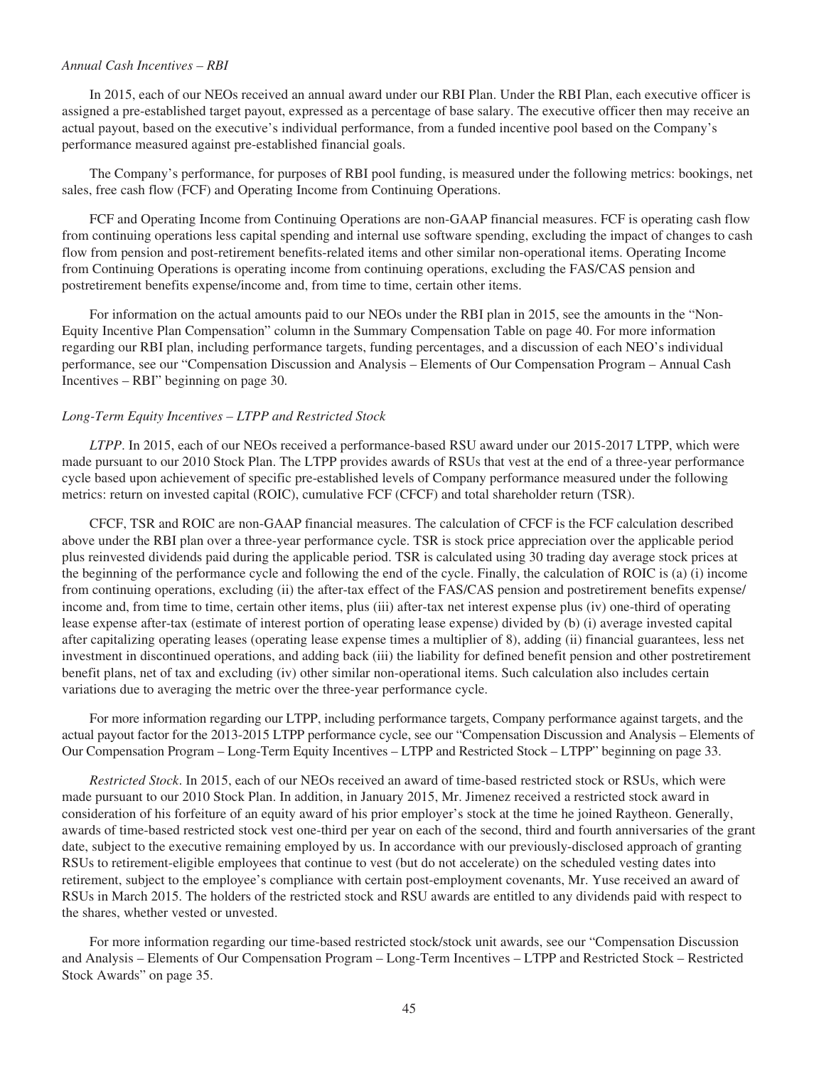*Annual Cash Incentives – RBI*

In 2015, each of our NEOs received an annual award under our RBI Plan. Under the RBI Plan, each executive officer is assigned a pre-established target payout, expressed as a percentage of base salary. The executive officer then may receive an actual payout, based on the executive's individual performance, from a funded incentive pool based on the Company's performance measured against pre-established financial goals.

The Company's performance, for purposes of RBI pool funding, is measured under the following metrics: bookings, net sales, free cash flow (FCF) and Operating Income from Continuing Operations.

FCF and Operating Income from Continuing Operations are non-GAAP financial measures. FCF is operating cash flow from continuing operations less capital spending and internal use software spending, excluding the impact of changes to cash flow from pension and post-retirement benefits-related items and other similar non-operational items. Operating Income from Continuing Operations is operating income from continuing operations, excluding the FAS/CAS pension and postretirement benefits expense/income and, from time to time, certain other items.

For information on the actual amounts paid to our NEOs under the RBI plan in 2015, see the amounts in the "Non-Equity Incentive Plan Compensation" column in the Summary Compensation Table on page 40. For more information regarding our RBI plan, including performance targets, funding percentages, and a discussion of each NEO's individual performance, see our "Compensation Discussion and Analysis – Elements of Our Compensation Program – Annual Cash Incentives – RBI" beginning on page 30.

*Long-Term Equity Incentives – LTPP and Restricted Stock*

*LTPP*. In 2015, each of our NEOs received a performance-based RSU award under our 2015-2017 LTPP, which were made pursuant to our 2010 Stock Plan. The LTPP provides awards of RSUs that vest at the end of a three-year performance cycle based upon achievement of specific pre-established levels of Company performance measured under the following metrics: return on invested capital (ROIC), cumulative FCF (CFCF) and total shareholder return (TSR).

CFCF, TSR and ROIC are non-GAAP financial measures. The calculation of CFCF is the FCF calculation described above under the RBI plan over a three-year performance cycle. TSR is stock price appreciation over the applicable period plus reinvested dividends paid during the applicable period. TSR is calculated using 30 trading day average stock prices at the beginning of the performance cycle and following the end of the cycle. Finally, the calculation of ROIC is (a) (i) income from continuing operations, excluding (ii) the after-tax effect of the FAS/CAS pension and postretirement benefits expense/income and, from time to time, certain other items, plus (iii) after-tax net interest expense plus (iv) one-third of operating lease expense after-tax (estimate of interest portion of operating lease expense) divided by (b) (i) average invested capital after capitalizing operating leases (operating lease expense times a multiplier of 8), adding (ii) financial guarantees, less net investment in discontinued operations, and adding back (iii) the liability for defined benefit pension and other postretirement benefit plans, net of tax and excluding (iv) other similar non-operational items. Such calculation also includes certain variations due to averaging the metric over the three-year performance cycle.

For more information regarding our LTPP, including performance targets, Company performance against targets, and the actual payout factor for the 2013-2015 LTPP performance cycle, see our "Compensation Discussion and Analysis – Elements of Our Compensation Program – Long-Term Equity Incentives – LTPP and Restricted Stock – LTPP" beginning on page 33.

*Restricted Stock*. In 2015, each of our NEOs received an award of time-based restricted stock or RSUs, which were made pursuant to our 2010 Stock Plan. In addition, in January 2015, Mr. Jimenez received a restricted stock award in consideration of his forfeiture of an equity award of his prior employer's stock at the time he joined Raytheon. Generally, awards of time-based restricted stock vest one-third per year on each of the second, third and fourth anniversaries of the grant date, subject to the executive remaining employed by us. In accordance with our previously-disclosed approach of granting RSUs to retirement-eligible employees that continue to vest (but do not accelerate) on the scheduled vesting dates into retirement, subject to the employee's compliance with certain post-employment covenants, Mr. Yuse received an award of RSUs in March 2015. The holders of the restricted stock and RSU awards are entitled to any dividends paid with respect to the shares, whether vested or unvested.

For more information regarding our time-based restricted stock/stock unit awards, see our "Compensation Discussion and Analysis – Elements of Our Compensation Program – Long-Term Incentives – LTPP and Restricted Stock – Restricted Stock Awards" on page 35.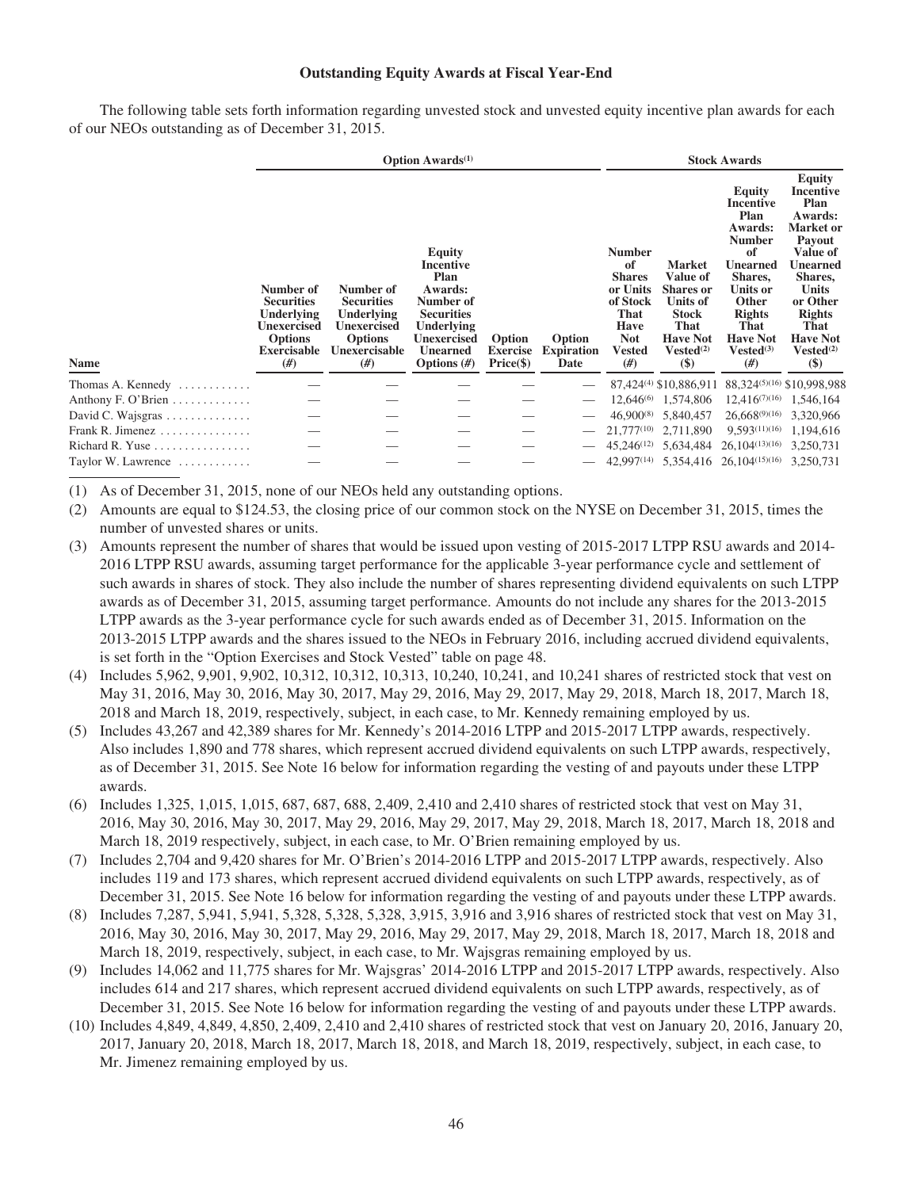### Outstanding Equity Awards at Fiscal Year-End

The following table sets forth information regarding unvested stock and unvested equity incentive plan awards for each of our NEOs outstanding as of December 31, 2015.

| | Option Awards[(1)] | | | | | Stock Awards | | | |
|---|---|---|---|---|---|---|---|---|---|
| **Name** | **Number of Securities Underlying Unexercised Options Exercisable (#)** | **Number of Securities Underlying Unexercised Options Unexercisable (#)** | **Equity Incentive Plan Awards: Number of Securities Underlying Unexercised Unearned Options (#)** | **Option Exercise Price($)** | **Option Expiration Date** | **Number of Shares or Units of Stock That Have Not Vested (#)** | **Market Value of Shares or Units of Stock That Have Not Vested[(2)] ($)** | **Equity Incentive Plan Awards: Number of Unearned Shares, Units or Other Rights That Have Not Vested[(3)] (#)** | **Equity Incentive Plan Awards: Market or Payout Value of Unearned Shares, Units or Other Rights That Have Not Vested[(2)] ($)** |
| Thomas A. Kennedy | — | — | — | — | — | 87,424[(4)] | $10,886,911 | 88,324[(5)(16)] | $10,998,988 |
| Anthony F. O'Brien | — | — | — | — | — | 12,646[(6)] | 1,574,806 | 12,416[(7)(16)] | 1,546,164 |
| David C. Wajsgras | — | — | — | — | — | 46,900[(8)] | 5,840,457 | 26,668[(9)(16)] | 3,320,966 |
| Frank R. Jimenez | — | — | — | — | — | 21,777[(10)] | 2,711,890 | 9,593[(11)(16)] | 1,194,616 |
| Richard R. Yuse | — | — | — | — | — | 45,246[(12)] | 5,634,484 | 26,104[(13)(16)] | 3,250,731 |
| Taylor W. Lawrence | — | — | — | — | — | 42,997[(14)] | 5,354,416 | 26,104[(15)(16)] | 3,250,731 |

(1) As of December 31, 2015, none of our NEOs held any outstanding options.

(2) Amounts are equal to $124.53, the closing price of our common stock on the NYSE on December 31, 2015, times the number of unvested shares or units.

(3) Amounts represent the number of shares that would be issued upon vesting of 2015-2017 LTPP RSU awards and 2014-2016 LTPP RSU awards, assuming target performance for the applicable 3-year performance cycle and settlement of such awards in shares of stock. They also include the number of shares representing dividend equivalents on such LTPP awards as of December 31, 2015, assuming target performance. Amounts do not include any shares for the 2013-2015 LTPP awards as the 3-year performance cycle for such awards ended as of December 31, 2015. Information on the 2013-2015 LTPP awards and the shares issued to the NEOs in February 2016, including accrued dividend equivalents, is set forth in the "Option Exercises and Stock Vested" table on page 48.

(4) Includes 5,962, 9,901, 9,902, 10,312, 10,312, 10,313, 10,240, 10,241, and 10,241 shares of restricted stock that vest on May 31, 2016, May 30, 2016, May 30, 2017, May 29, 2016, May 29, 2017, May 29, 2018, March 18, 2017, March 18, 2018 and March 18, 2019, respectively, subject, in each case, to Mr. Kennedy remaining employed by us.

(5) Includes 43,267 and 42,389 shares for Mr. Kennedy's 2014-2016 LTPP and 2015-2017 LTPP awards, respectively. Also includes 1,890 and 778 shares, which represent accrued dividend equivalents on such LTPP awards, respectively, as of December 31, 2015. See Note 16 below for information regarding the vesting of and payouts under these LTPP awards.

(6) Includes 1,325, 1,015, 1,015, 687, 687, 688, 2,409, 2,410 and 2,410 shares of restricted stock that vest on May 31, 2016, May 30, 2016, May 30, 2017, May 29, 2016, May 29, 2017, May 29, 2018, March 18, 2017, March 18, 2018 and March 18, 2019 respectively, subject, in each case, to Mr. O'Brien remaining employed by us.

(7) Includes 2,704 and 9,420 shares for Mr. O'Brien's 2014-2016 LTPP and 2015-2017 LTPP awards, respectively. Also includes 119 and 173 shares, which represent accrued dividend equivalents on such LTPP awards, respectively, as of December 31, 2015. See Note 16 below for information regarding the vesting of and payouts under these LTPP awards.

(8) Includes 7,287, 5,941, 5,941, 5,328, 5,328, 5,328, 3,915, 3,916 and 3,916 shares of restricted stock that vest on May 31, 2016, May 30, 2016, May 30, 2017, May 29, 2016, May 29, 2017, May 29, 2018, March 18, 2017, March 18, 2018 and March 18, 2019, respectively, subject, in each case, to Mr. Wajsgras remaining employed by us.

(9) Includes 14,062 and 11,775 shares for Mr. Wajsgras' 2014-2016 LTPP and 2015-2017 LTPP awards, respectively. Also includes 614 and 217 shares, which represent accrued dividend equivalents on such LTPP awards, respectively, as of December 31, 2015. See Note 16 below for information regarding the vesting of and payouts under these LTPP awards.

(10) Includes 4,849, 4,849, 4,850, 2,409, 2,410 and 2,410 shares of restricted stock that vest on January 20, 2016, January 20, 2017, January 20, 2018, March 18, 2017, March 18, 2018, and March 18, 2019, respectively, subject, in each case, to Mr. Jimenez remaining employed by us.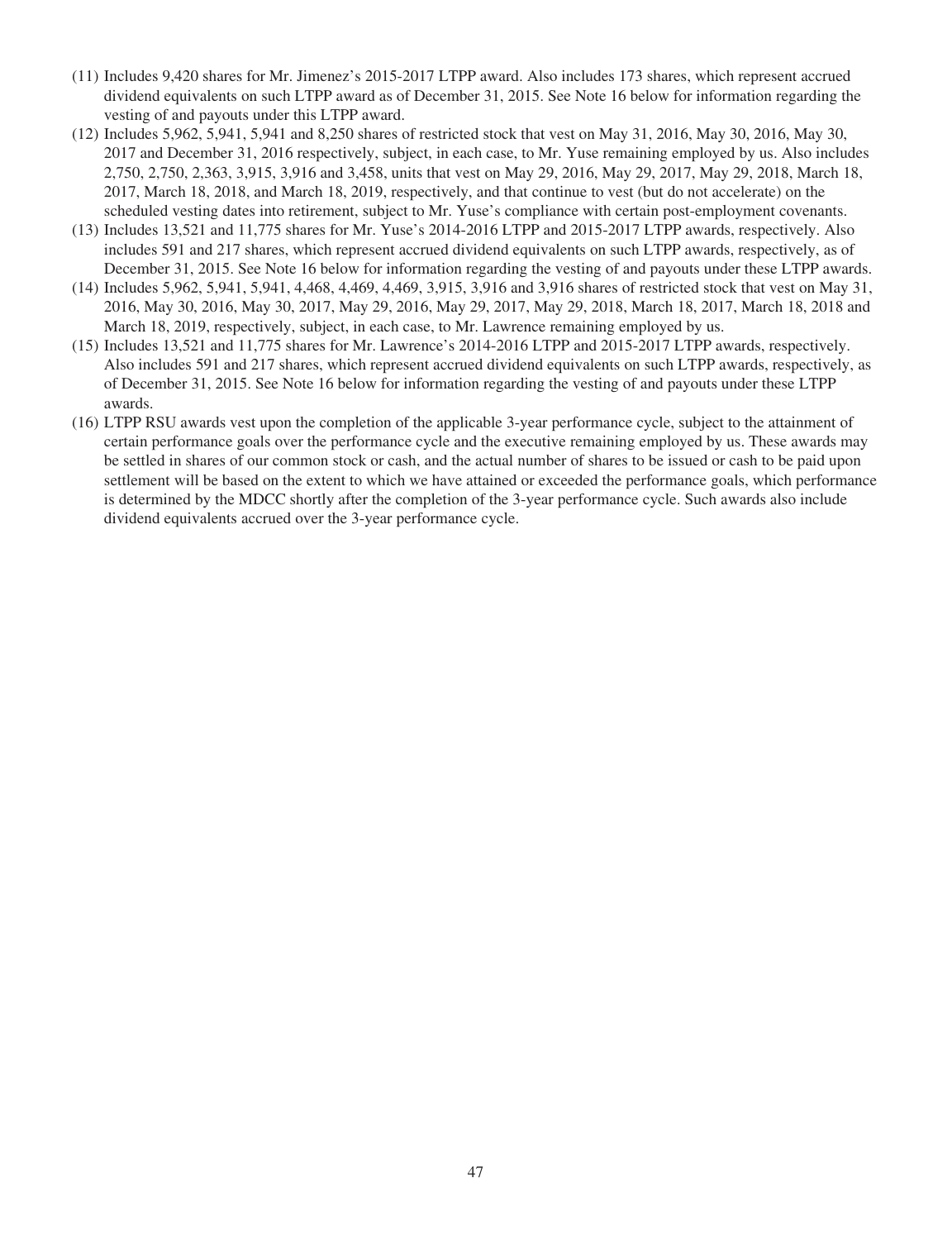(11) Includes 9,420 shares for Mr. Jimenez's 2015-2017 LTPP award. Also includes 173 shares, which represent accrued dividend equivalents on such LTPP award as of December 31, 2015. See Note 16 below for information regarding the vesting of and payouts under this LTPP award.

(12) Includes 5,962, 5,941, 5,941 and 8,250 shares of restricted stock that vest on May 31, 2016, May 30, 2016, May 30, 2017 and December 31, 2016 respectively, subject, in each case, to Mr. Yuse remaining employed by us. Also includes 2,750, 2,750, 2,363, 3,915, 3,916 and 3,458, units that vest on May 29, 2016, May 29, 2017, May 29, 2018, March 18, 2017, March 18, 2018, and March 18, 2019, respectively, and that continue to vest (but do not accelerate) on the scheduled vesting dates into retirement, subject to Mr. Yuse's compliance with certain post-employment covenants.

(13) Includes 13,521 and 11,775 shares for Mr. Yuse's 2014-2016 LTPP and 2015-2017 LTPP awards, respectively. Also includes 591 and 217 shares, which represent accrued dividend equivalents on such LTPP awards, respectively, as of December 31, 2015. See Note 16 below for information regarding the vesting of and payouts under these LTPP awards.

(14) Includes 5,962, 5,941, 5,941, 4,468, 4,469, 4,469, 3,915, 3,916 and 3,916 shares of restricted stock that vest on May 31, 2016, May 30, 2016, May 30, 2017, May 29, 2016, May 29, 2017, May 29, 2018, March 18, 2017, March 18, 2018 and March 18, 2019, respectively, subject, in each case, to Mr. Lawrence remaining employed by us.

(15) Includes 13,521 and 11,775 shares for Mr. Lawrence's 2014-2016 LTPP and 2015-2017 LTPP awards, respectively. Also includes 591 and 217 shares, which represent accrued dividend equivalents on such LTPP awards, respectively, as of December 31, 2015. See Note 16 below for information regarding the vesting of and payouts under these LTPP awards.

(16) LTPP RSU awards vest upon the completion of the applicable 3-year performance cycle, subject to the attainment of certain performance goals over the performance cycle and the executive remaining employed by us. These awards may be settled in shares of our common stock or cash, and the actual number of shares to be issued or cash to be paid upon settlement will be based on the extent to which we have attained or exceeded the performance goals, which performance is determined by the MDCC shortly after the completion of the 3-year performance cycle. Such awards also include dividend equivalents accrued over the 3-year performance cycle.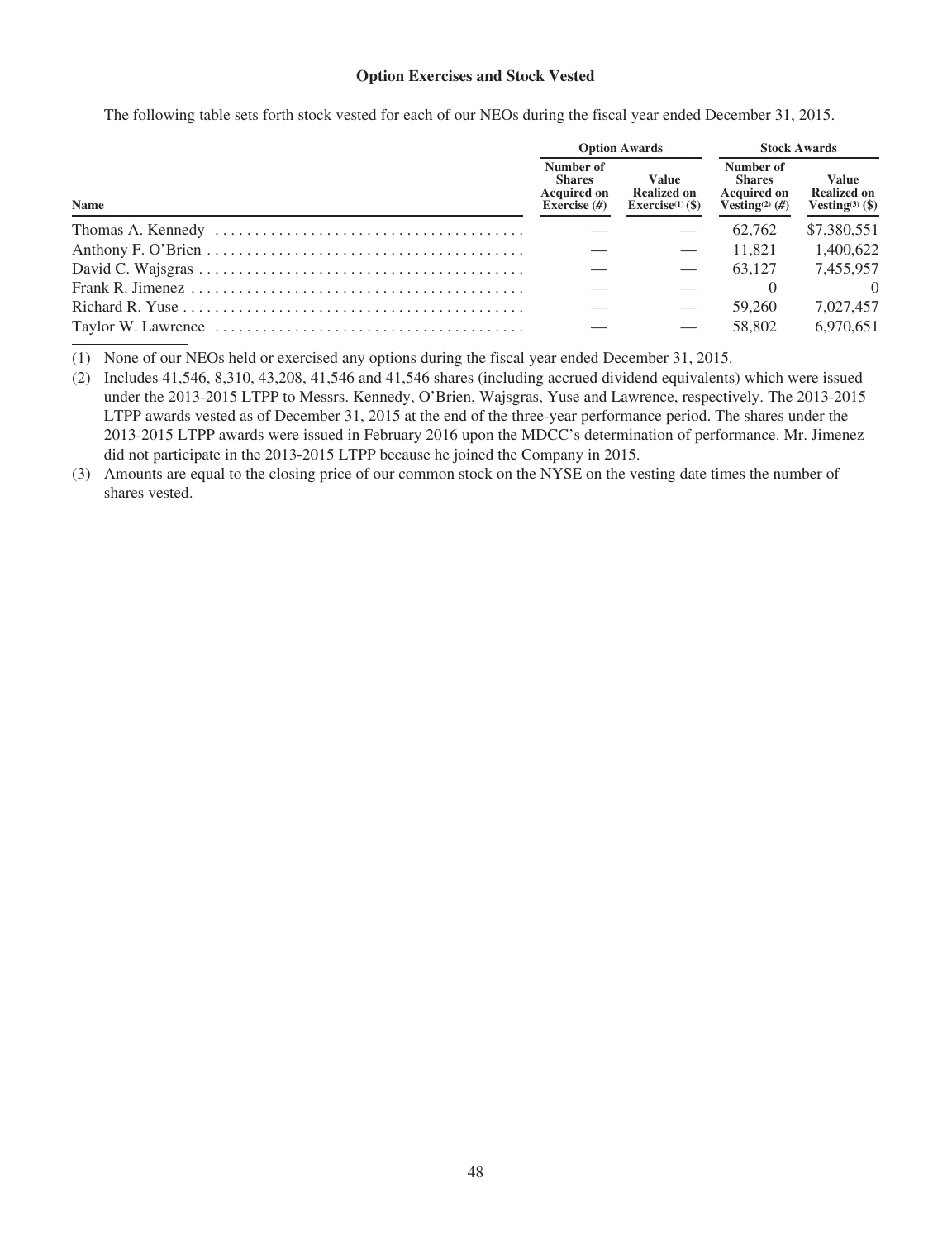### Option Exercises and Stock Vested

The following table sets forth stock vested for each of our NEOs during the fiscal year ended December 31, 2015.

| Name | Option Awards | | Stock Awards | |
|---|---|---|---|---|
| | Number of Shares Acquired on Exercise (#) | Value Realized on Exercise[(1)] ($) | Number of Shares Acquired on Vesting[(2)] (#) | Value Realized on Vesting[(3)] ($) |
| Thomas A. Kennedy | — | — | 62,762 | $7,380,551 |
| Anthony F. O'Brien | — | — | 11,821 | 1,400,622 |
| David C. Wajsgras | — | — | 63,127 | 7,455,957 |
| Frank R. Jimenez | — | — | 0 | 0 |
| Richard R. Yuse | — | — | 59,260 | 7,027,457 |
| Taylor W. Lawrence | — | — | 58,802 | 6,970,651 |

(1) None of our NEOs held or exercised any options during the fiscal year ended December 31, 2015.

(2) Includes 41,546, 8,310, 43,208, 41,546 and 41,546 shares (including accrued dividend equivalents) which were issued under the 2013-2015 LTPP to Messrs. Kennedy, O'Brien, Wajsgras, Yuse and Lawrence, respectively. The 2013-2015 LTPP awards vested as of December 31, 2015 at the end of the three-year performance period. The shares under the 2013-2015 LTPP awards were issued in February 2016 upon the MDCC's determination of performance. Mr. Jimenez did not participate in the 2013-2015 LTPP because he joined the Company in 2015.

(3) Amounts are equal to the closing price of our common stock on the NYSE on the vesting date times the number of shares vested.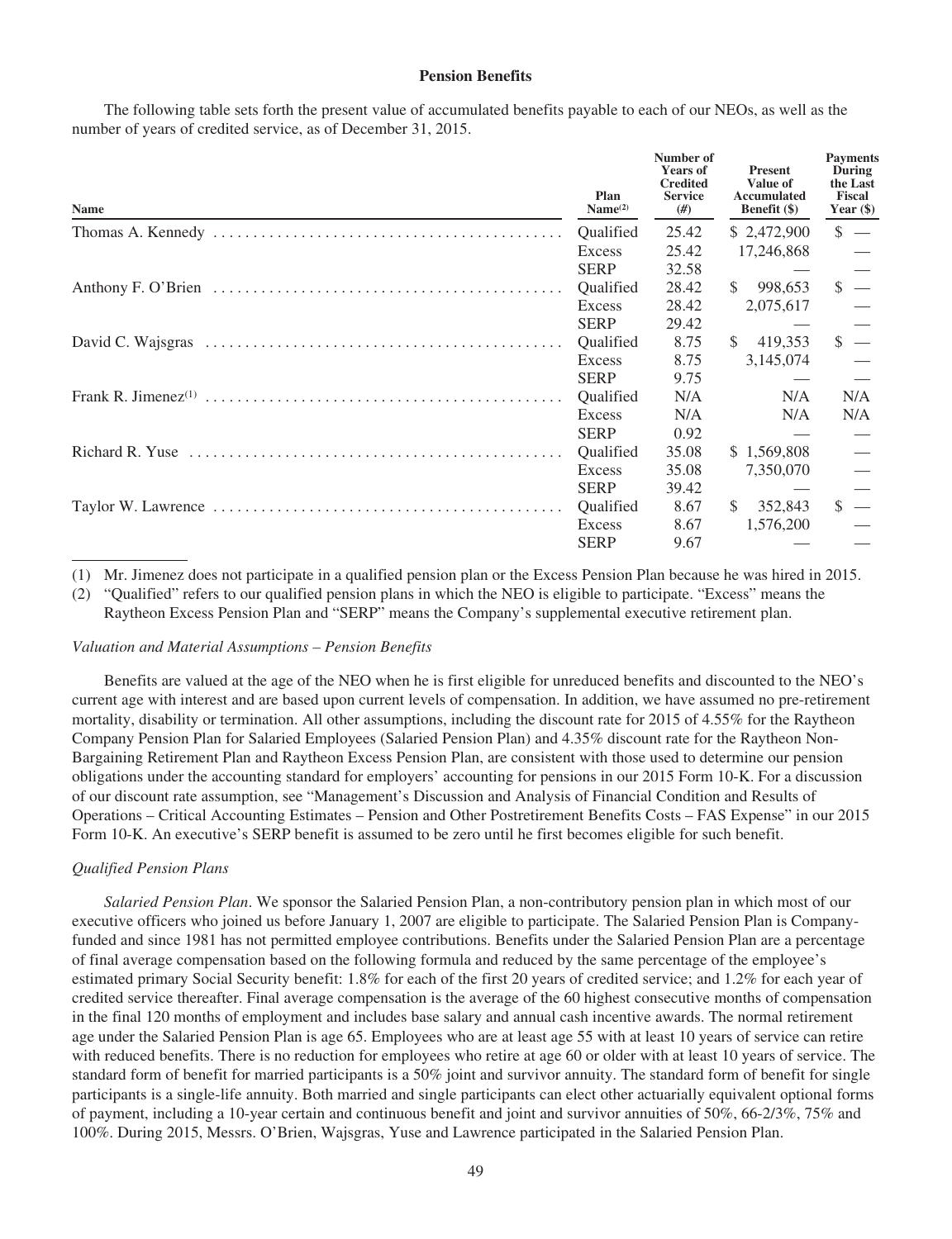**Pension Benefits**

The following table sets forth the present value of accumulated benefits payable to each of our NEOs, as well as the number of years of credited service, as of December 31, 2015.

| Name | Plan Name[(2)] | Number of Years of Credited Service (#) | Present Value of Accumulated Benefit ($) | Payments During the Last Fiscal Year ($) |
|---|---|---|---|---|
| Thomas A. Kennedy | Qualified | 25.42 | $ 2,472,900 | $ — |
| | Excess | 25.42 | 17,246,868 | — |
| | SERP | 32.58 | — | — |
| Anthony F. O'Brien | Qualified | 28.42 | $ 998,653 | $ — |
| | Excess | 28.42 | 2,075,617 | — |
| | SERP | 29.42 | — | — |
| David C. Wajsgras | Qualified | 8.75 | $ 419,353 | $ — |
| | Excess | 8.75 | 3,145,074 | — |
| | SERP | 9.75 | — | — |
| Frank R. Jimenez[(1)] | Qualified | N/A | N/A | N/A |
| | Excess | N/A | N/A | N/A |
| | SERP | 0.92 | — | — |
| Richard R. Yuse | Qualified | 35.08 | $ 1,569,808 | — |
| | Excess | 35.08 | 7,350,070 | — |
| | SERP | 39.42 | — | — |
| Taylor W. Lawrence | Qualified | 8.67 | $ 352,843 | $ — |
| | Excess | 8.67 | 1,576,200 | — |
| | SERP | 9.67 | — | — |

(1) Mr. Jimenez does not participate in a qualified pension plan or the Excess Pension Plan because he was hired in 2015.

(2) "Qualified" refers to our qualified pension plans in which the NEO is eligible to participate. "Excess" means the Raytheon Excess Pension Plan and "SERP" means the Company's supplemental executive retirement plan.

*Valuation and Material Assumptions – Pension Benefits*

Benefits are valued at the age of the NEO when he is first eligible for unreduced benefits and discounted to the NEO's current age with interest and are based upon current levels of compensation. In addition, we have assumed no pre-retirement mortality, disability or termination. All other assumptions, including the discount rate for 2015 of 4.55% for the Raytheon Company Pension Plan for Salaried Employees (Salaried Pension Plan) and 4.35% discount rate for the Raytheon Non-Bargaining Retirement Plan and Raytheon Excess Pension Plan, are consistent with those used to determine our pension obligations under the accounting standard for employers' accounting for pensions in our 2015 Form 10-K. For a discussion of our discount rate assumption, see "Management's Discussion and Analysis of Financial Condition and Results of Operations – Critical Accounting Estimates – Pension and Other Postretirement Benefits Costs – FAS Expense" in our 2015 Form 10-K. An executive's SERP benefit is assumed to be zero until he first becomes eligible for such benefit.

*Qualified Pension Plans*

*Salaried Pension Plan*. We sponsor the Salaried Pension Plan, a non-contributory pension plan in which most of our executive officers who joined us before January 1, 2007 are eligible to participate. The Salaried Pension Plan is Company-funded and since 1981 has not permitted employee contributions. Benefits under the Salaried Pension Plan are a percentage of final average compensation based on the following formula and reduced by the same percentage of the employee's estimated primary Social Security benefit: 1.8% for each of the first 20 years of credited service; and 1.2% for each year of credited service thereafter. Final average compensation is the average of the 60 highest consecutive months of compensation in the final 120 months of employment and includes base salary and annual cash incentive awards. The normal retirement age under the Salaried Pension Plan is age 65. Employees who are at least age 55 with at least 10 years of service can retire with reduced benefits. There is no reduction for employees who retire at age 60 or older with at least 10 years of service. The standard form of benefit for married participants is a 50% joint and survivor annuity. The standard form of benefit for single participants is a single-life annuity. Both married and single participants can elect other actuarially equivalent optional forms of payment, including a 10-year certain and continuous benefit and joint and survivor annuities of 50%, 66-2/3%, 75% and 100%. During 2015, Messrs. O'Brien, Wajsgras, Yuse and Lawrence participated in the Salaried Pension Plan.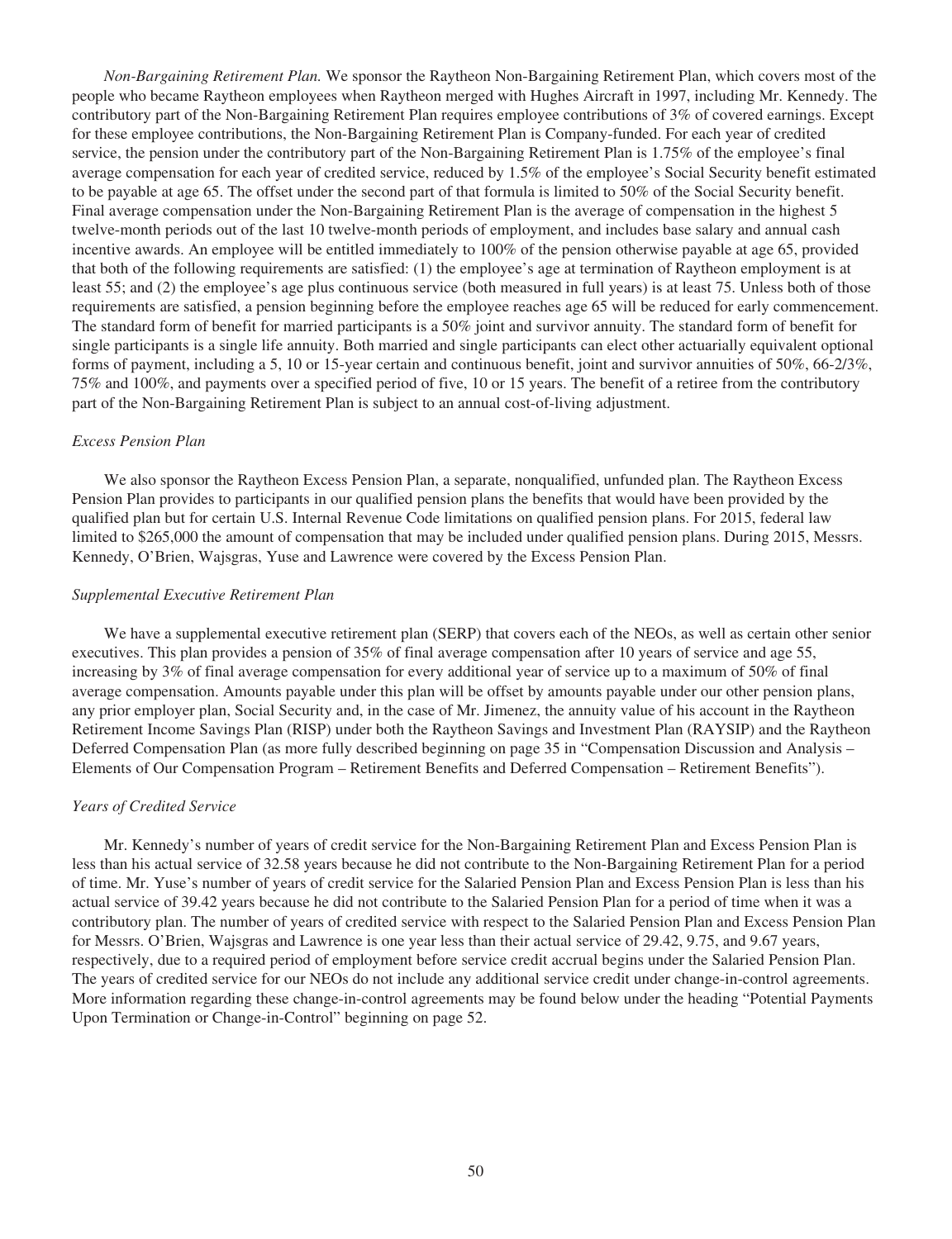*Non-Bargaining Retirement Plan.* We sponsor the Raytheon Non-Bargaining Retirement Plan, which covers most of the people who became Raytheon employees when Raytheon merged with Hughes Aircraft in 1997, including Mr. Kennedy. The contributory part of the Non-Bargaining Retirement Plan requires employee contributions of 3% of covered earnings. Except for these employee contributions, the Non-Bargaining Retirement Plan is Company-funded. For each year of credited service, the pension under the contributory part of the Non-Bargaining Retirement Plan is 1.75% of the employee's final average compensation for each year of credited service, reduced by 1.5% of the employee's Social Security benefit estimated to be payable at age 65. The offset under the second part of that formula is limited to 50% of the Social Security benefit. Final average compensation under the Non-Bargaining Retirement Plan is the average of compensation in the highest 5 twelve-month periods out of the last 10 twelve-month periods of employment, and includes base salary and annual cash incentive awards. An employee will be entitled immediately to 100% of the pension otherwise payable at age 65, provided that both of the following requirements are satisfied: (1) the employee's age at termination of Raytheon employment is at least 55; and (2) the employee's age plus continuous service (both measured in full years) is at least 75. Unless both of those requirements are satisfied, a pension beginning before the employee reaches age 65 will be reduced for early commencement. The standard form of benefit for married participants is a 50% joint and survivor annuity. The standard form of benefit for single participants is a single life annuity. Both married and single participants can elect other actuarially equivalent optional forms of payment, including a 5, 10 or 15-year certain and continuous benefit, joint and survivor annuities of 50%, 66-2/3%, 75% and 100%, and payments over a specified period of five, 10 or 15 years. The benefit of a retiree from the contributory part of the Non-Bargaining Retirement Plan is subject to an annual cost-of-living adjustment.

*Excess Pension Plan*

We also sponsor the Raytheon Excess Pension Plan, a separate, nonqualified, unfunded plan. The Raytheon Excess Pension Plan provides to participants in our qualified pension plans the benefits that would have been provided by the qualified plan but for certain U.S. Internal Revenue Code limitations on qualified pension plans. For 2015, federal law limited to $265,000 the amount of compensation that may be included under qualified pension plans. During 2015, Messrs. Kennedy, O'Brien, Wajsgras, Yuse and Lawrence were covered by the Excess Pension Plan.

*Supplemental Executive Retirement Plan*

We have a supplemental executive retirement plan (SERP) that covers each of the NEOs, as well as certain other senior executives. This plan provides a pension of 35% of final average compensation after 10 years of service and age 55, increasing by 3% of final average compensation for every additional year of service up to a maximum of 50% of final average compensation. Amounts payable under this plan will be offset by amounts payable under our other pension plans, any prior employer plan, Social Security and, in the case of Mr. Jimenez, the annuity value of his account in the Raytheon Retirement Income Savings Plan (RISP) under both the Raytheon Savings and Investment Plan (RAYSIP) and the Raytheon Deferred Compensation Plan (as more fully described beginning on page 35 in "Compensation Discussion and Analysis – Elements of Our Compensation Program – Retirement Benefits and Deferred Compensation – Retirement Benefits").

*Years of Credited Service*

Mr. Kennedy's number of years of credit service for the Non-Bargaining Retirement Plan and Excess Pension Plan is less than his actual service of 32.58 years because he did not contribute to the Non-Bargaining Retirement Plan for a period of time. Mr. Yuse's number of years of credit service for the Salaried Pension Plan and Excess Pension Plan is less than his actual service of 39.42 years because he did not contribute to the Salaried Pension Plan for a period of time when it was a contributory plan. The number of years of credited service with respect to the Salaried Pension Plan and Excess Pension Plan for Messrs. O'Brien, Wajsgras and Lawrence is one year less than their actual service of 29.42, 9.75, and 9.67 years, respectively, due to a required period of employment before service credit accrual begins under the Salaried Pension Plan. The years of credited service for our NEOs do not include any additional service credit under change-in-control agreements. More information regarding these change-in-control agreements may be found below under the heading "Potential Payments Upon Termination or Change-in-Control" beginning on page 52.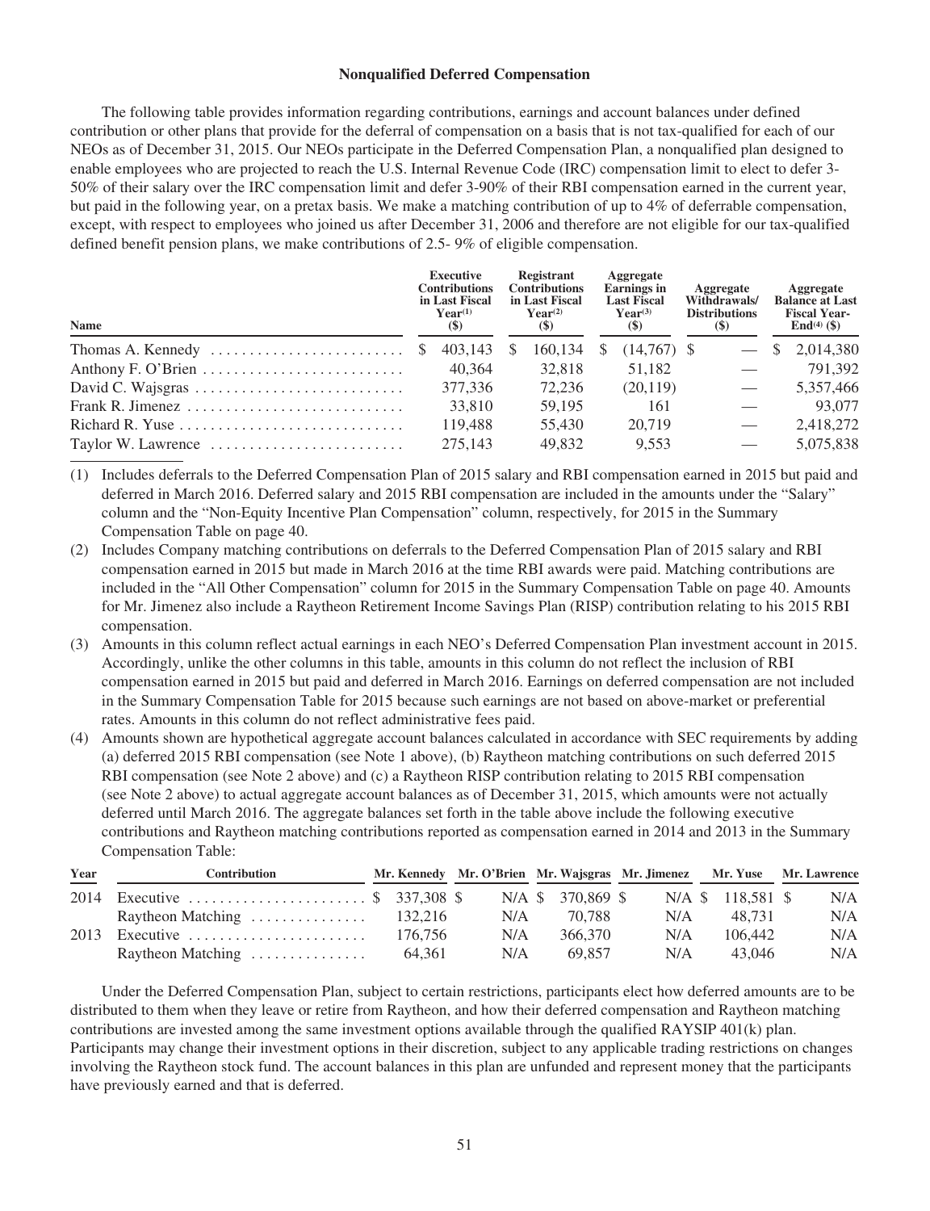## Nonqualified Deferred Compensation

The following table provides information regarding contributions, earnings and account balances under defined contribution or other plans that provide for the deferral of compensation on a basis that is not tax-qualified for each of our NEOs as of December 31, 2015. Our NEOs participate in the Deferred Compensation Plan, a nonqualified plan designed to enable employees who are projected to reach the U.S. Internal Revenue Code (IRC) compensation limit to elect to defer 3-50% of their salary over the IRC compensation limit and defer 3-90% of their RBI compensation earned in the current year, but paid in the following year, on a pretax basis. We make a matching contribution of up to 4% of deferrable compensation, except, with respect to employees who joined us after December 31, 2006 and therefore are not eligible for our tax-qualified defined benefit pension plans, we make contributions of 2.5- 9% of eligible compensation.

| Name | Executive Contributions in Last Fiscal Year[(1)] ($) | Registrant Contributions in Last Fiscal Year[(2)] ($) | Aggregate Earnings in Last Fiscal Year[(3)] ($) | Aggregate Withdrawals/ Distributions ($) | Aggregate Balance at Last Fiscal Year-End[(4)] ($) |
|---|---|---|---|---|---|
| Thomas A. Kennedy | $ 403,143 | $ 160,134 | $ (14,767) | $ — | $ 2,014,380 |
| Anthony F. O'Brien | 40,364 | 32,818 | 51,182 | — | 791,392 |
| David C. Wajsgras | 377,336 | 72,236 | (20,119) | — | 5,357,466 |
| Frank R. Jimenez | 33,810 | 59,195 | 161 | — | 93,077 |
| Richard R. Yuse | 119,488 | 55,430 | 20,719 | — | 2,418,272 |
| Taylor W. Lawrence | 275,143 | 49,832 | 9,553 | — | 5,075,838 |

(1) Includes deferrals to the Deferred Compensation Plan of 2015 salary and RBI compensation earned in 2015 but paid and deferred in March 2016. Deferred salary and 2015 RBI compensation are included in the amounts under the "Salary" column and the "Non-Equity Incentive Plan Compensation" column, respectively, for 2015 in the Summary Compensation Table on page 40.

(2) Includes Company matching contributions on deferrals to the Deferred Compensation Plan of 2015 salary and RBI compensation earned in 2015 but made in March 2016 at the time RBI awards were paid. Matching contributions are included in the "All Other Compensation" column for 2015 in the Summary Compensation Table on page 40. Amounts for Mr. Jimenez also include a Raytheon Retirement Income Savings Plan (RISP) contribution relating to his 2015 RBI compensation.

(3) Amounts in this column reflect actual earnings in each NEO's Deferred Compensation Plan investment account in 2015. Accordingly, unlike the other columns in this table, amounts in this column do not reflect the inclusion of RBI compensation earned in 2015 but paid and deferred in March 2016. Earnings on deferred compensation are not included in the Summary Compensation Table for 2015 because such earnings are not based on above-market or preferential rates. Amounts in this column do not reflect administrative fees paid.

(4) Amounts shown are hypothetical aggregate account balances calculated in accordance with SEC requirements by adding (a) deferred 2015 RBI compensation (see Note 1 above), (b) Raytheon matching contributions on such deferred 2015 RBI compensation (see Note 2 above) and (c) a Raytheon RISP contribution relating to 2015 RBI compensation (see Note 2 above) to actual aggregate account balances as of December 31, 2015, which amounts were not actually deferred until March 2016. The aggregate balances set forth in the table above include the following executive contributions and Raytheon matching contributions reported as compensation earned in 2014 and 2013 in the Summary Compensation Table:

| Year | Contribution | Mr. Kennedy | Mr. O'Brien | Mr. Wajsgras | Mr. Jimenez | Mr. Yuse | Mr. Lawrence |
|---|---|---|---|---|---|---|---|
| 2014 | Executive | $ 337,308 | $ N/A | $ 370,869 | $ N/A | $ 118,581 | $ N/A |
| | Raytheon Matching | 132,216 | N/A | 70,788 | N/A | 48,731 | N/A |
| 2013 | Executive | 176,756 | N/A | 366,370 | N/A | 106,442 | N/A |
| | Raytheon Matching | 64,361 | N/A | 69,857 | N/A | 43,046 | N/A |

Under the Deferred Compensation Plan, subject to certain restrictions, participants elect how deferred amounts are to be distributed to them when they leave or retire from Raytheon, and how their deferred compensation and Raytheon matching contributions are invested among the same investment options available through the qualified RAYSIP 401(k) plan. Participants may change their investment options in their discretion, subject to any applicable trading restrictions on changes involving the Raytheon stock fund. The account balances in this plan are unfunded and represent money that the participants have previously earned and that is deferred.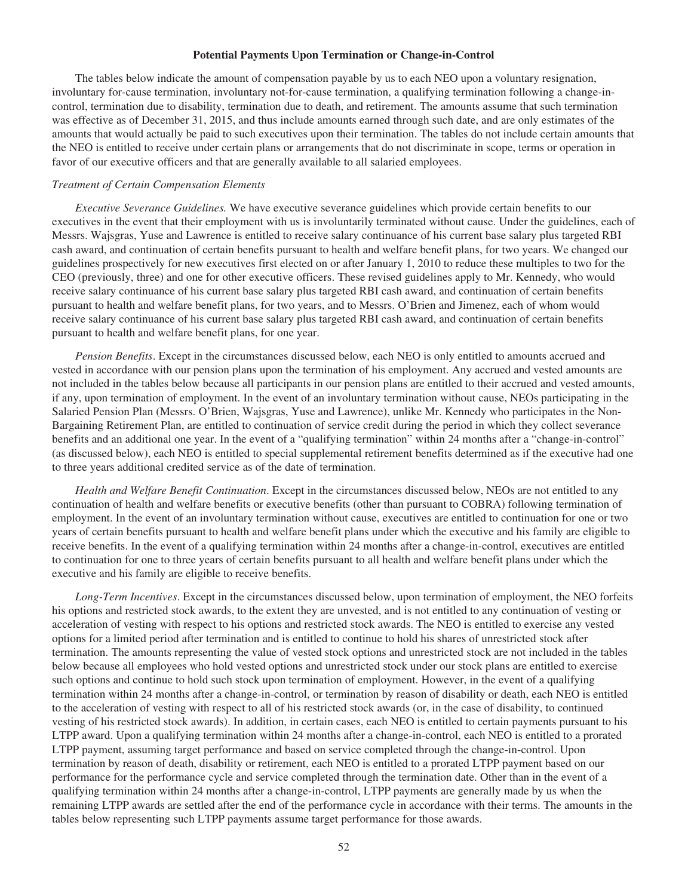## Potential Payments Upon Termination or Change-in-Control

The tables below indicate the amount of compensation payable by us to each NEO upon a voluntary resignation, involuntary for-cause termination, involuntary not-for-cause termination, a qualifying termination following a change-in-control, termination due to disability, termination due to death, and retirement. The amounts assume that such termination was effective as of December 31, 2015, and thus include amounts earned through such date, and are only estimates of the amounts that would actually be paid to such executives upon their termination. The tables do not include certain amounts that the NEO is entitled to receive under certain plans or arrangements that do not discriminate in scope, terms or operation in favor of our executive officers and that are generally available to all salaried employees.

*Treatment of Certain Compensation Elements*

*Executive Severance Guidelines.* We have executive severance guidelines which provide certain benefits to our executives in the event that their employment with us is involuntarily terminated without cause. Under the guidelines, each of Messrs. Wajsgras, Yuse and Lawrence is entitled to receive salary continuance of his current base salary plus targeted RBI cash award, and continuation of certain benefits pursuant to health and welfare benefit plans, for two years. We changed our guidelines prospectively for new executives first elected on or after January 1, 2010 to reduce these multiples to two for the CEO (previously, three) and one for other executive officers. These revised guidelines apply to Mr. Kennedy, who would receive salary continuance of his current base salary plus targeted RBI cash award, and continuation of certain benefits pursuant to health and welfare benefit plans, for two years, and to Messrs. O'Brien and Jimenez, each of whom would receive salary continuance of his current base salary plus targeted RBI cash award, and continuation of certain benefits pursuant to health and welfare benefit plans, for one year.

*Pension Benefits*. Except in the circumstances discussed below, each NEO is only entitled to amounts accrued and vested in accordance with our pension plans upon the termination of his employment. Any accrued and vested amounts are not included in the tables below because all participants in our pension plans are entitled to their accrued and vested amounts, if any, upon termination of employment. In the event of an involuntary termination without cause, NEOs participating in the Salaried Pension Plan (Messrs. O'Brien, Wajsgras, Yuse and Lawrence), unlike Mr. Kennedy who participates in the Non-Bargaining Retirement Plan, are entitled to continuation of service credit during the period in which they collect severance benefits and an additional one year. In the event of a "qualifying termination" within 24 months after a "change-in-control" (as discussed below), each NEO is entitled to special supplemental retirement benefits determined as if the executive had one to three years additional credited service as of the date of termination.

*Health and Welfare Benefit Continuation*. Except in the circumstances discussed below, NEOs are not entitled to any continuation of health and welfare benefits or executive benefits (other than pursuant to COBRA) following termination of employment. In the event of an involuntary termination without cause, executives are entitled to continuation for one or two years of certain benefits pursuant to health and welfare benefit plans under which the executive and his family are eligible to receive benefits. In the event of a qualifying termination within 24 months after a change-in-control, executives are entitled to continuation for one to three years of certain benefits pursuant to all health and welfare benefit plans under which the executive and his family are eligible to receive benefits.

*Long-Term Incentives*. Except in the circumstances discussed below, upon termination of employment, the NEO forfeits his options and restricted stock awards, to the extent they are unvested, and is not entitled to any continuation of vesting or acceleration of vesting with respect to his options and restricted stock awards. The NEO is entitled to exercise any vested options for a limited period after termination and is entitled to continue to hold his shares of unrestricted stock after termination. The amounts representing the value of vested stock options and unrestricted stock are not included in the tables below because all employees who hold vested options and unrestricted stock under our stock plans are entitled to exercise such options and continue to hold such stock upon termination of employment. However, in the event of a qualifying termination within 24 months after a change-in-control, or termination by reason of disability or death, each NEO is entitled to the acceleration of vesting with respect to all of his restricted stock awards (or, in the case of disability, to continued vesting of his restricted stock awards). In addition, in certain cases, each NEO is entitled to certain payments pursuant to his LTPP award. Upon a qualifying termination within 24 months after a change-in-control, each NEO is entitled to a prorated LTPP payment, assuming target performance and based on service completed through the change-in-control. Upon termination by reason of death, disability or retirement, each NEO is entitled to a prorated LTPP payment based on our performance for the performance cycle and service completed through the termination date. Other than in the event of a qualifying termination within 24 months after a change-in-control, LTPP payments are generally made by us when the remaining LTPP awards are settled after the end of the performance cycle in accordance with their terms. The amounts in the tables below representing such LTPP payments assume target performance for those awards.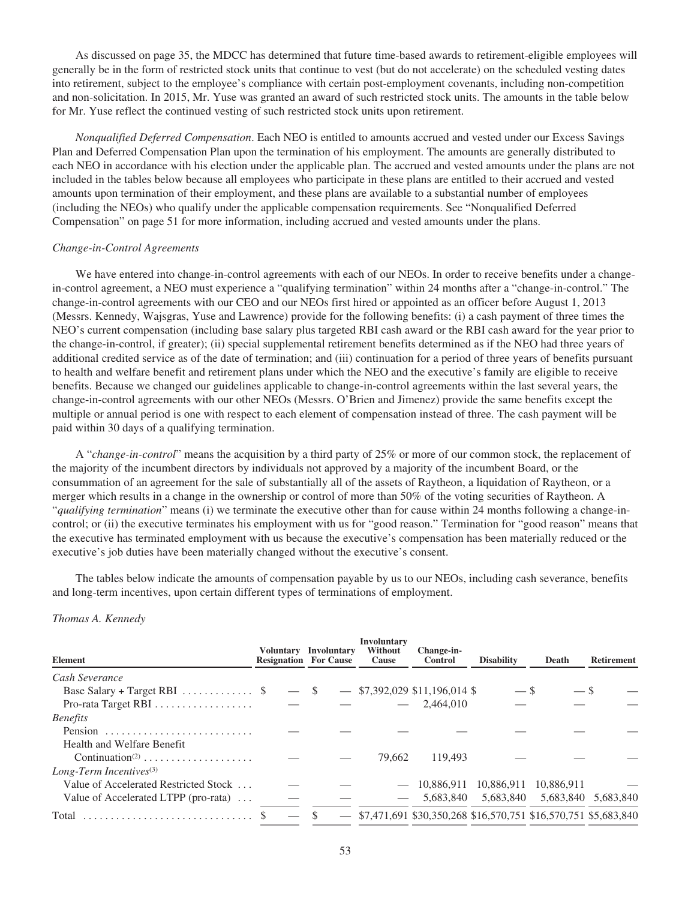As discussed on page 35, the MDCC has determined that future time-based awards to retirement-eligible employees will generally be in the form of restricted stock units that continue to vest (but do not accelerate) on the scheduled vesting dates into retirement, subject to the employee's compliance with certain post-employment covenants, including non-competition and non-solicitation. In 2015, Mr. Yuse was granted an award of such restricted stock units. The amounts in the table below for Mr. Yuse reflect the continued vesting of such restricted stock units upon retirement.

*Nonqualified Deferred Compensation*. Each NEO is entitled to amounts accrued and vested under our Excess Savings Plan and Deferred Compensation Plan upon the termination of his employment. The amounts are generally distributed to each NEO in accordance with his election under the applicable plan. The accrued and vested amounts under the plans are not included in the tables below because all employees who participate in these plans are entitled to their accrued and vested amounts upon termination of their employment, and these plans are available to a substantial number of employees (including the NEOs) who qualify under the applicable compensation requirements. See "Nonqualified Deferred Compensation" on page 51 for more information, including accrued and vested amounts under the plans.

*Change-in-Control Agreements*

We have entered into change-in-control agreements with each of our NEOs. In order to receive benefits under a change-in-control agreement, a NEO must experience a "qualifying termination" within 24 months after a "change-in-control." The change-in-control agreements with our CEO and our NEOs first hired or appointed as an officer before August 1, 2013 (Messrs. Kennedy, Wajsgras, Yuse and Lawrence) provide for the following benefits: (i) a cash payment of three times the NEO's current compensation (including base salary plus targeted RBI cash award or the RBI cash award for the year prior to the change-in-control, if greater); (ii) special supplemental retirement benefits determined as if the NEO had three years of additional credited service as of the date of termination; and (iii) continuation for a period of three years of benefits pursuant to health and welfare benefit and retirement plans under which the NEO and the executive's family are eligible to receive benefits. Because we changed our guidelines applicable to change-in-control agreements within the last several years, the change-in-control agreements with our other NEOs (Messrs. O'Brien and Jimenez) provide the same benefits except the multiple or annual period is one with respect to each element of compensation instead of three. The cash payment will be paid within 30 days of a qualifying termination.

A "*change-in-control*" means the acquisition by a third party of 25% or more of our common stock, the replacement of the majority of the incumbent directors by individuals not approved by a majority of the incumbent Board, or the consummation of an agreement for the sale of substantially all of the assets of Raytheon, a liquidation of Raytheon, or a merger which results in a change in the ownership or control of more than 50% of the voting securities of Raytheon. A "*qualifying termination*" means (i) we terminate the executive other than for cause within 24 months following a change-in-control; or (ii) the executive terminates his employment with us for "good reason." Termination for "good reason" means that the executive has terminated employment with us because the executive's compensation has been materially reduced or the executive's job duties have been materially changed without the executive's consent.

The tables below indicate the amounts of compensation payable by us to our NEOs, including cash severance, benefits and long-term incentives, upon certain different types of terminations of employment.

*Thomas A. Kennedy*

| Element | Voluntary Resignation | Involuntary For Cause | Involuntary Without Cause | Change-in-Control | Disability | Death | Retirement |
|---|---|---|---|---|---|---|---|
| *Cash Severance* | | | | | | | |
| Base Salary + Target RBI | $ — | $ — | $7,392,029 | $11,196,014 | $ — | $ — | $ — |
| Pro-rata Target RBI | — | — | — | 2,464,010 | — | — | — |
| *Benefits* | | | | | | | |
| Pension | — | — | — | — | — | — | — |
| Health and Welfare Benefit Continuation[(2)] | — | — | 79,662 | 119,493 | — | — | — |
| *Long-Term Incentives*[(3)] | | | | | | | |
| Value of Accelerated Restricted Stock | — | — | — | 10,886,911 | 10,886,911 | 10,886,911 | — |
| Value of Accelerated LTPP (pro-rata) | — | — | — | 5,683,840 | 5,683,840 | 5,683,840 | 5,683,840 |
| Total | $ — | $ — | $7,471,691 | $30,350,268 | $16,570,751 | $16,570,751 | $5,683,840 |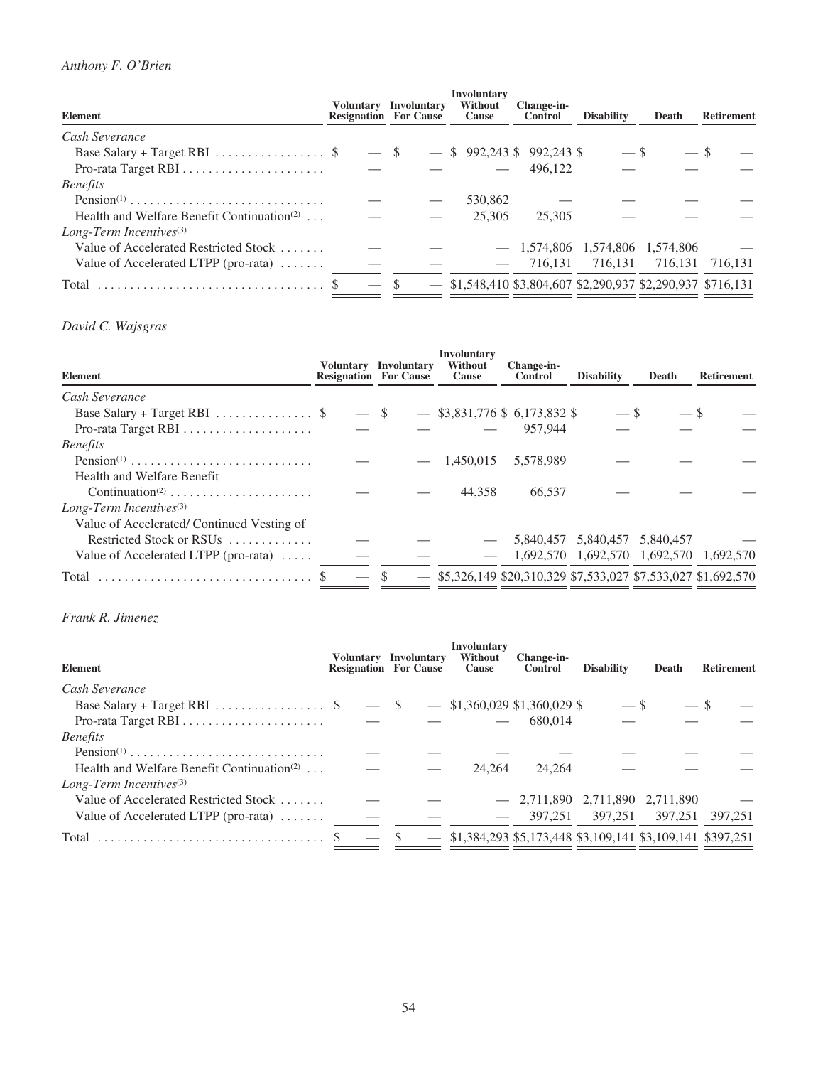*Anthony F. O'Brien*

| Element | Voluntary Resignation | Involuntary For Cause | Involuntary Without Cause | Change-in-Control | Disability | Death | Retirement |
|---|---|---|---|---|---|---|---|
| *Cash Severance* | | | | | | | |
| Base Salary + Target RBI | $ — | $ — | $ 992,243 | $ 992,243 | $ — | $ — | $ — |
| Pro-rata Target RBI | — | — | — | 496,122 | — | — | — |
| *Benefits* | | | | | | | |
| Pension[(1)] | — | — | 530,862 | — | — | — | — |
| Health and Welfare Benefit Continuation[(2)] | — | — | 25,305 | 25,305 | — | — | — |
| *Long-Term Incentives*[(3)] | | | | | | | |
| Value of Accelerated Restricted Stock | — | — | — | 1,574,806 | 1,574,806 | 1,574,806 | — |
| Value of Accelerated LTPP (pro-rata) | — | — | — | 716,131 | 716,131 | 716,131 | 716,131 |
| Total | $ — | $ — | $1,548,410 | $3,804,607 | $2,290,937 | $2,290,937 | $716,131 |

*David C. Wajsgras*

| Element | Voluntary Resignation | Involuntary For Cause | Involuntary Without Cause | Change-in-Control | Disability | Death | Retirement |
|---|---|---|---|---|---|---|---|
| *Cash Severance* | | | | | | | |
| Base Salary + Target RBI | $ — | $ — | $3,831,776 | $ 6,173,832 | $ — | $ — | $ — |
| Pro-rata Target RBI | — | — | — | 957,944 | — | — | — |
| *Benefits* | | | | | | | |
| Pension[(1)] | — | — | 1,450,015 | 5,578,989 | — | — | — |
| Health and Welfare Benefit Continuation[(2)] | — | — | 44,358 | 66,537 | — | — | — |
| *Long-Term Incentives*[(3)] | | | | | | | |
| Value of Accelerated/ Continued Vesting of Restricted Stock or RSUs | — | — | — | 5,840,457 | 5,840,457 | 5,840,457 | — |
| Value of Accelerated LTPP (pro-rata) | — | — | — | 1,692,570 | 1,692,570 | 1,692,570 | 1,692,570 |
| Total | $ — | $ — | $5,326,149 | $20,310,329 | $7,533,027 | $7,533,027 | $1,692,570 |

*Frank R. Jimenez*

| Element | Voluntary Resignation | Involuntary For Cause | Involuntary Without Cause | Change-in-Control | Disability | Death | Retirement |
|---|---|---|---|---|---|---|---|
| *Cash Severance* | | | | | | | |
| Base Salary + Target RBI | $ — | $ — | $1,360,029 | $1,360,029 | $ — | $ — | $ — |
| Pro-rata Target RBI | — | — | — | 680,014 | — | — | — |
| *Benefits* | | | | | | | |
| Pension[(1)] | — | — | — | — | — | — | — |
| Health and Welfare Benefit Continuation[(2)] | — | — | 24,264 | 24,264 | — | — | — |
| *Long-Term Incentives*[(3)] | | | | | | | |
| Value of Accelerated Restricted Stock | — | — | — | 2,711,890 | 2,711,890 | 2,711,890 | — |
| Value of Accelerated LTPP (pro-rata) | — | — | — | 397,251 | 397,251 | 397,251 | 397,251 |
| Total | $ — | $ — | $1,384,293 | $5,173,448 | $3,109,141 | $3,109,141 | $397,251 |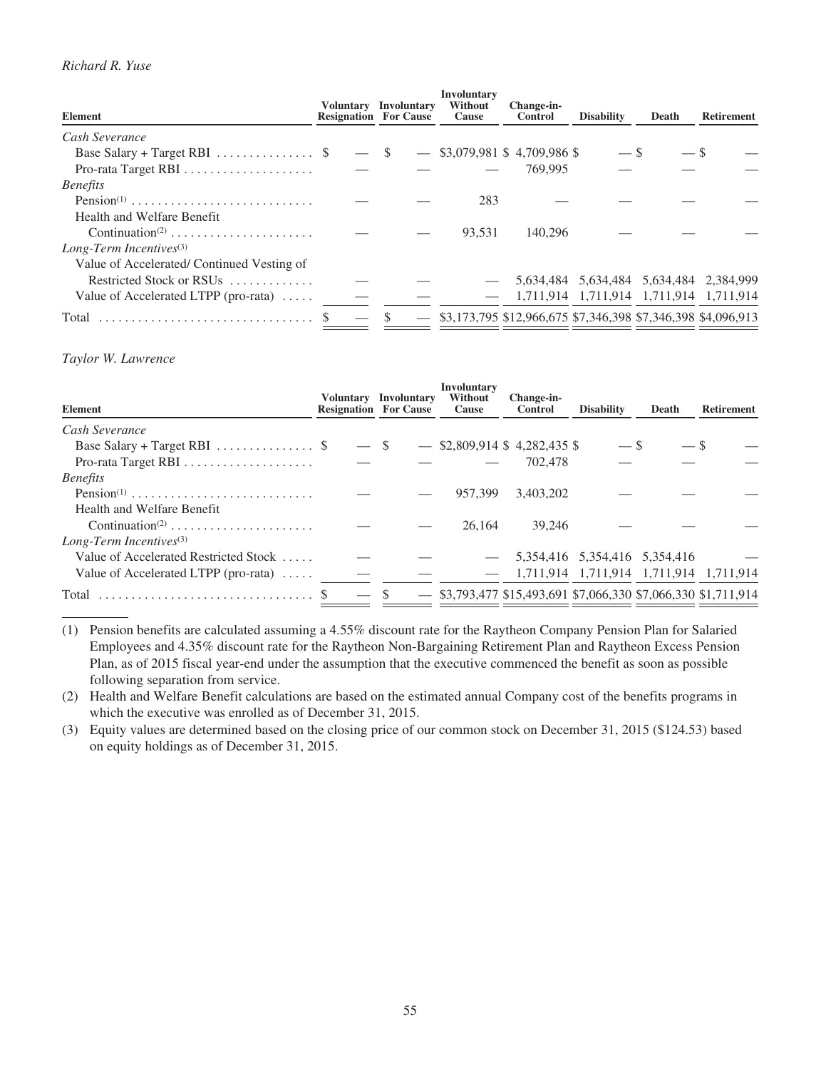*Richard R. Yuse*

| Element | Voluntary Resignation | Involuntary For Cause | Involuntary Without Cause | Change-in-Control | Disability | Death | Retirement |
|---|---|---|---|---|---|---|---|
| *Cash Severance* | | | | | | | |
| Base Salary + Target RBI | $ — | $ — | $3,079,981 | $ 4,709,986 | $ — | $ — | $ — |
| Pro-rata Target RBI | — | — | — | 769,995 | — | — | — |
| *Benefits* | | | | | | | |
| Pension[(1)] | — | — | 283 | — | — | — | — |
| Health and Welfare Benefit Continuation[(2)] | — | — | 93,531 | 140,296 | — | — | — |
| *Long-Term Incentives*[(3)] | | | | | | | |
| Value of Accelerated/ Continued Vesting of Restricted Stock or RSUs | — | — | — | 5,634,484 | 5,634,484 | 5,634,484 | 2,384,999 |
| Value of Accelerated LTPP (pro-rata) | — | — | — | 1,711,914 | 1,711,914 | 1,711,914 | 1,711,914 |
| Total | $ — | $ — | $3,173,795 | $12,966,675 | $7,346,398 | $7,346,398 | $4,096,913 |

*Taylor W. Lawrence*

| Element | Voluntary Resignation | Involuntary For Cause | Involuntary Without Cause | Change-in-Control | Disability | Death | Retirement |
|---|---|---|---|---|---|---|---|
| *Cash Severance* | | | | | | | |
| Base Salary + Target RBI | $ — | $ — | $2,809,914 | $ 4,282,435 | $ — | $ — | $ — |
| Pro-rata Target RBI | — | — | — | 702,478 | — | — | — |
| *Benefits* | | | | | | | |
| Pension[(1)] | — | — | 957,399 | 3,403,202 | — | — | — |
| Health and Welfare Benefit Continuation[(2)] | — | — | 26,164 | 39,246 | — | — | — |
| *Long-Term Incentives*[(3)] | | | | | | | |
| Value of Accelerated Restricted Stock | — | — | — | 5,354,416 | 5,354,416 | 5,354,416 | — |
| Value of Accelerated LTPP (pro-rata) | — | — | — | 1,711,914 | 1,711,914 | 1,711,914 | 1,711,914 |
| Total | $ — | $ — | $3,793,477 | $15,493,691 | $7,066,330 | $7,066,330 | $1,711,914 |

(1) Pension benefits are calculated assuming a 4.55% discount rate for the Raytheon Company Pension Plan for Salaried Employees and 4.35% discount rate for the Raytheon Non-Bargaining Retirement Plan and Raytheon Excess Pension Plan, as of 2015 fiscal year-end under the assumption that the executive commenced the benefit as soon as possible following separation from service.

(2) Health and Welfare Benefit calculations are based on the estimated annual Company cost of the benefits programs in which the executive was enrolled as of December 31, 2015.

(3) Equity values are determined based on the closing price of our common stock on December 31, 2015 ($124.53) based on equity holdings as of December 31, 2015.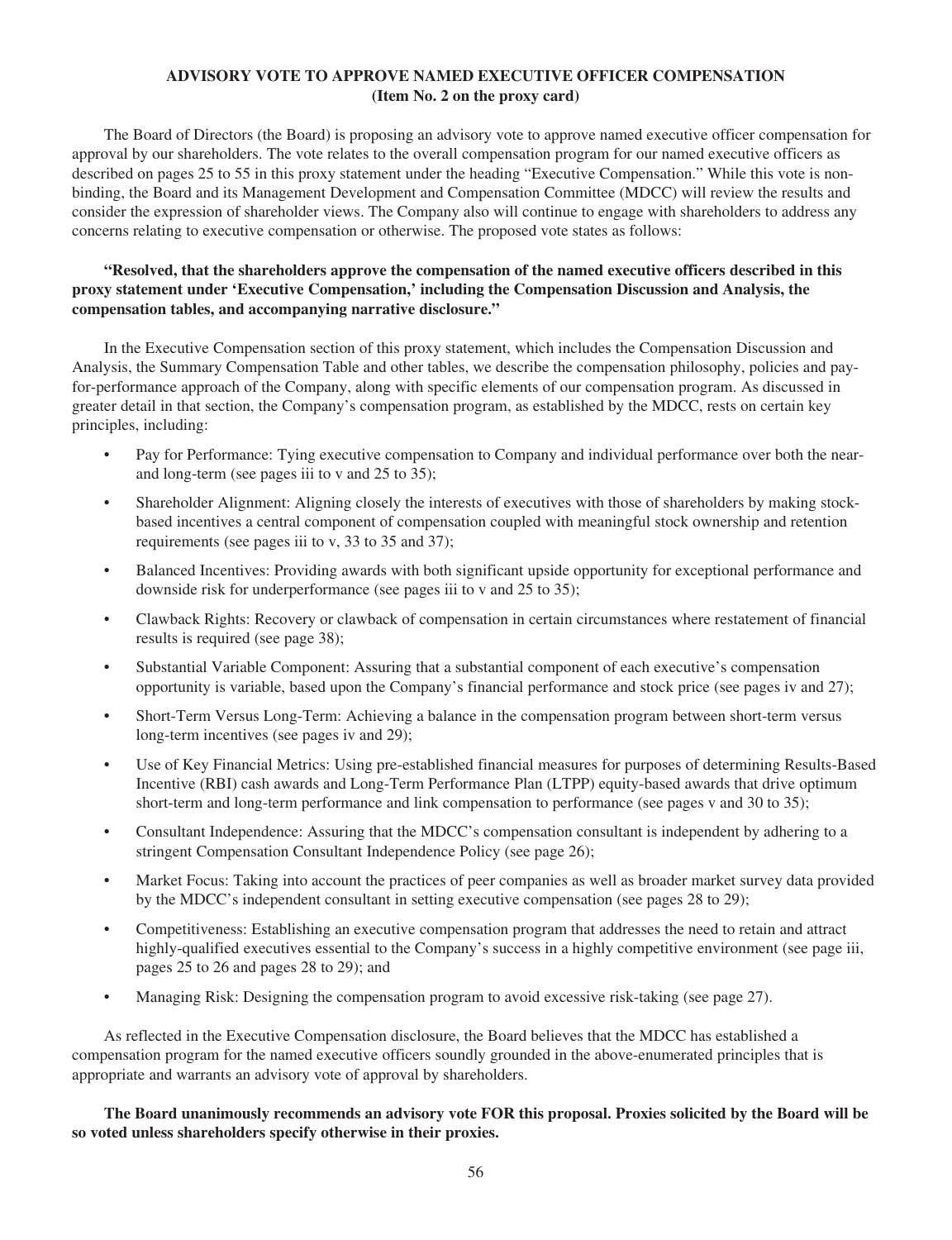## ADVISORY VOTE TO APPROVE NAMED EXECUTIVE OFFICER COMPENSATION
### (Item No. 2 on the proxy card)

The Board of Directors (the Board) is proposing an advisory vote to approve named executive officer compensation for approval by our shareholders. The vote relates to the overall compensation program for our named executive officers as described on pages 25 to 55 in this proxy statement under the heading "Executive Compensation." While this vote is non-binding, the Board and its Management Development and Compensation Committee (MDCC) will review the results and consider the expression of shareholder views. The Company also will continue to engage with shareholders to address any concerns relating to executive compensation or otherwise. The proposed vote states as follows:

**"Resolved, that the shareholders approve the compensation of the named executive officers described in this proxy statement under 'Executive Compensation,' including the Compensation Discussion and Analysis, the compensation tables, and accompanying narrative disclosure."**

In the Executive Compensation section of this proxy statement, which includes the Compensation Discussion and Analysis, the Summary Compensation Table and other tables, we describe the compensation philosophy, policies and pay-for-performance approach of the Company, along with specific elements of our compensation program. As discussed in greater detail in that section, the Company's compensation program, as established by the MDCC, rests on certain key principles, including:

- Pay for Performance: Tying executive compensation to Company and individual performance over both the near- and long-term (see pages iii to v and 25 to 35);
- Shareholder Alignment: Aligning closely the interests of executives with those of shareholders by making stock-based incentives a central component of compensation coupled with meaningful stock ownership and retention requirements (see pages iii to v, 33 to 35 and 37);
- Balanced Incentives: Providing awards with both significant upside opportunity for exceptional performance and downside risk for underperformance (see pages iii to v and 25 to 35);
- Clawback Rights: Recovery or clawback of compensation in certain circumstances where restatement of financial results is required (see page 38);
- Substantial Variable Component: Assuring that a substantial component of each executive's compensation opportunity is variable, based upon the Company's financial performance and stock price (see pages iv and 27);
- Short-Term Versus Long-Term: Achieving a balance in the compensation program between short-term versus long-term incentives (see pages iv and 29);
- Use of Key Financial Metrics: Using pre-established financial measures for purposes of determining Results-Based Incentive (RBI) cash awards and Long-Term Performance Plan (LTPP) equity-based awards that drive optimum short-term and long-term performance and link compensation to performance (see pages v and 30 to 35);
- Consultant Independence: Assuring that the MDCC's compensation consultant is independent by adhering to a stringent Compensation Consultant Independence Policy (see page 26);
- Market Focus: Taking into account the practices of peer companies as well as broader market survey data provided by the MDCC's independent consultant in setting executive compensation (see pages 28 to 29);
- Competitiveness: Establishing an executive compensation program that addresses the need to retain and attract highly-qualified executives essential to the Company's success in a highly competitive environment (see page iii, pages 25 to 26 and pages 28 to 29); and
- Managing Risk: Designing the compensation program to avoid excessive risk-taking (see page 27).

As reflected in the Executive Compensation disclosure, the Board believes that the MDCC has established a compensation program for the named executive officers soundly grounded in the above-enumerated principles that is appropriate and warrants an advisory vote of approval by shareholders.

**The Board unanimously recommends an advisory vote FOR this proposal. Proxies solicited by the Board will be so voted unless shareholders specify otherwise in their proxies.**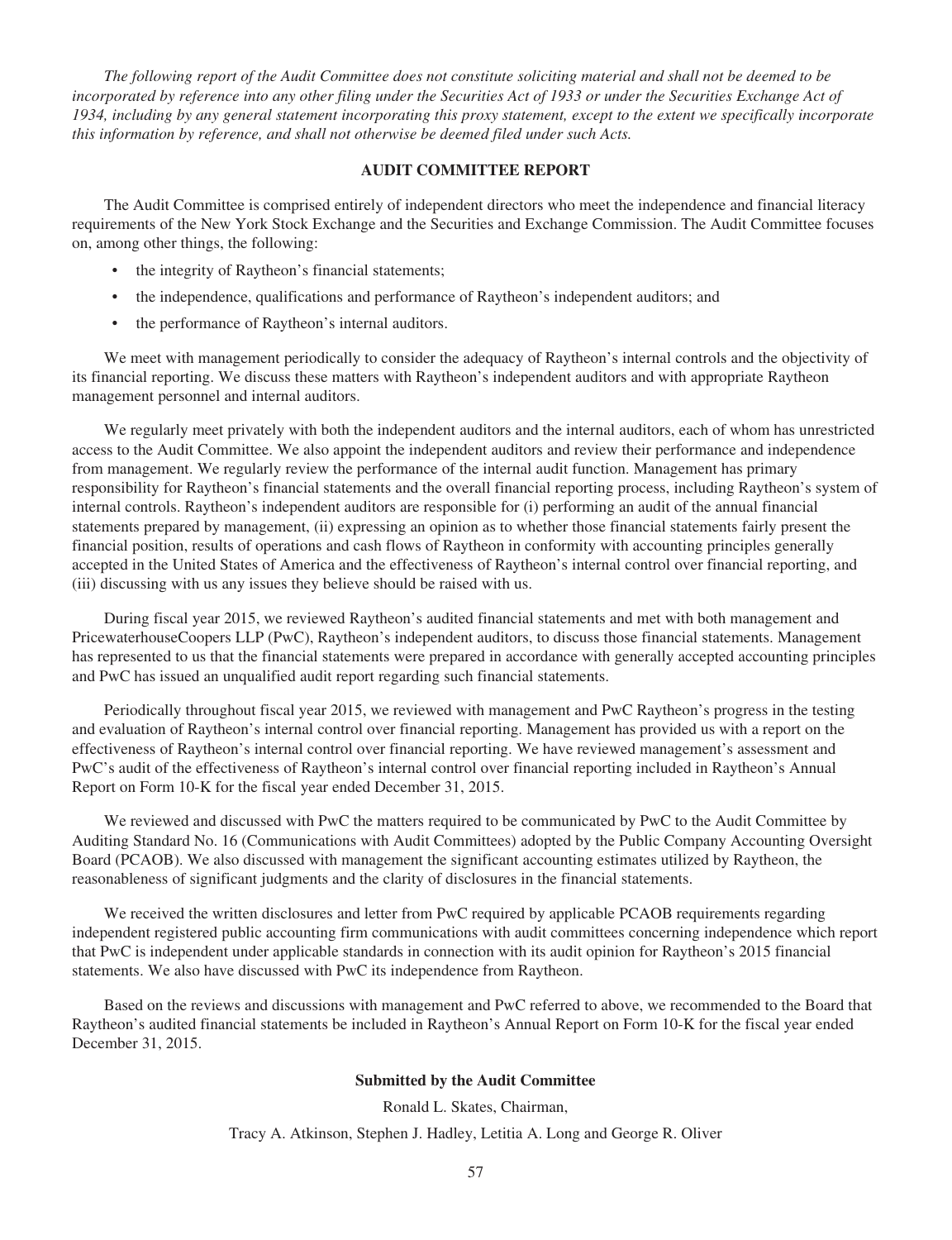*The following report of the Audit Committee does not constitute soliciting material and shall not be deemed to be incorporated by reference into any other filing under the Securities Act of 1933 or under the Securities Exchange Act of 1934, including by any general statement incorporating this proxy statement, except to the extent we specifically incorporate this information by reference, and shall not otherwise be deemed filed under such Acts.*

## AUDIT COMMITTEE REPORT

The Audit Committee is comprised entirely of independent directors who meet the independence and financial literacy requirements of the New York Stock Exchange and the Securities and Exchange Commission. The Audit Committee focuses on, among other things, the following:

- the integrity of Raytheon's financial statements;
- the independence, qualifications and performance of Raytheon's independent auditors; and
- the performance of Raytheon's internal auditors.

We meet with management periodically to consider the adequacy of Raytheon's internal controls and the objectivity of its financial reporting. We discuss these matters with Raytheon's independent auditors and with appropriate Raytheon management personnel and internal auditors.

We regularly meet privately with both the independent auditors and the internal auditors, each of whom has unrestricted access to the Audit Committee. We also appoint the independent auditors and review their performance and independence from management. We regularly review the performance of the internal audit function. Management has primary responsibility for Raytheon's financial statements and the overall financial reporting process, including Raytheon's system of internal controls. Raytheon's independent auditors are responsible for (i) performing an audit of the annual financial statements prepared by management, (ii) expressing an opinion as to whether those financial statements fairly present the financial position, results of operations and cash flows of Raytheon in conformity with accounting principles generally accepted in the United States of America and the effectiveness of Raytheon's internal control over financial reporting, and (iii) discussing with us any issues they believe should be raised with us.

During fiscal year 2015, we reviewed Raytheon's audited financial statements and met with both management and PricewaterhouseCoopers LLP (PwC), Raytheon's independent auditors, to discuss those financial statements. Management has represented to us that the financial statements were prepared in accordance with generally accepted accounting principles and PwC has issued an unqualified audit report regarding such financial statements.

Periodically throughout fiscal year 2015, we reviewed with management and PwC Raytheon's progress in the testing and evaluation of Raytheon's internal control over financial reporting. Management has provided us with a report on the effectiveness of Raytheon's internal control over financial reporting. We have reviewed management's assessment and PwC's audit of the effectiveness of Raytheon's internal control over financial reporting included in Raytheon's Annual Report on Form 10-K for the fiscal year ended December 31, 2015.

We reviewed and discussed with PwC the matters required to be communicated by PwC to the Audit Committee by Auditing Standard No. 16 (Communications with Audit Committees) adopted by the Public Company Accounting Oversight Board (PCAOB). We also discussed with management the significant accounting estimates utilized by Raytheon, the reasonableness of significant judgments and the clarity of disclosures in the financial statements.

We received the written disclosures and letter from PwC required by applicable PCAOB requirements regarding independent registered public accounting firm communications with audit committees concerning independence which report that PwC is independent under applicable standards in connection with its audit opinion for Raytheon's 2015 financial statements. We also have discussed with PwC its independence from Raytheon.

Based on the reviews and discussions with management and PwC referred to above, we recommended to the Board that Raytheon's audited financial statements be included in Raytheon's Annual Report on Form 10-K for the fiscal year ended December 31, 2015.

**Submitted by the Audit Committee**

Ronald L. Skates, Chairman,

Tracy A. Atkinson, Stephen J. Hadley, Letitia A. Long and George R. Oliver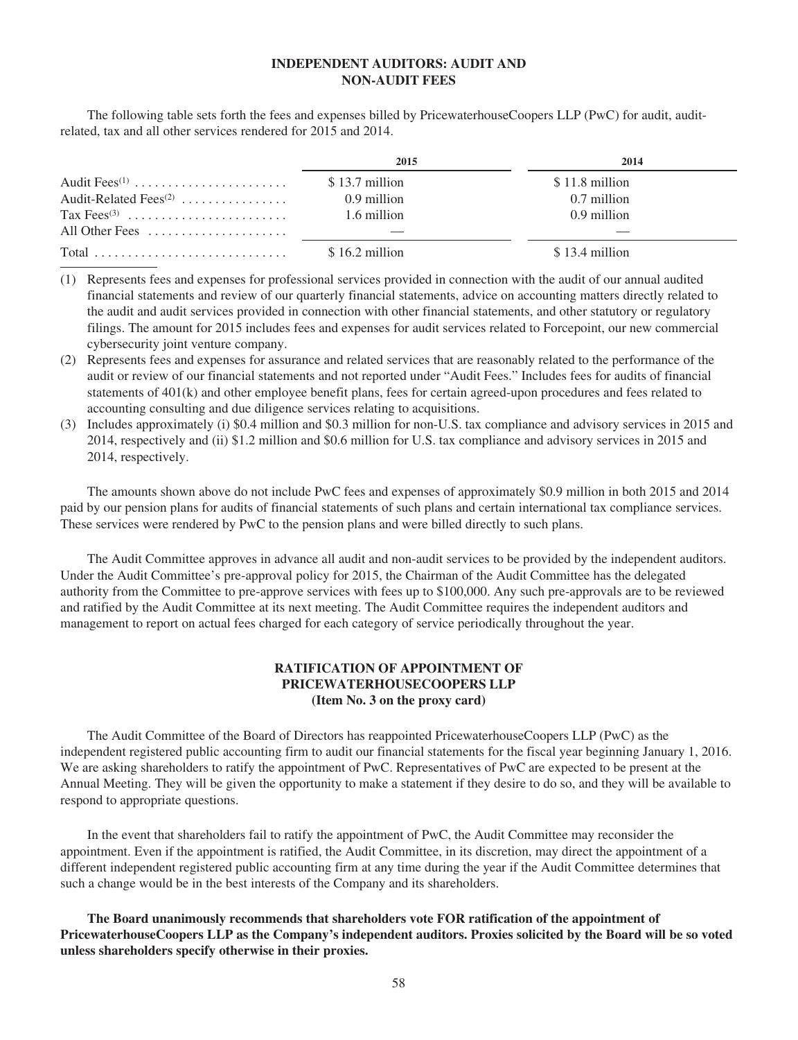## INDEPENDENT AUDITORS: AUDIT AND NON-AUDIT FEES

The following table sets forth the fees and expenses billed by PricewaterhouseCoopers LLP (PwC) for audit, audit-related, tax and all other services rendered for 2015 and 2014.

| | 2015 | 2014 |
|---|---|---|
| Audit Fees[(1)] | $ 13.7 million | $ 11.8 million |
| Audit-Related Fees[(2)] | 0.9 million | 0.7 million |
| Tax Fees[(3)] | 1.6 million | 0.9 million |
| All Other Fees | — | — |
| Total | $ 16.2 million | $ 13.4 million |

(1) Represents fees and expenses for professional services provided in connection with the audit of our annual audited financial statements and review of our quarterly financial statements, advice on accounting matters directly related to the audit and audit services provided in connection with other financial statements, and other statutory or regulatory filings. The amount for 2015 includes fees and expenses for audit services related to Forcepoint, our new commercial cybersecurity joint venture company.

(2) Represents fees and expenses for assurance and related services that are reasonably related to the performance of the audit or review of our financial statements and not reported under "Audit Fees." Includes fees for audits of financial statements of 401(k) and other employee benefit plans, fees for certain agreed-upon procedures and fees related to accounting consulting and due diligence services relating to acquisitions.

(3) Includes approximately (i) $0.4 million and $0.3 million for non-U.S. tax compliance and advisory services in 2015 and 2014, respectively and (ii) $1.2 million and $0.6 million for U.S. tax compliance and advisory services in 2015 and 2014, respectively.

The amounts shown above do not include PwC fees and expenses of approximately $0.9 million in both 2015 and 2014 paid by our pension plans for audits of financial statements of such plans and certain international tax compliance services. These services were rendered by PwC to the pension plans and were billed directly to such plans.

The Audit Committee approves in advance all audit and non-audit services to be provided by the independent auditors. Under the Audit Committee's pre-approval policy for 2015, the Chairman of the Audit Committee has the delegated authority from the Committee to pre-approve services with fees up to $100,000. Any such pre-approvals are to be reviewed and ratified by the Audit Committee at its next meeting. The Audit Committee requires the independent auditors and management to report on actual fees charged for each category of service periodically throughout the year.

## RATIFICATION OF APPOINTMENT OF PRICEWATERHOUSECOOPERS LLP (Item No. 3 on the proxy card)

The Audit Committee of the Board of Directors has reappointed PricewaterhouseCoopers LLP (PwC) as the independent registered public accounting firm to audit our financial statements for the fiscal year beginning January 1, 2016. We are asking shareholders to ratify the appointment of PwC. Representatives of PwC are expected to be present at the Annual Meeting. They will be given the opportunity to make a statement if they desire to do so, and they will be available to respond to appropriate questions.

In the event that shareholders fail to ratify the appointment of PwC, the Audit Committee may reconsider the appointment. Even if the appointment is ratified, the Audit Committee, in its discretion, may direct the appointment of a different independent registered public accounting firm at any time during the year if the Audit Committee determines that such a change would be in the best interests of the Company and its shareholders.

**The Board unanimously recommends that shareholders vote FOR ratification of the appointment of PricewaterhouseCoopers LLP as the Company's independent auditors. Proxies solicited by the Board will be so voted unless shareholders specify otherwise in their proxies.**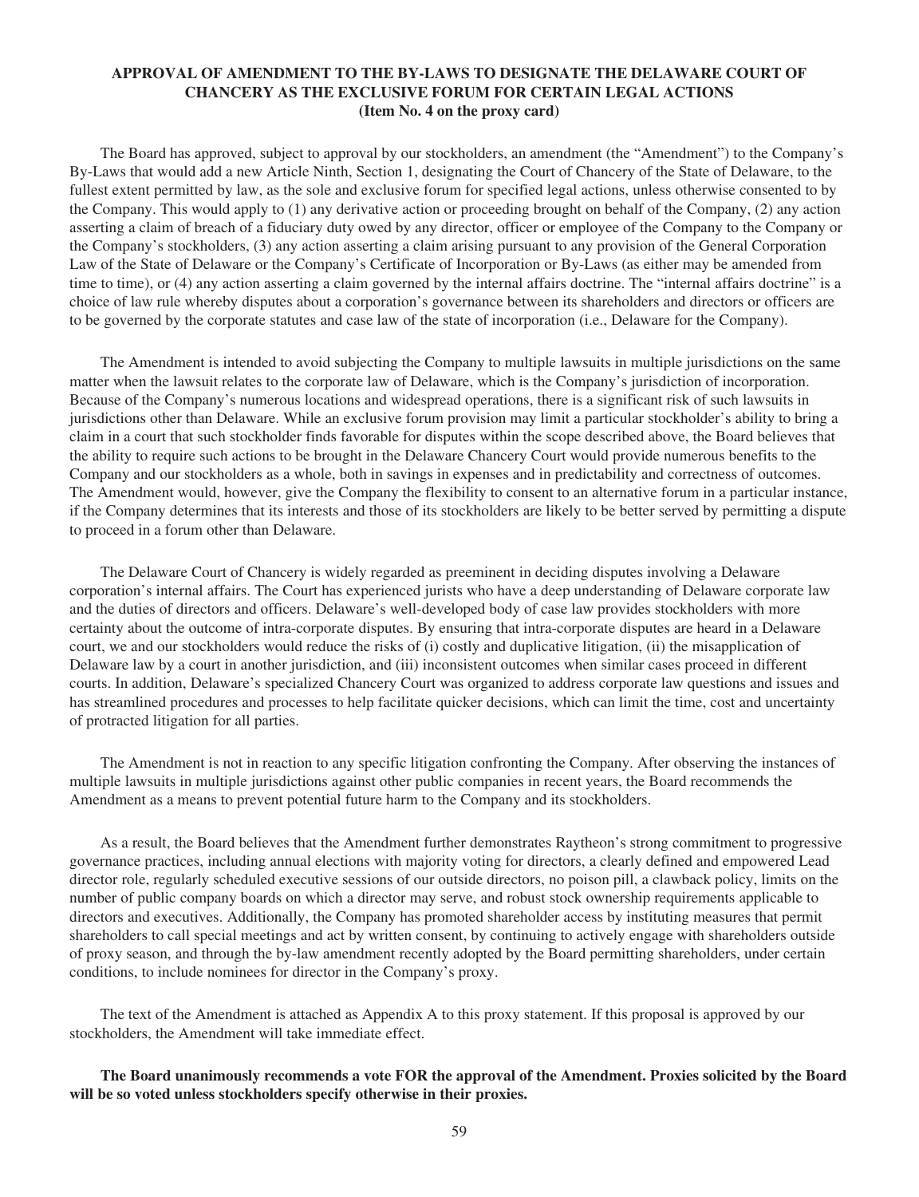## APPROVAL OF AMENDMENT TO THE BY-LAWS TO DESIGNATE THE DELAWARE COURT OF CHANCERY AS THE EXCLUSIVE FORUM FOR CERTAIN LEGAL ACTIONS (Item No. 4 on the proxy card)

The Board has approved, subject to approval by our stockholders, an amendment (the "Amendment") to the Company's By-Laws that would add a new Article Ninth, Section 1, designating the Court of Chancery of the State of Delaware, to the fullest extent permitted by law, as the sole and exclusive forum for specified legal actions, unless otherwise consented to by the Company. This would apply to (1) any derivative action or proceeding brought on behalf of the Company, (2) any action asserting a claim of breach of a fiduciary duty owed by any director, officer or employee of the Company to the Company or the Company's stockholders, (3) any action asserting a claim arising pursuant to any provision of the General Corporation Law of the State of Delaware or the Company's Certificate of Incorporation or By-Laws (as either may be amended from time to time), or (4) any action asserting a claim governed by the internal affairs doctrine. The "internal affairs doctrine" is a choice of law rule whereby disputes about a corporation's governance between its shareholders and directors or officers are to be governed by the corporate statutes and case law of the state of incorporation (i.e., Delaware for the Company).

The Amendment is intended to avoid subjecting the Company to multiple lawsuits in multiple jurisdictions on the same matter when the lawsuit relates to the corporate law of Delaware, which is the Company's jurisdiction of incorporation. Because of the Company's numerous locations and widespread operations, there is a significant risk of such lawsuits in jurisdictions other than Delaware. While an exclusive forum provision may limit a particular stockholder's ability to bring a claim in a court that such stockholder finds favorable for disputes within the scope described above, the Board believes that the ability to require such actions to be brought in the Delaware Chancery Court would provide numerous benefits to the Company and our stockholders as a whole, both in savings in expenses and in predictability and correctness of outcomes. The Amendment would, however, give the Company the flexibility to consent to an alternative forum in a particular instance, if the Company determines that its interests and those of its stockholders are likely to be better served by permitting a dispute to proceed in a forum other than Delaware.

The Delaware Court of Chancery is widely regarded as preeminent in deciding disputes involving a Delaware corporation's internal affairs. The Court has experienced jurists who have a deep understanding of Delaware corporate law and the duties of directors and officers. Delaware's well-developed body of case law provides stockholders with more certainty about the outcome of intra-corporate disputes. By ensuring that intra-corporate disputes are heard in a Delaware court, we and our stockholders would reduce the risks of (i) costly and duplicative litigation, (ii) the misapplication of Delaware law by a court in another jurisdiction, and (iii) inconsistent outcomes when similar cases proceed in different courts. In addition, Delaware's specialized Chancery Court was organized to address corporate law questions and issues and has streamlined procedures and processes to help facilitate quicker decisions, which can limit the time, cost and uncertainty of protracted litigation for all parties.

The Amendment is not in reaction to any specific litigation confronting the Company. After observing the instances of multiple lawsuits in multiple jurisdictions against other public companies in recent years, the Board recommends the Amendment as a means to prevent potential future harm to the Company and its stockholders.

As a result, the Board believes that the Amendment further demonstrates Raytheon's strong commitment to progressive governance practices, including annual elections with majority voting for directors, a clearly defined and empowered Lead director role, regularly scheduled executive sessions of our outside directors, no poison pill, a clawback policy, limits on the number of public company boards on which a director may serve, and robust stock ownership requirements applicable to directors and executives. Additionally, the Company has promoted shareholder access by instituting measures that permit shareholders to call special meetings and act by written consent, by continuing to actively engage with shareholders outside of proxy season, and through the by-law amendment recently adopted by the Board permitting shareholders, under certain conditions, to include nominees for director in the Company's proxy.

The text of the Amendment is attached as Appendix A to this proxy statement. If this proposal is approved by our stockholders, the Amendment will take immediate effect.

**The Board unanimously recommends a vote FOR the approval of the Amendment. Proxies solicited by the Board will be so voted unless stockholders specify otherwise in their proxies.**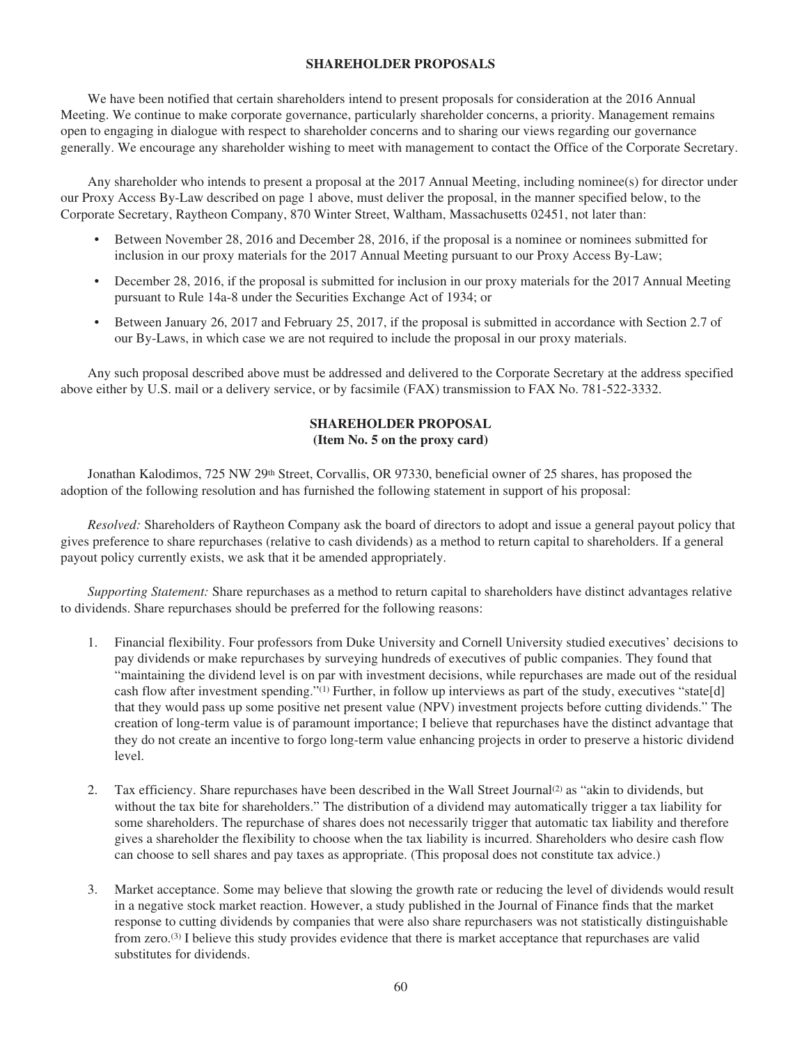## SHAREHOLDER PROPOSALS

We have been notified that certain shareholders intend to present proposals for consideration at the 2016 Annual Meeting. We continue to make corporate governance, particularly shareholder concerns, a priority. Management remains open to engaging in dialogue with respect to shareholder concerns and to sharing our views regarding our governance generally. We encourage any shareholder wishing to meet with management to contact the Office of the Corporate Secretary.

Any shareholder who intends to present a proposal at the 2017 Annual Meeting, including nominee(s) for director under our Proxy Access By-Law described on page 1 above, must deliver the proposal, in the manner specified below, to the Corporate Secretary, Raytheon Company, 870 Winter Street, Waltham, Massachusetts 02451, not later than:

- Between November 28, 2016 and December 28, 2016, if the proposal is a nominee or nominees submitted for inclusion in our proxy materials for the 2017 Annual Meeting pursuant to our Proxy Access By-Law;
- December 28, 2016, if the proposal is submitted for inclusion in our proxy materials for the 2017 Annual Meeting pursuant to Rule 14a-8 under the Securities Exchange Act of 1934; or
- Between January 26, 2017 and February 25, 2017, if the proposal is submitted in accordance with Section 2.7 of our By-Laws, in which case we are not required to include the proposal in our proxy materials.

Any such proposal described above must be addressed and delivered to the Corporate Secretary at the address specified above either by U.S. mail or a delivery service, or by facsimile (FAX) transmission to FAX No. 781-522-3332.

## SHAREHOLDER PROPOSAL
**(Item No. 5 on the proxy card)**

Jonathan Kalodimos, 725 NW 29th Street, Corvallis, OR 97330, beneficial owner of 25 shares, has proposed the adoption of the following resolution and has furnished the following statement in support of his proposal:

*Resolved:* Shareholders of Raytheon Company ask the board of directors to adopt and issue a general payout policy that gives preference to share repurchases (relative to cash dividends) as a method to return capital to shareholders. If a general payout policy currently exists, we ask that it be amended appropriately.

*Supporting Statement:* Share repurchases as a method to return capital to shareholders have distinct advantages relative to dividends. Share repurchases should be preferred for the following reasons:

1. Financial flexibility. Four professors from Duke University and Cornell University studied executives' decisions to pay dividends or make repurchases by surveying hundreds of executives of public companies. They found that "maintaining the dividend level is on par with investment decisions, while repurchases are made out of the residual cash flow after investment spending."[1] Further, in follow up interviews as part of the study, executives "state[d] that they would pass up some positive net present value (NPV) investment projects before cutting dividends." The creation of long-term value is of paramount importance; I believe that repurchases have the distinct advantage that they do not create an incentive to forgo long-term value enhancing projects in order to preserve a historic dividend level.

2. Tax efficiency. Share repurchases have been described in the Wall Street Journal[2] as "akin to dividends, but without the tax bite for shareholders." The distribution of a dividend may automatically trigger a tax liability for some shareholders. The repurchase of shares does not necessarily trigger that automatic tax liability and therefore gives a shareholder the flexibility to choose when the tax liability is incurred. Shareholders who desire cash flow can choose to sell shares and pay taxes as appropriate. (This proposal does not constitute tax advice.)

3. Market acceptance. Some may believe that slowing the growth rate or reducing the level of dividends would result in a negative stock market reaction. However, a study published in the Journal of Finance finds that the market response to cutting dividends by companies that were also share repurchasers was not statistically distinguishable from zero.[3] I believe this study provides evidence that there is market acceptance that repurchases are valid substitutes for dividends.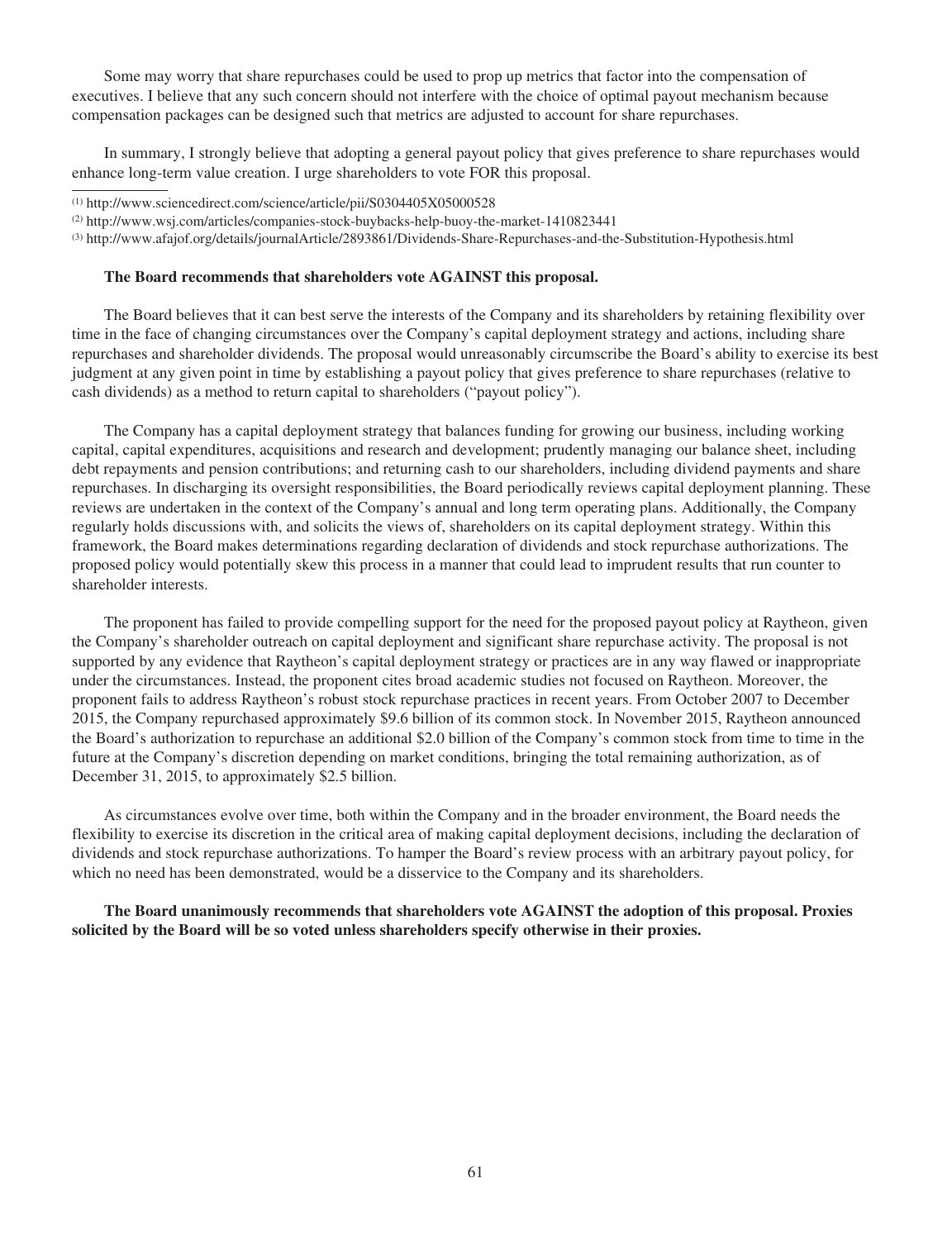Some may worry that share repurchases could be used to prop up metrics that factor into the compensation of executives. I believe that any such concern should not interfere with the choice of optimal payout mechanism because compensation packages can be designed such that metrics are adjusted to account for share repurchases.

In summary, I strongly believe that adopting a general payout policy that gives preference to share repurchases would enhance long-term value creation. I urge shareholders to vote FOR this proposal.

---

(1) http://www.sciencedirect.com/science/article/pii/S0304405X05000528

(2) http://www.wsj.com/articles/companies-stock-buybacks-help-buoy-the-market-1410823441

(3) http://www.afajof.org/details/journalArticle/2893861/Dividends-Share-Repurchases-and-the-Substitution-Hypothesis.html

**The Board recommends that shareholders vote AGAINST this proposal.**

The Board believes that it can best serve the interests of the Company and its shareholders by retaining flexibility over time in the face of changing circumstances over the Company's capital deployment strategy and actions, including share repurchases and shareholder dividends. The proposal would unreasonably circumscribe the Board's ability to exercise its best judgment at any given point in time by establishing a payout policy that gives preference to share repurchases (relative to cash dividends) as a method to return capital to shareholders ("payout policy").

The Company has a capital deployment strategy that balances funding for growing our business, including working capital, capital expenditures, acquisitions and research and development; prudently managing our balance sheet, including debt repayments and pension contributions; and returning cash to our shareholders, including dividend payments and share repurchases. In discharging its oversight responsibilities, the Board periodically reviews capital deployment planning. These reviews are undertaken in the context of the Company's annual and long term operating plans. Additionally, the Company regularly holds discussions with, and solicits the views of, shareholders on its capital deployment strategy. Within this framework, the Board makes determinations regarding declaration of dividends and stock repurchase authorizations. The proposed policy would potentially skew this process in a manner that could lead to imprudent results that run counter to shareholder interests.

The proponent has failed to provide compelling support for the need for the proposed payout policy at Raytheon, given the Company's shareholder outreach on capital deployment and significant share repurchase activity. The proposal is not supported by any evidence that Raytheon's capital deployment strategy or practices are in any way flawed or inappropriate under the circumstances. Instead, the proponent cites broad academic studies not focused on Raytheon. Moreover, the proponent fails to address Raytheon's robust stock repurchase practices in recent years. From October 2007 to December 2015, the Company repurchased approximately $9.6 billion of its common stock. In November 2015, Raytheon announced the Board's authorization to repurchase an additional $2.0 billion of the Company's common stock from time to time in the future at the Company's discretion depending on market conditions, bringing the total remaining authorization, as of December 31, 2015, to approximately $2.5 billion.

As circumstances evolve over time, both within the Company and in the broader environment, the Board needs the flexibility to exercise its discretion in the critical area of making capital deployment decisions, including the declaration of dividends and stock repurchase authorizations. To hamper the Board's review process with an arbitrary payout policy, for which no need has been demonstrated, would be a disservice to the Company and its shareholders.

**The Board unanimously recommends that shareholders vote AGAINST the adoption of this proposal. Proxies solicited by the Board will be so voted unless shareholders specify otherwise in their proxies.**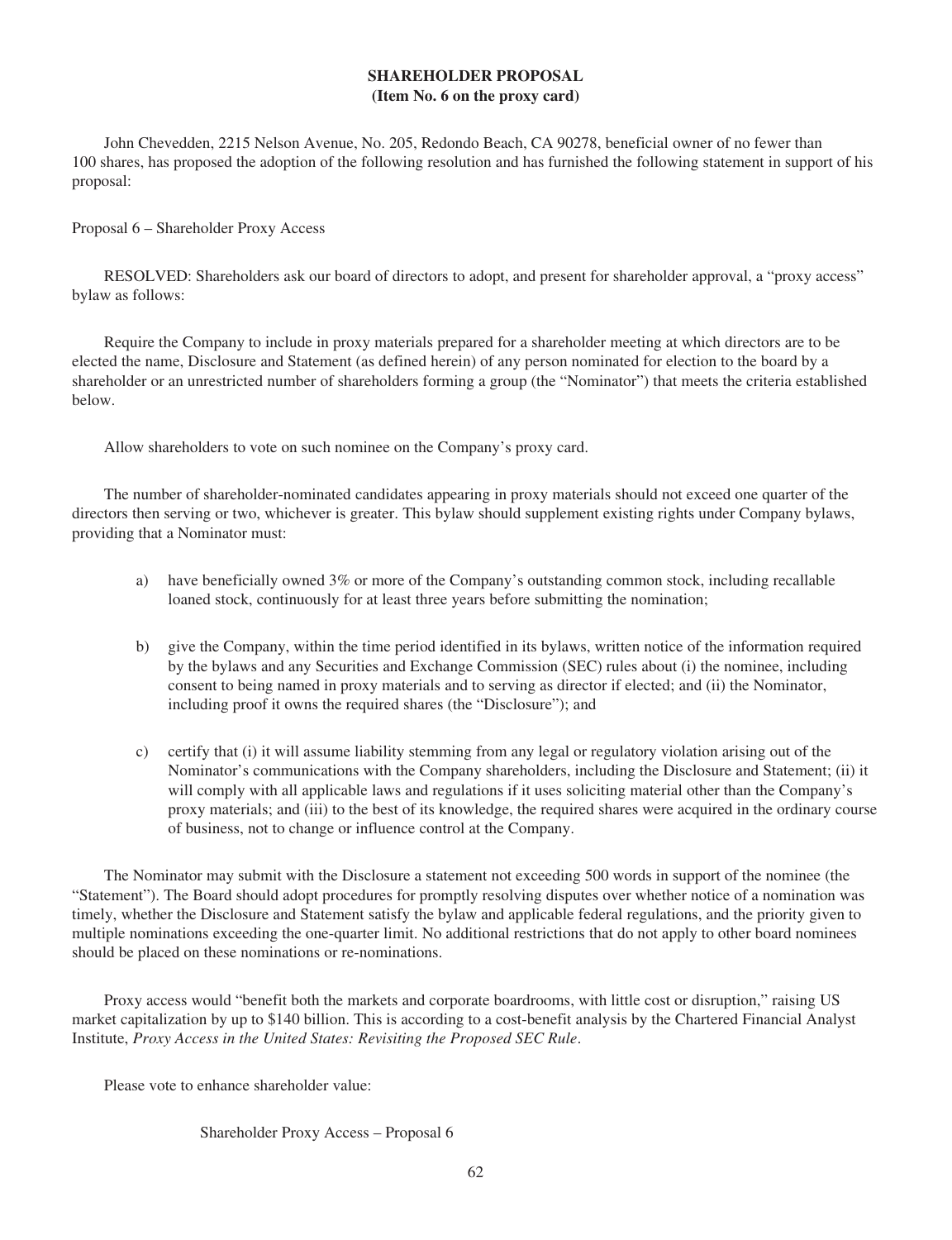## SHAREHOLDER PROPOSAL
**(Item No. 6 on the proxy card)**

John Chevedden, 2215 Nelson Avenue, No. 205, Redondo Beach, CA 90278, beneficial owner of no fewer than 100 shares, has proposed the adoption of the following resolution and has furnished the following statement in support of his proposal:

Proposal 6 – Shareholder Proxy Access

RESOLVED: Shareholders ask our board of directors to adopt, and present for shareholder approval, a "proxy access" bylaw as follows:

Require the Company to include in proxy materials prepared for a shareholder meeting at which directors are to be elected the name, Disclosure and Statement (as defined herein) of any person nominated for election to the board by a shareholder or an unrestricted number of shareholders forming a group (the "Nominator") that meets the criteria established below.

Allow shareholders to vote on such nominee on the Company's proxy card.

The number of shareholder-nominated candidates appearing in proxy materials should not exceed one quarter of the directors then serving or two, whichever is greater. This bylaw should supplement existing rights under Company bylaws, providing that a Nominator must:

a) have beneficially owned 3% or more of the Company's outstanding common stock, including recallable loaned stock, continuously for at least three years before submitting the nomination;

b) give the Company, within the time period identified in its bylaws, written notice of the information required by the bylaws and any Securities and Exchange Commission (SEC) rules about (i) the nominee, including consent to being named in proxy materials and to serving as director if elected; and (ii) the Nominator, including proof it owns the required shares (the "Disclosure"); and

c) certify that (i) it will assume liability stemming from any legal or regulatory violation arising out of the Nominator's communications with the Company shareholders, including the Disclosure and Statement; (ii) it will comply with all applicable laws and regulations if it uses soliciting material other than the Company's proxy materials; and (iii) to the best of its knowledge, the required shares were acquired in the ordinary course of business, not to change or influence control at the Company.

The Nominator may submit with the Disclosure a statement not exceeding 500 words in support of the nominee (the "Statement"). The Board should adopt procedures for promptly resolving disputes over whether notice of a nomination was timely, whether the Disclosure and Statement satisfy the bylaw and applicable federal regulations, and the priority given to multiple nominations exceeding the one-quarter limit. No additional restrictions that do not apply to other board nominees should be placed on these nominations or re-nominations.

Proxy access would "benefit both the markets and corporate boardrooms, with little cost or disruption," raising US market capitalization by up to $140 billion. This is according to a cost-benefit analysis by the Chartered Financial Analyst Institute, *Proxy Access in the United States: Revisiting the Proposed SEC Rule*.

Please vote to enhance shareholder value:

Shareholder Proxy Access – Proposal 6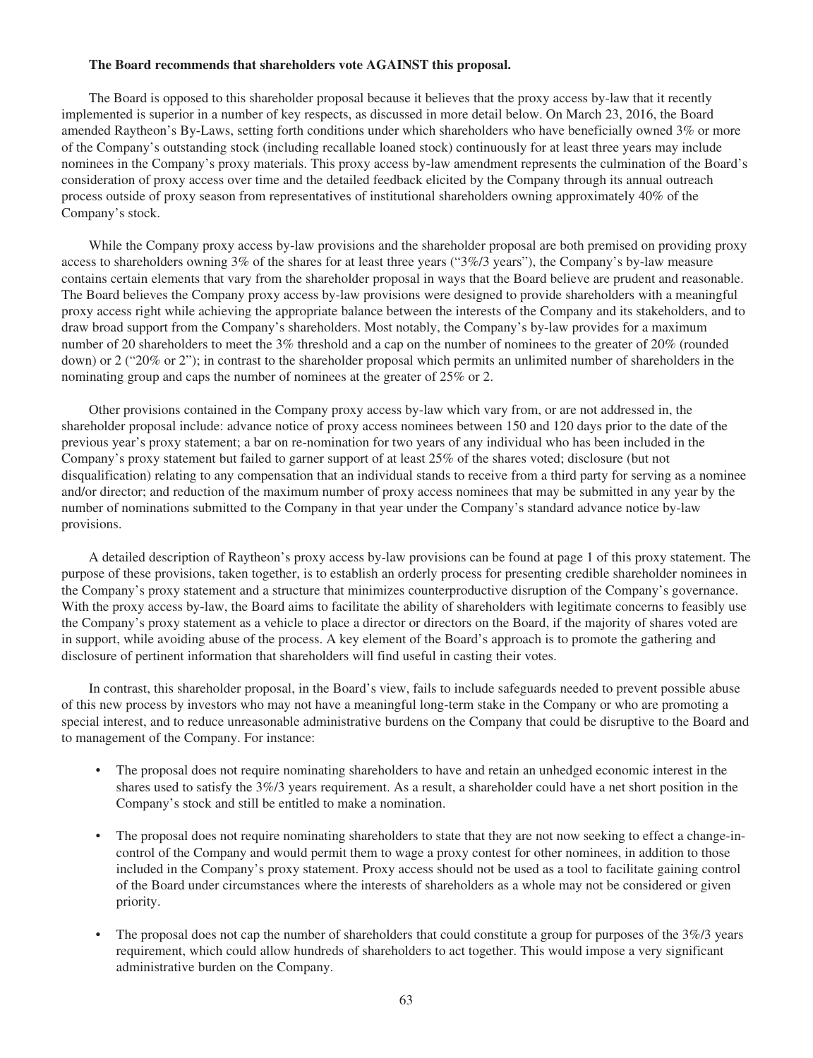**The Board recommends that shareholders vote AGAINST this proposal.**

The Board is opposed to this shareholder proposal because it believes that the proxy access by-law that it recently implemented is superior in a number of key respects, as discussed in more detail below. On March 23, 2016, the Board amended Raytheon's By-Laws, setting forth conditions under which shareholders who have beneficially owned 3% or more of the Company's outstanding stock (including recallable loaned stock) continuously for at least three years may include nominees in the Company's proxy materials. This proxy access by-law amendment represents the culmination of the Board's consideration of proxy access over time and the detailed feedback elicited by the Company through its annual outreach process outside of proxy season from representatives of institutional shareholders owning approximately 40% of the Company's stock.

While the Company proxy access by-law provisions and the shareholder proposal are both premised on providing proxy access to shareholders owning 3% of the shares for at least three years ("3%/3 years"), the Company's by-law measure contains certain elements that vary from the shareholder proposal in ways that the Board believe are prudent and reasonable. The Board believes the Company proxy access by-law provisions were designed to provide shareholders with a meaningful proxy access right while achieving the appropriate balance between the interests of the Company and its stakeholders, and to draw broad support from the Company's shareholders. Most notably, the Company's by-law provides for a maximum number of 20 shareholders to meet the 3% threshold and a cap on the number of nominees to the greater of 20% (rounded down) or 2 ("20% or 2"); in contrast to the shareholder proposal which permits an unlimited number of shareholders in the nominating group and caps the number of nominees at the greater of 25% or 2.

Other provisions contained in the Company proxy access by-law which vary from, or are not addressed in, the shareholder proposal include: advance notice of proxy access nominees between 150 and 120 days prior to the date of the previous year's proxy statement; a bar on re-nomination for two years of any individual who has been included in the Company's proxy statement but failed to garner support of at least 25% of the shares voted; disclosure (but not disqualification) relating to any compensation that an individual stands to receive from a third party for serving as a nominee and/or director; and reduction of the maximum number of proxy access nominees that may be submitted in any year by the number of nominations submitted to the Company in that year under the Company's standard advance notice by-law provisions.

A detailed description of Raytheon's proxy access by-law provisions can be found at page 1 of this proxy statement. The purpose of these provisions, taken together, is to establish an orderly process for presenting credible shareholder nominees in the Company's proxy statement and a structure that minimizes counterproductive disruption of the Company's governance. With the proxy access by-law, the Board aims to facilitate the ability of shareholders with legitimate concerns to feasibly use the Company's proxy statement as a vehicle to place a director or directors on the Board, if the majority of shares voted are in support, while avoiding abuse of the process. A key element of the Board's approach is to promote the gathering and disclosure of pertinent information that shareholders will find useful in casting their votes.

In contrast, this shareholder proposal, in the Board's view, fails to include safeguards needed to prevent possible abuse of this new process by investors who may not have a meaningful long-term stake in the Company or who are promoting a special interest, and to reduce unreasonable administrative burdens on the Company that could be disruptive to the Board and to management of the Company. For instance:

- The proposal does not require nominating shareholders to have and retain an unhedged economic interest in the shares used to satisfy the 3%/3 years requirement. As a result, a shareholder could have a net short position in the Company's stock and still be entitled to make a nomination.
- The proposal does not require nominating shareholders to state that they are not now seeking to effect a change-in-control of the Company and would permit them to wage a proxy contest for other nominees, in addition to those included in the Company's proxy statement. Proxy access should not be used as a tool to facilitate gaining control of the Board under circumstances where the interests of shareholders as a whole may not be considered or given priority.
- The proposal does not cap the number of shareholders that could constitute a group for purposes of the 3%/3 years requirement, which could allow hundreds of shareholders to act together. This would impose a very significant administrative burden on the Company.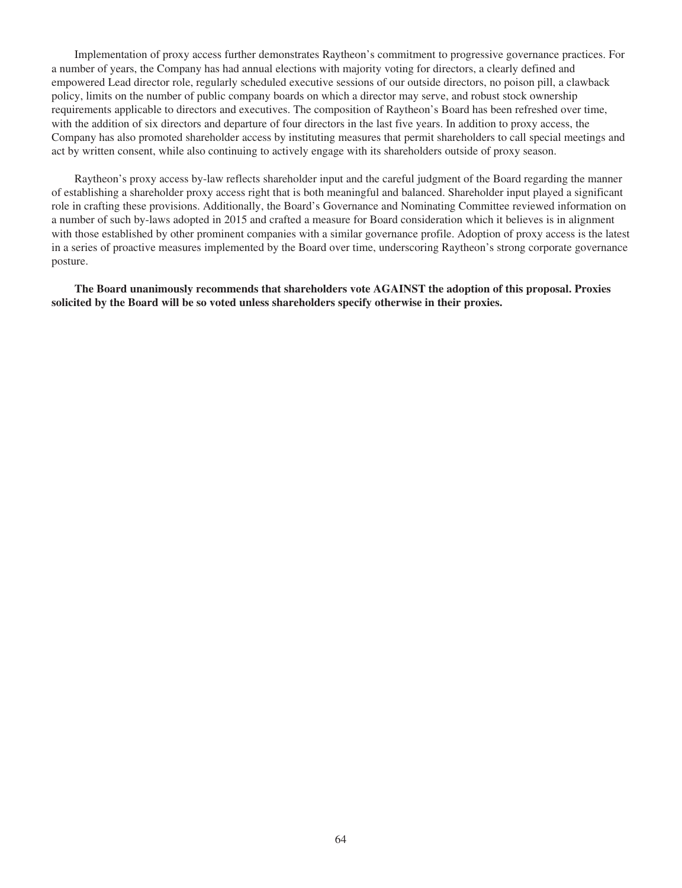Implementation of proxy access further demonstrates Raytheon's commitment to progressive governance practices. For a number of years, the Company has had annual elections with majority voting for directors, a clearly defined and empowered Lead director role, regularly scheduled executive sessions of our outside directors, no poison pill, a clawback policy, limits on the number of public company boards on which a director may serve, and robust stock ownership requirements applicable to directors and executives. The composition of Raytheon's Board has been refreshed over time, with the addition of six directors and departure of four directors in the last five years. In addition to proxy access, the Company has also promoted shareholder access by instituting measures that permit shareholders to call special meetings and act by written consent, while also continuing to actively engage with its shareholders outside of proxy season.

Raytheon's proxy access by-law reflects shareholder input and the careful judgment of the Board regarding the manner of establishing a shareholder proxy access right that is both meaningful and balanced. Shareholder input played a significant role in crafting these provisions. Additionally, the Board's Governance and Nominating Committee reviewed information on a number of such by-laws adopted in 2015 and crafted a measure for Board consideration which it believes is in alignment with those established by other prominent companies with a similar governance profile. Adoption of proxy access is the latest in a series of proactive measures implemented by the Board over time, underscoring Raytheon's strong corporate governance posture.

**The Board unanimously recommends that shareholders vote AGAINST the adoption of this proposal. Proxies solicited by the Board will be so voted unless shareholders specify otherwise in their proxies.**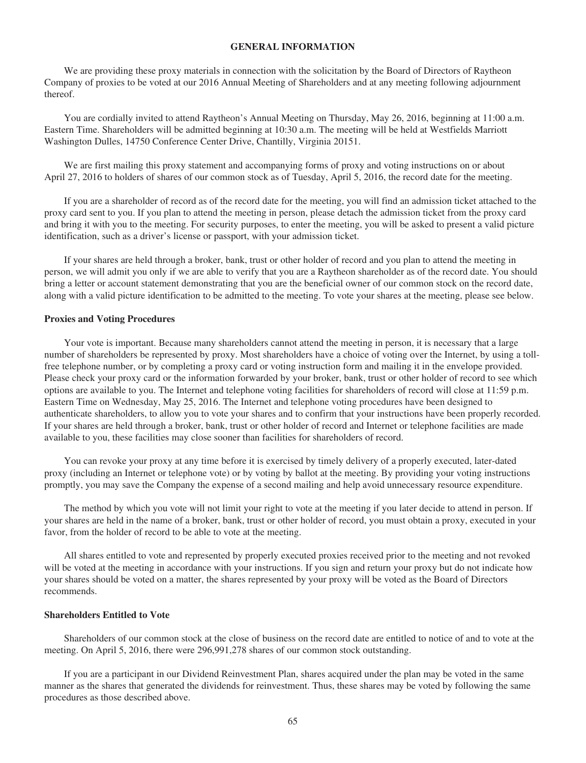## GENERAL INFORMATION

We are providing these proxy materials in connection with the solicitation by the Board of Directors of Raytheon Company of proxies to be voted at our 2016 Annual Meeting of Shareholders and at any meeting following adjournment thereof.

You are cordially invited to attend Raytheon's Annual Meeting on Thursday, May 26, 2016, beginning at 11:00 a.m. Eastern Time. Shareholders will be admitted beginning at 10:30 a.m. The meeting will be held at Westfields Marriott Washington Dulles, 14750 Conference Center Drive, Chantilly, Virginia 20151.

We are first mailing this proxy statement and accompanying forms of proxy and voting instructions on or about April 27, 2016 to holders of shares of our common stock as of Tuesday, April 5, 2016, the record date for the meeting.

If you are a shareholder of record as of the record date for the meeting, you will find an admission ticket attached to the proxy card sent to you. If you plan to attend the meeting in person, please detach the admission ticket from the proxy card and bring it with you to the meeting. For security purposes, to enter the meeting, you will be asked to present a valid picture identification, such as a driver's license or passport, with your admission ticket.

If your shares are held through a broker, bank, trust or other holder of record and you plan to attend the meeting in person, we will admit you only if we are able to verify that you are a Raytheon shareholder as of the record date. You should bring a letter or account statement demonstrating that you are the beneficial owner of our common stock on the record date, along with a valid picture identification to be admitted to the meeting. To vote your shares at the meeting, please see below.

### Proxies and Voting Procedures

Your vote is important. Because many shareholders cannot attend the meeting in person, it is necessary that a large number of shareholders be represented by proxy. Most shareholders have a choice of voting over the Internet, by using a toll-free telephone number, or by completing a proxy card or voting instruction form and mailing it in the envelope provided. Please check your proxy card or the information forwarded by your broker, bank, trust or other holder of record to see which options are available to you. The Internet and telephone voting facilities for shareholders of record will close at 11:59 p.m. Eastern Time on Wednesday, May 25, 2016. The Internet and telephone voting procedures have been designed to authenticate shareholders, to allow you to vote your shares and to confirm that your instructions have been properly recorded. If your shares are held through a broker, bank, trust or other holder of record and Internet or telephone facilities are made available to you, these facilities may close sooner than facilities for shareholders of record.

You can revoke your proxy at any time before it is exercised by timely delivery of a properly executed, later-dated proxy (including an Internet or telephone vote) or by voting by ballot at the meeting. By providing your voting instructions promptly, you may save the Company the expense of a second mailing and help avoid unnecessary resource expenditure.

The method by which you vote will not limit your right to vote at the meeting if you later decide to attend in person. If your shares are held in the name of a broker, bank, trust or other holder of record, you must obtain a proxy, executed in your favor, from the holder of record to be able to vote at the meeting.

All shares entitled to vote and represented by properly executed proxies received prior to the meeting and not revoked will be voted at the meeting in accordance with your instructions. If you sign and return your proxy but do not indicate how your shares should be voted on a matter, the shares represented by your proxy will be voted as the Board of Directors recommends.

### Shareholders Entitled to Vote

Shareholders of our common stock at the close of business on the record date are entitled to notice of and to vote at the meeting. On April 5, 2016, there were 296,991,278 shares of our common stock outstanding.

If you are a participant in our Dividend Reinvestment Plan, shares acquired under the plan may be voted in the same manner as the shares that generated the dividends for reinvestment. Thus, these shares may be voted by following the same procedures as those described above.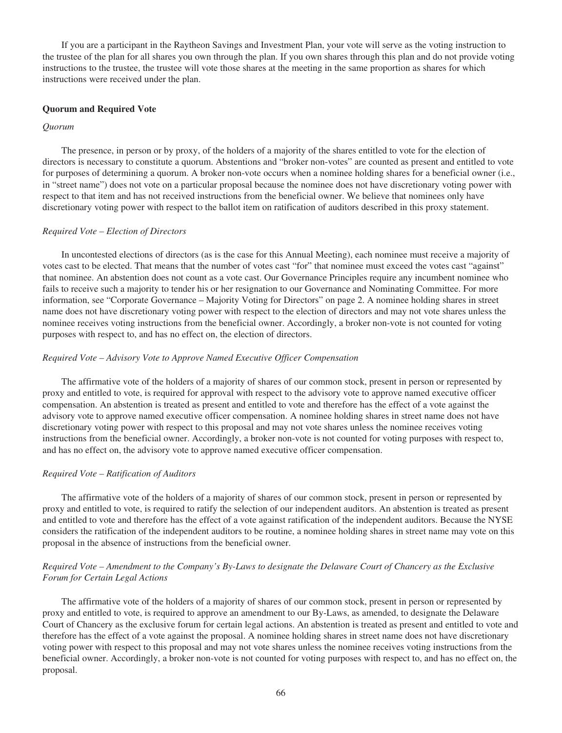If you are a participant in the Raytheon Savings and Investment Plan, your vote will serve as the voting instruction to the trustee of the plan for all shares you own through the plan. If you own shares through this plan and do not provide voting instructions to the trustee, the trustee will vote those shares at the meeting in the same proportion as shares for which instructions were received under the plan.

### Quorum and Required Vote

*Quorum*

The presence, in person or by proxy, of the holders of a majority of the shares entitled to vote for the election of directors is necessary to constitute a quorum. Abstentions and "broker non-votes" are counted as present and entitled to vote for purposes of determining a quorum. A broker non-vote occurs when a nominee holding shares for a beneficial owner (i.e., in "street name") does not vote on a particular proposal because the nominee does not have discretionary voting power with respect to that item and has not received instructions from the beneficial owner. We believe that nominees only have discretionary voting power with respect to the ballot item on ratification of auditors described in this proxy statement.

*Required Vote – Election of Directors*

In uncontested elections of directors (as is the case for this Annual Meeting), each nominee must receive a majority of votes cast to be elected. That means that the number of votes cast "for" that nominee must exceed the votes cast "against" that nominee. An abstention does not count as a vote cast. Our Governance Principles require any incumbent nominee who fails to receive such a majority to tender his or her resignation to our Governance and Nominating Committee. For more information, see "Corporate Governance – Majority Voting for Directors" on page 2. A nominee holding shares in street name does not have discretionary voting power with respect to the election of directors and may not vote shares unless the nominee receives voting instructions from the beneficial owner. Accordingly, a broker non-vote is not counted for voting purposes with respect to, and has no effect on, the election of directors.

*Required Vote – Advisory Vote to Approve Named Executive Officer Compensation*

The affirmative vote of the holders of a majority of shares of our common stock, present in person or represented by proxy and entitled to vote, is required for approval with respect to the advisory vote to approve named executive officer compensation. An abstention is treated as present and entitled to vote and therefore has the effect of a vote against the advisory vote to approve named executive officer compensation. A nominee holding shares in street name does not have discretionary voting power with respect to this proposal and may not vote shares unless the nominee receives voting instructions from the beneficial owner. Accordingly, a broker non-vote is not counted for voting purposes with respect to, and has no effect on, the advisory vote to approve named executive officer compensation.

*Required Vote – Ratification of Auditors*

The affirmative vote of the holders of a majority of shares of our common stock, present in person or represented by proxy and entitled to vote, is required to ratify the selection of our independent auditors. An abstention is treated as present and entitled to vote and therefore has the effect of a vote against ratification of the independent auditors. Because the NYSE considers the ratification of the independent auditors to be routine, a nominee holding shares in street name may vote on this proposal in the absence of instructions from the beneficial owner.

*Required Vote – Amendment to the Company's By-Laws to designate the Delaware Court of Chancery as the Exclusive Forum for Certain Legal Actions*

The affirmative vote of the holders of a majority of shares of our common stock, present in person or represented by proxy and entitled to vote, is required to approve an amendment to our By-Laws, as amended, to designate the Delaware Court of Chancery as the exclusive forum for certain legal actions. An abstention is treated as present and entitled to vote and therefore has the effect of a vote against the proposal. A nominee holding shares in street name does not have discretionary voting power with respect to this proposal and may not vote shares unless the nominee receives voting instructions from the beneficial owner. Accordingly, a broker non-vote is not counted for voting purposes with respect to, and has no effect on, the proposal.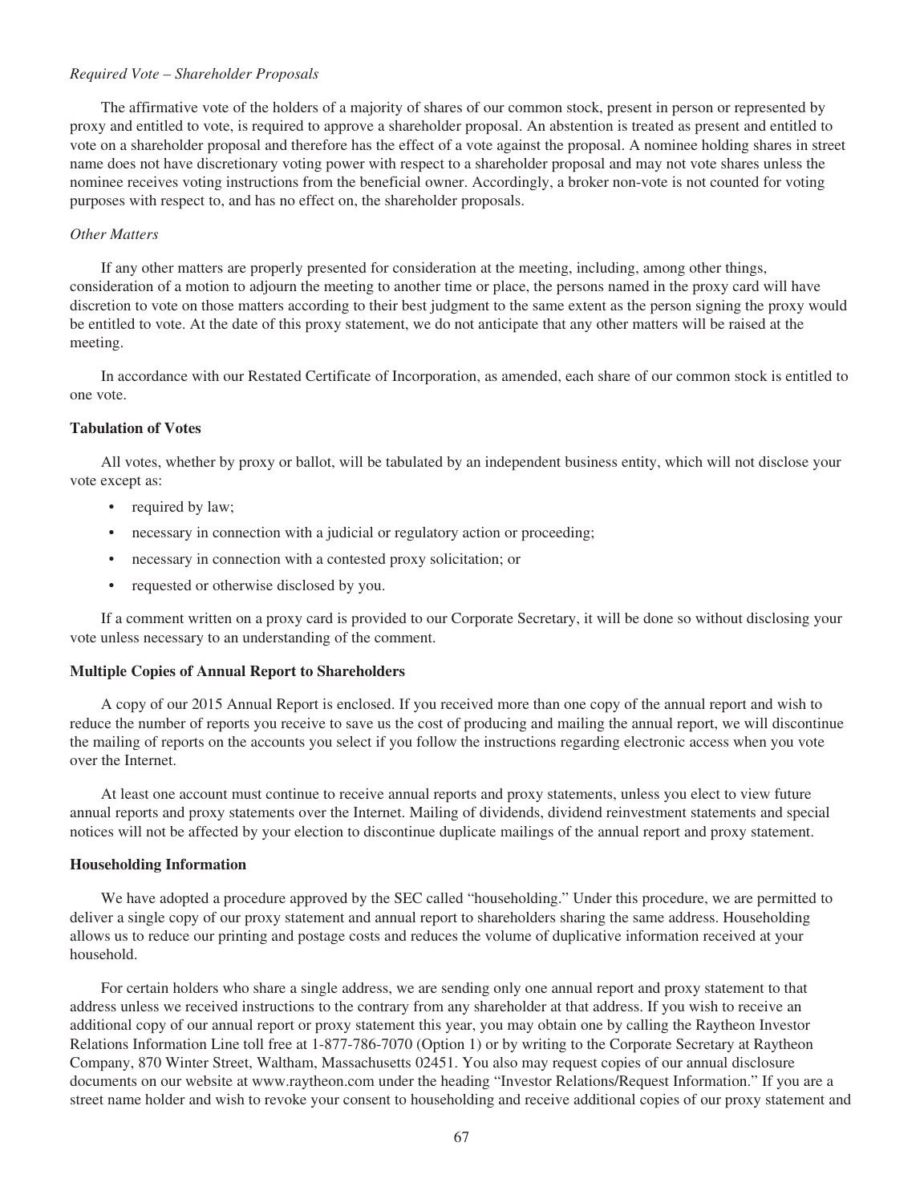*Required Vote – Shareholder Proposals*

The affirmative vote of the holders of a majority of shares of our common stock, present in person or represented by proxy and entitled to vote, is required to approve a shareholder proposal. An abstention is treated as present and entitled to vote on a shareholder proposal and therefore has the effect of a vote against the proposal. A nominee holding shares in street name does not have discretionary voting power with respect to a shareholder proposal and may not vote shares unless the nominee receives voting instructions from the beneficial owner. Accordingly, a broker non-vote is not counted for voting purposes with respect to, and has no effect on, the shareholder proposals.

*Other Matters*

If any other matters are properly presented for consideration at the meeting, including, among other things, consideration of a motion to adjourn the meeting to another time or place, the persons named in the proxy card will have discretion to vote on those matters according to their best judgment to the same extent as the person signing the proxy would be entitled to vote. At the date of this proxy statement, we do not anticipate that any other matters will be raised at the meeting.

In accordance with our Restated Certificate of Incorporation, as amended, each share of our common stock is entitled to one vote.

**Tabulation of Votes**

All votes, whether by proxy or ballot, will be tabulated by an independent business entity, which will not disclose your vote except as:

- required by law;
- necessary in connection with a judicial or regulatory action or proceeding;
- necessary in connection with a contested proxy solicitation; or
- requested or otherwise disclosed by you.

If a comment written on a proxy card is provided to our Corporate Secretary, it will be done so without disclosing your vote unless necessary to an understanding of the comment.

**Multiple Copies of Annual Report to Shareholders**

A copy of our 2015 Annual Report is enclosed. If you received more than one copy of the annual report and wish to reduce the number of reports you receive to save us the cost of producing and mailing the annual report, we will discontinue the mailing of reports on the accounts you select if you follow the instructions regarding electronic access when you vote over the Internet.

At least one account must continue to receive annual reports and proxy statements, unless you elect to view future annual reports and proxy statements over the Internet. Mailing of dividends, dividend reinvestment statements and special notices will not be affected by your election to discontinue duplicate mailings of the annual report and proxy statement.

**Householding Information**

We have adopted a procedure approved by the SEC called "householding." Under this procedure, we are permitted to deliver a single copy of our proxy statement and annual report to shareholders sharing the same address. Householding allows us to reduce our printing and postage costs and reduces the volume of duplicative information received at your household.

For certain holders who share a single address, we are sending only one annual report and proxy statement to that address unless we received instructions to the contrary from any shareholder at that address. If you wish to receive an additional copy of our annual report or proxy statement this year, you may obtain one by calling the Raytheon Investor Relations Information Line toll free at 1-877-786-7070 (Option 1) or by writing to the Corporate Secretary at Raytheon Company, 870 Winter Street, Waltham, Massachusetts 02451. You also may request copies of our annual disclosure documents on our website at www.raytheon.com under the heading "Investor Relations/Request Information." If you are a street name holder and wish to revoke your consent to householding and receive additional copies of our proxy statement and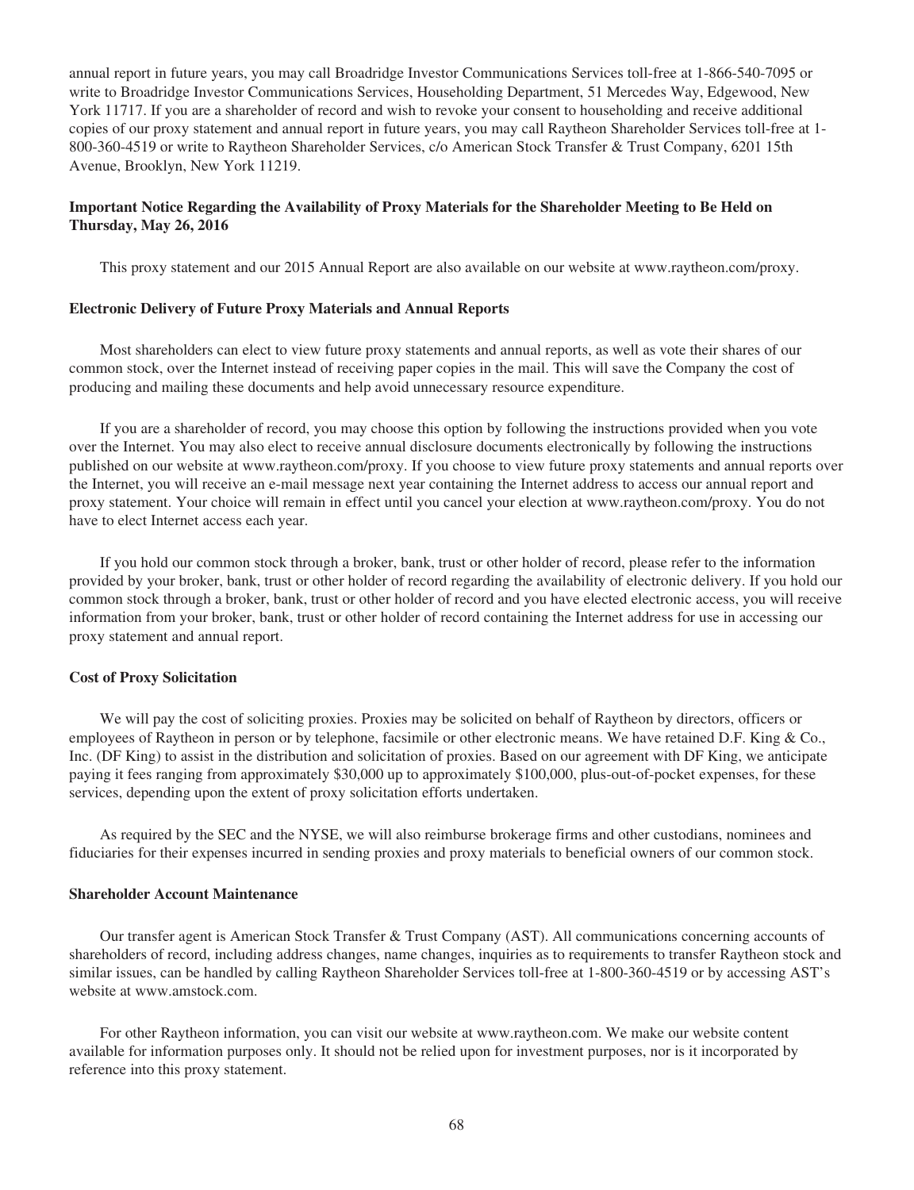annual report in future years, you may call Broadridge Investor Communications Services toll-free at 1-866-540-7095 or write to Broadridge Investor Communications Services, Householding Department, 51 Mercedes Way, Edgewood, New York 11717. If you are a shareholder of record and wish to revoke your consent to householding and receive additional copies of our proxy statement and annual report in future years, you may call Raytheon Shareholder Services toll-free at 1-800-360-4519 or write to Raytheon Shareholder Services, c/o American Stock Transfer & Trust Company, 6201 15th Avenue, Brooklyn, New York 11219.

**Important Notice Regarding the Availability of Proxy Materials for the Shareholder Meeting to Be Held on Thursday, May 26, 2016**

This proxy statement and our 2015 Annual Report are also available on our website at www.raytheon.com/proxy.

**Electronic Delivery of Future Proxy Materials and Annual Reports**

Most shareholders can elect to view future proxy statements and annual reports, as well as vote their shares of our common stock, over the Internet instead of receiving paper copies in the mail. This will save the Company the cost of producing and mailing these documents and help avoid unnecessary resource expenditure.

If you are a shareholder of record, you may choose this option by following the instructions provided when you vote over the Internet. You may also elect to receive annual disclosure documents electronically by following the instructions published on our website at www.raytheon.com/proxy. If you choose to view future proxy statements and annual reports over the Internet, you will receive an e-mail message next year containing the Internet address to access our annual report and proxy statement. Your choice will remain in effect until you cancel your election at www.raytheon.com/proxy. You do not have to elect Internet access each year.

If you hold our common stock through a broker, bank, trust or other holder of record, please refer to the information provided by your broker, bank, trust or other holder of record regarding the availability of electronic delivery. If you hold our common stock through a broker, bank, trust or other holder of record and you have elected electronic access, you will receive information from your broker, bank, trust or other holder of record containing the Internet address for use in accessing our proxy statement and annual report.

**Cost of Proxy Solicitation**

We will pay the cost of soliciting proxies. Proxies may be solicited on behalf of Raytheon by directors, officers or employees of Raytheon in person or by telephone, facsimile or other electronic means. We have retained D.F. King & Co., Inc. (DF King) to assist in the distribution and solicitation of proxies. Based on our agreement with DF King, we anticipate paying it fees ranging from approximately $30,000 up to approximately $100,000, plus-out-of-pocket expenses, for these services, depending upon the extent of proxy solicitation efforts undertaken.

As required by the SEC and the NYSE, we will also reimburse brokerage firms and other custodians, nominees and fiduciaries for their expenses incurred in sending proxies and proxy materials to beneficial owners of our common stock.

**Shareholder Account Maintenance**

Our transfer agent is American Stock Transfer & Trust Company (AST). All communications concerning accounts of shareholders of record, including address changes, name changes, inquiries as to requirements to transfer Raytheon stock and similar issues, can be handled by calling Raytheon Shareholder Services toll-free at 1-800-360-4519 or by accessing AST's website at www.amstock.com.

For other Raytheon information, you can visit our website at www.raytheon.com. We make our website content available for information purposes only. It should not be relied upon for investment purposes, nor is it incorporated by reference into this proxy statement.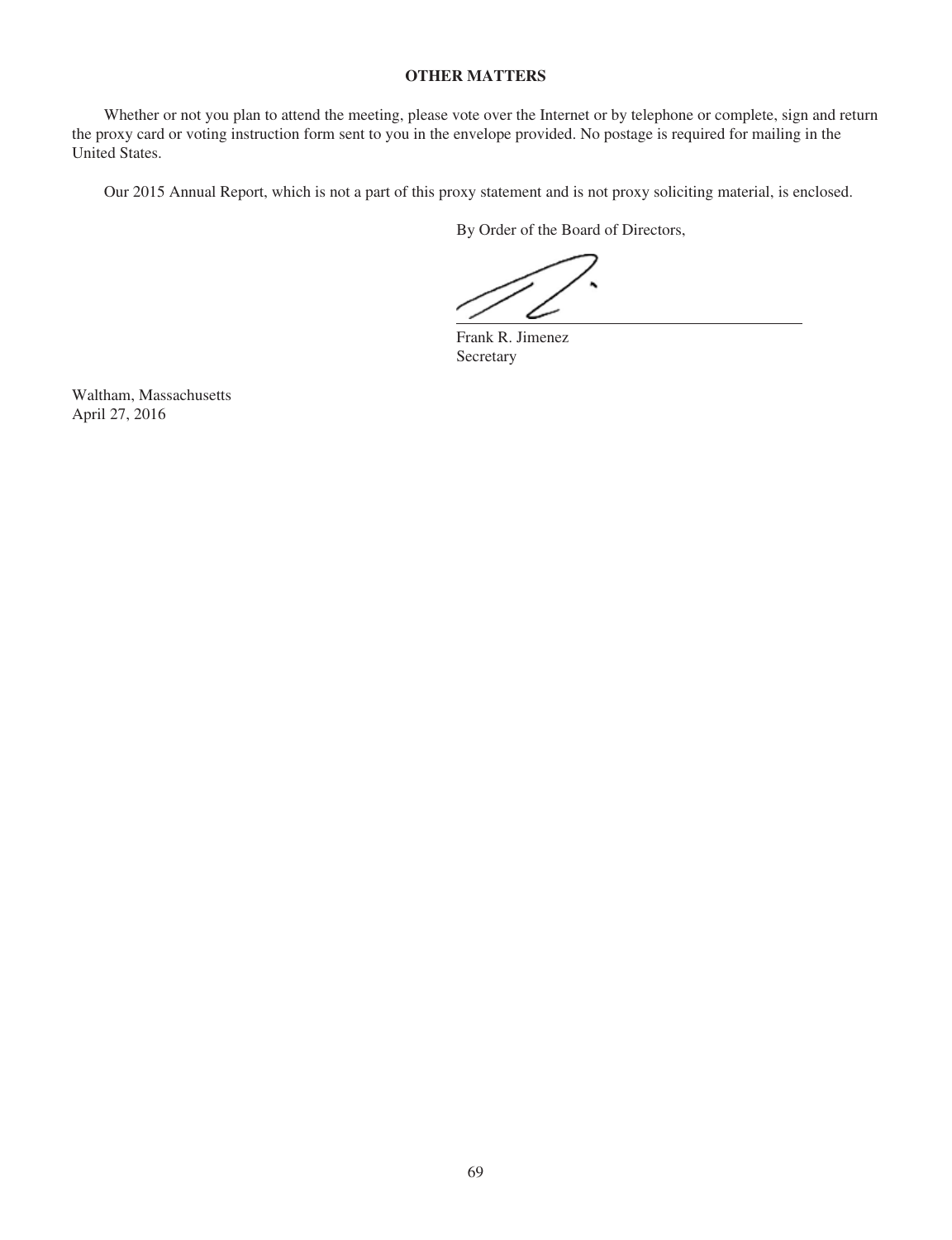## OTHER MATTERS

Whether or not you plan to attend the meeting, please vote over the Internet or by telephone or complete, sign and return the proxy card or voting instruction form sent to you in the envelope provided. No postage is required for mailing in the United States.

Our 2015 Annual Report, which is not a part of this proxy statement and is not proxy soliciting material, is enclosed.

By Order of the Board of Directors,

Frank R. Jimenez
Secretary

Waltham, Massachusetts
April 27, 2016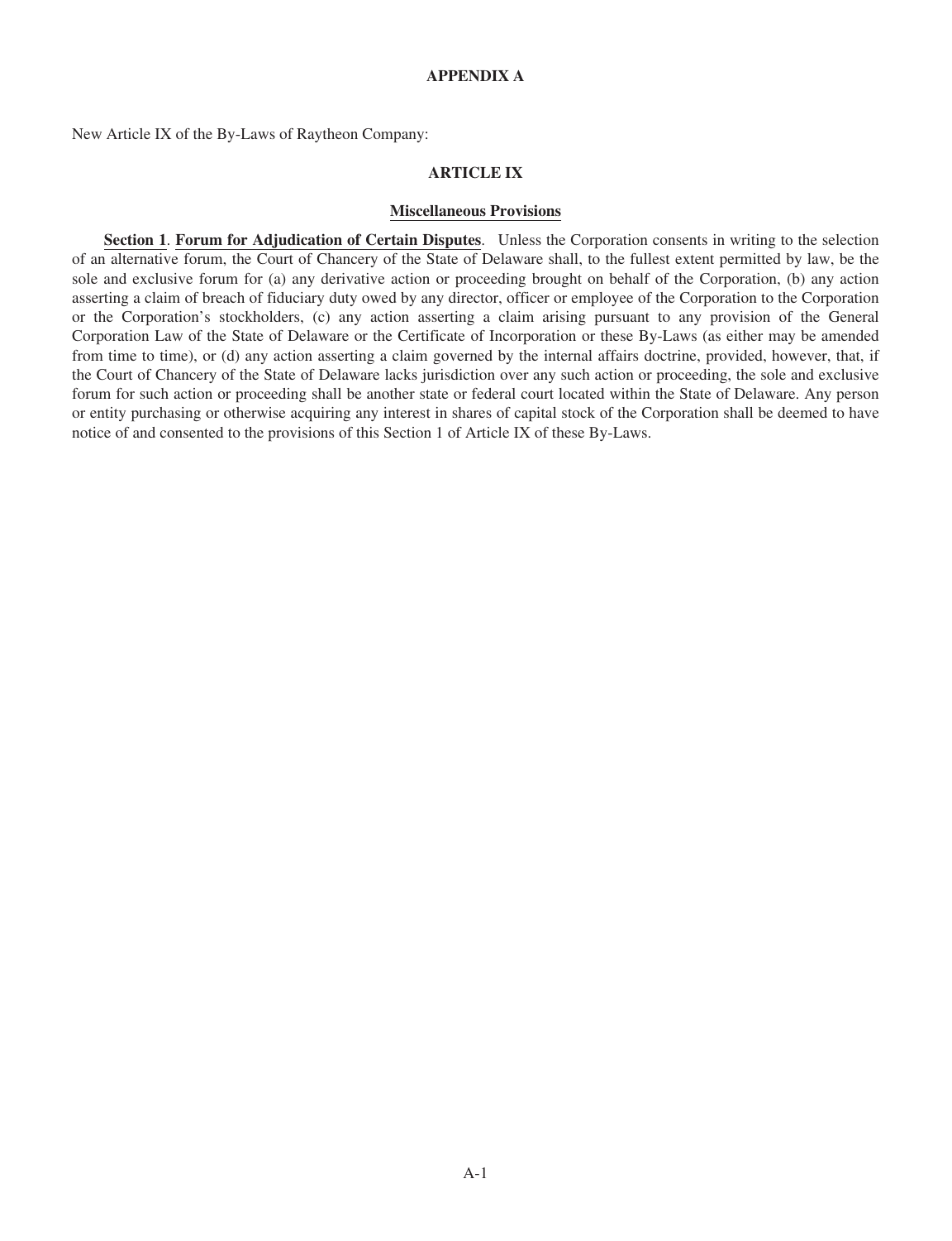# APPENDIX A

New Article IX of the By-Laws of Raytheon Company:

## ARTICLE IX

### Miscellaneous Provisions

**Section 1**. **Forum for Adjudication of Certain Disputes**. Unless the Corporation consents in writing to the selection of an alternative forum, the Court of Chancery of the State of Delaware shall, to the fullest extent permitted by law, be the sole and exclusive forum for (a) any derivative action or proceeding brought on behalf of the Corporation, (b) any action asserting a claim of breach of fiduciary duty owed by any director, officer or employee of the Corporation to the Corporation or the Corporation's stockholders, (c) any action asserting a claim arising pursuant to any provision of the General Corporation Law of the State of Delaware or the Certificate of Incorporation or these By-Laws (as either may be amended from time to time), or (d) any action asserting a claim governed by the internal affairs doctrine, provided, however, that, if the Court of Chancery of the State of Delaware lacks jurisdiction over any such action or proceeding, the sole and exclusive forum for such action or proceeding shall be another state or federal court located within the State of Delaware. Any person or entity purchasing or otherwise acquiring any interest in shares of capital stock of the Corporation shall be deemed to have notice of and consented to the provisions of this Section 1 of Article IX of these By-Laws.